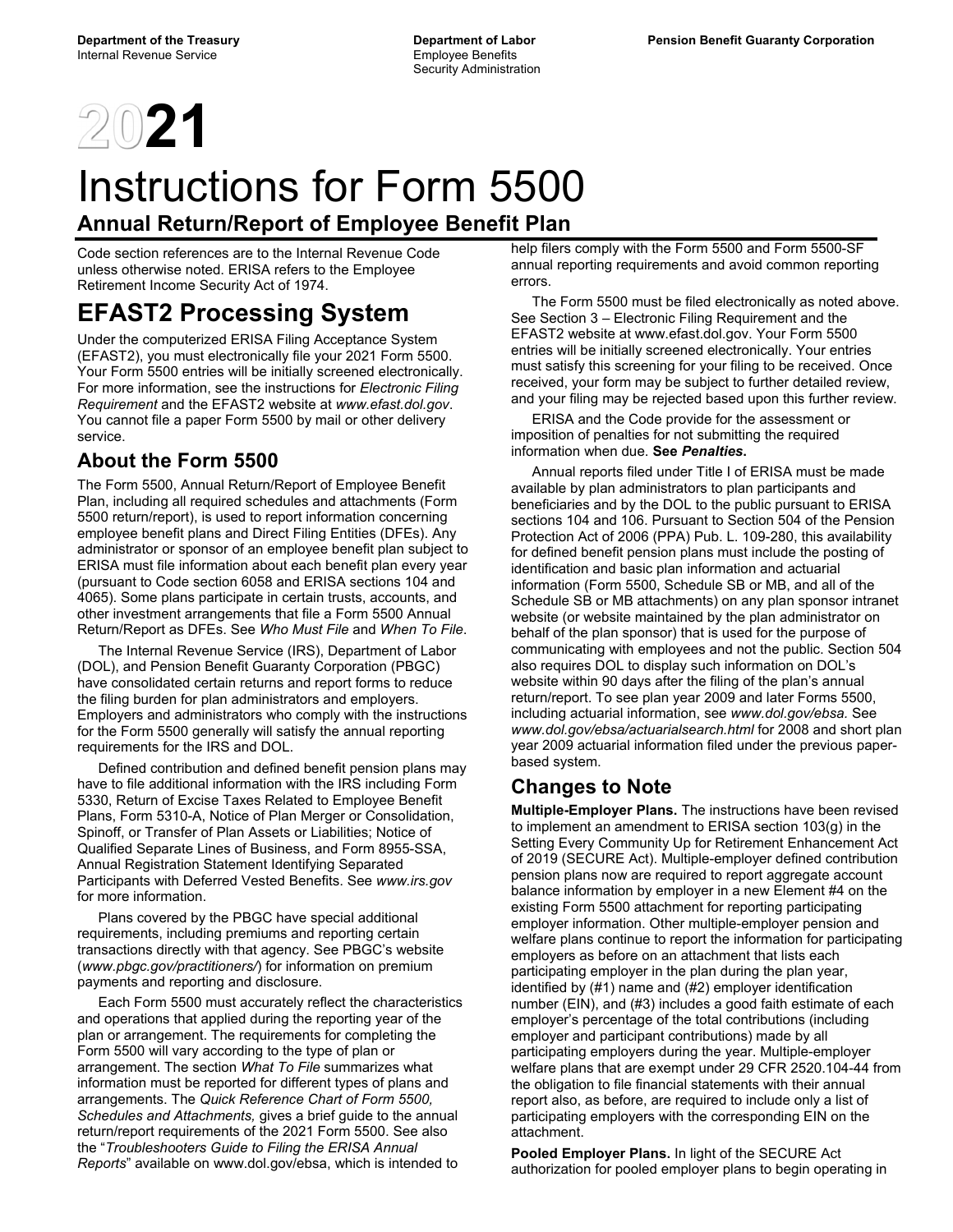Department of the Treasury
Internal Revenue Service

Department of Labor
Employee Benefits
Security Administration

Pension Benefit Guaranty Corporation

# 2021

# Instructions for Form 5500

## Annual Return/Report of Employee Benefit Plan

Code section references are to the Internal Revenue Code unless otherwise noted. ERISA refers to the Employee Retirement Income Security Act of 1974.

# EFAST2 Processing System

Under the computerized ERISA Filing Acceptance System (EFAST2), you must electronically file your 2021 Form 5500. Your Form 5500 entries will be initially screened electronically. For more information, see the instructions for *Electronic Filing Requirement* and the EFAST2 website at *www.efast.dol.gov*. You cannot file a paper Form 5500 by mail or other delivery service.

## About the Form 5500

The Form 5500, Annual Return/Report of Employee Benefit Plan, including all required schedules and attachments (Form 5500 return/report), is used to report information concerning employee benefit plans and Direct Filing Entities (DFEs). Any administrator or sponsor of an employee benefit plan subject to ERISA must file information about each benefit plan every year (pursuant to Code section 6058 and ERISA sections 104 and 4065). Some plans participate in certain trusts, accounts, and other investment arrangements that file a Form 5500 Annual Return/Report as DFEs. See *Who Must File* and *When To File*.

The Internal Revenue Service (IRS), Department of Labor (DOL), and Pension Benefit Guaranty Corporation (PBGC) have consolidated certain returns and report forms to reduce the filing burden for plan administrators and employers. Employers and administrators who comply with the instructions for the Form 5500 generally will satisfy the annual reporting requirements for the IRS and DOL.

Defined contribution and defined benefit pension plans may have to file additional information with the IRS including Form 5330, Return of Excise Taxes Related to Employee Benefit Plans, Form 5310-A, Notice of Plan Merger or Consolidation, Spinoff, or Transfer of Plan Assets or Liabilities; Notice of Qualified Separate Lines of Business, and Form 8955-SSA, Annual Registration Statement Identifying Separated Participants with Deferred Vested Benefits. See *www.irs.gov* for more information.

Plans covered by the PBGC have special additional requirements, including premiums and reporting certain transactions directly with that agency. See PBGC's website (*www.pbgc.gov/practitioners/*) for information on premium payments and reporting and disclosure.

Each Form 5500 must accurately reflect the characteristics and operations that applied during the reporting year of the plan or arrangement. The requirements for completing the Form 5500 will vary according to the type of plan or arrangement. The section *What To File* summarizes what information must be reported for different types of plans and arrangements. The *Quick Reference Chart of Form 5500, Schedules and Attachments,* gives a brief guide to the annual return/report requirements of the 2021 Form 5500. See also the "*Troubleshooters Guide to Filing the ERISA Annual Reports*" available on www.dol.gov/ebsa, which is intended to help filers comply with the Form 5500 and Form 5500-SF annual reporting requirements and avoid common reporting errors.

The Form 5500 must be filed electronically as noted above. See Section 3 – Electronic Filing Requirement and the EFAST2 website at www.efast.dol.gov. Your Form 5500 entries will be initially screened electronically. Your entries must satisfy this screening for your filing to be received. Once received, your form may be subject to further detailed review, and your filing may be rejected based upon this further review.

ERISA and the Code provide for the assessment or imposition of penalties for not submitting the required information when due. **See *Penalties*.**

Annual reports filed under Title I of ERISA must be made available by plan administrators to plan participants and beneficiaries and by the DOL to the public pursuant to ERISA sections 104 and 106. Pursuant to Section 504 of the Pension Protection Act of 2006 (PPA) Pub. L. 109-280, this availability for defined benefit pension plans must include the posting of identification and basic plan information and actuarial information (Form 5500, Schedule SB or MB, and all of the Schedule SB or MB attachments) on any plan sponsor intranet website (or website maintained by the plan administrator on behalf of the plan sponsor) that is used for the purpose of communicating with employees and not the public. Section 504 also requires DOL to display such information on DOL's website within 90 days after the filing of the plan's annual return/report. To see plan year 2009 and later Forms 5500, including actuarial information, see *www.dol.gov/ebsa.* See *www.dol.gov/ebsa/actuarialsearch.html* for 2008 and short plan year 2009 actuarial information filed under the previous paper-based system.

## Changes to Note

**Multiple-Employer Plans.** The instructions have been revised to implement an amendment to ERISA section 103(g) in the Setting Every Community Up for Retirement Enhancement Act of 2019 (SECURE Act). Multiple-employer defined contribution pension plans now are required to report aggregate account balance information by employer in a new Element #4 on the existing Form 5500 attachment for reporting participating employer information. Other multiple-employer pension and welfare plans continue to report the information for participating employers as before on an attachment that lists each participating employer in the plan during the plan year, identified by (#1) name and (#2) employer identification number (EIN), and (#3) includes a good faith estimate of each employer's percentage of the total contributions (including employer and participant contributions) made by all participating employers during the year. Multiple-employer welfare plans that are exempt under 29 CFR 2520.104-44 from the obligation to file financial statements with their annual report also, as before, are required to include only a list of participating employers with the corresponding EIN on the attachment.

**Pooled Employer Plans.** In light of the SECURE Act authorization for pooled employer plans to begin operating in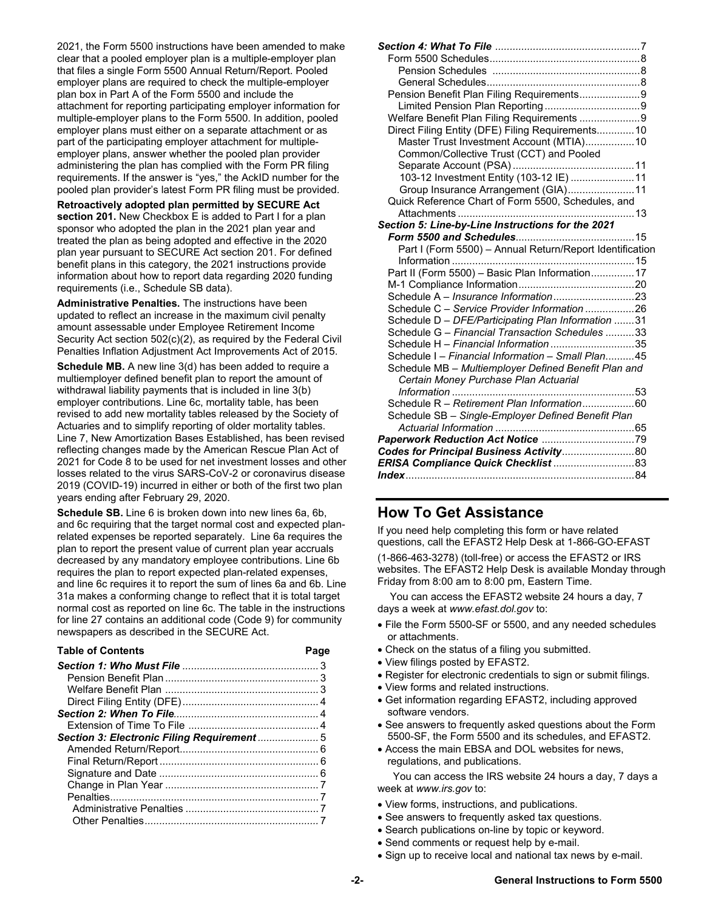2021, the Form 5500 instructions have been amended to make clear that a pooled employer plan is a multiple-employer plan that files a single Form 5500 Annual Return/Report. Pooled employer plans are required to check the multiple-employer plan box in Part A of the Form 5500 and include the attachment for reporting participating employer information for multiple-employer plans to the Form 5500. In addition, pooled employer plans must either on a separate attachment or as part of the participating employer attachment for multiple-employer plans, answer whether the pooled plan provider administering the plan has complied with the Form PR filing requirements. If the answer is "yes," the AckID number for the pooled plan provider's latest Form PR filing must be provided.

**Retroactively adopted plan permitted by SECURE Act section 201.** New Checkbox E is added to Part I for a plan sponsor who adopted the plan in the 2021 plan year and treated the plan as being adopted and effective in the 2020 plan year pursuant to SECURE Act section 201. For defined benefit plans in this category, the 2021 instructions provide information about how to report data regarding 2020 funding requirements (i.e., Schedule SB data).

**Administrative Penalties.** The instructions have been updated to reflect an increase in the maximum civil penalty amount assessable under Employee Retirement Income Security Act section 502(c)(2), as required by the Federal Civil Penalties Inflation Adjustment Act Improvements Act of 2015.

**Schedule MB.** A new line 3(d) has been added to require a multiemployer defined benefit plan to report the amount of withdrawal liability payments that is included in line 3(b) employer contributions. Line 6c, mortality table, has been revised to add new mortality tables released by the Society of Actuaries and to simplify reporting of older mortality tables. Line 7, New Amortization Bases Established, has been revised reflecting changes made by the American Rescue Plan Act of 2021 for Code 8 to be used for net investment losses and other losses related to the virus SARS-CoV-2 or coronavirus disease 2019 (COVID-19) incurred in either or both of the first two plan years ending after February 29, 2020.

**Schedule SB.** Line 6 is broken down into new lines 6a, 6b, and 6c requiring that the target normal cost and expected plan-related expenses be reported separately. Line 6a requires the plan to report the present value of current plan year accruals decreased by any mandatory employee contributions. Line 6b requires the plan to report expected plan-related expenses, and line 6c requires it to report the sum of lines 6a and 6b. Line 31a makes a conforming change to reflect that it is total target normal cost as reported on line 6c. The table in the instructions for line 27 contains an additional code (Code 9) for community newspapers as described in the SECURE Act.

| Table of Contents | Page |
|---|---|
| ***Section 1: Who Must File*** | 3 |
| Pension Benefit Plan | 3 |
| Welfare Benefit Plan | 3 |
| Direct Filing Entity (DFE) | 4 |
| ***Section 2: When To File*** | 4 |
| Extension of Time To File | 4 |
| ***Section 3: Electronic Filing Requirement*** | 5 |
| Amended Return/Report | 6 |
| Final Return/Report | 6 |
| Signature and Date | 6 |
| Change in Plan Year | 7 |
| Penalties | 7 |
| Administrative Penalties | 7 |
| Other Penalties | 7 |
| ***Section 4: What To File*** | 7 |
| Form 5500 Schedules | 8 |
| Pension Schedules | 8 |
| General Schedules | 8 |
| Pension Benefit Plan Filing Requirements | 9 |
| Limited Pension Plan Reporting | 9 |
| Welfare Benefit Plan Filing Requirements | 9 |
| Direct Filing Entity (DFE) Filing Requirements | 10 |
| Master Trust Investment Account (MTIA) | 10 |
| Common/Collective Trust (CCT) and Pooled Separate Account (PSA) | 11 |
| 103-12 Investment Entity (103-12 IE) | 11 |
| Group Insurance Arrangement (GIA) | 11 |
| Quick Reference Chart of Form 5500, Schedules, and Attachments | 13 |
| ***Section 5: Line-by-Line Instructions for the 2021 Form 5500 and Schedules*** | 15 |
| Part I (Form 5500) – Annual Return/Report Identification Information | 15 |
| Part II (Form 5500) – Basic Plan Information | 17 |
| M-1 Compliance Information | 20 |
| Schedule A – *Insurance Information* | 23 |
| Schedule C – *Service Provider Information* | 26 |
| Schedule D – *DFE/Participating Plan Information* | 31 |
| Schedule G – *Financial Transaction Schedules* | 33 |
| Schedule H – *Financial Information* | 35 |
| Schedule I – *Financial Information – Small Plan* | 45 |
| Schedule MB – *Multiemployer Defined Benefit Plan and Certain Money Purchase Plan Actuarial Information* | 53 |
| Schedule R – *Retirement Plan Information* | 60 |
| Schedule SB – *Single-Employer Defined Benefit Plan Actuarial Information* | 65 |
| ***Paperwork Reduction Act Notice*** | 79 |
| ***Codes for Principal Business Activity*** | 80 |
| ***ERISA Compliance Quick Checklist*** | 83 |
| ***Index*** | 84 |

## How To Get Assistance

If you need help completing this form or have related questions, call the EFAST2 Help Desk at 1-866-GO-EFAST (1-866-463-3278) (toll-free) or access the EFAST2 or IRS websites. The EFAST2 Help Desk is available Monday through Friday from 8:00 am to 8:00 pm, Eastern Time.

You can access the EFAST2 website 24 hours a day, 7 days a week at *www.efast.dol.gov* to:

- File the Form 5500-SF or 5500, and any needed schedules or attachments.
- Check on the status of a filing you submitted.
- View filings posted by EFAST2.
- Register for electronic credentials to sign or submit filings.
- View forms and related instructions.
- Get information regarding EFAST2, including approved software vendors.
- See answers to frequently asked questions about the Form 5500-SF, the Form 5500 and its schedules, and EFAST2.
- Access the main EBSA and DOL websites for news, regulations, and publications.

You can access the IRS website 24 hours a day, 7 days a week at *www.irs.gov* to:

- View forms, instructions, and publications.
- See answers to frequently asked tax questions.
- Search publications on-line by topic or keyword.
- Send comments or request help by e-mail.
- Sign up to receive local and national tax news by e-mail.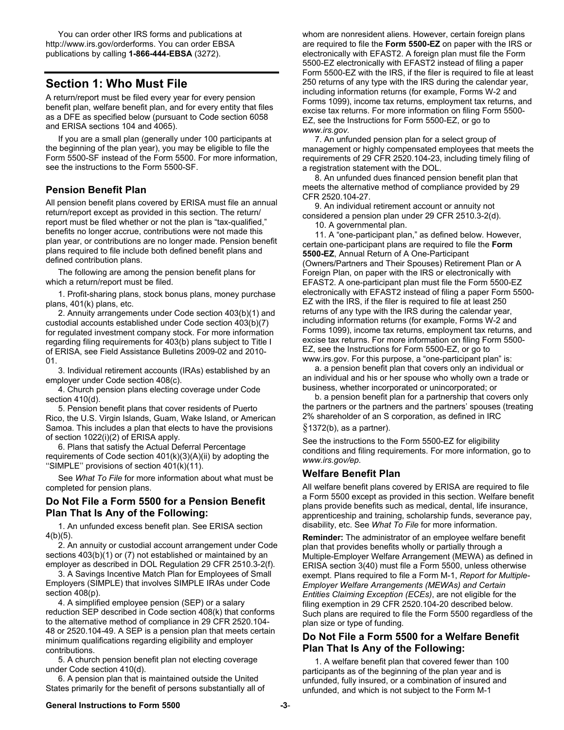You can order other IRS forms and publications at http://www.irs.gov/orderforms. You can order EBSA publications by calling **1-866-444-EBSA** (3272).

## Section 1: Who Must File

A return/report must be filed every year for every pension benefit plan, welfare benefit plan, and for every entity that files as a DFE as specified below (pursuant to Code section 6058 and ERISA sections 104 and 4065).

If you are a small plan (generally under 100 participants at the beginning of the plan year), you may be eligible to file the Form 5500-SF instead of the Form 5500. For more information, see the instructions to the Form 5500-SF.

### Pension Benefit Plan

All pension benefit plans covered by ERISA must file an annual return/report except as provided in this section. The return/report must be filed whether or not the plan is "tax-qualified," benefits no longer accrue, contributions were not made this plan year, or contributions are no longer made. Pension benefit plans required to file include both defined benefit plans and defined contribution plans.

The following are among the pension benefit plans for which a return/report must be filed.

1. Profit-sharing plans, stock bonus plans, money purchase plans, 401(k) plans, etc.

2. Annuity arrangements under Code section 403(b)(1) and custodial accounts established under Code section 403(b)(7) for regulated investment company stock. For more information regarding filing requirements for 403(b) plans subject to Title I of ERISA, see Field Assistance Bulletins 2009-02 and 2010-01.

3. Individual retirement accounts (IRAs) established by an employer under Code section 408(c).

4. Church pension plans electing coverage under Code section 410(d).

5. Pension benefit plans that cover residents of Puerto Rico, the U.S. Virgin Islands, Guam, Wake Island, or American Samoa. This includes a plan that elects to have the provisions of section 1022(i)(2) of ERISA apply.

6. Plans that satisfy the Actual Deferral Percentage requirements of Code section 401(k)(3)(A)(ii) by adopting the ''SIMPLE'' provisions of section 401(k)(11).

See *What To File* for more information about what must be completed for pension plans.

### Do Not File a Form 5500 for a Pension Benefit Plan That Is Any of the Following:

1. An unfunded excess benefit plan. See ERISA section 4(b)(5).

2. An annuity or custodial account arrangement under Code sections 403(b)(1) or (7) not established or maintained by an employer as described in DOL Regulation 29 CFR 2510.3-2(f).

3. A Savings Incentive Match Plan for Employees of Small Employers (SIMPLE) that involves SIMPLE IRAs under Code section 408(p).

4. A simplified employee pension (SEP) or a salary reduction SEP described in Code section 408(k) that conforms to the alternative method of compliance in 29 CFR 2520.104-48 or 2520.104-49. A SEP is a pension plan that meets certain minimum qualifications regarding eligibility and employer contributions.

5. A church pension benefit plan not electing coverage under Code section 410(d).

6. A pension plan that is maintained outside the United States primarily for the benefit of persons substantially all of whom are nonresident aliens. However, certain foreign plans are required to file the **Form 5500-EZ** on paper with the IRS or electronically with EFAST2. A foreign plan must file the Form 5500-EZ electronically with EFAST2 instead of filing a paper Form 5500-EZ with the IRS, if the filer is required to file at least 250 returns of any type with the IRS during the calendar year, including information returns (for example, Forms W-2 and Forms 1099), income tax returns, employment tax returns, and excise tax returns. For more information on filing Form 5500-EZ, see the Instructions for Form 5500-EZ, or go to *www.irs.gov*.

7. An unfunded pension plan for a select group of management or highly compensated employees that meets the requirements of 29 CFR 2520.104-23, including timely filing of a registration statement with the DOL.

8. An unfunded dues financed pension benefit plan that meets the alternative method of compliance provided by 29 CFR 2520.104-27.

9. An individual retirement account or annuity not considered a pension plan under 29 CFR 2510.3-2(d).

10. A governmental plan.

11. A "one-participant plan," as defined below. However, certain one-participant plans are required to file the **Form 5500-EZ**, Annual Return of A One-Participant (Owners/Partners and Their Spouses) Retirement Plan or A Foreign Plan, on paper with the IRS or electronically with EFAST2. A one-participant plan must file the Form 5500-EZ electronically with EFAST2 instead of filing a paper Form 5500-EZ with the IRS, if the filer is required to file at least 250 returns of any type with the IRS during the calendar year, including information returns (for example, Forms W-2 and Forms 1099), income tax returns, employment tax returns, and excise tax returns. For more information on filing Form 5500-EZ, see the Instructions for Form 5500-EZ, or go to www.irs.gov. For this purpose, a "one-participant plan" is:

a. a pension benefit plan that covers only an individual or an individual and his or her spouse who wholly own a trade or business, whether incorporated or unincorporated; or

b. a pension benefit plan for a partnership that covers only the partners or the partners and the partners' spouses (treating 2% shareholder of an S corporation, as defined in IRC §1372(b), as a partner).

See the instructions to the Form 5500-EZ for eligibility conditions and filing requirements. For more information, go to *www.irs.gov/ep*.

### Welfare Benefit Plan

All welfare benefit plans covered by ERISA are required to file a Form 5500 except as provided in this section. Welfare benefit plans provide benefits such as medical, dental, life insurance, apprenticeship and training, scholarship funds, severance pay, disability, etc. See *What To File* for more information.

**Reminder:** The administrator of an employee welfare benefit plan that provides benefits wholly or partially through a Multiple-Employer Welfare Arrangement (MEWA) as defined in ERISA section 3(40) must file a Form 5500, unless otherwise exempt. Plans required to file a Form M-1, *Report for Multiple-Employer Welfare Arrangements (MEWAs) and Certain Entities Claiming Exception (ECEs)*, are not eligible for the filing exemption in 29 CFR 2520.104-20 described below. Such plans are required to file the Form 5500 regardless of the plan size or type of funding.

### Do Not File a Form 5500 for a Welfare Benefit Plan That Is Any of the Following:

1. A welfare benefit plan that covered fewer than 100 participants as of the beginning of the plan year and is unfunded, fully insured, or a combination of insured and unfunded, and which is not subject to the Form M-1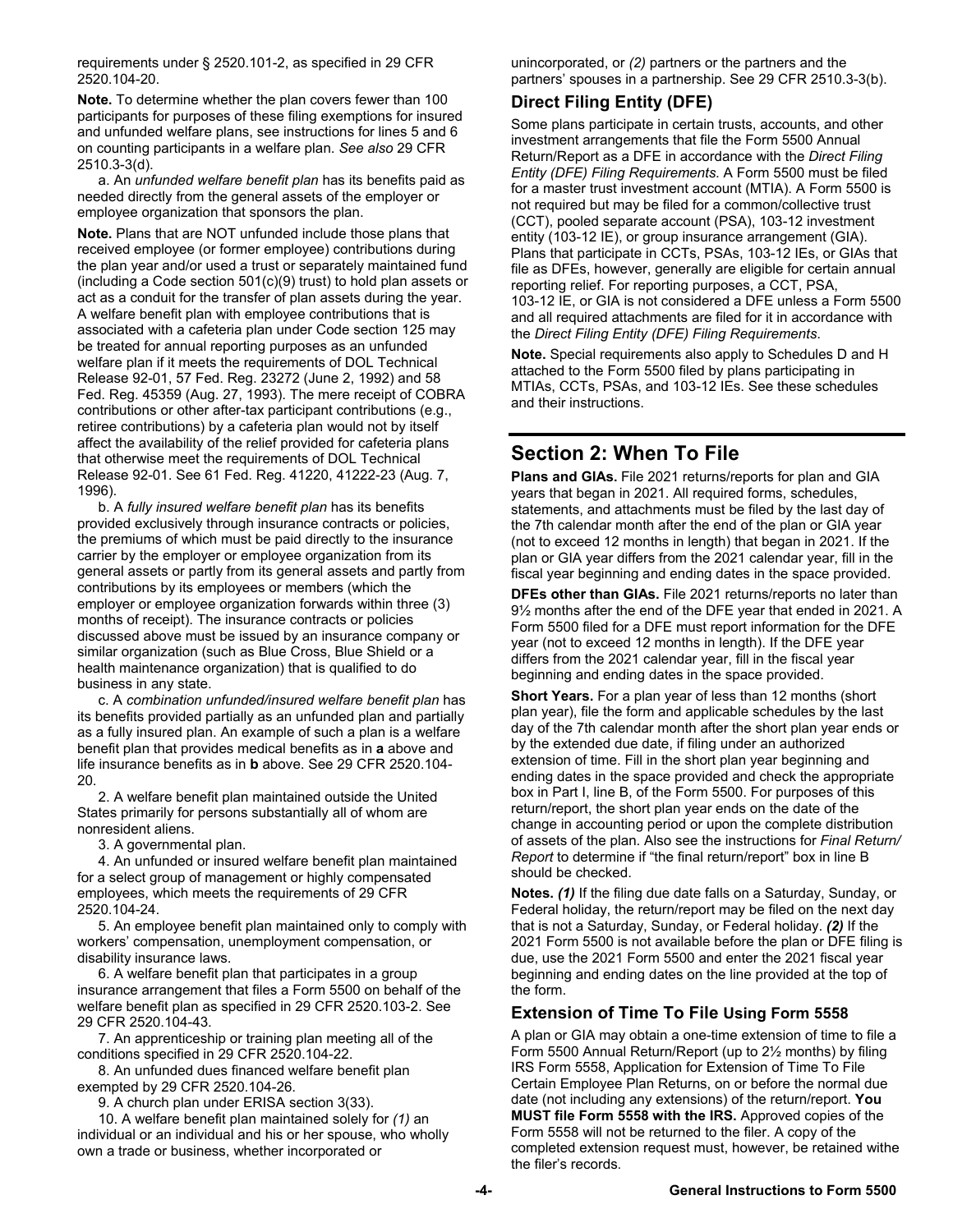requirements under § 2520.101-2, as specified in 29 CFR 2520.104-20.

**Note.** To determine whether the plan covers fewer than 100 participants for purposes of these filing exemptions for insured and unfunded welfare plans, see instructions for lines 5 and 6 on counting participants in a welfare plan. *See also* 29 CFR 2510.3-3(d).

a. An *unfunded welfare benefit plan* has its benefits paid as needed directly from the general assets of the employer or employee organization that sponsors the plan.

**Note.** Plans that are NOT unfunded include those plans that received employee (or former employee) contributions during the plan year and/or used a trust or separately maintained fund (including a Code section 501(c)(9) trust) to hold plan assets or act as a conduit for the transfer of plan assets during the year. A welfare benefit plan with employee contributions that is associated with a cafeteria plan under Code section 125 may be treated for annual reporting purposes as an unfunded welfare plan if it meets the requirements of DOL Technical Release 92-01, 57 Fed. Reg. 23272 (June 2, 1992) and 58 Fed. Reg. 45359 (Aug. 27, 1993). The mere receipt of COBRA contributions or other after-tax participant contributions (e.g., retiree contributions) by a cafeteria plan would not by itself affect the availability of the relief provided for cafeteria plans that otherwise meet the requirements of DOL Technical Release 92-01. See 61 Fed. Reg. 41220, 41222-23 (Aug. 7, 1996).

b. A *fully insured welfare benefit plan* has its benefits provided exclusively through insurance contracts or policies, the premiums of which must be paid directly to the insurance carrier by the employer or employee organization from its general assets or partly from its general assets and partly from contributions by its employees or members (which the employer or employee organization forwards within three (3) months of receipt). The insurance contracts or policies discussed above must be issued by an insurance company or similar organization (such as Blue Cross, Blue Shield or a health maintenance organization) that is qualified to do business in any state.

c. A *combination unfunded/insured welfare benefit plan* has its benefits provided partially as an unfunded plan and partially as a fully insured plan. An example of such a plan is a welfare benefit plan that provides medical benefits as in **a** above and life insurance benefits as in **b** above. See 29 CFR 2520.104-20.

2. A welfare benefit plan maintained outside the United States primarily for persons substantially all of whom are nonresident aliens.

3. A governmental plan.

4. An unfunded or insured welfare benefit plan maintained for a select group of management or highly compensated employees, which meets the requirements of 29 CFR 2520.104-24.

5. An employee benefit plan maintained only to comply with workers' compensation, unemployment compensation, or disability insurance laws.

6. A welfare benefit plan that participates in a group insurance arrangement that files a Form 5500 on behalf of the welfare benefit plan as specified in 29 CFR 2520.103-2. See 29 CFR 2520.104-43.

7. An apprenticeship or training plan meeting all of the conditions specified in 29 CFR 2520.104-22.

8. An unfunded dues financed welfare benefit plan exempted by 29 CFR 2520.104-26.

9. A church plan under ERISA section 3(33).

10. A welfare benefit plan maintained solely for *(1)* an individual or an individual and his or her spouse, who wholly own a trade or business, whether incorporated or unincorporated, or *(2)* partners or the partners and the partners' spouses in a partnership. See 29 CFR 2510.3-3(b).

### Direct Filing Entity (DFE)

Some plans participate in certain trusts, accounts, and other investment arrangements that file the Form 5500 Annual Return/Report as a DFE in accordance with the *Direct Filing Entity (DFE) Filing Requirements*. A Form 5500 must be filed for a master trust investment account (MTIA). A Form 5500 is not required but may be filed for a common/collective trust (CCT), pooled separate account (PSA), 103-12 investment entity (103-12 IE), or group insurance arrangement (GIA). Plans that participate in CCTs, PSAs, 103-12 IEs, or GIAs that file as DFEs, however, generally are eligible for certain annual reporting relief. For reporting purposes, a CCT, PSA, 103-12 IE, or GIA is not considered a DFE unless a Form 5500 and all required attachments are filed for it in accordance with the *Direct Filing Entity (DFE) Filing Requirements*.

**Note.** Special requirements also apply to Schedules D and H attached to the Form 5500 filed by plans participating in MTIAs, CCTs, PSAs, and 103-12 IEs. See these schedules and their instructions.

## Section 2: When To File

**Plans and GIAs.** File 2021 returns/reports for plan and GIA years that began in 2021. All required forms, schedules, statements, and attachments must be filed by the last day of the 7th calendar month after the end of the plan or GIA year (not to exceed 12 months in length) that began in 2021. If the plan or GIA year differs from the 2021 calendar year, fill in the fiscal year beginning and ending dates in the space provided.

**DFEs other than GIAs.** File 2021 returns/reports no later than 9½ months after the end of the DFE year that ended in 2021. A Form 5500 filed for a DFE must report information for the DFE year (not to exceed 12 months in length). If the DFE year differs from the 2021 calendar year, fill in the fiscal year beginning and ending dates in the space provided.

**Short Years.** For a plan year of less than 12 months (short plan year), file the form and applicable schedules by the last day of the 7th calendar month after the short plan year ends or by the extended due date, if filing under an authorized extension of time. Fill in the short plan year beginning and ending dates in the space provided and check the appropriate box in Part I, line B, of the Form 5500. For purposes of this return/report, the short plan year ends on the date of the change in accounting period or upon the complete distribution of assets of the plan. Also see the instructions for *Final Return/Report* to determine if "the final return/report" box in line B should be checked.

**Notes.** ***(1)*** If the filing due date falls on a Saturday, Sunday, or Federal holiday, the return/report may be filed on the next day that is not a Saturday, Sunday, or Federal holiday. ***(2)*** If the 2021 Form 5500 is not available before the plan or DFE filing is due, use the 2021 Form 5500 and enter the 2021 fiscal year beginning and ending dates on the line provided at the top of the form.

### Extension of Time To File Using Form 5558

A plan or GIA may obtain a one-time extension of time to file a Form 5500 Annual Return/Report (up to 2½ months) by filing IRS Form 5558, Application for Extension of Time To File Certain Employee Plan Returns, on or before the normal due date (not including any extensions) of the return/report. **You MUST file Form 5558 with the IRS.** Approved copies of the Form 5558 will not be returned to the filer. A copy of the completed extension request must, however, be retained withe the filer's records.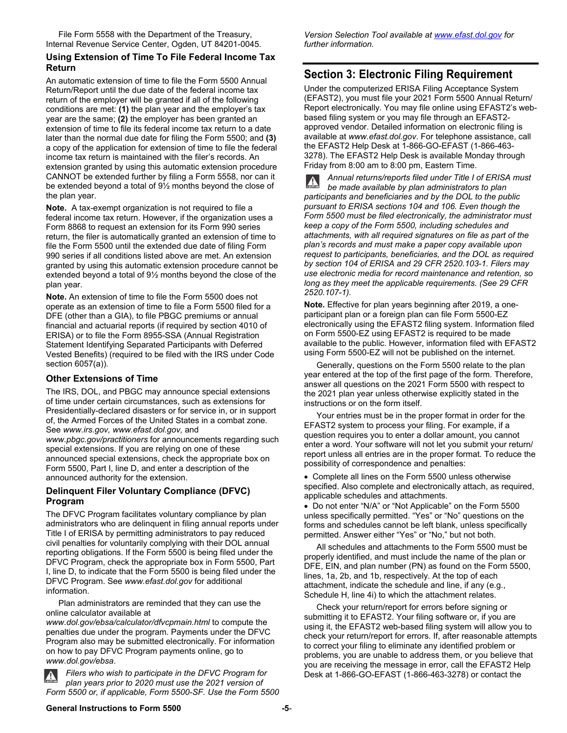File Form 5558 with the Department of the Treasury, Internal Revenue Service Center, Ogden, UT 84201-0045.

### Using Extension of Time To File Federal Income Tax Return

An automatic extension of time to file the Form 5500 Annual Return/Report until the due date of the federal income tax return of the employer will be granted if all of the following conditions are met: **(1)** the plan year and the employer's tax year are the same; **(2)** the employer has been granted an extension of time to file its federal income tax return to a date later than the normal due date for filing the Form 5500; and **(3)** a copy of the application for extension of time to file the federal income tax return is maintained with the filer's records. An extension granted by using this automatic extension procedure CANNOT be extended further by filing a Form 5558, nor can it be extended beyond a total of 9½ months beyond the close of the plan year.

**Note.** A tax-exempt organization is not required to file a federal income tax return. However, if the organization uses a Form 8868 to request an extension for its Form 990 series return, the filer is automatically granted an extension of time to file the Form 5500 until the extended due date of filing Form 990 series if all conditions listed above are met. An extension granted by using this automatic extension procedure cannot be extended beyond a total of 9½ months beyond the close of the plan year.

**Note.** An extension of time to file the Form 5500 does not operate as an extension of time to file a Form 5500 filed for a DFE (other than a GIA), to file PBGC premiums or annual financial and actuarial reports (if required by section 4010 of ERISA) or to file the Form 8955-SSA (Annual Registration Statement Identifying Separated Participants with Deferred Vested Benefits) (required to be filed with the IRS under Code section 6057(a)).

### Other Extensions of Time

The IRS, DOL, and PBGC may announce special extensions of time under certain circumstances, such as extensions for Presidentially-declared disasters or for service in, or in support of, the Armed Forces of the United States in a combat zone. See *www.irs.gov, www.efast.dol.gov,* and *www.pbgc.gov/practitioners* for announcements regarding such special extensions. If you are relying on one of these announced special extensions, check the appropriate box on Form 5500, Part I, line D, and enter a description of the announced authority for the extension.

### Delinquent Filer Voluntary Compliance (DFVC) Program

The DFVC Program facilitates voluntary compliance by plan administrators who are delinquent in filing annual reports under Title I of ERISA by permitting administrators to pay reduced civil penalties for voluntarily complying with their DOL annual reporting obligations. If the Form 5500 is being filed under the DFVC Program, check the appropriate box in Form 5500, Part I, line D, to indicate that the Form 5500 is being filed under the DFVC Program. See *www.efast.dol.gov* for additional information.

Plan administrators are reminded that they can use the online calculator available at *www.dol.gov/ebsa/calculator/dfvcpmain.html* to compute the penalties due under the program. Payments under the DFVC Program also may be submitted electronically. For information on how to pay DFVC Program payments online, go to *www.dol.gov/ebsa*.

*Filers who wish to participate in the DFVC Program for plan years prior to 2020 must use the 2021 version of Form 5500 or, if applicable, Form 5500-SF. Use the Form 5500 Version Selection Tool available at www.efast.dol.gov for further information.*

## Section 3: Electronic Filing Requirement

Under the computerized ERISA Filing Acceptance System (EFAST2), you must file your 2021 Form 5500 Annual Return/Report electronically. You may file online using EFAST2's web-based filing system or you may file through an EFAST2-approved vendor. Detailed information on electronic filing is available at *www.efast.dol.gov*. For telephone assistance, call the EFAST2 Help Desk at 1-866-GO-EFAST (1-866-463-3278). The EFAST2 Help Desk is available Monday through Friday from 8:00 am to 8:00 pm, Eastern Time.

*Annual returns/reports filed under Title I of ERISA must be made available by plan administrators to plan participants and beneficiaries and by the DOL to the public pursuant to ERISA sections 104 and 106. Even though the Form 5500 must be filed electronically, the administrator must keep a copy of the Form 5500, including schedules and attachments, with all required signatures on file as part of the plan's records and must make a paper copy available upon request to participants, beneficiaries, and the DOL as required by section 104 of ERISA and 29 CFR 2520.103-1. Filers may use electronic media for record maintenance and retention, so long as they meet the applicable requirements. (See 29 CFR 2520.107-1).*

**Note.** Effective for plan years beginning after 2019, a one-participant plan or a foreign plan can file Form 5500-EZ electronically using the EFAST2 filing system. Information filed on Form 5500-EZ using EFAST2 is required to be made available to the public. However, information filed with EFAST2 using Form 5500-EZ will not be published on the internet.

Generally, questions on the Form 5500 relate to the plan year entered at the top of the first page of the form. Therefore, answer all questions on the 2021 Form 5500 with respect to the 2021 plan year unless otherwise explicitly stated in the instructions or on the form itself.

Your entries must be in the proper format in order for the EFAST2 system to process your filing. For example, if a question requires you to enter a dollar amount, you cannot enter a word. Your software will not let you submit your return/report unless all entries are in the proper format. To reduce the possibility of correspondence and penalties:

- Complete all lines on the Form 5500 unless otherwise specified. Also complete and electronically attach, as required, applicable schedules and attachments.
- Do not enter "N/A" or "Not Applicable" on the Form 5500 unless specifically permitted. "Yes" or "No" questions on the forms and schedules cannot be left blank, unless specifically permitted. Answer either "Yes" or "No," but not both.

All schedules and attachments to the Form 5500 must be properly identified, and must include the name of the plan or DFE, EIN, and plan number (PN) as found on the Form 5500, lines, 1a, 2b, and 1b, respectively. At the top of each attachment, indicate the schedule and line, if any (e.g., Schedule H, line 4i) to which the attachment relates.

Check your return/report for errors before signing or submitting it to EFAST2. Your filing software or, if you are using it, the EFAST2 web-based filing system will allow you to check your return/report for errors. If, after reasonable attempts to correct your filing to eliminate any identified problem or problems, you are unable to address them, or you believe that you are receiving the message in error, call the EFAST2 Help Desk at 1-866-GO-EFAST (1-866-463-3278) or contact the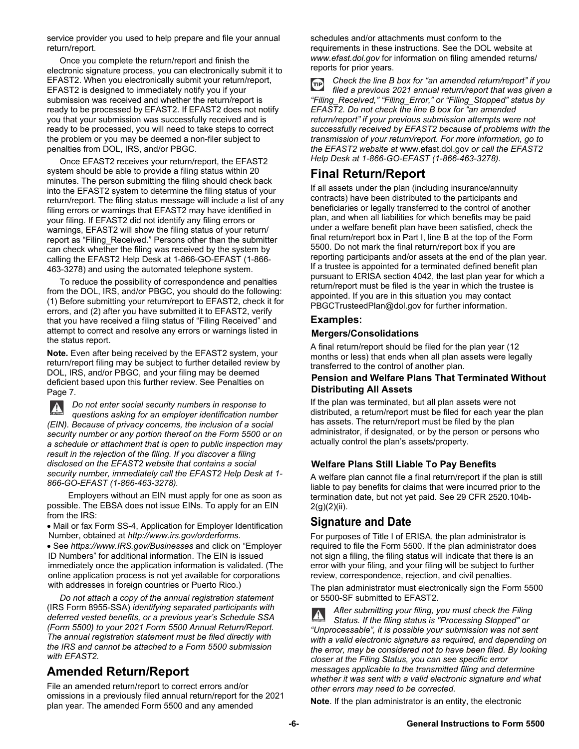service provider you used to help prepare and file your annual return/report.

Once you complete the return/report and finish the electronic signature process, you can electronically submit it to EFAST2. When you electronically submit your return/report, EFAST2 is designed to immediately notify you if your submission was received and whether the return/report is ready to be processed by EFAST2. If EFAST2 does not notify you that your submission was successfully received and is ready to be processed, you will need to take steps to correct the problem or you may be deemed a non-filer subject to penalties from DOL, IRS, and/or PBGC.

Once EFAST2 receives your return/report, the EFAST2 system should be able to provide a filing status within 20 minutes. The person submitting the filing should check back into the EFAST2 system to determine the filing status of your return/report. The filing status message will include a list of any filing errors or warnings that EFAST2 may have identified in your filing. If EFAST2 did not identify any filing errors or warnings, EFAST2 will show the filing status of your return/report as "Filing_Received." Persons other than the submitter can check whether the filing was received by the system by calling the EFAST2 Help Desk at 1-866-GO-EFAST (1-866-463-3278) and using the automated telephone system.

To reduce the possibility of correspondence and penalties from the DOL, IRS, and/or PBGC, you should do the following: (1) Before submitting your return/report to EFAST2, check it for errors, and (2) after you have submitted it to EFAST2, verify that you have received a filing status of "Filing Received" and attempt to correct and resolve any errors or warnings listed in the status report.

**Note.** Even after being received by the EFAST2 system, your return/report filing may be subject to further detailed review by DOL, IRS, and/or PBGC, and your filing may be deemed deficient based upon this further review. See Penalties on Page 7.

*Do not enter social security numbers in response to questions asking for an employer identification number (EIN). Because of privacy concerns, the inclusion of a social security number or any portion thereof on the Form 5500 or on a schedule or attachment that is open to public inspection may result in the rejection of the filing. If you discover a filing disclosed on the EFAST2 website that contains a social security number, immediately call the EFAST2 Help Desk at 1-866-GO-EFAST (1-866-463-3278).*

Employers without an EIN must apply for one as soon as possible. The EBSA does not issue EINs. To apply for an EIN from the IRS:

- Mail or fax Form SS-4, Application for Employer Identification Number, obtained at *http://www.irs.gov/orderforms*.
- See *https://www.IRS.gov/Businesses* and click on "Employer ID Numbers" for additional information. The EIN is issued immediately once the application information is validated. (The online application process is not yet available for corporations with addresses in foreign countries or Puerto Rico.)

*Do not attach a copy of the annual registration statement* (IRS Form 8955-SSA) *identifying separated participants with deferred vested benefits, or a previous year's Schedule SSA (Form 5500) to your 2021 Form 5500 Annual Return/Report. The annual registration statement must be filed directly with the IRS and cannot be attached to a Form 5500 submission with EFAST2.*

## Amended Return/Report

File an amended return/report to correct errors and/or omissions in a previously filed annual return/report for the 2021 plan year. The amended Form 5500 and any amended schedules and/or attachments must conform to the requirements in these instructions. See the DOL website at *www.efast.dol.gov* for information on filing amended returns/reports for prior years.

*Check the line B box for "an amended return/report" if you filed a previous 2021 annual return/report that was given a "Filing_Received," "Filing_Error," or "Filing_Stopped" status by EFAST2. Do not check the line B box for "an amended return/report" if your previous submission attempts were not successfully received by EFAST2 because of problems with the transmission of your return/report. For more information, go to the EFAST2 website at* www.efast.dol.gov *or call the EFAST2 Help Desk at 1-866-GO-EFAST (1-866-463-3278).*

## Final Return/Report

If all assets under the plan (including insurance/annuity contracts) have been distributed to the participants and beneficiaries or legally transferred to the control of another plan, and when all liabilities for which benefits may be paid under a welfare benefit plan have been satisfied, check the final return/report box in Part I, line B at the top of the Form 5500. Do not mark the final return/report box if you are reporting participants and/or assets at the end of the plan year. If a trustee is appointed for a terminated defined benefit plan pursuant to ERISA section 4042, the last plan year for which a return/report must be filed is the year in which the trustee is appointed. If you are in this situation you may contact PBGCTrusteedPlan@dol.gov for further information.

### Examples:

#### Mergers/Consolidations

A final return/report should be filed for the plan year (12 months or less) that ends when all plan assets were legally transferred to the control of another plan.

#### Pension and Welfare Plans That Terminated Without Distributing All Assets

If the plan was terminated, but all plan assets were not distributed, a return/report must be filed for each year the plan has assets. The return/report must be filed by the plan administrator, if designated, or by the person or persons who actually control the plan's assets/property.

#### Welfare Plans Still Liable To Pay Benefits

A welfare plan cannot file a final return/report if the plan is still liable to pay benefits for claims that were incurred prior to the termination date, but not yet paid. See 29 CFR 2520.104b-2(g)(2)(ii).

## Signature and Date

For purposes of Title I of ERISA, the plan administrator is required to file the Form 5500. If the plan administrator does not sign a filing, the filing status will indicate that there is an error with your filing, and your filing will be subject to further review, correspondence, rejection, and civil penalties.

The plan administrator must electronically sign the Form 5500 or 5500-SF submitted to EFAST2.

*After submitting your filing, you must check the Filing Status. If the filing status is "Processing Stopped" or "Unprocessable", it is possible your submission was not sent with a valid electronic signature as required, and depending on the error, may be considered not to have been filed. By looking closer at the Filing Status, you can see specific error messages applicable to the transmitted filing and determine whether it was sent with a valid electronic signature and what other errors may need to be corrected.*

**Note**. If the plan administrator is an entity, the electronic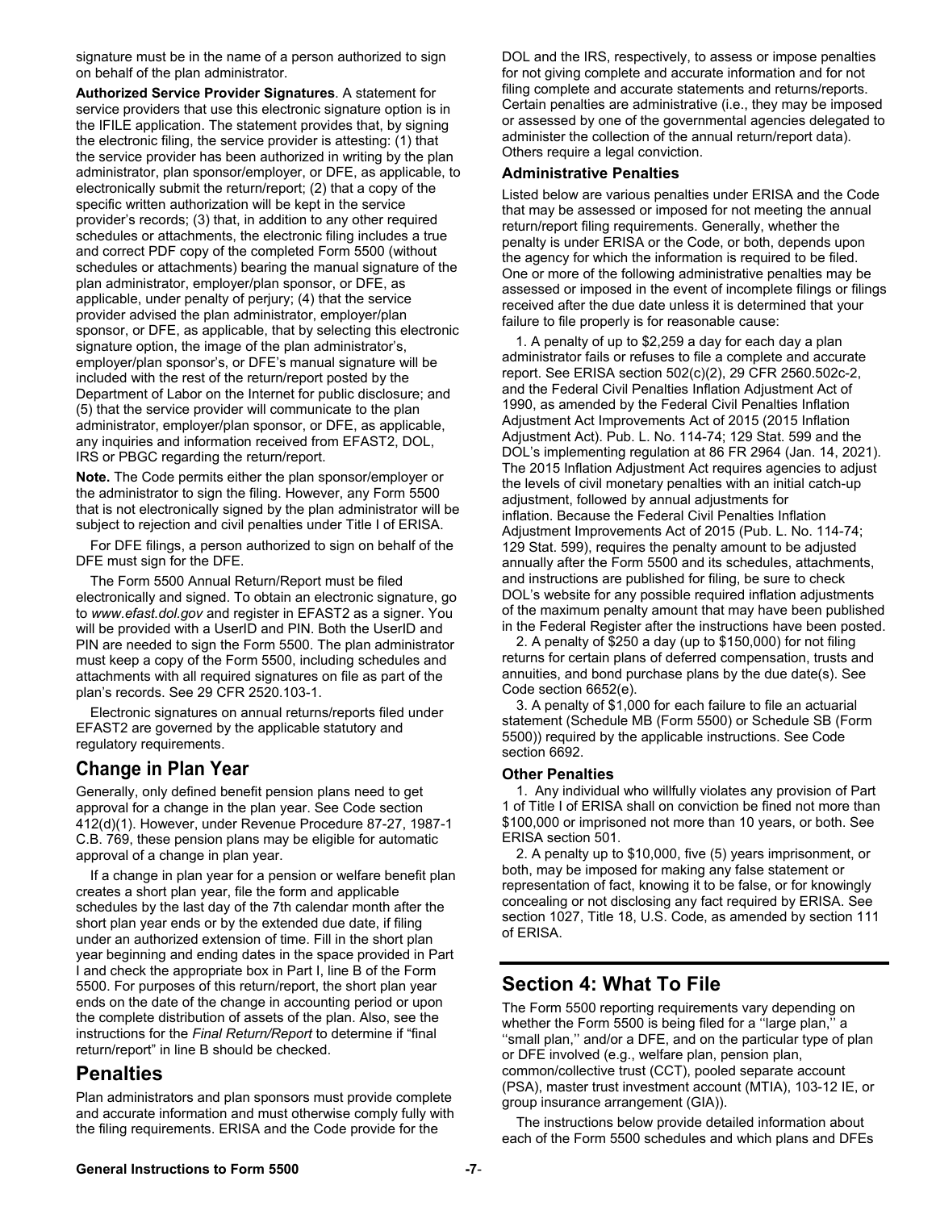signature must be in the name of a person authorized to sign on behalf of the plan administrator.

**Authorized Service Provider Signatures**. A statement for service providers that use this electronic signature option is in the IFILE application. The statement provides that, by signing the electronic filing, the service provider is attesting: (1) that the service provider has been authorized in writing by the plan administrator, plan sponsor/employer, or DFE, as applicable, to electronically submit the return/report; (2) that a copy of the specific written authorization will be kept in the service provider's records; (3) that, in addition to any other required schedules or attachments, the electronic filing includes a true and correct PDF copy of the completed Form 5500 (without schedules or attachments) bearing the manual signature of the plan administrator, employer/plan sponsor, or DFE, as applicable, under penalty of perjury; (4) that the service provider advised the plan administrator, employer/plan sponsor, or DFE, as applicable, that by selecting this electronic signature option, the image of the plan administrator's, employer/plan sponsor's, or DFE's manual signature will be included with the rest of the return/report posted by the Department of Labor on the Internet for public disclosure; and (5) that the service provider will communicate to the plan administrator, employer/plan sponsor, or DFE, as applicable, any inquiries and information received from EFAST2, DOL, IRS or PBGC regarding the return/report.

**Note.** The Code permits either the plan sponsor/employer or the administrator to sign the filing. However, any Form 5500 that is not electronically signed by the plan administrator will be subject to rejection and civil penalties under Title I of ERISA.

For DFE filings, a person authorized to sign on behalf of the DFE must sign for the DFE.

The Form 5500 Annual Return/Report must be filed electronically and signed. To obtain an electronic signature, go to *www.efast.dol.gov* and register in EFAST2 as a signer. You will be provided with a UserID and PIN. Both the UserID and PIN are needed to sign the Form 5500. The plan administrator must keep a copy of the Form 5500, including schedules and attachments with all required signatures on file as part of the plan's records. See 29 CFR 2520.103-1.

Electronic signatures on annual returns/reports filed under EFAST2 are governed by the applicable statutory and regulatory requirements.

## Change in Plan Year

Generally, only defined benefit pension plans need to get approval for a change in the plan year. See Code section 412(d)(1). However, under Revenue Procedure 87-27, 1987-1 C.B. 769, these pension plans may be eligible for automatic approval of a change in plan year.

If a change in plan year for a pension or welfare benefit plan creates a short plan year, file the form and applicable schedules by the last day of the 7th calendar month after the short plan year ends or by the extended due date, if filing under an authorized extension of time. Fill in the short plan year beginning and ending dates in the space provided in Part I and check the appropriate box in Part I, line B of the Form 5500. For purposes of this return/report, the short plan year ends on the date of the change in accounting period or upon the complete distribution of assets of the plan. Also, see the instructions for the *Final Return/Report* to determine if "final return/report" in line B should be checked.

## Penalties

Plan administrators and plan sponsors must provide complete and accurate information and must otherwise comply fully with the filing requirements. ERISA and the Code provide for the DOL and the IRS, respectively, to assess or impose penalties for not giving complete and accurate information and for not filing complete and accurate statements and returns/reports. Certain penalties are administrative (i.e., they may be imposed or assessed by one of the governmental agencies delegated to administer the collection of the annual return/report data). Others require a legal conviction.

### Administrative Penalties

Listed below are various penalties under ERISA and the Code that may be assessed or imposed for not meeting the annual return/report filing requirements. Generally, whether the penalty is under ERISA or the Code, or both, depends upon the agency for which the information is required to be filed. One or more of the following administrative penalties may be assessed or imposed in the event of incomplete filings or filings received after the due date unless it is determined that your failure to file properly is for reasonable cause:

1. A penalty of up to $2,259 a day for each day a plan administrator fails or refuses to file a complete and accurate report. See ERISA section 502(c)(2), 29 CFR 2560.502c-2, and the Federal Civil Penalties Inflation Adjustment Act of 1990, as amended by the Federal Civil Penalties Inflation Adjustment Act Improvements Act of 2015 (2015 Inflation Adjustment Act). Pub. L. No. 114-74; 129 Stat. 599 and the DOL's implementing regulation at 86 FR 2964 (Jan. 14, 2021). The 2015 Inflation Adjustment Act requires agencies to adjust the levels of civil monetary penalties with an initial catch-up adjustment, followed by annual adjustments for inflation. Because the Federal Civil Penalties Inflation Adjustment Improvements Act of 2015 (Pub. L. No. 114-74; 129 Stat. 599), requires the penalty amount to be adjusted annually after the Form 5500 and its schedules, attachments, and instructions are published for filing, be sure to check DOL's website for any possible required inflation adjustments of the maximum penalty amount that may have been published in the Federal Register after the instructions have been posted.
2. A penalty of $250 a day (up to $150,000) for not filing returns for certain plans of deferred compensation, trusts and annuities, and bond purchase plans by the due date(s). See Code section 6652(e).
3. A penalty of $1,000 for each failure to file an actuarial statement (Schedule MB (Form 5500) or Schedule SB (Form 5500)) required by the applicable instructions. See Code section 6692.

### Other Penalties

1. Any individual who willfully violates any provision of Part 1 of Title I of ERISA shall on conviction be fined not more than $100,000 or imprisoned not more than 10 years, or both. See ERISA section 501.
2. A penalty up to $10,000, five (5) years imprisonment, or both, may be imposed for making any false statement or representation of fact, knowing it to be false, or for knowingly concealing or not disclosing any fact required by ERISA. See section 1027, Title 18, U.S. Code, as amended by section 111 of ERISA.

## Section 4: What To File

The Form 5500 reporting requirements vary depending on whether the Form 5500 is being filed for a ''large plan,'' a ''small plan,'' and/or a DFE, and on the particular type of plan or DFE involved (e.g., welfare plan, pension plan, common/collective trust (CCT), pooled separate account (PSA), master trust investment account (MTIA), 103-12 IE, or group insurance arrangement (GIA)).

The instructions below provide detailed information about each of the Form 5500 schedules and which plans and DFEs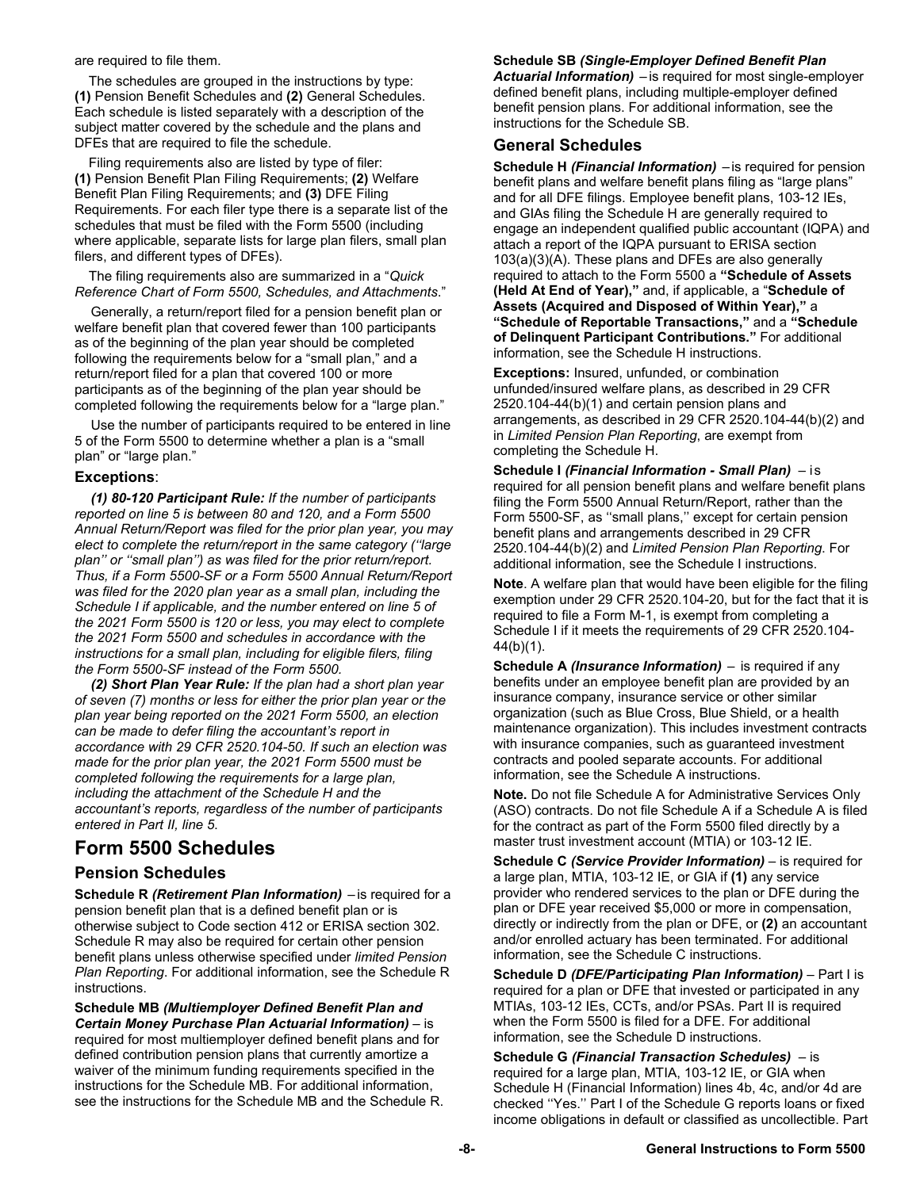are required to file them.

The schedules are grouped in the instructions by type: **(1)** Pension Benefit Schedules and **(2)** General Schedules. Each schedule is listed separately with a description of the subject matter covered by the schedule and the plans and DFEs that are required to file the schedule.

Filing requirements also are listed by type of filer: **(1)** Pension Benefit Plan Filing Requirements; **(2)** Welfare Benefit Plan Filing Requirements; and **(3)** DFE Filing Requirements. For each filer type there is a separate list of the schedules that must be filed with the Form 5500 (including where applicable, separate lists for large plan filers, small plan filers, and different types of DFEs).

The filing requirements also are summarized in a "*Quick Reference Chart of Form 5500, Schedules, and Attachments*."

Generally, a return/report filed for a pension benefit plan or welfare benefit plan that covered fewer than 100 participants as of the beginning of the plan year should be completed following the requirements below for a "small plan," and a return/report filed for a plan that covered 100 or more participants as of the beginning of the plan year should be completed following the requirements below for a "large plan."

Use the number of participants required to be entered in line 5 of the Form 5500 to determine whether a plan is a "small plan" or "large plan."

### Exceptions:

***(1) 80-120 Participant Rule:*** *If the number of participants reported on line 5 is between 80 and 120, and a Form 5500 Annual Return/Report was filed for the prior plan year, you may elect to complete the return/report in the same category (''large plan'' or ''small plan'') as was filed for the prior return/report. Thus, if a Form 5500-SF or a Form 5500 Annual Return/Report was filed for the 2020 plan year as a small plan, including the Schedule I if applicable, and the number entered on line 5 of the 2021 Form 5500 is 120 or less, you may elect to complete the 2021 Form 5500 and schedules in accordance with the instructions for a small plan, including for eligible filers, filing the Form 5500-SF instead of the Form 5500.*

***(2) Short Plan Year Rule:*** *If the plan had a short plan year of seven (7) months or less for either the prior plan year or the plan year being reported on the 2021 Form 5500, an election can be made to defer filing the accountant's report in accordance with 29 CFR 2520.104-50. If such an election was made for the prior plan year, the 2021 Form 5500 must be completed following the requirements for a large plan, including the attachment of the Schedule H and the accountant's reports, regardless of the number of participants entered in Part II, line 5.*

# Form 5500 Schedules

## Pension Schedules

**Schedule R** ***(Retirement Plan Information)*** – is required for a pension benefit plan that is a defined benefit plan or is otherwise subject to Code section 412 or ERISA section 302. Schedule R may also be required for certain other pension benefit plans unless otherwise specified under *limited Pension Plan Reporting*. For additional information, see the Schedule R instructions.

**Schedule MB** ***(Multiemployer Defined Benefit Plan and Certain Money Purchase Plan Actuarial Information)*** – is required for most multiemployer defined benefit plans and for defined contribution pension plans that currently amortize a waiver of the minimum funding requirements specified in the instructions for the Schedule MB. For additional information, see the instructions for the Schedule MB and the Schedule R.

**Schedule SB** ***(Single-Employer Defined Benefit Plan Actuarial Information)*** – is required for most single-employer defined benefit plans, including multiple-employer defined benefit pension plans. For additional information, see the instructions for the Schedule SB.

## General Schedules

**Schedule H** ***(Financial Information)*** – is required for pension benefit plans and welfare benefit plans filing as "large plans" and for all DFE filings. Employee benefit plans, 103-12 IEs, and GIAs filing the Schedule H are generally required to engage an independent qualified public accountant (IQPA) and attach a report of the IQPA pursuant to ERISA section 103(a)(3)(A). These plans and DFEs are also generally required to attach to the Form 5500 a **"Schedule of Assets (Held At End of Year),"** and, if applicable, a "**Schedule of Assets (Acquired and Disposed of Within Year),"** a **"Schedule of Reportable Transactions,"** and a **"Schedule of Delinquent Participant Contributions."** For additional information, see the Schedule H instructions.

**Exceptions:** Insured, unfunded, or combination unfunded/insured welfare plans, as described in 29 CFR 2520.104-44(b)(1) and certain pension plans and arrangements, as described in 29 CFR 2520.104-44(b)(2) and in *Limited Pension Plan Reporting*, are exempt from completing the Schedule H.

**Schedule I** ***(Financial Information - Small Plan)*** – is required for all pension benefit plans and welfare benefit plans filing the Form 5500 Annual Return/Report, rather than the Form 5500-SF, as ''small plans,'' except for certain pension benefit plans and arrangements described in 29 CFR 2520.104-44(b)(2) and *Limited Pension Plan Reporting*. For additional information, see the Schedule I instructions.

**Note**. A welfare plan that would have been eligible for the filing exemption under 29 CFR 2520.104-20, but for the fact that it is required to file a Form M-1, is exempt from completing a Schedule I if it meets the requirements of 29 CFR 2520.104-44(b)(1).

**Schedule A** ***(Insurance Information)*** – is required if any benefits under an employee benefit plan are provided by an insurance company, insurance service or other similar organization (such as Blue Cross, Blue Shield, or a health maintenance organization). This includes investment contracts with insurance companies, such as guaranteed investment contracts and pooled separate accounts. For additional information, see the Schedule A instructions.

**Note.** Do not file Schedule A for Administrative Services Only (ASO) contracts. Do not file Schedule A if a Schedule A is filed for the contract as part of the Form 5500 filed directly by a master trust investment account (MTIA) or 103-12 IE.

**Schedule C** ***(Service Provider Information)*** – is required for a large plan, MTIA, 103-12 IE, or GIA if **(1)** any service provider who rendered services to the plan or DFE during the plan or DFE year received $5,000 or more in compensation, directly or indirectly from the plan or DFE, or **(2)** an accountant and/or enrolled actuary has been terminated. For additional information, see the Schedule C instructions.

**Schedule D** ***(DFE/Participating Plan Information)*** – Part I is required for a plan or DFE that invested or participated in any MTIAs, 103-12 IEs, CCTs, and/or PSAs. Part II is required when the Form 5500 is filed for a DFE. For additional information, see the Schedule D instructions.

**Schedule G** ***(Financial Transaction Schedules)*** – is required for a large plan, MTIA, 103-12 IE, or GIA when Schedule H (Financial Information) lines 4b, 4c, and/or 4d are checked ''Yes.'' Part I of the Schedule G reports loans or fixed income obligations in default or classified as uncollectible. Part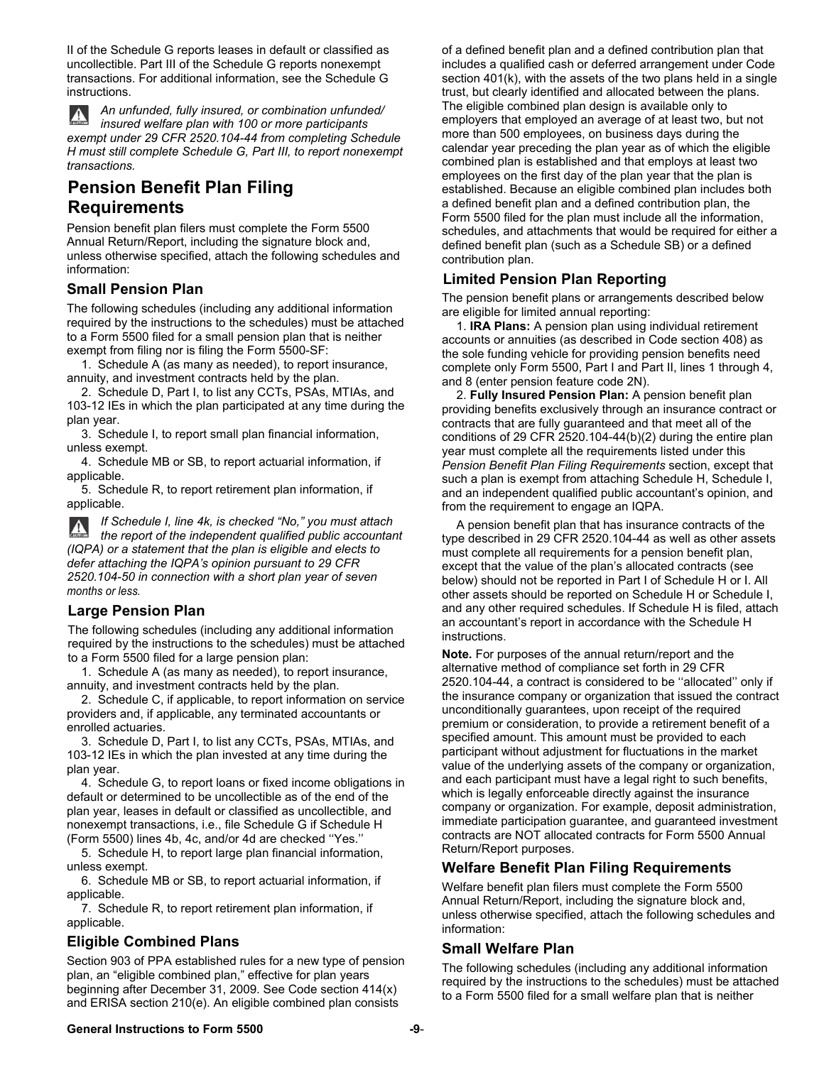II of the Schedule G reports leases in default or classified as uncollectible. Part III of the Schedule G reports nonexempt transactions. For additional information, see the Schedule G instructions.

*An unfunded, fully insured, or combination unfunded/insured welfare plan with 100 or more participants exempt under 29 CFR 2520.104-44 from completing Schedule H must still complete Schedule G, Part III, to report nonexempt transactions.*

## Pension Benefit Plan Filing Requirements

Pension benefit plan filers must complete the Form 5500 Annual Return/Report, including the signature block and, unless otherwise specified, attach the following schedules and information:

### Small Pension Plan

The following schedules (including any additional information required by the instructions to the schedules) must be attached to a Form 5500 filed for a small pension plan that is neither exempt from filing nor is filing the Form 5500-SF:

1. Schedule A (as many as needed), to report insurance, annuity, and investment contracts held by the plan.
2. Schedule D, Part I, to list any CCTs, PSAs, MTIAs, and 103-12 IEs in which the plan participated at any time during the plan year.
3. Schedule I, to report small plan financial information, unless exempt.
4. Schedule MB or SB, to report actuarial information, if applicable.
5. Schedule R, to report retirement plan information, if applicable.

*If Schedule I, line 4k, is checked "No," you must attach the report of the independent qualified public accountant (IQPA) or a statement that the plan is eligible and elects to defer attaching the IQPA's opinion pursuant to 29 CFR 2520.104-50 in connection with a short plan year of seven months or less.*

### Large Pension Plan

The following schedules (including any additional information required by the instructions to the schedules) must be attached to a Form 5500 filed for a large pension plan:

1. Schedule A (as many as needed), to report insurance, annuity, and investment contracts held by the plan.
2. Schedule C, if applicable, to report information on service providers and, if applicable, any terminated accountants or enrolled actuaries.
3. Schedule D, Part I, to list any CCTs, PSAs, MTIAs, and 103-12 IEs in which the plan invested at any time during the plan year.
4. Schedule G, to report loans or fixed income obligations in default or determined to be uncollectible as of the end of the plan year, leases in default or classified as uncollectible, and nonexempt transactions, i.e., file Schedule G if Schedule H (Form 5500) lines 4b, 4c, and/or 4d are checked ''Yes.''
5. Schedule H, to report large plan financial information, unless exempt.
6. Schedule MB or SB, to report actuarial information, if applicable.
7. Schedule R, to report retirement plan information, if applicable.

### Eligible Combined Plans

Section 903 of PPA established rules for a new type of pension plan, an "eligible combined plan," effective for plan years beginning after December 31, 2009. See Code section 414(x) and ERISA section 210(e). An eligible combined plan consists of a defined benefit plan and a defined contribution plan that includes a qualified cash or deferred arrangement under Code section 401(k), with the assets of the two plans held in a single trust, but clearly identified and allocated between the plans. The eligible combined plan design is available only to employers that employed an average of at least two, but not more than 500 employees, on business days during the calendar year preceding the plan year as of which the eligible combined plan is established and that employs at least two employees on the first day of the plan year that the plan is established. Because an eligible combined plan includes both a defined benefit plan and a defined contribution plan, the Form 5500 filed for the plan must include all the information, schedules, and attachments that would be required for either a defined benefit plan (such as a Schedule SB) or a defined contribution plan.

### Limited Pension Plan Reporting

The pension benefit plans or arrangements described below are eligible for limited annual reporting:

1. **IRA Plans:** A pension plan using individual retirement accounts or annuities (as described in Code section 408) as the sole funding vehicle for providing pension benefits need complete only Form 5500, Part I and Part II, lines 1 through 4, and 8 (enter pension feature code 2N).
2. **Fully Insured Pension Plan:** A pension benefit plan providing benefits exclusively through an insurance contract or contracts that are fully guaranteed and that meet all of the conditions of 29 CFR 2520.104-44(b)(2) during the entire plan year must complete all the requirements listed under this *Pension Benefit Plan Filing Requirements* section, except that such a plan is exempt from attaching Schedule H, Schedule I, and an independent qualified public accountant's opinion, and from the requirement to engage an IQPA.

A pension benefit plan that has insurance contracts of the type described in 29 CFR 2520.104-44 as well as other assets must complete all requirements for a pension benefit plan, except that the value of the plan's allocated contracts (see below) should not be reported in Part I of Schedule H or I. All other assets should be reported on Schedule H or Schedule I, and any other required schedules. If Schedule H is filed, attach an accountant's report in accordance with the Schedule H instructions.

**Note.** For purposes of the annual return/report and the alternative method of compliance set forth in 29 CFR 2520.104-44, a contract is considered to be ''allocated'' only if the insurance company or organization that issued the contract unconditionally guarantees, upon receipt of the required premium or consideration, to provide a retirement benefit of a specified amount. This amount must be provided to each participant without adjustment for fluctuations in the market value of the underlying assets of the company or organization, and each participant must have a legal right to such benefits, which is legally enforceable directly against the insurance company or organization. For example, deposit administration, immediate participation guarantee, and guaranteed investment contracts are NOT allocated contracts for Form 5500 Annual Return/Report purposes.

## Welfare Benefit Plan Filing Requirements

Welfare benefit plan filers must complete the Form 5500 Annual Return/Report, including the signature block and, unless otherwise specified, attach the following schedules and information:

### Small Welfare Plan

The following schedules (including any additional information required by the instructions to the schedules) must be attached to a Form 5500 filed for a small welfare plan that is neither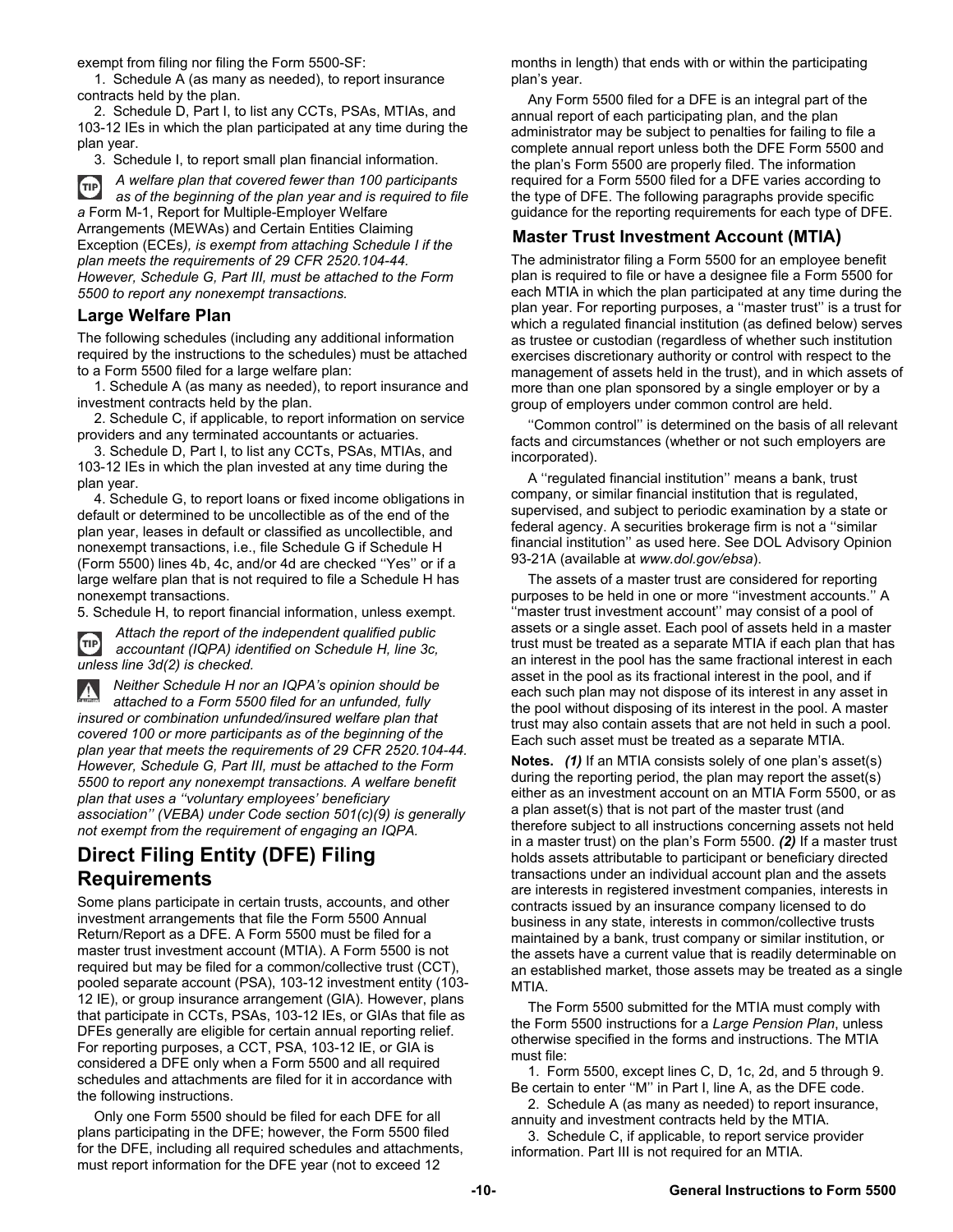exempt from filing nor filing the Form 5500-SF:

1. Schedule A (as many as needed), to report insurance contracts held by the plan.
2. Schedule D, Part I, to list any CCTs, PSAs, MTIAs, and 103-12 IEs in which the plan participated at any time during the plan year.
3. Schedule I, to report small plan financial information.

TIP *A welfare plan that covered fewer than 100 participants as of the beginning of the plan year and is required to file a* Form M-1, Report for Multiple-Employer Welfare Arrangements (MEWAs) and Certain Entities Claiming Exception (ECEs)*, is exempt from attaching Schedule I if the plan meets the requirements of 29 CFR 2520.104-44. However, Schedule G, Part III, must be attached to the Form 5500 to report any nonexempt transactions.*

### Large Welfare Plan

The following schedules (including any additional information required by the instructions to the schedules) must be attached to a Form 5500 filed for a large welfare plan:

1. Schedule A (as many as needed), to report insurance and investment contracts held by the plan.
2. Schedule C, if applicable, to report information on service providers and any terminated accountants or actuaries.
3. Schedule D, Part I, to list any CCTs, PSAs, MTIAs, and 103-12 IEs in which the plan invested at any time during the plan year.
4. Schedule G, to report loans or fixed income obligations in default or determined to be uncollectible as of the end of the plan year, leases in default or classified as uncollectible, and nonexempt transactions, i.e., file Schedule G if Schedule H (Form 5500) lines 4b, 4c, and/or 4d are checked ''Yes'' or if a large welfare plan that is not required to file a Schedule H has nonexempt transactions.
5. Schedule H, to report financial information, unless exempt.

TIP *Attach the report of the independent qualified public accountant (IQPA) identified on Schedule H, line 3c, unless line 3d(2) is checked.*

*Neither Schedule H nor an IQPA's opinion should be attached to a Form 5500 filed for an unfunded, fully insured or combination unfunded/insured welfare plan that covered 100 or more participants as of the beginning of the plan year that meets the requirements of 29 CFR 2520.104-44. However, Schedule G, Part III, must be attached to the Form 5500 to report any nonexempt transactions. A welfare benefit plan that uses a ''voluntary employees' beneficiary association'' (VEBA) under Code section 501(c)(9) is generally not exempt from the requirement of engaging an IQPA.*

## Direct Filing Entity (DFE) Filing Requirements

Some plans participate in certain trusts, accounts, and other investment arrangements that file the Form 5500 Annual Return/Report as a DFE. A Form 5500 must be filed for a master trust investment account (MTIA). A Form 5500 is not required but may be filed for a common/collective trust (CCT), pooled separate account (PSA), 103-12 investment entity (103-12 IE), or group insurance arrangement (GIA). However, plans that participate in CCTs, PSAs, 103-12 IEs, or GIAs that file as DFEs generally are eligible for certain annual reporting relief. For reporting purposes, a CCT, PSA, 103-12 IE, or GIA is considered a DFE only when a Form 5500 and all required schedules and attachments are filed for it in accordance with the following instructions.

Only one Form 5500 should be filed for each DFE for all plans participating in the DFE; however, the Form 5500 filed for the DFE, including all required schedules and attachments, must report information for the DFE year (not to exceed 12 months in length) that ends with or within the participating plan's year.

Any Form 5500 filed for a DFE is an integral part of the annual report of each participating plan, and the plan administrator may be subject to penalties for failing to file a complete annual report unless both the DFE Form 5500 and the plan's Form 5500 are properly filed. The information required for a Form 5500 filed for a DFE varies according to the type of DFE. The following paragraphs provide specific guidance for the reporting requirements for each type of DFE.

### Master Trust Investment Account (MTIA)

The administrator filing a Form 5500 for an employee benefit plan is required to file or have a designee file a Form 5500 for each MTIA in which the plan participated at any time during the plan year. For reporting purposes, a ''master trust'' is a trust for which a regulated financial institution (as defined below) serves as trustee or custodian (regardless of whether such institution exercises discretionary authority or control with respect to the management of assets held in the trust), and in which assets of more than one plan sponsored by a single employer or by a group of employers under common control are held.

''Common control'' is determined on the basis of all relevant facts and circumstances (whether or not such employers are incorporated).

A ''regulated financial institution'' means a bank, trust company, or similar financial institution that is regulated, supervised, and subject to periodic examination by a state or federal agency. A securities brokerage firm is not a ''similar financial institution'' as used here. See DOL Advisory Opinion 93-21A (available at *www.dol.gov/ebsa*).

The assets of a master trust are considered for reporting purposes to be held in one or more ''investment accounts.'' A ''master trust investment account'' may consist of a pool of assets or a single asset. Each pool of assets held in a master trust must be treated as a separate MTIA if each plan that has an interest in the pool has the same fractional interest in each asset in the pool as its fractional interest in the pool, and if each such plan may not dispose of its interest in any asset in the pool without disposing of its interest in the pool. A master trust may also contain assets that are not held in such a pool. Each such asset must be treated as a separate MTIA.

**Notes.** ***(1)*** If an MTIA consists solely of one plan's asset(s) during the reporting period, the plan may report the asset(s) either as an investment account on an MTIA Form 5500, or as a plan asset(s) that is not part of the master trust (and therefore subject to all instructions concerning assets not held in a master trust) on the plan's Form 5500. ***(2)*** If a master trust holds assets attributable to participant or beneficiary directed transactions under an individual account plan and the assets are interests in registered investment companies, interests in contracts issued by an insurance company licensed to do business in any state, interests in common/collective trusts maintained by a bank, trust company or similar institution, or the assets have a current value that is readily determinable on an established market, those assets may be treated as a single MTIA.

The Form 5500 submitted for the MTIA must comply with the Form 5500 instructions for a *Large Pension Plan*, unless otherwise specified in the forms and instructions. The MTIA must file:

1. Form 5500, except lines C, D, 1c, 2d, and 5 through 9. Be certain to enter ''M'' in Part I, line A, as the DFE code.
2. Schedule A (as many as needed) to report insurance, annuity and investment contracts held by the MTIA.
3. Schedule C, if applicable, to report service provider information. Part III is not required for an MTIA.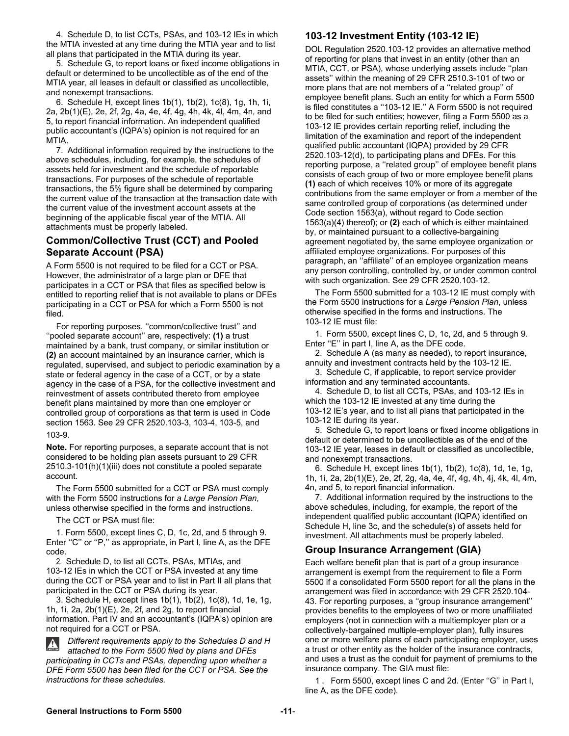4. Schedule D, to list CCTs, PSAs, and 103-12 IEs in which the MTIA invested at any time during the MTIA year and to list all plans that participated in the MTIA during its year.

5. Schedule G, to report loans or fixed income obligations in default or determined to be uncollectible as of the end of the MTIA year, all leases in default or classified as uncollectible, and nonexempt transactions.

6. Schedule H, except lines 1b(1), 1b(2), 1c(8), 1g, 1h, 1i, 2a, 2b(1)(E), 2e, 2f, 2g, 4a, 4e, 4f, 4g, 4h, 4k, 4l, 4m, 4n, and 5, to report financial information. An independent qualified public accountant's (IQPA's) opinion is not required for an MTIA.

7. Additional information required by the instructions to the above schedules, including, for example, the schedules of assets held for investment and the schedule of reportable transactions. For purposes of the schedule of reportable transactions, the 5% figure shall be determined by comparing the current value of the transaction at the transaction date with the current value of the investment account assets at the beginning of the applicable fiscal year of the MTIA. All attachments must be properly labeled.

## Common/Collective Trust (CCT) and Pooled Separate Account (PSA)

A Form 5500 is not required to be filed for a CCT or PSA. However, the administrator of a large plan or DFE that participates in a CCT or PSA that files as specified below is entitled to reporting relief that is not available to plans or DFEs participating in a CCT or PSA for which a Form 5500 is not filed.

For reporting purposes, ''common/collective trust'' and ''pooled separate account'' are, respectively: **(1)** a trust maintained by a bank, trust company, or similar institution or **(2)** an account maintained by an insurance carrier, which is regulated, supervised, and subject to periodic examination by a state or federal agency in the case of a CCT, or by a state agency in the case of a PSA, for the collective investment and reinvestment of assets contributed thereto from employee benefit plans maintained by more than one employer or controlled group of corporations as that term is used in Code section 1563. See 29 CFR 2520.103-3, 103-4, 103-5, and 103-9.

**Note.** For reporting purposes, a separate account that is not considered to be holding plan assets pursuant to 29 CFR 2510.3-101(h)(1)(iii) does not constitute a pooled separate account.

The Form 5500 submitted for a CCT or PSA must comply with the Form 5500 instructions for *a Large Pension Plan*, unless otherwise specified in the forms and instructions.

The CCT or PSA must file:

1. Form 5500, except lines C, D, 1c, 2d, and 5 through 9. Enter ''C'' or ''P,'' as appropriate, in Part I, line A, as the DFE code.

2. Schedule D, to list all CCTs, PSAs, MTIAs, and 103-12 IEs in which the CCT or PSA invested at any time during the CCT or PSA year and to list in Part II all plans that participated in the CCT or PSA during its year.

3. Schedule H, except lines 1b(1), 1b(2), 1c(8), 1d, 1e, 1g, 1h, 1i, 2a, 2b(1)(E), 2e, 2f, and 2g, to report financial information. Part IV and an accountant's (IQPA's) opinion are not required for a CCT or PSA.

*Different requirements apply to the Schedules D and H attached to the Form 5500 filed by plans and DFEs participating in CCTs and PSAs, depending upon whether a DFE Form 5500 has been filed for the CCT or PSA. See the instructions for these schedules.*

## 103-12 Investment Entity (103-12 IE)

DOL Regulation 2520.103-12 provides an alternative method of reporting for plans that invest in an entity (other than an MTIA, CCT, or PSA), whose underlying assets include ''plan assets'' within the meaning of 29 CFR 2510.3-101 of two or more plans that are not members of a ''related group'' of employee benefit plans. Such an entity for which a Form 5500 is filed constitutes a ''103-12 IE.'' A Form 5500 is not required to be filed for such entities; however, filing a Form 5500 as a 103-12 IE provides certain reporting relief, including the limitation of the examination and report of the independent qualified public accountant (IQPA) provided by 29 CFR 2520.103-12(d), to participating plans and DFEs. For this reporting purpose, a ''related group'' of employee benefit plans consists of each group of two or more employee benefit plans **(1)** each of which receives 10% or more of its aggregate contributions from the same employer or from a member of the same controlled group of corporations (as determined under Code section 1563(a), without regard to Code section 1563(a)(4) thereof); or **(2)** each of which is either maintained by, or maintained pursuant to a collective-bargaining agreement negotiated by, the same employee organization or affiliated employee organizations. For purposes of this paragraph, an ''affiliate'' of an employee organization means any person controlling, controlled by, or under common control with such organization. See 29 CFR 2520.103-12.

The Form 5500 submitted for a 103-12 IE must comply with the Form 5500 instructions for a *Large Pension Plan*, unless otherwise specified in the forms and instructions. The 103-12 IE must file:

1. Form 5500, except lines C, D, 1c, 2d, and 5 through 9. Enter ''E'' in part I, line A, as the DFE code.

2. Schedule A (as many as needed), to report insurance, annuity and investment contracts held by the 103-12 IE.

3. Schedule C, if applicable, to report service provider information and any terminated accountants.

4. Schedule D, to list all CCTs, PSAs, and 103-12 IEs in which the 103-12 IE invested at any time during the 103-12 IE's year, and to list all plans that participated in the 103-12 IE during its year.

5. Schedule G, to report loans or fixed income obligations in default or determined to be uncollectible as of the end of the 103-12 IE year, leases in default or classified as uncollectible, and nonexempt transactions.

6. Schedule H, except lines 1b(1), 1b(2), 1c(8), 1d, 1e, 1g, 1h, 1i, 2a, 2b(1)(E), 2e, 2f, 2g, 4a, 4e, 4f, 4g, 4h, 4j, 4k, 4l, 4m, 4n, and 5, to report financial information.

7. Additional information required by the instructions to the above schedules, including, for example, the report of the independent qualified public accountant (IQPA) identified on Schedule H, line 3c, and the schedule(s) of assets held for investment. All attachments must be properly labeled.

## Group Insurance Arrangement (GIA)

Each welfare benefit plan that is part of a group insurance arrangement is exempt from the requirement to file a Form 5500 if a consolidated Form 5500 report for all the plans in the arrangement was filed in accordance with 29 CFR 2520.104-43. For reporting purposes, a ''group insurance arrangement'' provides benefits to the employees of two or more unaffiliated employers (not in connection with a multiemployer plan or a collectively-bargained multiple-employer plan), fully insures one or more welfare plans of each participating employer, uses a trust or other entity as the holder of the insurance contracts, and uses a trust as the conduit for payment of premiums to the insurance company. The GIA must file:

1 . Form 5500, except lines C and 2d. (Enter ''G'' in Part I, line A, as the DFE code).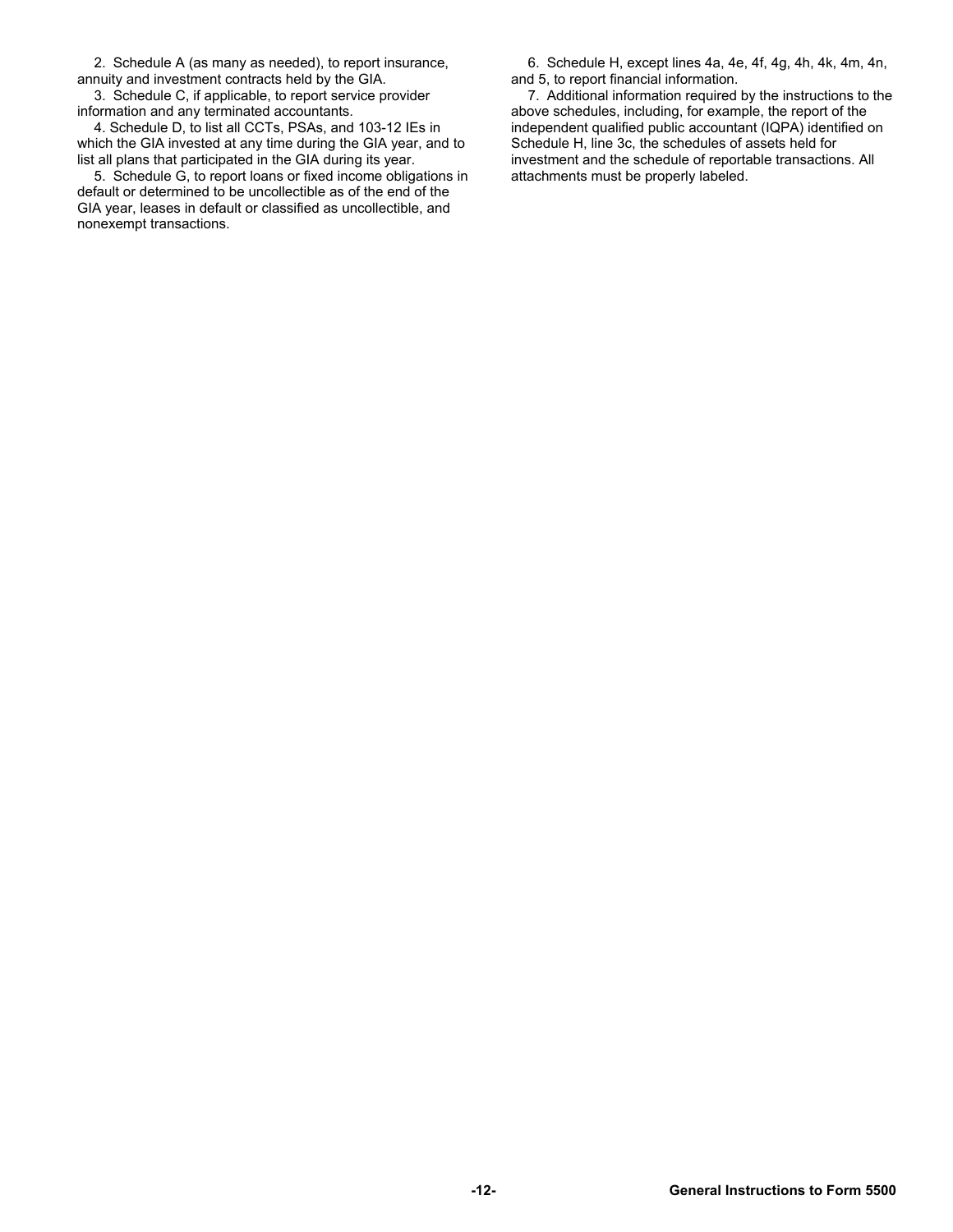2. Schedule A (as many as needed), to report insurance, annuity and investment contracts held by the GIA.

3. Schedule C, if applicable, to report service provider information and any terminated accountants.

4. Schedule D, to list all CCTs, PSAs, and 103-12 IEs in which the GIA invested at any time during the GIA year, and to list all plans that participated in the GIA during its year.

5. Schedule G, to report loans or fixed income obligations in default or determined to be uncollectible as of the end of the GIA year, leases in default or classified as uncollectible, and nonexempt transactions.

6. Schedule H, except lines 4a, 4e, 4f, 4g, 4h, 4k, 4m, 4n, and 5, to report financial information.

7. Additional information required by the instructions to the above schedules, including, for example, the report of the independent qualified public accountant (IQPA) identified on Schedule H, line 3c, the schedules of assets held for investment and the schedule of reportable transactions. All attachments must be properly labeled.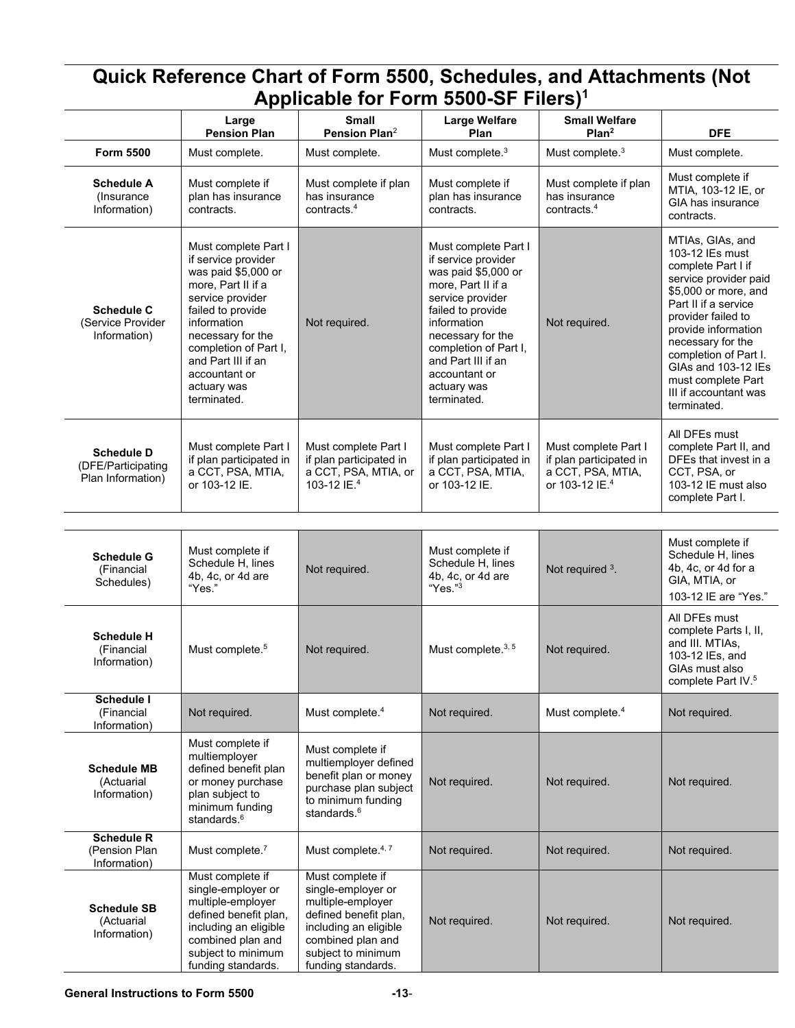## Quick Reference Chart of Form 5500, Schedules, and Attachments (Not Applicable for Form 5500-SF Filers)[1]

| | Large Pension Plan | Small Pension Plan[2] | Large Welfare Plan | Small Welfare Plan[2] | DFE |
|---|---|---|---|---|---|
| **Form 5500** | Must complete. | Must complete. | Must complete.[3] | Must complete.[3] | Must complete. |
| **Schedule A** (Insurance Information) | Must complete if plan has insurance contracts. | Must complete if plan has insurance contracts.[4] | Must complete if plan has insurance contracts. | Must complete if plan has insurance contracts.[4] | Must complete if MTIA, 103-12 IE, or GIA has insurance contracts. |
| **Schedule C** (Service Provider Information) | Must complete Part I if service provider was paid $5,000 or more, Part II if a service provider failed to provide information necessary for the completion of Part I, and Part III if an accountant or actuary was terminated. | Not required. | Must complete Part I if service provider was paid $5,000 or more, Part II if a service provider failed to provide information necessary for the completion of Part I, and Part III if an accountant or actuary was terminated. | Not required. | MTIAs, GIAs, and 103-12 IEs must complete Part I if service provider paid $5,000 or more, and Part II if a service provider failed to provide information necessary for the completion of Part I. GIAs and 103-12 IEs must complete Part III if accountant was terminated. |
| **Schedule D** (DFE/Participating Plan Information) | Must complete Part I if plan participated in a CCT, PSA, MTIA, or 103-12 IE. | Must complete Part I if plan participated in a CCT, PSA, MTIA, or 103-12 IE.[4] | Must complete Part I if plan participated in a CCT, PSA, MTIA, or 103-12 IE. | Must complete Part I if plan participated in a CCT, PSA, MTIA, or 103-12 IE.[4] | All DFEs must complete Part II, and DFEs that invest in a CCT, PSA, or 103-12 IE must also complete Part I. |
| **Schedule G** (Financial Schedules) | Must complete if Schedule H, lines 4b, 4c, or 4d are "Yes." | Not required. | Must complete if Schedule H, lines 4b, 4c, or 4d are "Yes."[3] | Not required [3]. | Must complete if Schedule H, lines 4b, 4c, or 4d for a GIA, MTIA, or 103-12 IE are "Yes." |
| **Schedule H** (Financial Information) | Must complete.[5] | Not required. | Must complete.[3, 5] | Not required. | All DFEs must complete Parts I, II, and III. MTIAs, 103-12 IEs, and GIAs must also complete Part IV.[5] |
| **Schedule I** (Financial Information) | Not required. | Must complete.[4] | Not required. | Must complete.[4] | Not required. |
| **Schedule MB** (Actuarial Information) | Must complete if multiemployer defined benefit plan or money purchase plan subject to minimum funding standards.[6] | Must complete if multiemployer defined benefit plan or money purchase plan subject to minimum funding standards.[6] | Not required. | Not required. | Not required. |
| **Schedule R** (Pension Plan Information) | Must complete.[7] | Must complete.[4, 7] | Not required. | Not required. | Not required. |
| **Schedule SB** (Actuarial Information) | Must complete if single-employer or multiple-employer defined benefit plan, including an eligible combined plan and subject to minimum funding standards. | Must complete if single-employer or multiple-employer defined benefit plan, including an eligible combined plan and subject to minimum funding standards. | Not required. | Not required. | Not required. |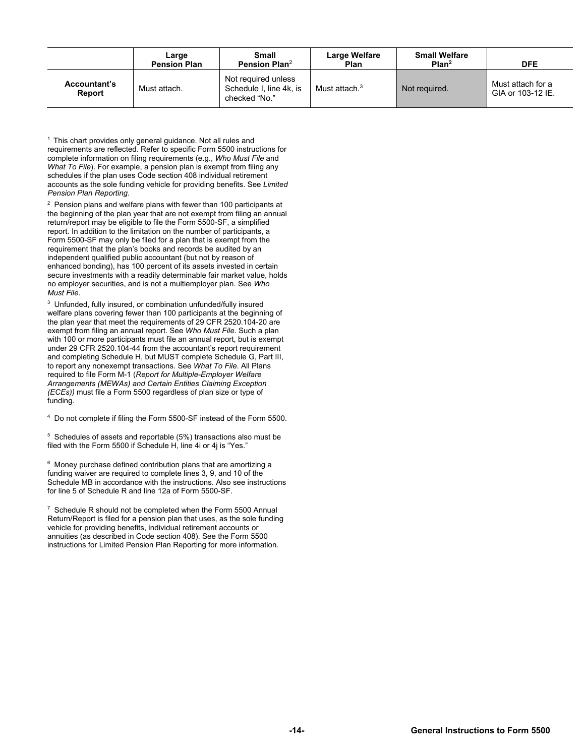| | Large Pension Plan | Small Pension Plan[2] | Large Welfare Plan | Small Welfare Plan[2] | DFE |
|---|---|---|---|---|---|
| **Accountant's Report** | Must attach. | Not required unless Schedule I, line 4k, is checked "No." | Must attach.[3] | Not required. | Must attach for a GIA or 103-12 IE. |

[1] This chart provides only general guidance. Not all rules and requirements are reflected. Refer to specific Form 5500 instructions for complete information on filing requirements (e.g., *Who Must File* and *What To File*). For example, a pension plan is exempt from filing any schedules if the plan uses Code section 408 individual retirement accounts as the sole funding vehicle for providing benefits. See *Limited Pension Plan Reporting*.

[2] Pension plans and welfare plans with fewer than 100 participants at the beginning of the plan year that are not exempt from filing an annual return/report may be eligible to file the Form 5500-SF, a simplified report. In addition to the limitation on the number of participants, a Form 5500-SF may only be filed for a plan that is exempt from the requirement that the plan's books and records be audited by an independent qualified public accountant (but not by reason of enhanced bonding), has 100 percent of its assets invested in certain secure investments with a readily determinable fair market value, holds no employer securities, and is not a multiemployer plan. See *Who Must File*.

[3] Unfunded, fully insured, or combination unfunded/fully insured welfare plans covering fewer than 100 participants at the beginning of the plan year that meet the requirements of 29 CFR 2520.104-20 are exempt from filing an annual report. See *Who Must File*. Such a plan with 100 or more participants must file an annual report, but is exempt under 29 CFR 2520.104-44 from the accountant's report requirement and completing Schedule H, but MUST complete Schedule G, Part III, to report any nonexempt transactions. See *What To File*. All Plans required to file Form M-1 (*Report for Multiple-Employer Welfare Arrangements (MEWAs) and Certain Entities Claiming Exception (ECEs))* must file a Form 5500 regardless of plan size or type of funding.

[4] Do not complete if filing the Form 5500-SF instead of the Form 5500.

[5] Schedules of assets and reportable (5%) transactions also must be filed with the Form 5500 if Schedule H, line 4i or 4j is "Yes."

[6] Money purchase defined contribution plans that are amortizing a funding waiver are required to complete lines 3, 9, and 10 of the Schedule MB in accordance with the instructions. Also see instructions for line 5 of Schedule R and line 12a of Form 5500-SF.

[7] Schedule R should not be completed when the Form 5500 Annual Return/Report is filed for a pension plan that uses, as the sole funding vehicle for providing benefits, individual retirement accounts or annuities (as described in Code section 408). See the Form 5500 instructions for Limited Pension Plan Reporting for more information.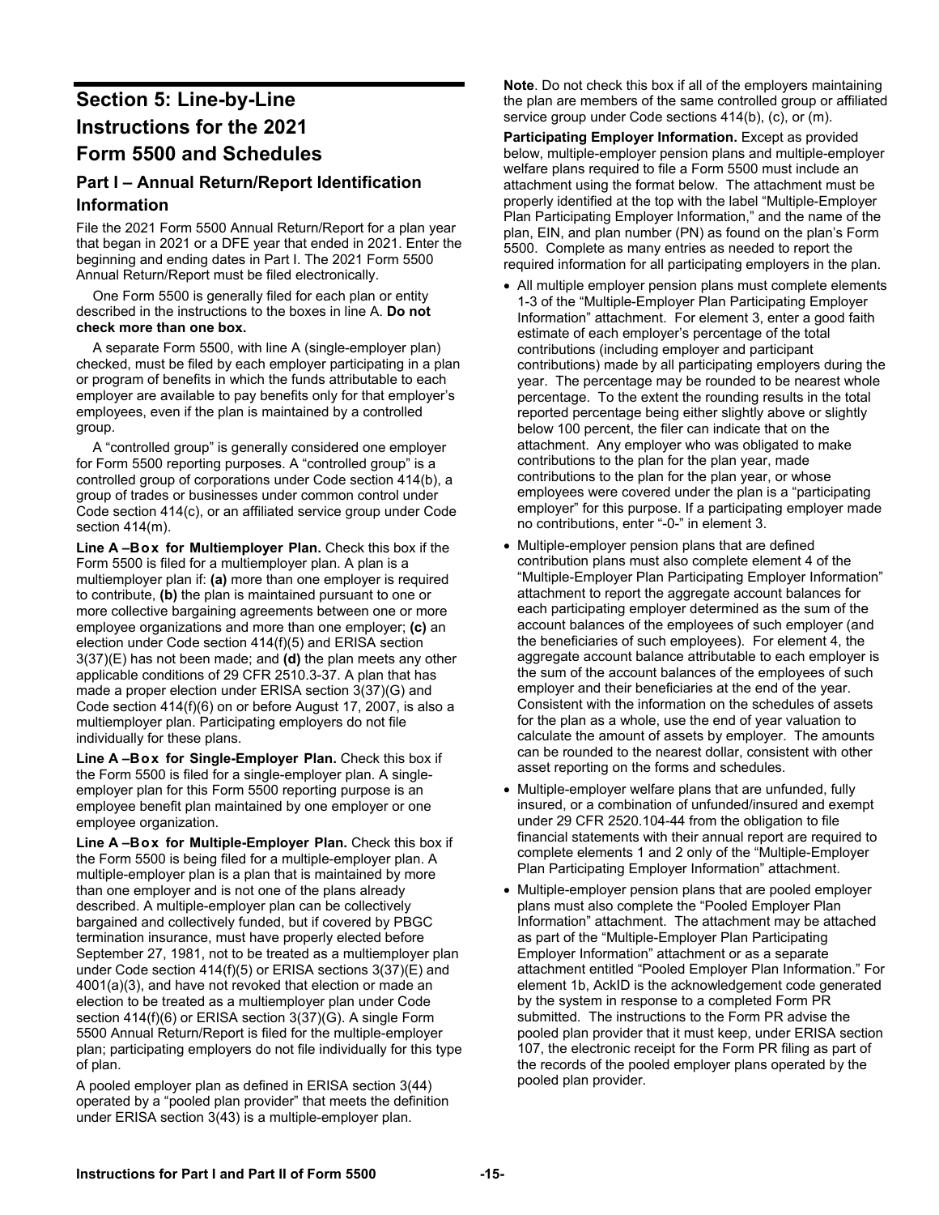# Section 5: Line-by-Line Instructions for the 2021 Form 5500 and Schedules

## Part I – Annual Return/Report Identification Information

File the 2021 Form 5500 Annual Return/Report for a plan year that began in 2021 or a DFE year that ended in 2021. Enter the beginning and ending dates in Part I. The 2021 Form 5500 Annual Return/Report must be filed electronically.

One Form 5500 is generally filed for each plan or entity described in the instructions to the boxes in line A. **Do not check more than one box.**

A separate Form 5500, with line A (single-employer plan) checked, must be filed by each employer participating in a plan or program of benefits in which the funds attributable to each employer are available to pay benefits only for that employer's employees, even if the plan is maintained by a controlled group.

A "controlled group" is generally considered one employer for Form 5500 reporting purposes. A "controlled group" is a controlled group of corporations under Code section 414(b), a group of trades or businesses under common control under Code section 414(c), or an affiliated service group under Code section 414(m).

**Line A –Box for Multiemployer Plan.** Check this box if the Form 5500 is filed for a multiemployer plan. A plan is a multiemployer plan if: **(a)** more than one employer is required to contribute, **(b)** the plan is maintained pursuant to one or more collective bargaining agreements between one or more employee organizations and more than one employer; **(c)** an election under Code section 414(f)(5) and ERISA section 3(37)(E) has not been made; and **(d)** the plan meets any other applicable conditions of 29 CFR 2510.3-37. A plan that has made a proper election under ERISA section 3(37)(G) and Code section 414(f)(6) on or before August 17, 2007, is also a multiemployer plan. Participating employers do not file individually for these plans.

**Line A –Box for Single-Employer Plan.** Check this box if the Form 5500 is filed for a single-employer plan. A single-employer plan for this Form 5500 reporting purpose is an employee benefit plan maintained by one employer or one employee organization.

**Line A –Box for Multiple-Employer Plan.** Check this box if the Form 5500 is being filed for a multiple-employer plan. A multiple-employer plan is a plan that is maintained by more than one employer and is not one of the plans already described. A multiple-employer plan can be collectively bargained and collectively funded, but if covered by PBGC termination insurance, must have properly elected before September 27, 1981, not to be treated as a multiemployer plan under Code section 414(f)(5) or ERISA sections 3(37)(E) and 4001(a)(3), and have not revoked that election or made an election to be treated as a multiemployer plan under Code section 414(f)(6) or ERISA section 3(37)(G). A single Form 5500 Annual Return/Report is filed for the multiple-employer plan; participating employers do not file individually for this type of plan.

A pooled employer plan as defined in ERISA section 3(44) operated by a "pooled plan provider" that meets the definition under ERISA section 3(43) is a multiple-employer plan.

**Note**. Do not check this box if all of the employers maintaining the plan are members of the same controlled group or affiliated service group under Code sections 414(b), (c), or (m).

**Participating Employer Information.** Except as provided below, multiple-employer pension plans and multiple-employer welfare plans required to file a Form 5500 must include an attachment using the format below. The attachment must be properly identified at the top with the label "Multiple-Employer Plan Participating Employer Information," and the name of the plan, EIN, and plan number (PN) as found on the plan's Form 5500. Complete as many entries as needed to report the required information for all participating employers in the plan.

- All multiple employer pension plans must complete elements 1-3 of the "Multiple-Employer Plan Participating Employer Information" attachment. For element 3, enter a good faith estimate of each employer's percentage of the total contributions (including employer and participant contributions) made by all participating employers during the year. The percentage may be rounded to be nearest whole percentage. To the extent the rounding results in the total reported percentage being either slightly above or slightly below 100 percent, the filer can indicate that on the attachment. Any employer who was obligated to make contributions to the plan for the plan year, made contributions to the plan for the plan year, or whose employees were covered under the plan is a "participating employer" for this purpose. If a participating employer made no contributions, enter "-0-" in element 3.
- Multiple-employer pension plans that are defined contribution plans must also complete element 4 of the "Multiple-Employer Plan Participating Employer Information" attachment to report the aggregate account balances for each participating employer determined as the sum of the account balances of the employees of such employer (and the beneficiaries of such employees). For element 4, the aggregate account balance attributable to each employer is the sum of the account balances of the employees of such employer and their beneficiaries at the end of the year. Consistent with the information on the schedules of assets for the plan as a whole, use the end of year valuation to calculate the amount of assets by employer. The amounts can be rounded to the nearest dollar, consistent with other asset reporting on the forms and schedules.
- Multiple-employer welfare plans that are unfunded, fully insured, or a combination of unfunded/insured and exempt under 29 CFR 2520.104-44 from the obligation to file financial statements with their annual report are required to complete elements 1 and 2 only of the "Multiple-Employer Plan Participating Employer Information" attachment.
- Multiple-employer pension plans that are pooled employer plans must also complete the "Pooled Employer Plan Information" attachment. The attachment may be attached as part of the "Multiple-Employer Plan Participating Employer Information" attachment or as a separate attachment entitled "Pooled Employer Plan Information." For element 1b, AckID is the acknowledgement code generated by the system in response to a completed Form PR submitted. The instructions to the Form PR advise the pooled plan provider that it must keep, under ERISA section 107, the electronic receipt for the Form PR filing as part of the records of the pooled employer plans operated by the pooled plan provider.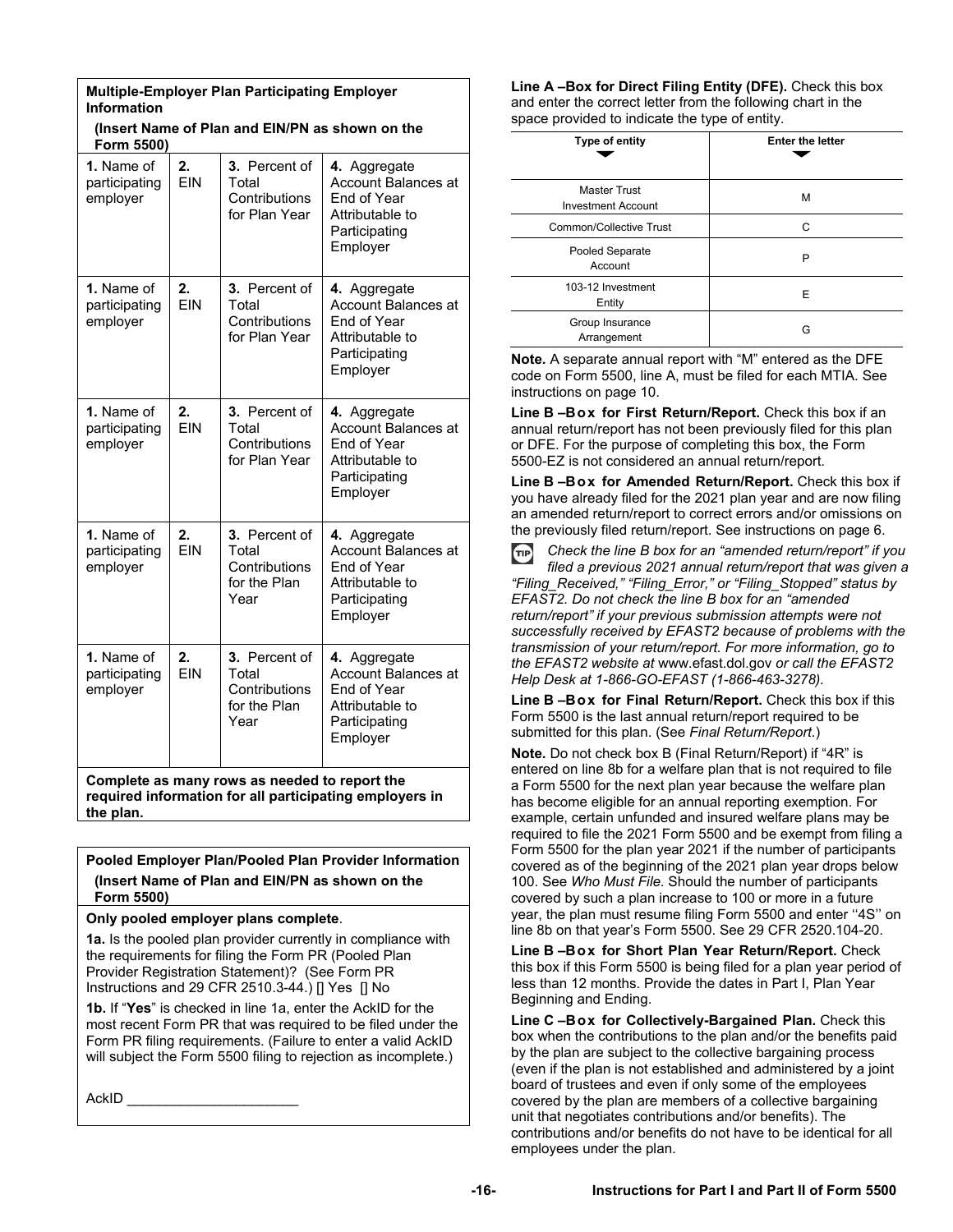**Multiple-Employer Plan Participating Employer Information**

**(Insert Name of Plan and EIN/PN as shown on the Form 5500)**

| **1.** Name of participating employer | **2.** EIN | **3.** Percent of Total Contributions for Plan Year | **4.** Aggregate Account Balances at End of Year Attributable to Participating Employer |
|---|---|---|---|
| **1.** Name of participating employer | **2.** EIN | **3.** Percent of Total Contributions for Plan Year | **4.** Aggregate Account Balances at End of Year Attributable to Participating Employer |
| **1.** Name of participating employer | **2.** EIN | **3.** Percent of Total Contributions for Plan Year | **4.** Aggregate Account Balances at End of Year Attributable to Participating Employer |
| **1.** Name of participating employer | **2.** EIN | **3.** Percent of Total Contributions for the Plan Year | **4.** Aggregate Account Balances at End of Year Attributable to Participating Employer |
| **1.** Name of participating employer | **2.** EIN | **3.** Percent of Total Contributions for the Plan Year | **4.** Aggregate Account Balances at End of Year Attributable to Participating Employer |

**Complete as many rows as needed to report the required information for all participating employers in the plan.**

**Pooled Employer Plan/Pooled Plan Provider Information**

**(Insert Name of Plan and EIN/PN as shown on the Form 5500)**

**Only pooled employer plans complete**.

**1a.** Is the pooled plan provider currently in compliance with the requirements for filing the Form PR (Pooled Plan Provider Registration Statement)? (See Form PR Instructions and 29 CFR 2510.3-44.) [] Yes [] No

**1b.** If "**Yes**" is checked in line 1a, enter the AckID for the most recent Form PR that was required to be filed under the Form PR filing requirements. (Failure to enter a valid AckID will subject the Form 5500 filing to rejection as incomplete.)

AckID ______________________

**Line A –Box for Direct Filing Entity (DFE).** Check this box and enter the correct letter from the following chart in the space provided to indicate the type of entity.

| Type of entity | Enter the letter |
|---|---|
| Master Trust Investment Account | M |
| Common/Collective Trust | C |
| Pooled Separate Account | P |
| 103-12 Investment Entity | E |
| Group Insurance Arrangement | G |

**Note.** A separate annual report with "M" entered as the DFE code on Form 5500, line A, must be filed for each MTIA. See instructions on page 10.

**Line B –Box for First Return/Report.** Check this box if an annual return/report has not been previously filed for this plan or DFE. For the purpose of completing this box, the Form 5500-EZ is not considered an annual return/report.

**Line B –Box for Amended Return/Report.** Check this box if you have already filed for the 2021 plan year and are now filing an amended return/report to correct errors and/or omissions on the previously filed return/report. See instructions on page 6.

*TIP: Check the line B box for an "amended return/report" if you filed a previous 2021 annual return/report that was given a "Filing_Received," "Filing_Error," or "Filing_Stopped" status by EFAST2. Do not check the line B box for an "amended return/report" if your previous submission attempts were not successfully received by EFAST2 because of problems with the transmission of your return/report. For more information, go to the EFAST2 website at* www.efast.dol.gov *or call the EFAST2 Help Desk at 1-866-GO-EFAST (1-866-463-3278).*

**Line B –Box for Final Return/Report.** Check this box if this Form 5500 is the last annual return/report required to be submitted for this plan. (See *Final Return/Report.*)

**Note.** Do not check box B (Final Return/Report) if "4R" is entered on line 8b for a welfare plan that is not required to file a Form 5500 for the next plan year because the welfare plan has become eligible for an annual reporting exemption. For example, certain unfunded and insured welfare plans may be required to file the 2021 Form 5500 and be exempt from filing a Form 5500 for the plan year 2021 if the number of participants covered as of the beginning of the 2021 plan year drops below 100. See *Who Must File.* Should the number of participants covered by such a plan increase to 100 or more in a future year, the plan must resume filing Form 5500 and enter ''4S'' on line 8b on that year's Form 5500. See 29 CFR 2520.104-20.

**Line B –Box for Short Plan Year Return/Report.** Check this box if this Form 5500 is being filed for a plan year period of less than 12 months. Provide the dates in Part I, Plan Year Beginning and Ending.

**Line C –Box for Collectively-Bargained Plan.** Check this box when the contributions to the plan and/or the benefits paid by the plan are subject to the collective bargaining process (even if the plan is not established and administered by a joint board of trustees and even if only some of the employees covered by the plan are members of a collective bargaining unit that negotiates contributions and/or benefits). The contributions and/or benefits do not have to be identical for all employees under the plan.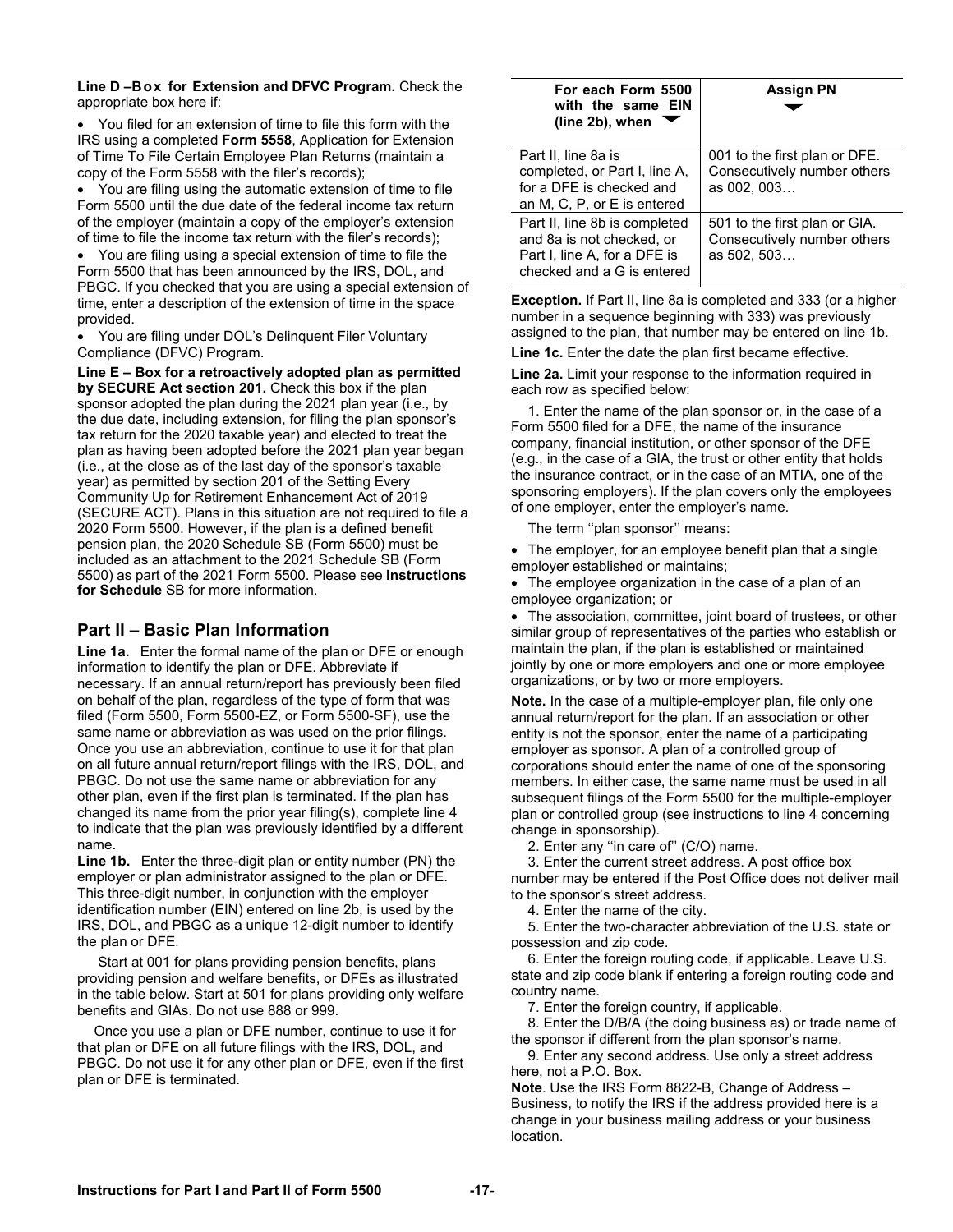**Line D –Box for Extension and DFVC Program.** Check the appropriate box here if:

- You filed for an extension of time to file this form with the IRS using a completed **Form 5558**, Application for Extension of Time To File Certain Employee Plan Returns (maintain a copy of the Form 5558 with the filer's records);
- You are filing using the automatic extension of time to file Form 5500 until the due date of the federal income tax return of the employer (maintain a copy of the employer's extension of time to file the income tax return with the filer's records);
- You are filing using a special extension of time to file the Form 5500 that has been announced by the IRS, DOL, and PBGC. If you checked that you are using a special extension of time, enter a description of the extension of time in the space provided.
- You are filing under DOL's Delinquent Filer Voluntary Compliance (DFVC) Program.

**Line E – Box for a retroactively adopted plan as permitted by SECURE Act section 201.** Check this box if the plan sponsor adopted the plan during the 2021 plan year (i.e., by the due date, including extension, for filing the plan sponsor's tax return for the 2020 taxable year) and elected to treat the plan as having been adopted before the 2021 plan year began (i.e., at the close as of the last day of the sponsor's taxable year) as permitted by section 201 of the Setting Every Community Up for Retirement Enhancement Act of 2019 (SECURE ACT). Plans in this situation are not required to file a 2020 Form 5500. However, if the plan is a defined benefit pension plan, the 2020 Schedule SB (Form 5500) must be included as an attachment to the 2021 Schedule SB (Form 5500) as part of the 2021 Form 5500. Please see **Instructions for Schedule** SB for more information.

## Part II – Basic Plan Information

**Line 1a.** Enter the formal name of the plan or DFE or enough information to identify the plan or DFE. Abbreviate if necessary. If an annual return/report has previously been filed on behalf of the plan, regardless of the type of form that was filed (Form 5500, Form 5500-EZ, or Form 5500-SF), use the same name or abbreviation as was used on the prior filings. Once you use an abbreviation, continue to use it for that plan on all future annual return/report filings with the IRS, DOL, and PBGC. Do not use the same name or abbreviation for any other plan, even if the first plan is terminated. If the plan has changed its name from the prior year filing(s), complete line 4 to indicate that the plan was previously identified by a different name.

**Line 1b.** Enter the three-digit plan or entity number (PN) the employer or plan administrator assigned to the plan or DFE. This three-digit number, in conjunction with the employer identification number (EIN) entered on line 2b, is used by the IRS, DOL, and PBGC as a unique 12-digit number to identify the plan or DFE.

Start at 001 for plans providing pension benefits, plans providing pension and welfare benefits, or DFEs as illustrated in the table below. Start at 501 for plans providing only welfare benefits and GIAs. Do not use 888 or 999.

Once you use a plan or DFE number, continue to use it for that plan or DFE on all future filings with the IRS, DOL, and PBGC. Do not use it for any other plan or DFE, even if the first plan or DFE is terminated.

| For each Form 5500 with the same EIN (line 2b), when | Assign PN |
|---|---|
| Part II, line 8a is completed, or Part I, line A, for a DFE is checked and an M, C, P, or E is entered | 001 to the first plan or DFE. Consecutively number others as 002, 003… |
| Part II, line 8b is completed and 8a is not checked, or Part I, line A, for a DFE is checked and a G is entered | 501 to the first plan or GIA. Consecutively number others as 502, 503… |

**Exception.** If Part II, line 8a is completed and 333 (or a higher number in a sequence beginning with 333) was previously assigned to the plan, that number may be entered on line 1b.

**Line 1c.** Enter the date the plan first became effective.

**Line 2a.** Limit your response to the information required in each row as specified below:

1. Enter the name of the plan sponsor or, in the case of a Form 5500 filed for a DFE, the name of the insurance company, financial institution, or other sponsor of the DFE (e.g., in the case of a GIA, the trust or other entity that holds the insurance contract, or in the case of an MTIA, one of the sponsoring employers). If the plan covers only the employees of one employer, enter the employer's name.

The term ''plan sponsor'' means:

- The employer, for an employee benefit plan that a single employer established or maintains;
- The employee organization in the case of a plan of an employee organization; or
- The association, committee, joint board of trustees, or other similar group of representatives of the parties who establish or maintain the plan, if the plan is established or maintained jointly by one or more employers and one or more employee organizations, or by two or more employers.

**Note.** In the case of a multiple-employer plan, file only one annual return/report for the plan. If an association or other entity is not the sponsor, enter the name of a participating employer as sponsor. A plan of a controlled group of corporations should enter the name of one of the sponsoring members. In either case, the same name must be used in all subsequent filings of the Form 5500 for the multiple-employer plan or controlled group (see instructions to line 4 concerning change in sponsorship).

2. Enter any ''in care of'' (C/O) name.
3. Enter the current street address. A post office box number may be entered if the Post Office does not deliver mail to the sponsor's street address.
4. Enter the name of the city.
5. Enter the two-character abbreviation of the U.S. state or possession and zip code.
6. Enter the foreign routing code, if applicable. Leave U.S. state and zip code blank if entering a foreign routing code and country name.
7. Enter the foreign country, if applicable.
8. Enter the D/B/A (the doing business as) or trade name of the sponsor if different from the plan sponsor's name.
9. Enter any second address. Use only a street address here, not a P.O. Box.

**Note**. Use the IRS Form 8822-B, Change of Address – Business, to notify the IRS if the address provided here is a change in your business mailing address or your business location.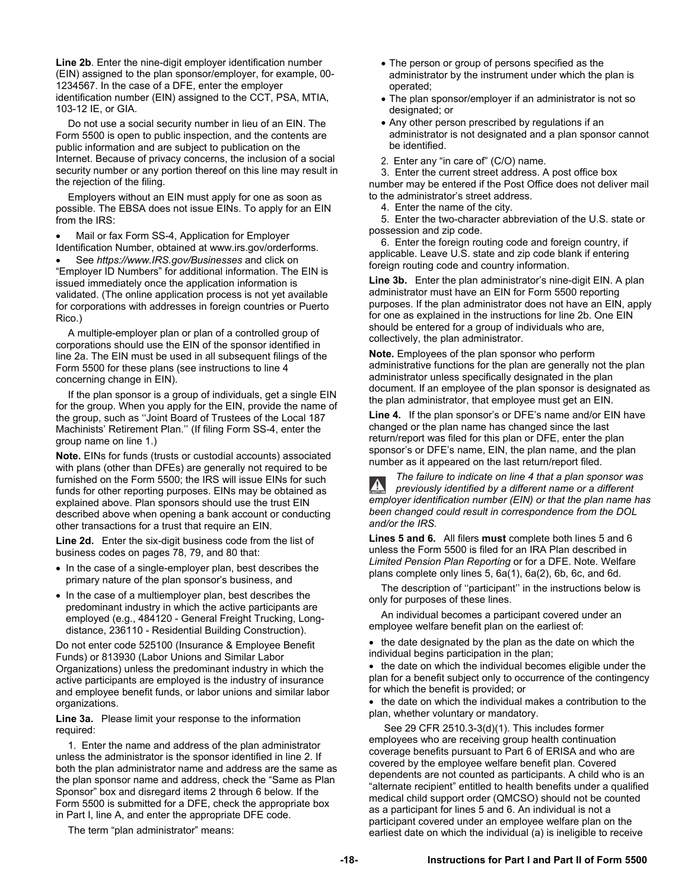**Line 2b**. Enter the nine-digit employer identification number (EIN) assigned to the plan sponsor/employer, for example, 00-1234567. In the case of a DFE, enter the employer identification number (EIN) assigned to the CCT, PSA, MTIA, 103-12 IE, or GIA.

Do not use a social security number in lieu of an EIN. The Form 5500 is open to public inspection, and the contents are public information and are subject to publication on the Internet. Because of privacy concerns, the inclusion of a social security number or any portion thereof on this line may result in the rejection of the filing.

Employers without an EIN must apply for one as soon as possible. The EBSA does not issue EINs. To apply for an EIN from the IRS:

- Mail or fax Form SS-4, Application for Employer Identification Number, obtained at www.irs.gov/orderforms.
- See *https://www.IRS.gov/Businesses* and click on "Employer ID Numbers" for additional information. The EIN is issued immediately once the application information is validated. (The online application process is not yet available for corporations with addresses in foreign countries or Puerto Rico.)

A multiple-employer plan or plan of a controlled group of corporations should use the EIN of the sponsor identified in line 2a. The EIN must be used in all subsequent filings of the Form 5500 for these plans (see instructions to line 4 concerning change in EIN).

If the plan sponsor is a group of individuals, get a single EIN for the group. When you apply for the EIN, provide the name of the group, such as ''Joint Board of Trustees of the Local 187 Machinists' Retirement Plan.'' (If filing Form SS-4, enter the group name on line 1.)

**Note.** EINs for funds (trusts or custodial accounts) associated with plans (other than DFEs) are generally not required to be furnished on the Form 5500; the IRS will issue EINs for such funds for other reporting purposes. EINs may be obtained as explained above. Plan sponsors should use the trust EIN described above when opening a bank account or conducting other transactions for a trust that require an EIN.

**Line 2d.** Enter the six-digit business code from the list of business codes on pages 78, 79, and 80 that:

- In the case of a single-employer plan, best describes the primary nature of the plan sponsor's business, and
- In the case of a multiemployer plan, best describes the predominant industry in which the active participants are employed (e.g., 484120 - General Freight Trucking, Long-distance, 236110 - Residential Building Construction).

Do not enter code 525100 (Insurance & Employee Benefit Funds) or 813930 (Labor Unions and Similar Labor Organizations) unless the predominant industry in which the active participants are employed is the industry of insurance and employee benefit funds, or labor unions and similar labor organizations.

**Line 3a.** Please limit your response to the information required:

1. Enter the name and address of the plan administrator unless the administrator is the sponsor identified in line 2. If both the plan administrator name and address are the same as the plan sponsor name and address, check the "Same as Plan Sponsor" box and disregard items 2 through 6 below. If the Form 5500 is submitted for a DFE, check the appropriate box in Part I, line A, and enter the appropriate DFE code.

The term "plan administrator" means:

- The person or group of persons specified as the administrator by the instrument under which the plan is operated;
- The plan sponsor/employer if an administrator is not so designated; or
- Any other person prescribed by regulations if an administrator is not designated and a plan sponsor cannot be identified.

2. Enter any "in care of" (C/O) name.

3. Enter the current street address. A post office box number may be entered if the Post Office does not deliver mail to the administrator's street address.

4. Enter the name of the city.

5. Enter the two-character abbreviation of the U.S. state or possession and zip code.

6. Enter the foreign routing code and foreign country, if applicable. Leave U.S. state and zip code blank if entering foreign routing code and country information.

**Line 3b.** Enter the plan administrator's nine-digit EIN. A plan administrator must have an EIN for Form 5500 reporting purposes. If the plan administrator does not have an EIN, apply for one as explained in the instructions for line 2b. One EIN should be entered for a group of individuals who are, collectively, the plan administrator.

**Note.** Employees of the plan sponsor who perform administrative functions for the plan are generally not the plan administrator unless specifically designated in the plan document. If an employee of the plan sponsor is designated as the plan administrator, that employee must get an EIN.

**Line 4.** If the plan sponsor's or DFE's name and/or EIN have changed or the plan name has changed since the last return/report was filed for this plan or DFE, enter the plan sponsor's or DFE's name, EIN, the plan name, and the plan number as it appeared on the last return/report filed.

*The failure to indicate on line 4 that a plan sponsor was previously identified by a different name or a different employer identification number (EIN) or that the plan name has been changed could result in correspondence from the DOL and/or the IRS.*

**Lines 5 and 6.** All filers **must** complete both lines 5 and 6 unless the Form 5500 is filed for an IRA Plan described in *Limited Pension Plan Reporting* or for a DFE. Note. Welfare plans complete only lines 5, 6a(1), 6a(2), 6b, 6c, and 6d.

The description of ''participant'' in the instructions below is only for purposes of these lines.

An individual becomes a participant covered under an employee welfare benefit plan on the earliest of:

- the date designated by the plan as the date on which the individual begins participation in the plan;
- the date on which the individual becomes eligible under the plan for a benefit subject only to occurrence of the contingency for which the benefit is provided; or
- the date on which the individual makes a contribution to the plan, whether voluntary or mandatory.

See 29 CFR 2510.3-3(d)(1). This includes former employees who are receiving group health continuation coverage benefits pursuant to Part 6 of ERISA and who are covered by the employee welfare benefit plan. Covered dependents are not counted as participants. A child who is an "alternate recipient" entitled to health benefits under a qualified medical child support order (QMCSO) should not be counted as a participant for lines 5 and 6. An individual is not a participant covered under an employee welfare plan on the earliest date on which the individual (a) is ineligible to receive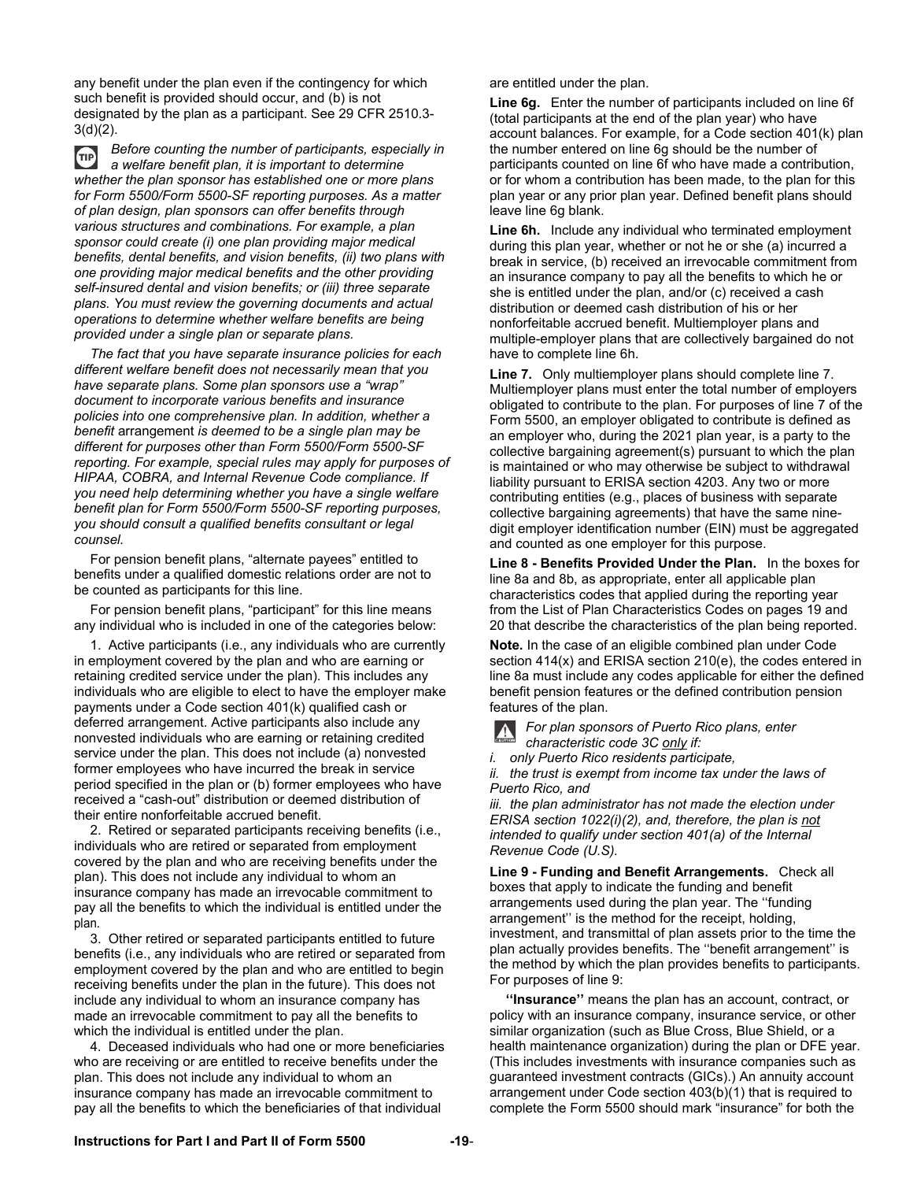any benefit under the plan even if the contingency for which such benefit is provided should occur, and (b) is not designated by the plan as a participant. See 29 CFR 2510.3-3(d)(2).

TIP *Before counting the number of participants, especially in a welfare benefit plan, it is important to determine whether the plan sponsor has established one or more plans for Form 5500/Form 5500-SF reporting purposes. As a matter of plan design, plan sponsors can offer benefits through various structures and combinations. For example, a plan sponsor could create (i) one plan providing major medical benefits, dental benefits, and vision benefits, (ii) two plans with one providing major medical benefits and the other providing self-insured dental and vision benefits; or (iii) three separate plans. You must review the governing documents and actual operations to determine whether welfare benefits are being provided under a single plan or separate plans.*

*The fact that you have separate insurance policies for each different welfare benefit does not necessarily mean that you have separate plans. Some plan sponsors use a "wrap" document to incorporate various benefits and insurance policies into one comprehensive plan. In addition, whether a benefit arrangement is deemed to be a single plan may be different for purposes other than Form 5500/Form 5500-SF reporting. For example, special rules may apply for purposes of HIPAA, COBRA, and Internal Revenue Code compliance. If you need help determining whether you have a single welfare benefit plan for Form 5500/Form 5500-SF reporting purposes, you should consult a qualified benefits consultant or legal counsel.*

For pension benefit plans, "alternate payees" entitled to benefits under a qualified domestic relations order are not to be counted as participants for this line.

For pension benefit plans, "participant" for this line means any individual who is included in one of the categories below:

1. Active participants (i.e., any individuals who are currently in employment covered by the plan and who are earning or retaining credited service under the plan). This includes any individuals who are eligible to elect to have the employer make payments under a Code section 401(k) qualified cash or deferred arrangement. Active participants also include any nonvested individuals who are earning or retaining credited service under the plan. This does not include (a) nonvested former employees who have incurred the break in service period specified in the plan or (b) former employees who have received a "cash-out" distribution or deemed distribution of their entire nonforfeitable accrued benefit.

2. Retired or separated participants receiving benefits (i.e., individuals who are retired or separated from employment covered by the plan and who are receiving benefits under the plan). This does not include any individual to whom an insurance company has made an irrevocable commitment to pay all the benefits to which the individual is entitled under the plan.

3. Other retired or separated participants entitled to future benefits (i.e., any individuals who are retired or separated from employment covered by the plan and who are entitled to begin receiving benefits under the plan in the future). This does not include any individual to whom an insurance company has made an irrevocable commitment to pay all the benefits to which the individual is entitled under the plan.

4. Deceased individuals who had one or more beneficiaries who are receiving or are entitled to receive benefits under the plan. This does not include any individual to whom an insurance company has made an irrevocable commitment to pay all the benefits to which the beneficiaries of that individual are entitled under the plan.

**Line 6g.** Enter the number of participants included on line 6f (total participants at the end of the plan year) who have account balances. For example, for a Code section 401(k) plan the number entered on line 6g should be the number of participants counted on line 6f who have made a contribution, or for whom a contribution has been made, to the plan for this plan year or any prior plan year. Defined benefit plans should leave line 6g blank.

**Line 6h.** Include any individual who terminated employment during this plan year, whether or not he or she (a) incurred a break in service, (b) received an irrevocable commitment from an insurance company to pay all the benefits to which he or she is entitled under the plan, and/or (c) received a cash distribution or deemed cash distribution of his or her nonforfeitable accrued benefit. Multiemployer plans and multiple-employer plans that are collectively bargained do not have to complete line 6h.

**Line 7.** Only multiemployer plans should complete line 7. Multiemployer plans must enter the total number of employers obligated to contribute to the plan. For purposes of line 7 of the Form 5500, an employer obligated to contribute is defined as an employer who, during the 2021 plan year, is a party to the collective bargaining agreement(s) pursuant to which the plan is maintained or who may otherwise be subject to withdrawal liability pursuant to ERISA section 4203. Any two or more contributing entities (e.g., places of business with separate collective bargaining agreements) that have the same nine-digit employer identification number (EIN) must be aggregated and counted as one employer for this purpose.

**Line 8 - Benefits Provided Under the Plan.** In the boxes for line 8a and 8b, as appropriate, enter all applicable plan characteristics codes that applied during the reporting year from the List of Plan Characteristics Codes on pages 19 and 20 that describe the characteristics of the plan being reported.

**Note.** In the case of an eligible combined plan under Code section 414(x) and ERISA section 210(e), the codes entered in line 8a must include any codes applicable for either the defined benefit pension features or the defined contribution pension features of the plan.

CAUTION *For plan sponsors of Puerto Rico plans, enter characteristic code 3C only if:*

*i. only Puerto Rico residents participate,*

*ii. the trust is exempt from income tax under the laws of Puerto Rico, and*

*iii. the plan administrator has not made the election under ERISA section 1022(i)(2), and, therefore, the plan is not intended to qualify under section 401(a) of the Internal Revenue Code (U.S).*

**Line 9 - Funding and Benefit Arrangements.** Check all boxes that apply to indicate the funding and benefit arrangements used during the plan year. The ''funding arrangement'' is the method for the receipt, holding, investment, and transmittal of plan assets prior to the time the plan actually provides benefits. The ''benefit arrangement'' is the method by which the plan provides benefits to participants. For purposes of line 9:

**''Insurance''** means the plan has an account, contract, or policy with an insurance company, insurance service, or other similar organization (such as Blue Cross, Blue Shield, or a health maintenance organization) during the plan or DFE year. (This includes investments with insurance companies such as guaranteed investment contracts (GICs).) An annuity account arrangement under Code section 403(b)(1) that is required to complete the Form 5500 should mark "insurance" for both the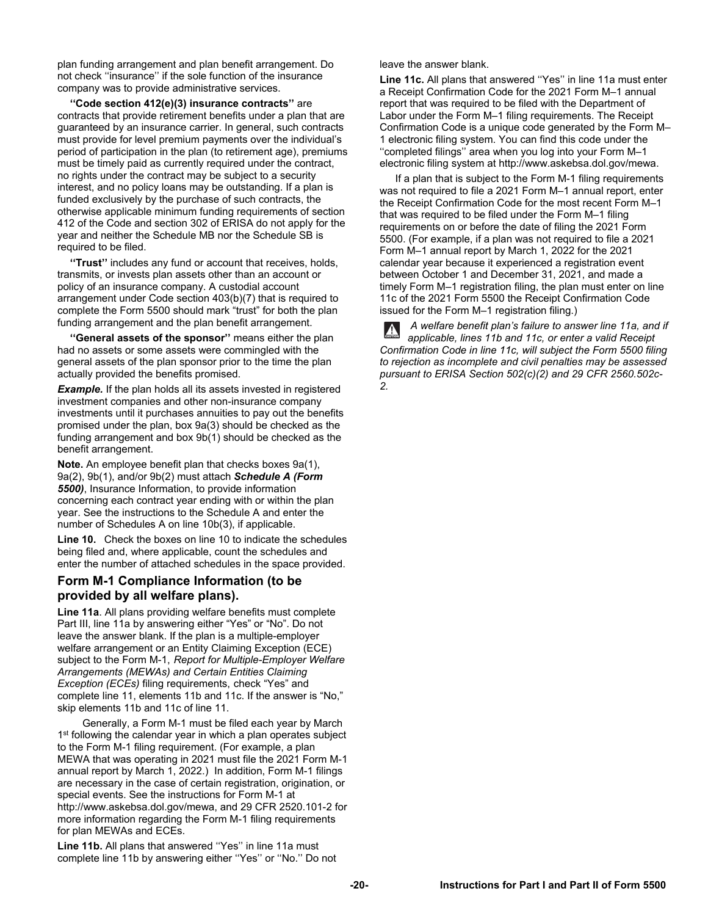plan funding arrangement and plan benefit arrangement. Do not check ''insurance'' if the sole function of the insurance company was to provide administrative services.

**''Code section 412(e)(3) insurance contracts''** are contracts that provide retirement benefits under a plan that are guaranteed by an insurance carrier. In general, such contracts must provide for level premium payments over the individual's period of participation in the plan (to retirement age), premiums must be timely paid as currently required under the contract, no rights under the contract may be subject to a security interest, and no policy loans may be outstanding. If a plan is funded exclusively by the purchase of such contracts, the otherwise applicable minimum funding requirements of section 412 of the Code and section 302 of ERISA do not apply for the year and neither the Schedule MB nor the Schedule SB is required to be filed.

**''Trust''** includes any fund or account that receives, holds, transmits, or invests plan assets other than an account or policy of an insurance company. A custodial account arrangement under Code section 403(b)(7) that is required to complete the Form 5500 should mark "trust" for both the plan funding arrangement and the plan benefit arrangement.

**''General assets of the sponsor''** means either the plan had no assets or some assets were commingled with the general assets of the plan sponsor prior to the time the plan actually provided the benefits promised.

***Example.*** If the plan holds all its assets invested in registered investment companies and other non-insurance company investments until it purchases annuities to pay out the benefits promised under the plan, box 9a(3) should be checked as the funding arrangement and box 9b(1) should be checked as the benefit arrangement.

**Note.** An employee benefit plan that checks boxes 9a(1), 9a(2), 9b(1), and/or 9b(2) must attach ***Schedule A (Form 5500)***, Insurance Information, to provide information concerning each contract year ending with or within the plan year. See the instructions to the Schedule A and enter the number of Schedules A on line 10b(3), if applicable.

**Line 10.** Check the boxes on line 10 to indicate the schedules being filed and, where applicable, count the schedules and enter the number of attached schedules in the space provided.

## Form M-1 Compliance Information (to be provided by all welfare plans).

**Line 11a**. All plans providing welfare benefits must complete Part III, line 11a by answering either "Yes" or "No". Do not leave the answer blank. If the plan is a multiple-employer welfare arrangement or an Entity Claiming Exception (ECE) subject to the Form M-1, *Report for Multiple-Employer Welfare Arrangements (MEWAs) and Certain Entities Claiming Exception (ECEs)* filing requirements, check "Yes" and complete line 11, elements 11b and 11c. If the answer is "No," skip elements 11b and 11c of line 11.

Generally, a Form M-1 must be filed each year by March 1st following the calendar year in which a plan operates subject to the Form M-1 filing requirement. (For example, a plan MEWA that was operating in 2021 must file the 2021 Form M-1 annual report by March 1, 2022.) In addition, Form M-1 filings are necessary in the case of certain registration, origination, or special events. See the instructions for Form M-1 at http://www.askebsa.dol.gov/mewa, and 29 CFR 2520.101-2 for more information regarding the Form M-1 filing requirements for plan MEWAs and ECEs.

**Line 11b.** All plans that answered ''Yes'' in line 11a must complete line 11b by answering either ''Yes'' or ''No.'' Do not leave the answer blank.

**Line 11c.** All plans that answered ''Yes'' in line 11a must enter a Receipt Confirmation Code for the 2021 Form M–1 annual report that was required to be filed with the Department of Labor under the Form M–1 filing requirements. The Receipt Confirmation Code is a unique code generated by the Form M–1 electronic filing system. You can find this code under the ''completed filings'' area when you log into your Form M–1 electronic filing system at http://www.askebsa.dol.gov/mewa.

If a plan that is subject to the Form M-1 filing requirements was not required to file a 2021 Form M–1 annual report, enter the Receipt Confirmation Code for the most recent Form M–1 that was required to be filed under the Form M–1 filing requirements on or before the date of filing the 2021 Form 5500. (For example, if a plan was not required to file a 2021 Form M–1 annual report by March 1, 2022 for the 2021 calendar year because it experienced a registration event between October 1 and December 31, 2021, and made a timely Form M–1 registration filing, the plan must enter on line 11c of the 2021 Form 5500 the Receipt Confirmation Code issued for the Form M–1 registration filing.)

*A welfare benefit plan's failure to answer line 11a, and if applicable, lines 11b and 11c, or enter a valid Receipt Confirmation Code in line 11c, will subject the Form 5500 filing to rejection as incomplete and civil penalties may be assessed pursuant to ERISA Section 502(c)(2) and 29 CFR 2560.502c-2.*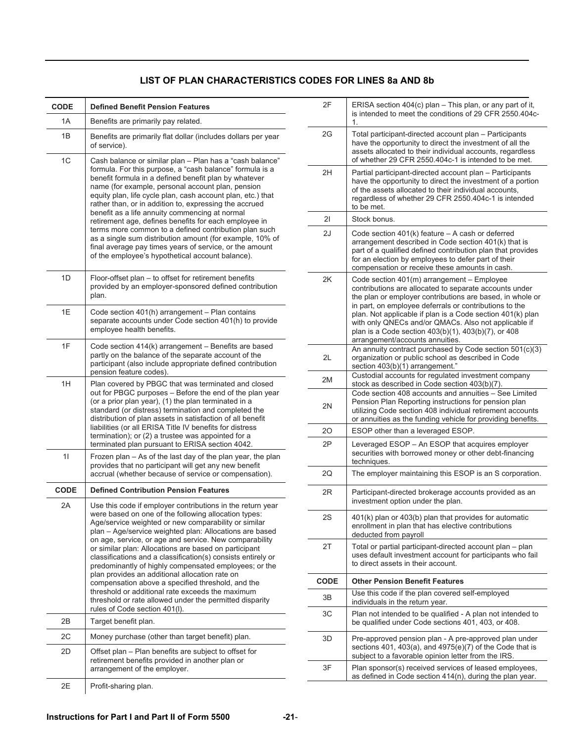## LIST OF PLAN CHARACTERISTICS CODES FOR LINES 8a AND 8b

| CODE | Defined Benefit Pension Features |
|---|---|
| 1A | Benefits are primarily pay related. |
| 1B | Benefits are primarily flat dollar (includes dollars per year of service). |
| 1C | Cash balance or similar plan – Plan has a “cash balance” formula. For this purpose, a “cash balance” formula is a benefit formula in a defined benefit plan by whatever name (for example, personal account plan, pension equity plan, life cycle plan, cash account plan, etc.) that rather than, or in addition to, expressing the accrued benefit as a life annuity commencing at normal retirement age, defines benefits for each employee in terms more common to a defined contribution plan such as a single sum distribution amount (for example, 10% of final average pay times years of service, or the amount of the employee’s hypothetical account balance). |
| 1D | Floor-offset plan – to offset for retirement benefits provided by an employer-sponsored defined contribution plan. |
| 1E | Code section 401(h) arrangement – Plan contains separate accounts under Code section 401(h) to provide employee health benefits. |
| 1F | Code section 414(k) arrangement – Benefits are based partly on the balance of the separate account of the participant (also include appropriate defined contribution pension feature codes). |
| 1H | Plan covered by PBGC that was terminated and closed out for PBGC purposes – Before the end of the plan year (or a prior plan year), (1) the plan terminated in a standard (or distress) termination and completed the distribution of plan assets in satisfaction of all benefit liabilities (or all ERISA Title IV benefits for distress termination); or (2) a trustee was appointed for a terminated plan pursuant to ERISA section 4042. |
| 1I | Frozen plan – As of the last day of the plan year, the plan provides that no participant will get any new benefit accrual (whether because of service or compensation). |

| CODE | Defined Contribution Pension Features |
|---|---|
| 2A | Use this code if employer contributions in the return year were based on one of the following allocation types: Age/service weighted or new comparability or similar plan – Age/service weighted plan: Allocations are based on age, service, or age and service. New comparability or similar plan: Allocations are based on participant classifications and a classification(s) consists entirely or predominantly of highly compensated employees; or the plan provides an additional allocation rate on compensation above a specified threshold, and the threshold or additional rate exceeds the maximum threshold or rate allowed under the permitted disparity rules of Code section 401(l). |
| 2B | Target benefit plan. |
| 2C | Money purchase (other than target benefit) plan. |
| 2D | Offset plan – Plan benefits are subject to offset for retirement benefits provided in another plan or arrangement of the employer. |
| 2E | Profit-sharing plan. |
| 2F | ERISA section 404(c) plan – This plan, or any part of it, is intended to meet the conditions of 29 CFR 2550.404c-1. |
| 2G | Total participant-directed account plan – Participants have the opportunity to direct the investment of all the assets allocated to their individual accounts, regardless of whether 29 CFR 2550.404c-1 is intended to be met. |
| 2H | Partial participant-directed account plan – Participants have the opportunity to direct the investment of a portion of the assets allocated to their individual accounts, regardless of whether 29 CFR 2550.404c-1 is intended to be met. |
| 2I | Stock bonus. |
| 2J | Code section 401(k) feature – A cash or deferred arrangement described in Code section 401(k) that is part of a qualified defined contribution plan that provides for an election by employees to defer part of their compensation or receive these amounts in cash. |
| 2K | Code section 401(m) arrangement – Employee contributions are allocated to separate accounts under the plan or employer contributions are based, in whole or in part, on employee deferrals or contributions to the plan. Not applicable if plan is a Code section 401(k) plan with only QNECs and/or QMACs. Also not applicable if plan is a Code section 403(b)(1), 403(b)(7), or 408 arrangement/accounts annuities. |
| 2L | An annuity contract purchased by Code section 501(c)(3) organization or public school as described in Code section 403(b)(1) arrangement.” |
| 2M | Custodial accounts for regulated investment company stock as described in Code section 403(b)(7). |
| 2N | Code section 408 accounts and annuities – See Limited Pension Plan Reporting instructions for pension plan utilizing Code section 408 individual retirement accounts or annuities as the funding vehicle for providing benefits. |
| 2O | ESOP other than a leveraged ESOP. |
| 2P | Leveraged ESOP – An ESOP that acquires employer securities with borrowed money or other debt-financing techniques. |
| 2Q | The employer maintaining this ESOP is an S corporation. |
| 2R | Participant-directed brokerage accounts provided as an investment option under the plan. |
| 2S | 401(k) plan or 403(b) plan that provides for automatic enrollment in plan that has elective contributions deducted from payroll |
| 2T | Total or partial participant-directed account plan – plan uses default investment account for participants who fail to direct assets in their account. |

| CODE | Other Pension Benefit Features |
|---|---|
| 3B | Use this code if the plan covered self-employed individuals in the return year. |
| 3C | Plan not intended to be qualified - A plan not intended to be qualified under Code sections 401, 403, or 408. |
| 3D | Pre-approved pension plan - A pre-approved plan under sections 401, 403(a), and 4975(e)(7) of the Code that is subject to a favorable opinion letter from the IRS. |
| 3F | Plan sponsor(s) received services of leased employees, as defined in Code section 414(n), during the plan year. |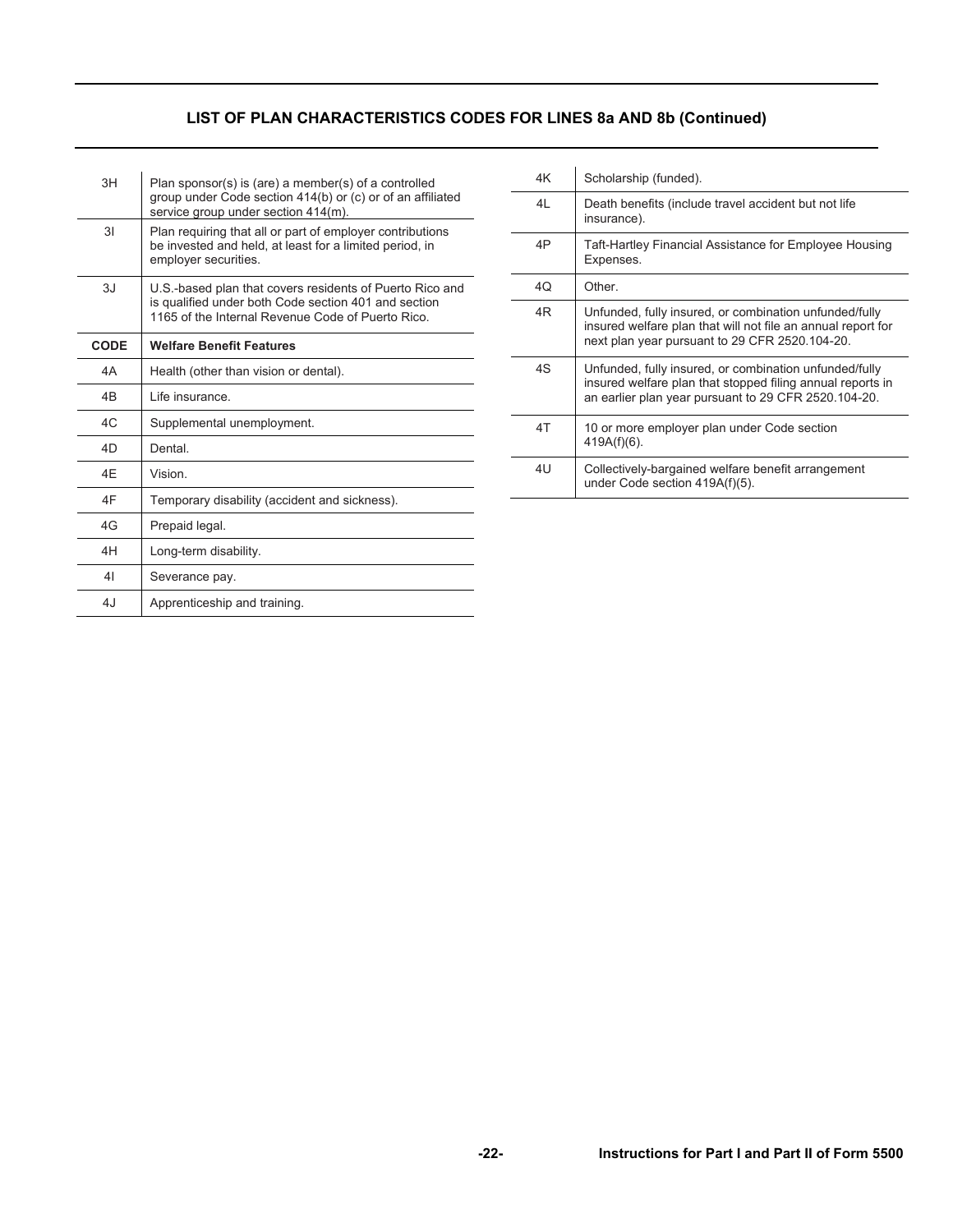## LIST OF PLAN CHARACTERISTICS CODES FOR LINES 8a AND 8b (Continued)

| | |
|---|---|
| 3H | Plan sponsor(s) is (are) a member(s) of a controlled group under Code section 414(b) or (c) or of an affiliated service group under section 414(m). |
| 3I | Plan requiring that all or part of employer contributions be invested and held, at least for a limited period, in employer securities. |
| 3J | U.S.-based plan that covers residents of Puerto Rico and is qualified under both Code section 401 and section 1165 of the Internal Revenue Code of Puerto Rico. |
| **CODE** | **Welfare Benefit Features** |
| 4A | Health (other than vision or dental). |
| 4B | Life insurance. |
| 4C | Supplemental unemployment. |
| 4D | Dental. |
| 4E | Vision. |
| 4F | Temporary disability (accident and sickness). |
| 4G | Prepaid legal. |
| 4H | Long-term disability. |
| 4I | Severance pay. |
| 4J | Apprenticeship and training. |
| 4K | Scholarship (funded). |
| 4L | Death benefits (include travel accident but not life insurance). |
| 4P | Taft-Hartley Financial Assistance for Employee Housing Expenses. |
| 4Q | Other. |
| 4R | Unfunded, fully insured, or combination unfunded/fully insured welfare plan that will not file an annual report for next plan year pursuant to 29 CFR 2520.104-20. |
| 4S | Unfunded, fully insured, or combination unfunded/fully insured welfare plan that stopped filing annual reports in an earlier plan year pursuant to 29 CFR 2520.104-20. |
| 4T | 10 or more employer plan under Code section 419A(f)(6). |
| 4U | Collectively-bargained welfare benefit arrangement under Code section 419A(f)(5). |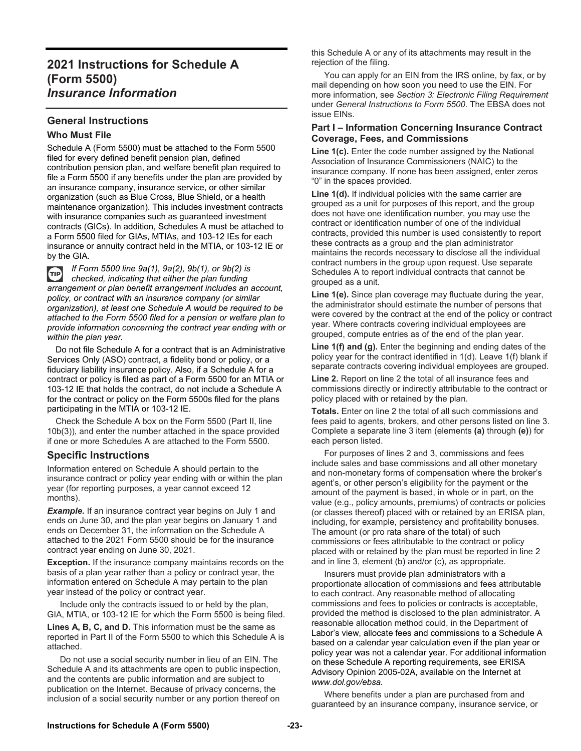# 2021 Instructions for Schedule A (Form 5500) *Insurance Information*

## General Instructions

### Who Must File

Schedule A (Form 5500) must be attached to the Form 5500 filed for every defined benefit pension plan, defined contribution pension plan, and welfare benefit plan required to file a Form 5500 if any benefits under the plan are provided by an insurance company, insurance service, or other similar organization (such as Blue Cross, Blue Shield, or a health maintenance organization). This includes investment contracts with insurance companies such as guaranteed investment contracts (GICs). In addition, Schedules A must be attached to a Form 5500 filed for GIAs, MTIAs, and 103-12 IEs for each insurance or annuity contract held in the MTIA, or 103-12 IE or by the GIA.

TIP *If Form 5500 line 9a(1), 9a(2), 9b(1), or 9b(2) is checked, indicating that either the plan funding arrangement or plan benefit arrangement includes an account, policy, or contract with an insurance company (or similar organization), at least one Schedule A would be required to be attached to the Form 5500 filed for a pension or welfare plan to provide information concerning the contract year ending with or within the plan year.*

Do not file Schedule A for a contract that is an Administrative Services Only (ASO) contract, a fidelity bond or policy, or a fiduciary liability insurance policy. Also, if a Schedule A for a contract or policy is filed as part of a Form 5500 for an MTIA or 103-12 IE that holds the contract, do not include a Schedule A for the contract or policy on the Form 5500s filed for the plans participating in the MTIA or 103-12 IE.

Check the Schedule A box on the Form 5500 (Part II, line 10b(3)), and enter the number attached in the space provided if one or more Schedules A are attached to the Form 5500.

## Specific Instructions

Information entered on Schedule A should pertain to the insurance contract or policy year ending with or within the plan year (for reporting purposes, a year cannot exceed 12 months).

***Example.*** If an insurance contract year begins on July 1 and ends on June 30, and the plan year begins on January 1 and ends on December 31, the information on the Schedule A attached to the 2021 Form 5500 should be for the insurance contract year ending on June 30, 2021.

**Exception.** If the insurance company maintains records on the basis of a plan year rather than a policy or contract year, the information entered on Schedule A may pertain to the plan year instead of the policy or contract year.

Include only the contracts issued to or held by the plan, GIA, MTIA, or 103-12 IE for which the Form 5500 is being filed.

**Lines A, B, C, and D.** This information must be the same as reported in Part II of the Form 5500 to which this Schedule A is attached.

Do not use a social security number in lieu of an EIN. The Schedule A and its attachments are open to public inspection, and the contents are public information and are subject to publication on the Internet. Because of privacy concerns, the inclusion of a social security number or any portion thereof on this Schedule A or any of its attachments may result in the rejection of the filing.

You can apply for an EIN from the IRS online, by fax, or by mail depending on how soon you need to use the EIN. For more information, see *Section 3: Electronic Filing Requirement* under *General Instructions to Form 5500*. The EBSA does not issue EINs.

### Part I – Information Concerning Insurance Contract Coverage, Fees, and Commissions

**Line 1(c).** Enter the code number assigned by the National Association of Insurance Commissioners (NAIC) to the insurance company. If none has been assigned, enter zeros "0" in the spaces provided.

**Line 1(d).** If individual policies with the same carrier are grouped as a unit for purposes of this report, and the group does not have one identification number, you may use the contract or identification number of one of the individual contracts, provided this number is used consistently to report these contracts as a group and the plan administrator maintains the records necessary to disclose all the individual contract numbers in the group upon request. Use separate Schedules A to report individual contracts that cannot be grouped as a unit.

**Line 1(e).** Since plan coverage may fluctuate during the year, the administrator should estimate the number of persons that were covered by the contract at the end of the policy or contract year. Where contracts covering individual employees are grouped, compute entries as of the end of the plan year.

**Line 1(f) and (g).** Enter the beginning and ending dates of the policy year for the contract identified in 1(d). Leave 1(f) blank if separate contracts covering individual employees are grouped.

**Line 2.** Report on line 2 the total of all insurance fees and commissions directly or indirectly attributable to the contract or policy placed with or retained by the plan.

**Totals.** Enter on line 2 the total of all such commissions and fees paid to agents, brokers, and other persons listed on line 3. Complete a separate line 3 item (elements **(a)** through **(e)**) for each person listed.

For purposes of lines 2 and 3, commissions and fees include sales and base commissions and all other monetary and non-monetary forms of compensation where the broker's agent's, or other person's eligibility for the payment or the amount of the payment is based, in whole or in part, on the value (e.g., policy amounts, premiums) of contracts or policies (or classes thereof) placed with or retained by an ERISA plan, including, for example, persistency and profitability bonuses. The amount (or pro rata share of the total) of such commissions or fees attributable to the contract or policy placed with or retained by the plan must be reported in line 2 and in line 3, element (b) and/or (c), as appropriate.

Insurers must provide plan administrators with a proportionate allocation of commissions and fees attributable to each contract. Any reasonable method of allocating commissions and fees to policies or contracts is acceptable, provided the method is disclosed to the plan administrator. A reasonable allocation method could, in the Department of Labor's view, allocate fees and commissions to a Schedule A based on a calendar year calculation even if the plan year or policy year was not a calendar year. For additional information on these Schedule A reporting requirements, see ERISA Advisory Opinion 2005-02A, available on the Internet at *www.dol.gov/ebsa.*

Where benefits under a plan are purchased from and guaranteed by an insurance company, insurance service, or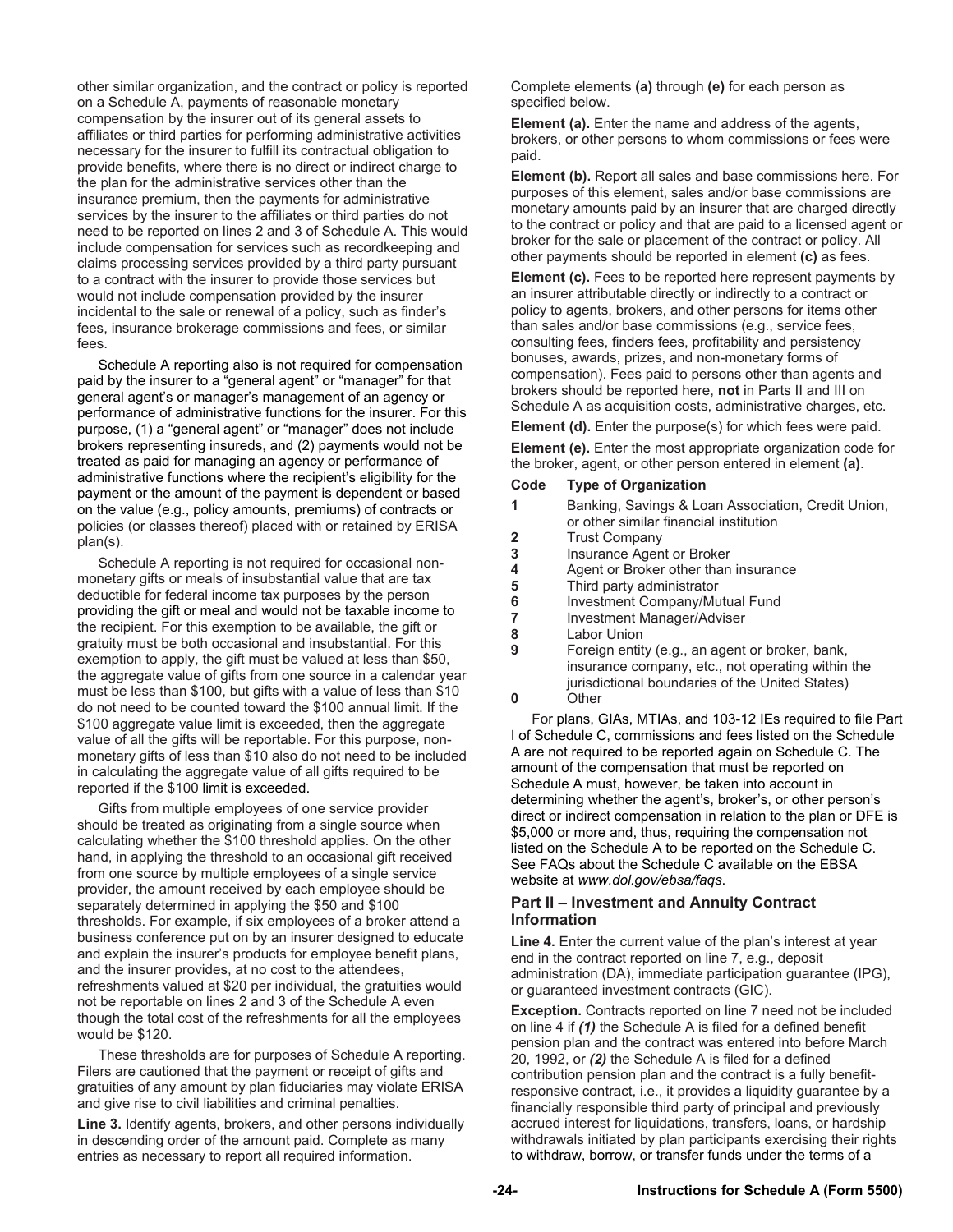other similar organization, and the contract or policy is reported on a Schedule A, payments of reasonable monetary compensation by the insurer out of its general assets to affiliates or third parties for performing administrative activities necessary for the insurer to fulfill its contractual obligation to provide benefits, where there is no direct or indirect charge to the plan for the administrative services other than the insurance premium, then the payments for administrative services by the insurer to the affiliates or third parties do not need to be reported on lines 2 and 3 of Schedule A. This would include compensation for services such as recordkeeping and claims processing services provided by a third party pursuant to a contract with the insurer to provide those services but would not include compensation provided by the insurer incidental to the sale or renewal of a policy, such as finder's fees, insurance brokerage commissions and fees, or similar fees.

Schedule A reporting also is not required for compensation paid by the insurer to a "general agent" or "manager" for that general agent's or manager's management of an agency or performance of administrative functions for the insurer. For this purpose, (1) a "general agent" or "manager" does not include brokers representing insureds, and (2) payments would not be treated as paid for managing an agency or performance of administrative functions where the recipient's eligibility for the payment or the amount of the payment is dependent or based on the value (e.g., policy amounts, premiums) of contracts or policies (or classes thereof) placed with or retained by ERISA plan(s).

Schedule A reporting is not required for occasional non-monetary gifts or meals of insubstantial value that are tax deductible for federal income tax purposes by the person providing the gift or meal and would not be taxable income to the recipient. For this exemption to be available, the gift or gratuity must be both occasional and insubstantial. For this exemption to apply, the gift must be valued at less than $50, the aggregate value of gifts from one source in a calendar year must be less than $100, but gifts with a value of less than $10 do not need to be counted toward the $100 annual limit. If the $100 aggregate value limit is exceeded, then the aggregate value of all the gifts will be reportable. For this purpose, non-monetary gifts of less than $10 also do not need to be included in calculating the aggregate value of all gifts required to be reported if the $100 limit is exceeded.

Gifts from multiple employees of one service provider should be treated as originating from a single source when calculating whether the $100 threshold applies. On the other hand, in applying the threshold to an occasional gift received from one source by multiple employees of a single service provider, the amount received by each employee should be separately determined in applying the $50 and $100 thresholds. For example, if six employees of a broker attend a business conference put on by an insurer designed to educate and explain the insurer's products for employee benefit plans, and the insurer provides, at no cost to the attendees, refreshments valued at $20 per individual, the gratuities would not be reportable on lines 2 and 3 of the Schedule A even though the total cost of the refreshments for all the employees would be $120.

These thresholds are for purposes of Schedule A reporting. Filers are cautioned that the payment or receipt of gifts and gratuities of any amount by plan fiduciaries may violate ERISA and give rise to civil liabilities and criminal penalties.

**Line 3.** Identify agents, brokers, and other persons individually in descending order of the amount paid. Complete as many entries as necessary to report all required information.

Complete elements **(a)** through **(e)** for each person as specified below.

**Element (a).** Enter the name and address of the agents, brokers, or other persons to whom commissions or fees were paid.

**Element (b).** Report all sales and base commissions here. For purposes of this element, sales and/or base commissions are monetary amounts paid by an insurer that are charged directly to the contract or policy and that are paid to a licensed agent or broker for the sale or placement of the contract or policy. All other payments should be reported in element **(c)** as fees.

**Element (c).** Fees to be reported here represent payments by an insurer attributable directly or indirectly to a contract or policy to agents, brokers, and other persons for items other than sales and/or base commissions (e.g., service fees, consulting fees, finders fees, profitability and persistency bonuses, awards, prizes, and non-monetary forms of compensation). Fees paid to persons other than agents and brokers should be reported here, **not** in Parts II and III on Schedule A as acquisition costs, administrative charges, etc.

**Element (d).** Enter the purpose(s) for which fees were paid.

**Element (e).** Enter the most appropriate organization code for the broker, agent, or other person entered in element **(a)**.

| Code | Type of Organization |
|---|---|
| 1 | Banking, Savings & Loan Association, Credit Union, or other similar financial institution |
| 2 | Trust Company |
| 3 | Insurance Agent or Broker |
| 4 | Agent or Broker other than insurance |
| 5 | Third party administrator |
| 6 | Investment Company/Mutual Fund |
| 7 | Investment Manager/Adviser |
| 8 | Labor Union |
| 9 | Foreign entity (e.g., an agent or broker, bank, insurance company, etc., not operating within the jurisdictional boundaries of the United States) |
| 0 | Other |

For plans, GIAs, MTIAs, and 103-12 IEs required to file Part I of Schedule C, commissions and fees listed on the Schedule A are not required to be reported again on Schedule C. The amount of the compensation that must be reported on Schedule A must, however, be taken into account in determining whether the agent's, broker's, or other person's direct or indirect compensation in relation to the plan or DFE is $5,000 or more and, thus, requiring the compensation not listed on the Schedule A to be reported on the Schedule C. See FAQs about the Schedule C available on the EBSA website at *www.dol.gov/ebsa/faqs*.

### Part II – Investment and Annuity Contract Information

**Line 4.** Enter the current value of the plan's interest at year end in the contract reported on line 7, e.g., deposit administration (DA), immediate participation guarantee (IPG), or guaranteed investment contracts (GIC).

**Exception.** Contracts reported on line 7 need not be included on line 4 if ***(1)*** the Schedule A is filed for a defined benefit pension plan and the contract was entered into before March 20, 1992, or ***(2)*** the Schedule A is filed for a defined contribution pension plan and the contract is a fully benefit-responsive contract, i.e., it provides a liquidity guarantee by a financially responsible third party of principal and previously accrued interest for liquidations, transfers, loans, or hardship withdrawals initiated by plan participants exercising their rights to withdraw, borrow, or transfer funds under the terms of a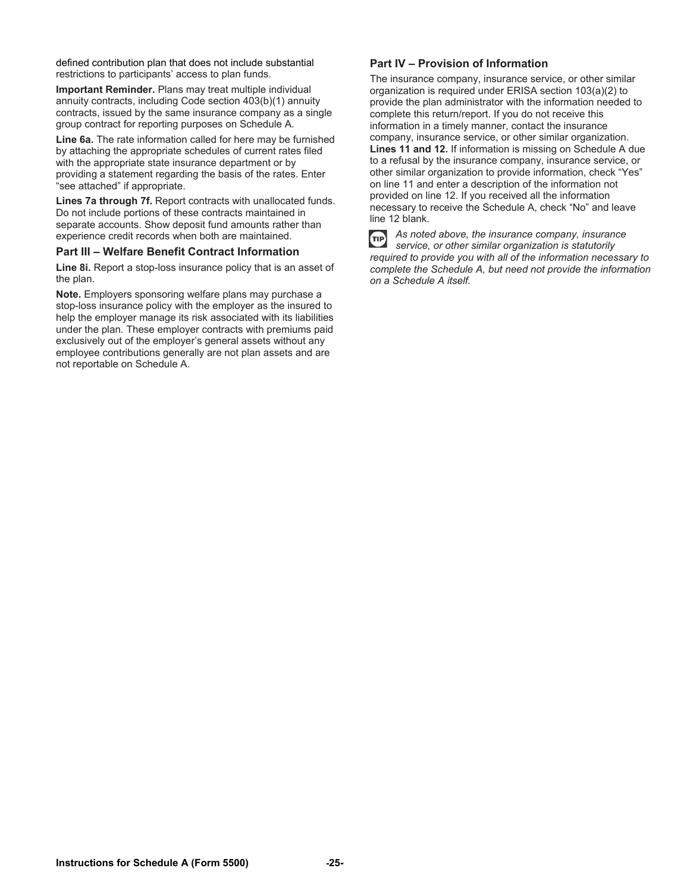defined contribution plan that does not include substantial restrictions to participants' access to plan funds.

**Important Reminder.** Plans may treat multiple individual annuity contracts, including Code section 403(b)(1) annuity contracts, issued by the same insurance company as a single group contract for reporting purposes on Schedule A.

**Line 6a.** The rate information called for here may be furnished by attaching the appropriate schedules of current rates filed with the appropriate state insurance department or by providing a statement regarding the basis of the rates. Enter "see attached" if appropriate.

**Lines 7a through 7f.** Report contracts with unallocated funds. Do not include portions of these contracts maintained in separate accounts. Show deposit fund amounts rather than experience credit records when both are maintained.

### Part III – Welfare Benefit Contract Information

**Line 8i.** Report a stop-loss insurance policy that is an asset of the plan.

**Note.** Employers sponsoring welfare plans may purchase a stop-loss insurance policy with the employer as the insured to help the employer manage its risk associated with its liabilities under the plan. These employer contracts with premiums paid exclusively out of the employer's general assets without any employee contributions generally are not plan assets and are not reportable on Schedule A.

### Part IV – Provision of Information

The insurance company, insurance service, or other similar organization is required under ERISA section 103(a)(2) to provide the plan administrator with the information needed to complete this return/report. If you do not receive this information in a timely manner, contact the insurance company, insurance service, or other similar organization.

**Lines 11 and 12.** If information is missing on Schedule A due to a refusal by the insurance company, insurance service, or other similar organization to provide information, check "Yes" on line 11 and enter a description of the information not provided on line 12. If you received all the information necessary to receive the Schedule A, check "No" and leave line 12 blank.

**TIP** *As noted above, the insurance company, insurance service, or other similar organization is statutorily required to provide you with all of the information necessary to complete the Schedule A, but need not provide the information on a Schedule A itself.*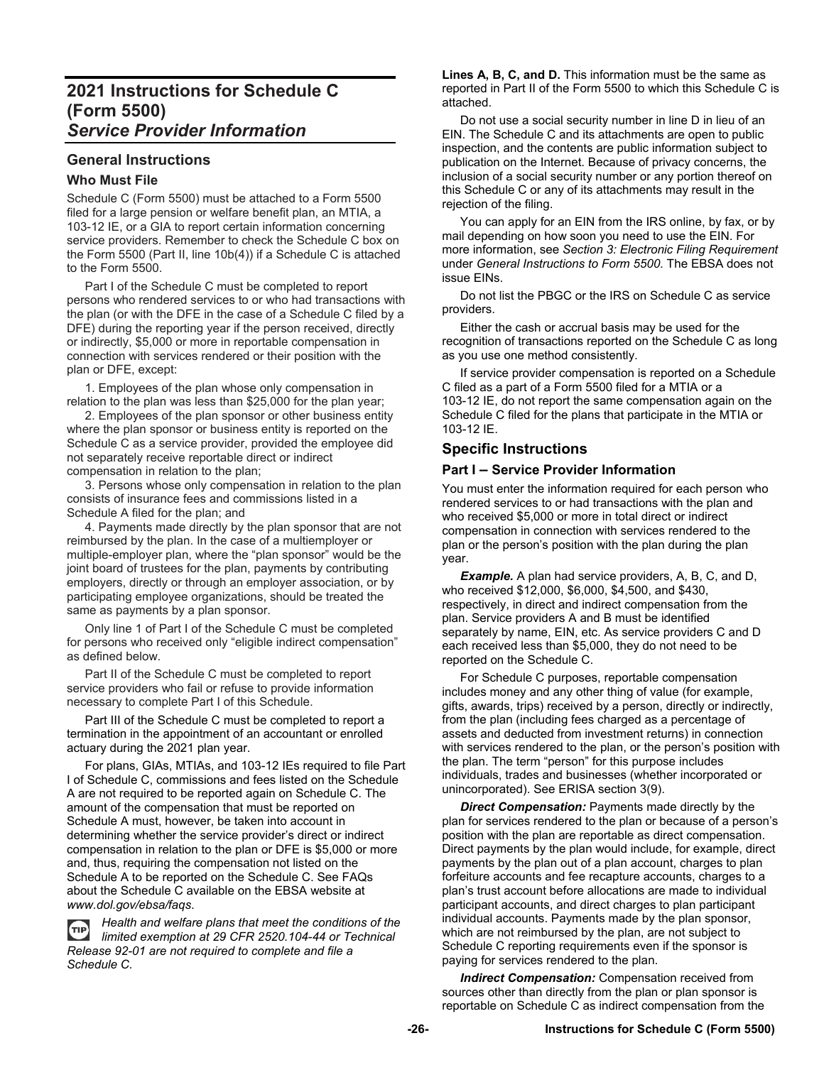# 2021 Instructions for Schedule C (Form 5500)
## *Service Provider Information*

## General Instructions

### Who Must File

Schedule C (Form 5500) must be attached to a Form 5500 filed for a large pension or welfare benefit plan, an MTIA, a 103-12 IE, or a GIA to report certain information concerning service providers. Remember to check the Schedule C box on the Form 5500 (Part II, line 10b(4)) if a Schedule C is attached to the Form 5500.

Part I of the Schedule C must be completed to report persons who rendered services to or who had transactions with the plan (or with the DFE in the case of a Schedule C filed by a DFE) during the reporting year if the person received, directly or indirectly, $5,000 or more in reportable compensation in connection with services rendered or their position with the plan or DFE, except:

1. Employees of the plan whose only compensation in relation to the plan was less than $25,000 for the plan year;

2. Employees of the plan sponsor or other business entity where the plan sponsor or business entity is reported on the Schedule C as a service provider, provided the employee did not separately receive reportable direct or indirect compensation in relation to the plan;

3. Persons whose only compensation in relation to the plan consists of insurance fees and commissions listed in a Schedule A filed for the plan; and

4. Payments made directly by the plan sponsor that are not reimbursed by the plan. In the case of a multiemployer or multiple-employer plan, where the "plan sponsor" would be the joint board of trustees for the plan, payments by contributing employers, directly or through an employer association, or by participating employee organizations, should be treated the same as payments by a plan sponsor.

Only line 1 of Part I of the Schedule C must be completed for persons who received only "eligible indirect compensation" as defined below.

Part II of the Schedule C must be completed to report service providers who fail or refuse to provide information necessary to complete Part I of this Schedule.

Part III of the Schedule C must be completed to report a termination in the appointment of an accountant or enrolled actuary during the 2021 plan year.

For plans, GIAs, MTIAs, and 103-12 IEs required to file Part I of Schedule C, commissions and fees listed on the Schedule A are not required to be reported again on Schedule C. The amount of the compensation that must be reported on Schedule A must, however, be taken into account in determining whether the service provider's direct or indirect compensation in relation to the plan or DFE is $5,000 or more and, thus, requiring the compensation not listed on the Schedule A to be reported on the Schedule C. See FAQs about the Schedule C available on the EBSA website at *www.dol.gov/ebsa/faqs*.

TIP *Health and welfare plans that meet the conditions of the limited exemption at 29 CFR 2520.104-44 or Technical Release 92-01 are not required to complete and file a Schedule C.*

**Lines A, B, C, and D.** This information must be the same as reported in Part II of the Form 5500 to which this Schedule C is attached.

Do not use a social security number in line D in lieu of an EIN. The Schedule C and its attachments are open to public inspection, and the contents are public information subject to publication on the Internet. Because of privacy concerns, the inclusion of a social security number or any portion thereof on this Schedule C or any of its attachments may result in the rejection of the filing.

You can apply for an EIN from the IRS online, by fax, or by mail depending on how soon you need to use the EIN. For more information, see *Section 3: Electronic Filing Requirement* under *General Instructions to Form 5500*. The EBSA does not issue EINs.

Do not list the PBGC or the IRS on Schedule C as service providers.

Either the cash or accrual basis may be used for the recognition of transactions reported on the Schedule C as long as you use one method consistently.

If service provider compensation is reported on a Schedule C filed as a part of a Form 5500 filed for a MTIA or a 103-12 IE, do not report the same compensation again on the Schedule C filed for the plans that participate in the MTIA or 103-12 IE.

## Specific Instructions

### Part I – Service Provider Information

You must enter the information required for each person who rendered services to or had transactions with the plan and who received $5,000 or more in total direct or indirect compensation in connection with services rendered to the plan or the person's position with the plan during the plan year.

***Example.*** A plan had service providers, A, B, C, and D, who received $12,000, $6,000, $4,500, and $430, respectively, in direct and indirect compensation from the plan. Service providers A and B must be identified separately by name, EIN, etc. As service providers C and D each received less than $5,000, they do not need to be reported on the Schedule C.

For Schedule C purposes, reportable compensation includes money and any other thing of value (for example, gifts, awards, trips) received by a person, directly or indirectly, from the plan (including fees charged as a percentage of assets and deducted from investment returns) in connection with services rendered to the plan, or the person's position with the plan. The term "person" for this purpose includes individuals, trades and businesses (whether incorporated or unincorporated). See ERISA section 3(9).

***Direct Compensation:*** Payments made directly by the plan for services rendered to the plan or because of a person's position with the plan are reportable as direct compensation. Direct payments by the plan would include, for example, direct payments by the plan out of a plan account, charges to plan forfeiture accounts and fee recapture accounts, charges to a plan's trust account before allocations are made to individual participant accounts, and direct charges to plan participant individual accounts. Payments made by the plan sponsor, which are not reimbursed by the plan, are not subject to Schedule C reporting requirements even if the sponsor is paying for services rendered to the plan.

***Indirect Compensation:*** Compensation received from sources other than directly from the plan or plan sponsor is reportable on Schedule C as indirect compensation from the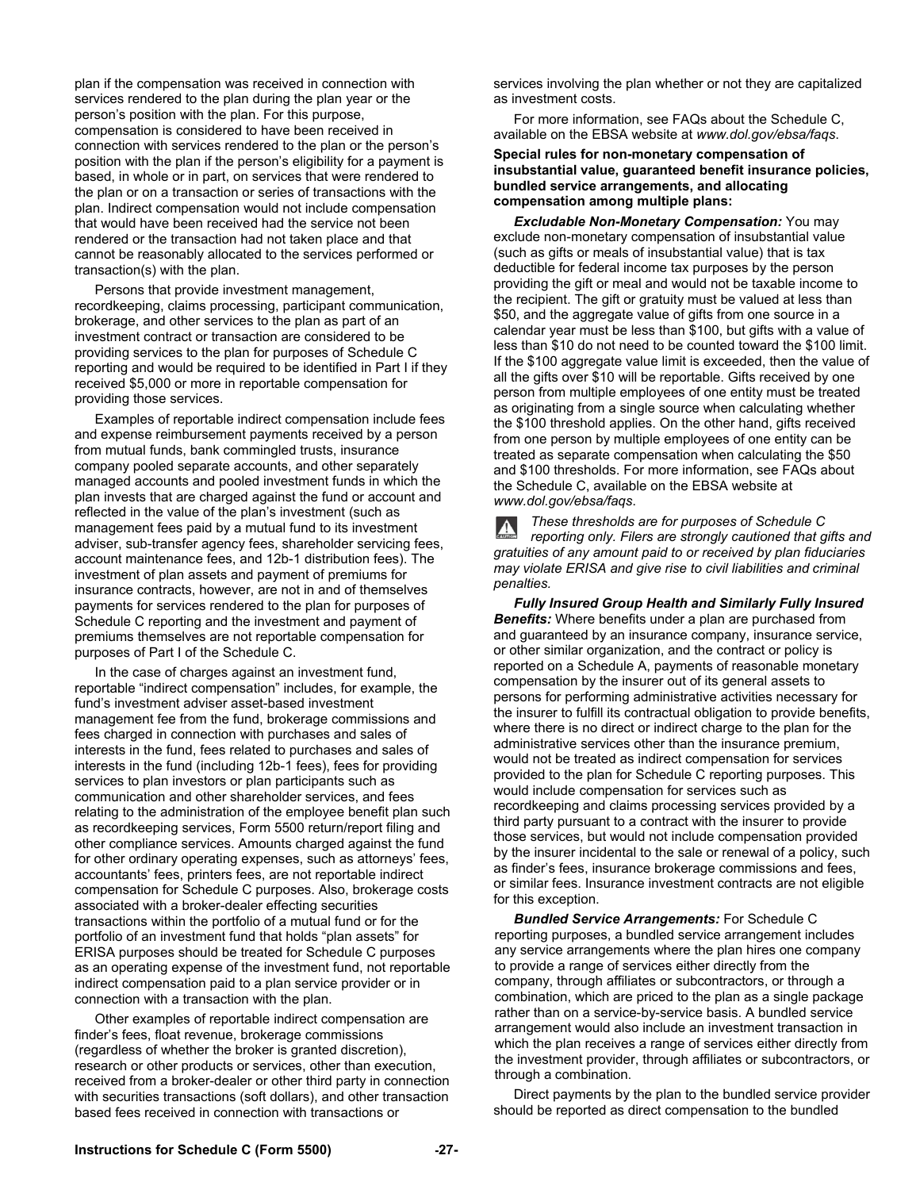plan if the compensation was received in connection with services rendered to the plan during the plan year or the person's position with the plan. For this purpose, compensation is considered to have been received in connection with services rendered to the plan or the person's position with the plan if the person's eligibility for a payment is based, in whole or in part, on services that were rendered to the plan or on a transaction or series of transactions with the plan. Indirect compensation would not include compensation that would have been received had the service not been rendered or the transaction had not taken place and that cannot be reasonably allocated to the services performed or transaction(s) with the plan.

Persons that provide investment management, recordkeeping, claims processing, participant communication, brokerage, and other services to the plan as part of an investment contract or transaction are considered to be providing services to the plan for purposes of Schedule C reporting and would be required to be identified in Part I if they received $5,000 or more in reportable compensation for providing those services.

Examples of reportable indirect compensation include fees and expense reimbursement payments received by a person from mutual funds, bank commingled trusts, insurance company pooled separate accounts, and other separately managed accounts and pooled investment funds in which the plan invests that are charged against the fund or account and reflected in the value of the plan's investment (such as management fees paid by a mutual fund to its investment adviser, sub-transfer agency fees, shareholder servicing fees, account maintenance fees, and 12b-1 distribution fees). The investment of plan assets and payment of premiums for insurance contracts, however, are not in and of themselves payments for services rendered to the plan for purposes of Schedule C reporting and the investment and payment of premiums themselves are not reportable compensation for purposes of Part I of the Schedule C.

In the case of charges against an investment fund, reportable "indirect compensation" includes, for example, the fund's investment adviser asset-based investment management fee from the fund, brokerage commissions and fees charged in connection with purchases and sales of interests in the fund, fees related to purchases and sales of interests in the fund (including 12b-1 fees), fees for providing services to plan investors or plan participants such as communication and other shareholder services, and fees relating to the administration of the employee benefit plan such as recordkeeping services, Form 5500 return/report filing and other compliance services. Amounts charged against the fund for other ordinary operating expenses, such as attorneys' fees, accountants' fees, printers fees, are not reportable indirect compensation for Schedule C purposes. Also, brokerage costs associated with a broker-dealer effecting securities transactions within the portfolio of a mutual fund or for the portfolio of an investment fund that holds "plan assets" for ERISA purposes should be treated for Schedule C purposes as an operating expense of the investment fund, not reportable indirect compensation paid to a plan service provider or in connection with a transaction with the plan.

Other examples of reportable indirect compensation are finder's fees, float revenue, brokerage commissions (regardless of whether the broker is granted discretion), research or other products or services, other than execution, received from a broker-dealer or other third party in connection with securities transactions (soft dollars), and other transaction based fees received in connection with transactions or services involving the plan whether or not they are capitalized as investment costs.

For more information, see FAQs about the Schedule C, available on the EBSA website at *www.dol.gov/ebsa/faqs*.

**Special rules for non-monetary compensation of insubstantial value, guaranteed benefit insurance policies, bundled service arrangements, and allocating compensation among multiple plans:**

***Excludable Non-Monetary Compensation:*** You may exclude non-monetary compensation of insubstantial value (such as gifts or meals of insubstantial value) that is tax deductible for federal income tax purposes by the person providing the gift or meal and would not be taxable income to the recipient. The gift or gratuity must be valued at less than $50, and the aggregate value of gifts from one source in a calendar year must be less than $100, but gifts with a value of less than $10 do not need to be counted toward the $100 limit. If the $100 aggregate value limit is exceeded, then the value of all the gifts over $10 will be reportable. Gifts received by one person from multiple employees of one entity must be treated as originating from a single source when calculating whether the $100 threshold applies. On the other hand, gifts received from one person by multiple employees of one entity can be treated as separate compensation when calculating the $50 and $100 thresholds. For more information, see FAQs about the Schedule C, available on the EBSA website at *www.dol.gov/ebsa/faqs*.

*These thresholds are for purposes of Schedule C reporting only. Filers are strongly cautioned that gifts and gratuities of any amount paid to or received by plan fiduciaries may violate ERISA and give rise to civil liabilities and criminal penalties.*

***Fully Insured Group Health and Similarly Fully Insured Benefits:*** Where benefits under a plan are purchased from and guaranteed by an insurance company, insurance service, or other similar organization, and the contract or policy is reported on a Schedule A, payments of reasonable monetary compensation by the insurer out of its general assets to persons for performing administrative activities necessary for the insurer to fulfill its contractual obligation to provide benefits, where there is no direct or indirect charge to the plan for the administrative services other than the insurance premium, would not be treated as indirect compensation for services provided to the plan for Schedule C reporting purposes. This would include compensation for services such as recordkeeping and claims processing services provided by a third party pursuant to a contract with the insurer to provide those services, but would not include compensation provided by the insurer incidental to the sale or renewal of a policy, such as finder's fees, insurance brokerage commissions and fees, or similar fees. Insurance investment contracts are not eligible for this exception.

***Bundled Service Arrangements:*** For Schedule C reporting purposes, a bundled service arrangement includes any service arrangements where the plan hires one company to provide a range of services either directly from the company, through affiliates or subcontractors, or through a combination, which are priced to the plan as a single package rather than on a service-by-service basis. A bundled service arrangement would also include an investment transaction in which the plan receives a range of services either directly from the investment provider, through affiliates or subcontractors, or through a combination.

Direct payments by the plan to the bundled service provider should be reported as direct compensation to the bundled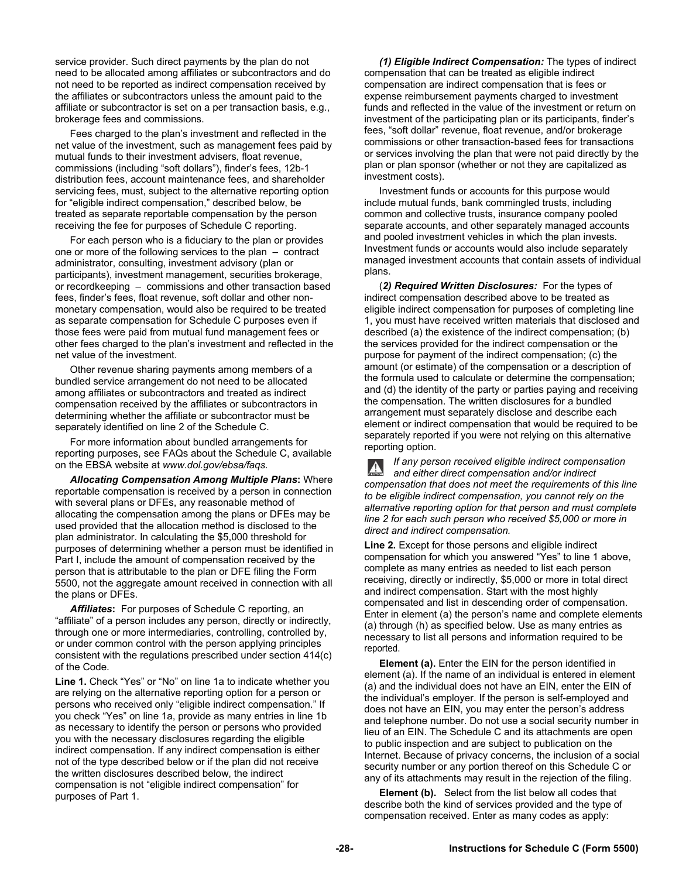service provider. Such direct payments by the plan do not need to be allocated among affiliates or subcontractors and do not need to be reported as indirect compensation received by the affiliates or subcontractors unless the amount paid to the affiliate or subcontractor is set on a per transaction basis, e.g., brokerage fees and commissions.

Fees charged to the plan's investment and reflected in the net value of the investment, such as management fees paid by mutual funds to their investment advisers, float revenue, commissions (including "soft dollars"), finder's fees, 12b-1 distribution fees, account maintenance fees, and shareholder servicing fees, must, subject to the alternative reporting option for "eligible indirect compensation," described below, be treated as separate reportable compensation by the person receiving the fee for purposes of Schedule C reporting.

For each person who is a fiduciary to the plan or provides one or more of the following services to the plan – contract administrator, consulting, investment advisory (plan or participants), investment management, securities brokerage, or recordkeeping – commissions and other transaction based fees, finder's fees, float revenue, soft dollar and other non-monetary compensation, would also be required to be treated as separate compensation for Schedule C purposes even if those fees were paid from mutual fund management fees or other fees charged to the plan's investment and reflected in the net value of the investment.

Other revenue sharing payments among members of a bundled service arrangement do not need to be allocated among affiliates or subcontractors and treated as indirect compensation received by the affiliates or subcontractors in determining whether the affiliate or subcontractor must be separately identified on line 2 of the Schedule C.

For more information about bundled arrangements for reporting purposes, see FAQs about the Schedule C, available on the EBSA website at *www.dol.gov/ebsa/faqs.*

***Allocating Compensation Among Multiple Plans*****:** Where reportable compensation is received by a person in connection with several plans or DFEs, any reasonable method of allocating the compensation among the plans or DFEs may be used provided that the allocation method is disclosed to the plan administrator. In calculating the $5,000 threshold for purposes of determining whether a person must be identified in Part I, include the amount of compensation received by the person that is attributable to the plan or DFE filing the Form 5500, not the aggregate amount received in connection with all the plans or DFEs.

***Affiliates*****:** For purposes of Schedule C reporting, an "affiliate" of a person includes any person, directly or indirectly, through one or more intermediaries, controlling, controlled by, or under common control with the person applying principles consistent with the regulations prescribed under section 414(c) of the Code.

**Line 1.** Check "Yes" or "No" on line 1a to indicate whether you are relying on the alternative reporting option for a person or persons who received only "eligible indirect compensation." If you check "Yes" on line 1a, provide as many entries in line 1b as necessary to identify the person or persons who provided you with the necessary disclosures regarding the eligible indirect compensation. If any indirect compensation is either not of the type described below or if the plan did not receive the written disclosures described below, the indirect compensation is not "eligible indirect compensation" for purposes of Part 1.

***(1) Eligible Indirect Compensation:*** The types of indirect compensation that can be treated as eligible indirect compensation are indirect compensation that is fees or expense reimbursement payments charged to investment funds and reflected in the value of the investment or return on investment of the participating plan or its participants, finder's fees, "soft dollar" revenue, float revenue, and/or brokerage commissions or other transaction-based fees for transactions or services involving the plan that were not paid directly by the plan or plan sponsor (whether or not they are capitalized as investment costs).

Investment funds or accounts for this purpose would include mutual funds, bank commingled trusts, including common and collective trusts, insurance company pooled separate accounts, and other separately managed accounts and pooled investment vehicles in which the plan invests. Investment funds or accounts would also include separately managed investment accounts that contain assets of individual plans.

(***2) Required Written Disclosures:*** For the types of indirect compensation described above to be treated as eligible indirect compensation for purposes of completing line 1, you must have received written materials that disclosed and described (a) the existence of the indirect compensation; (b) the services provided for the indirect compensation or the purpose for payment of the indirect compensation; (c) the amount (or estimate) of the compensation or a description of the formula used to calculate or determine the compensation; and (d) the identity of the party or parties paying and receiving the compensation. The written disclosures for a bundled arrangement must separately disclose and describe each element or indirect compensation that would be required to be separately reported if you were not relying on this alternative reporting option.

*If any person received eligible indirect compensation and either direct compensation and/or indirect compensation that does not meet the requirements of this line to be eligible indirect compensation, you cannot rely on the alternative reporting option for that person and must complete line 2 for each such person who received $5,000 or more in direct and indirect compensation.*

**Line 2.** Except for those persons and eligible indirect compensation for which you answered "Yes" to line 1 above, complete as many entries as needed to list each person receiving, directly or indirectly, $5,000 or more in total direct and indirect compensation. Start with the most highly compensated and list in descending order of compensation. Enter in element (a) the person's name and complete elements (a) through (h) as specified below. Use as many entries as necessary to list all persons and information required to be reported.

**Element (a).** Enter the EIN for the person identified in element (a). If the name of an individual is entered in element (a) and the individual does not have an EIN, enter the EIN of the individual's employer. If the person is self-employed and does not have an EIN, you may enter the person's address and telephone number. Do not use a social security number in lieu of an EIN. The Schedule C and its attachments are open to public inspection and are subject to publication on the Internet. Because of privacy concerns, the inclusion of a social security number or any portion thereof on this Schedule C or any of its attachments may result in the rejection of the filing.

**Element (b).** Select from the list below all codes that describe both the kind of services provided and the type of compensation received. Enter as many codes as apply: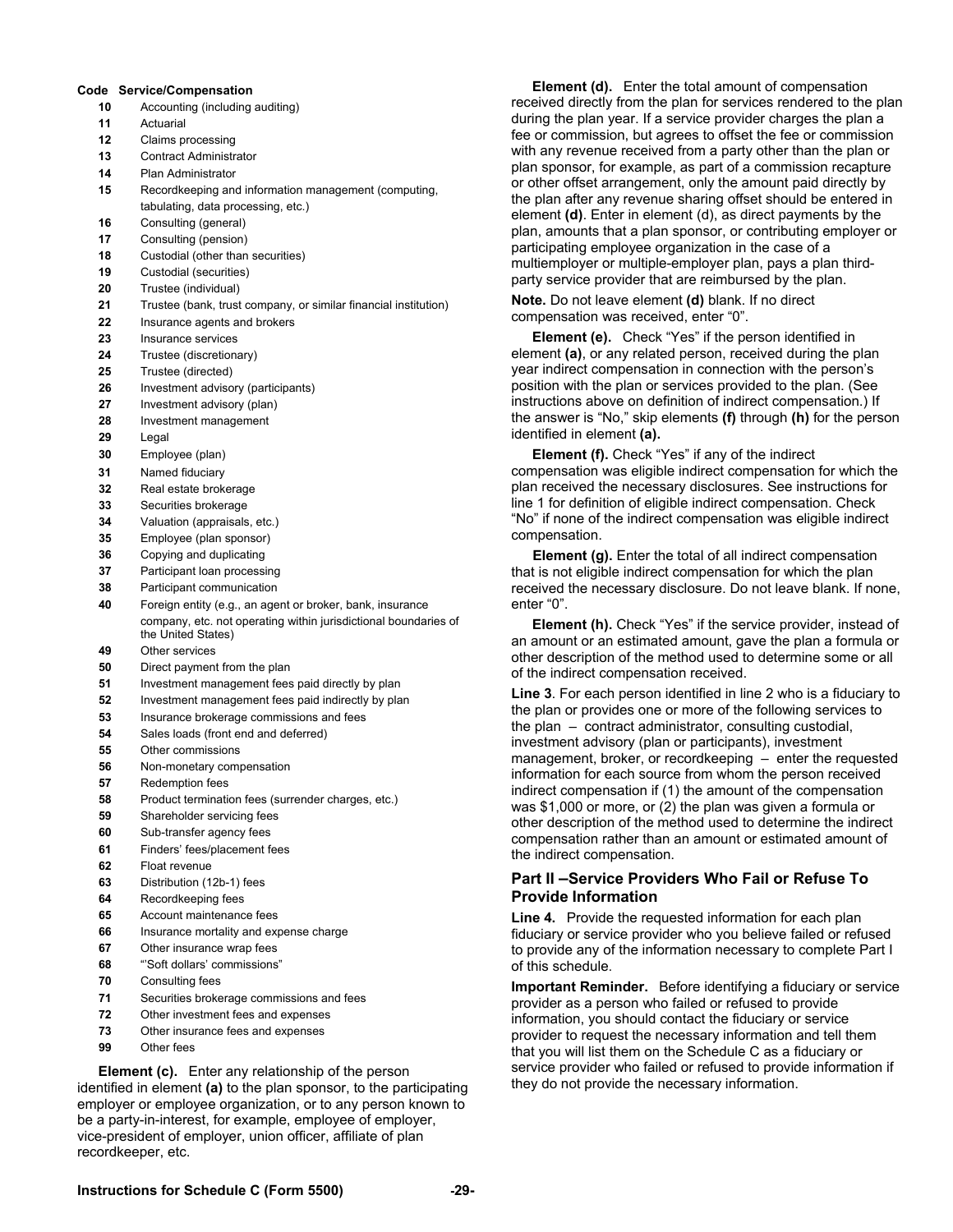| Code | Service/Compensation |
|---|---|
| 10 | Accounting (including auditing) |
| 11 | Actuarial |
| 12 | Claims processing |
| 13 | Contract Administrator |
| 14 | Plan Administrator |
| 15 | Recordkeeping and information management (computing, tabulating, data processing, etc.) |
| 16 | Consulting (general) |
| 17 | Consulting (pension) |
| 18 | Custodial (other than securities) |
| 19 | Custodial (securities) |
| 20 | Trustee (individual) |
| 21 | Trustee (bank, trust company, or similar financial institution) |
| 22 | Insurance agents and brokers |
| 23 | Insurance services |
| 24 | Trustee (discretionary) |
| 25 | Trustee (directed) |
| 26 | Investment advisory (participants) |
| 27 | Investment advisory (plan) |
| 28 | Investment management |
| 29 | Legal |
| 30 | Employee (plan) |
| 31 | Named fiduciary |
| 32 | Real estate brokerage |
| 33 | Securities brokerage |
| 34 | Valuation (appraisals, etc.) |
| 35 | Employee (plan sponsor) |
| 36 | Copying and duplicating |
| 37 | Participant loan processing |
| 38 | Participant communication |
| 40 | Foreign entity (e.g., an agent or broker, bank, insurance company, etc. not operating within jurisdictional boundaries of the United States) |
| 49 | Other services |
| 50 | Direct payment from the plan |
| 51 | Investment management fees paid directly by plan |
| 52 | Investment management fees paid indirectly by plan |
| 53 | Insurance brokerage commissions and fees |
| 54 | Sales loads (front end and deferred) |
| 55 | Other commissions |
| 56 | Non-monetary compensation |
| 57 | Redemption fees |
| 58 | Product termination fees (surrender charges, etc.) |
| 59 | Shareholder servicing fees |
| 60 | Sub-transfer agency fees |
| 61 | Finders' fees/placement fees |
| 62 | Float revenue |
| 63 | Distribution (12b-1) fees |
| 64 | Recordkeeping fees |
| 65 | Account maintenance fees |
| 66 | Insurance mortality and expense charge |
| 67 | Other insurance wrap fees |
| 68 | "'Soft dollars' commissions" |
| 70 | Consulting fees |
| 71 | Securities brokerage commissions and fees |
| 72 | Other investment fees and expenses |
| 73 | Other insurance fees and expenses |
| 99 | Other fees |

**Element (c).** Enter any relationship of the person identified in element **(a)** to the plan sponsor, to the participating employer or employee organization, or to any person known to be a party-in-interest, for example, employee of employer, vice-president of employer, union officer, affiliate of plan recordkeeper, etc.

**Element (d).** Enter the total amount of compensation received directly from the plan for services rendered to the plan during the plan year. If a service provider charges the plan a fee or commission, but agrees to offset the fee or commission with any revenue received from a party other than the plan or plan sponsor, for example, as part of a commission recapture or other offset arrangement, only the amount paid directly by the plan after any revenue sharing offset should be entered in element **(d)**. Enter in element (d), as direct payments by the plan, amounts that a plan sponsor, or contributing employer or participating employee organization in the case of a multiemployer or multiple-employer plan, pays a plan third-party service provider that are reimbursed by the plan.

**Note.** Do not leave element **(d)** blank. If no direct compensation was received, enter "0".

**Element (e).** Check "Yes" if the person identified in element **(a)**, or any related person, received during the plan year indirect compensation in connection with the person's position with the plan or services provided to the plan. (See instructions above on definition of indirect compensation.) If the answer is "No," skip elements **(f)** through **(h)** for the person identified in element **(a).**

**Element (f).** Check "Yes" if any of the indirect compensation was eligible indirect compensation for which the plan received the necessary disclosures. See instructions for line 1 for definition of eligible indirect compensation. Check "No" if none of the indirect compensation was eligible indirect compensation.

**Element (g).** Enter the total of all indirect compensation that is not eligible indirect compensation for which the plan received the necessary disclosure. Do not leave blank. If none, enter "0".

**Element (h).** Check "Yes" if the service provider, instead of an amount or an estimated amount, gave the plan a formula or other description of the method used to determine some or all of the indirect compensation received.

**Line 3**. For each person identified in line 2 who is a fiduciary to the plan or provides one or more of the following services to the plan – contract administrator, consulting custodial, investment advisory (plan or participants), investment management, broker, or recordkeeping – enter the requested information for each source from whom the person received indirect compensation if (1) the amount of the compensation was $1,000 or more, or (2) the plan was given a formula or other description of the method used to determine the indirect compensation rather than an amount or estimated amount of the indirect compensation.

## Part II –Service Providers Who Fail or Refuse To Provide Information

**Line 4.** Provide the requested information for each plan fiduciary or service provider who you believe failed or refused to provide any of the information necessary to complete Part I of this schedule.

**Important Reminder.** Before identifying a fiduciary or service provider as a person who failed or refused to provide information, you should contact the fiduciary or service provider to request the necessary information and tell them that you will list them on the Schedule C as a fiduciary or service provider who failed or refused to provide information if they do not provide the necessary information.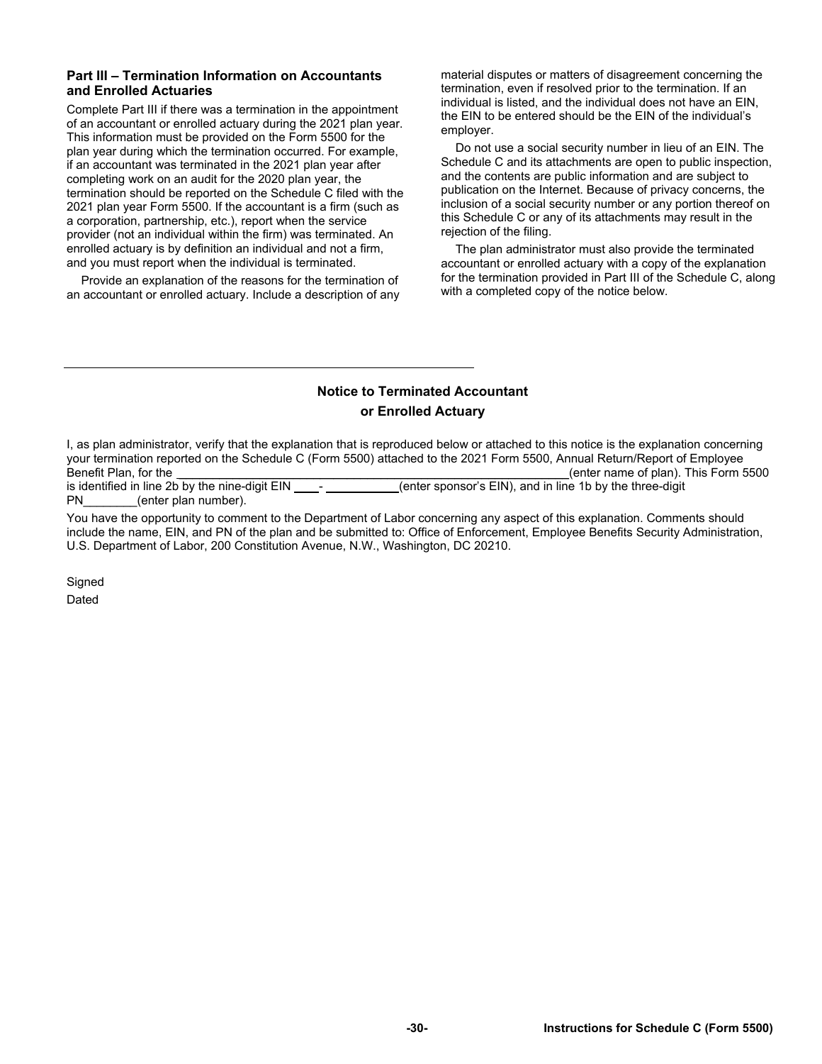### Part III – Termination Information on Accountants and Enrolled Actuaries

Complete Part III if there was a termination in the appointment of an accountant or enrolled actuary during the 2021 plan year. This information must be provided on the Form 5500 for the plan year during which the termination occurred. For example, if an accountant was terminated in the 2021 plan year after completing work on an audit for the 2020 plan year, the termination should be reported on the Schedule C filed with the 2021 plan year Form 5500. If the accountant is a firm (such as a corporation, partnership, etc.), report when the service provider (not an individual within the firm) was terminated. An enrolled actuary is by definition an individual and not a firm, and you must report when the individual is terminated.

Provide an explanation of the reasons for the termination of an accountant or enrolled actuary. Include a description of any material disputes or matters of disagreement concerning the termination, even if resolved prior to the termination. If an individual is listed, and the individual does not have an EIN, the EIN to be entered should be the EIN of the individual's employer.

Do not use a social security number in lieu of an EIN. The Schedule C and its attachments are open to public inspection, and the contents are public information and are subject to publication on the Internet. Because of privacy concerns, the inclusion of a social security number or any portion thereof on this Schedule C or any of its attachments may result in the rejection of the filing.

The plan administrator must also provide the terminated accountant or enrolled actuary with a copy of the explanation for the termination provided in Part III of the Schedule C, along with a completed copy of the notice below.

---

## Notice to Terminated Accountant or Enrolled Actuary

I, as plan administrator, verify that the explanation that is reproduced below or attached to this notice is the explanation concerning your termination reported on the Schedule C (Form 5500) attached to the 2021 Form 5500, Annual Return/Report of Employee Benefit Plan, for the ____________________________________________________________(enter name of plan). This Form 5500 is identified in line 2b by the nine-digit EIN ____-___________(enter sponsor's EIN), and in line 1b by the three-digit PN________(enter plan number).

You have the opportunity to comment to the Department of Labor concerning any aspect of this explanation. Comments should include the name, EIN, and PN of the plan and be submitted to: Office of Enforcement, Employee Benefits Security Administration, U.S. Department of Labor, 200 Constitution Avenue, N.W., Washington, DC 20210.

Signed

Dated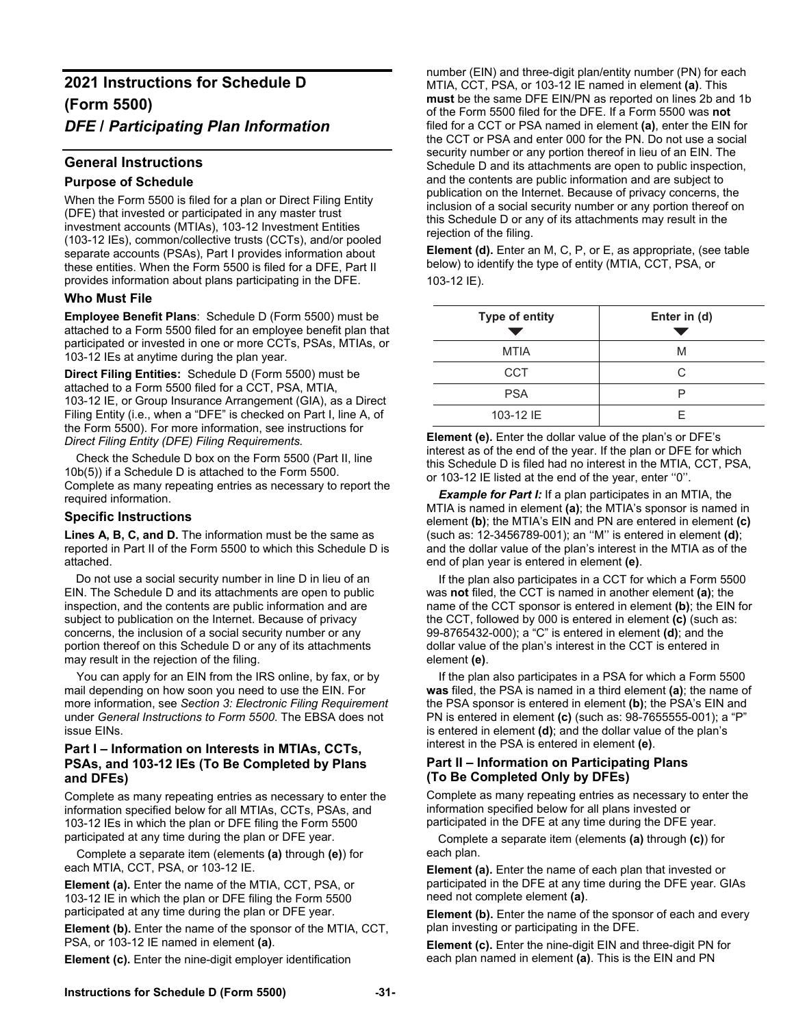# 2021 Instructions for Schedule D (Form 5500)

# *DFE / Participating Plan Information*

## General Instructions

### Purpose of Schedule

When the Form 5500 is filed for a plan or Direct Filing Entity (DFE) that invested or participated in any master trust investment accounts (MTIAs), 103-12 Investment Entities (103-12 IEs), common/collective trusts (CCTs), and/or pooled separate accounts (PSAs), Part I provides information about these entities. When the Form 5500 is filed for a DFE, Part II provides information about plans participating in the DFE.

### Who Must File

**Employee Benefit Plans**: Schedule D (Form 5500) must be attached to a Form 5500 filed for an employee benefit plan that participated or invested in one or more CCTs, PSAs, MTIAs, or 103-12 IEs at anytime during the plan year.

**Direct Filing Entities:** Schedule D (Form 5500) must be attached to a Form 5500 filed for a CCT, PSA, MTIA, 103-12 IE, or Group Insurance Arrangement (GIA), as a Direct Filing Entity (i.e., when a "DFE" is checked on Part I, line A, of the Form 5500). For more information, see instructions for *Direct Filing Entity (DFE) Filing Requirements.*

Check the Schedule D box on the Form 5500 (Part II, line 10b(5)) if a Schedule D is attached to the Form 5500. Complete as many repeating entries as necessary to report the required information.

### Specific Instructions

**Lines A, B, C, and D.** The information must be the same as reported in Part II of the Form 5500 to which this Schedule D is attached.

Do not use a social security number in line D in lieu of an EIN. The Schedule D and its attachments are open to public inspection, and the contents are public information and are subject to publication on the Internet. Because of privacy concerns, the inclusion of a social security number or any portion thereof on this Schedule D or any of its attachments may result in the rejection of the filing.

You can apply for an EIN from the IRS online, by fax, or by mail depending on how soon you need to use the EIN. For more information, see *Section 3: Electronic Filing Requirement* under *General Instructions to Form 5500*. The EBSA does not issue EINs.

### Part I – Information on Interests in MTIAs, CCTs, PSAs, and 103-12 IEs (To Be Completed by Plans and DFEs)

Complete as many repeating entries as necessary to enter the information specified below for all MTIAs, CCTs, PSAs, and 103-12 IEs in which the plan or DFE filing the Form 5500 participated at any time during the plan or DFE year.

Complete a separate item (elements **(a)** through **(e)**) for each MTIA, CCT, PSA, or 103-12 IE.

**Element (a).** Enter the name of the MTIA, CCT, PSA, or 103-12 IE in which the plan or DFE filing the Form 5500 participated at any time during the plan or DFE year.

**Element (b).** Enter the name of the sponsor of the MTIA, CCT, PSA, or 103-12 IE named in element **(a)**.

**Element (c).** Enter the nine-digit employer identification number (EIN) and three-digit plan/entity number (PN) for each MTIA, CCT, PSA, or 103-12 IE named in element **(a)**. This **must** be the same DFE EIN/PN as reported on lines 2b and 1b of the Form 5500 filed for the DFE. If a Form 5500 was **not** filed for a CCT or PSA named in element **(a)**, enter the EIN for the CCT or PSA and enter 000 for the PN. Do not use a social security number or any portion thereof in lieu of an EIN. The Schedule D and its attachments are open to public inspection, and the contents are public information and are subject to publication on the Internet. Because of privacy concerns, the inclusion of a social security number or any portion thereof on this Schedule D or any of its attachments may result in the rejection of the filing.

**Element (d).** Enter an M, C, P, or E, as appropriate, (see table below) to identify the type of entity (MTIA, CCT, PSA, or 103-12 IE).

| Type of entity | Enter in (d) |
|---|---|
| MTIA | M |
| CCT | C |
| PSA | P |
| 103-12 IE | E |

**Element (e).** Enter the dollar value of the plan's or DFE's interest as of the end of the year. If the plan or DFE for which this Schedule D is filed had no interest in the MTIA, CCT, PSA, or 103-12 IE listed at the end of the year, enter ''0''.

***Example for Part I:*** If a plan participates in an MTIA, the MTIA is named in element **(a)**; the MTIA's sponsor is named in element **(b)**; the MTIA's EIN and PN are entered in element **(c)** (such as: 12-3456789-001); an ''M'' is entered in element **(d)**; and the dollar value of the plan's interest in the MTIA as of the end of plan year is entered in element **(e)**.

If the plan also participates in a CCT for which a Form 5500 was **not** filed, the CCT is named in another element **(a)**; the name of the CCT sponsor is entered in element **(b)**; the EIN for the CCT, followed by 000 is entered in element **(c)** (such as: 99-8765432-000); a "C" is entered in element **(d)**; and the dollar value of the plan's interest in the CCT is entered in element **(e)**.

If the plan also participates in a PSA for which a Form 5500 **was** filed, the PSA is named in a third element **(a)**; the name of the PSA sponsor is entered in element **(b)**; the PSA's EIN and PN is entered in element **(c)** (such as: 98-7655555-001); a "P" is entered in element **(d)**; and the dollar value of the plan's interest in the PSA is entered in element **(e)**.

### Part II – Information on Participating Plans (To Be Completed Only by DFEs)

Complete as many repeating entries as necessary to enter the information specified below for all plans invested or participated in the DFE at any time during the DFE year.

Complete a separate item (elements **(a)** through **(c)**) for each plan.

**Element (a).** Enter the name of each plan that invested or participated in the DFE at any time during the DFE year. GIAs need not complete element **(a)**.

**Element (b).** Enter the name of the sponsor of each and every plan investing or participating in the DFE.

**Element (c).** Enter the nine-digit EIN and three-digit PN for each plan named in element **(a)**. This is the EIN and PN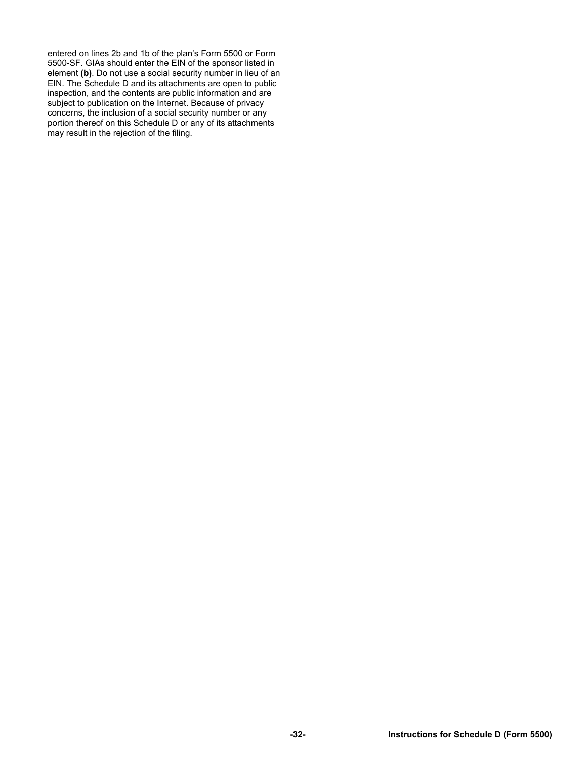entered on lines 2b and 1b of the plan's Form 5500 or Form 5500-SF. GIAs should enter the EIN of the sponsor listed in element **(b)**. Do not use a social security number in lieu of an EIN. The Schedule D and its attachments are open to public inspection, and the contents are public information and are subject to publication on the Internet. Because of privacy concerns, the inclusion of a social security number or any portion thereof on this Schedule D or any of its attachments may result in the rejection of the filing.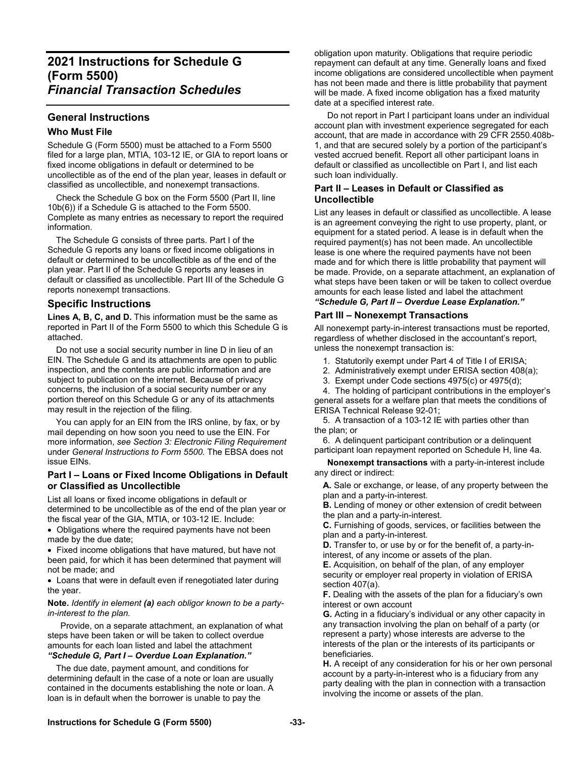# 2021 Instructions for Schedule G (Form 5500)
# *Financial Transaction Schedules*

## General Instructions

### Who Must File

Schedule G (Form 5500) must be attached to a Form 5500 filed for a large plan, MTIA, 103-12 IE, or GIA to report loans or fixed income obligations in default or determined to be uncollectible as of the end of the plan year, leases in default or classified as uncollectible, and nonexempt transactions.

Check the Schedule G box on the Form 5500 (Part II, line 10b(6)) if a Schedule G is attached to the Form 5500. Complete as many entries as necessary to report the required information.

The Schedule G consists of three parts. Part I of the Schedule G reports any loans or fixed income obligations in default or determined to be uncollectible as of the end of the plan year. Part II of the Schedule G reports any leases in default or classified as uncollectible. Part III of the Schedule G reports nonexempt transactions.

## Specific Instructions

**Lines A, B, C, and D.** This information must be the same as reported in Part II of the Form 5500 to which this Schedule G is attached.

Do not use a social security number in line D in lieu of an EIN. The Schedule G and its attachments are open to public inspection, and the contents are public information and are subject to publication on the internet. Because of privacy concerns, the inclusion of a social security number or any portion thereof on this Schedule G or any of its attachments may result in the rejection of the filing.

You can apply for an EIN from the IRS online, by fax, or by mail depending on how soon you need to use the EIN. For more information, *see Section 3: Electronic Filing Requirement* under *General Instructions to Form 5500.* The EBSA does not issue EINs.

### Part I – Loans or Fixed Income Obligations in Default or Classified as Uncollectible

List all loans or fixed income obligations in default or determined to be uncollectible as of the end of the plan year or the fiscal year of the GIA, MTIA, or 103-12 IE. Include:

- Obligations where the required payments have not been made by the due date;
- Fixed income obligations that have matured, but have not been paid, for which it has been determined that payment will not be made; and
- Loans that were in default even if renegotiated later during the year.

**Note.** *Identify in element* ***(a)*** *each obligor known to be a party-in-interest to the plan.*

Provide, on a separate attachment, an explanation of what steps have been taken or will be taken to collect overdue amounts for each loan listed and label the attachment ***"Schedule G, Part I – Overdue Loan Explanation."***

The due date, payment amount, and conditions for determining default in the case of a note or loan are usually contained in the documents establishing the note or loan. A loan is in default when the borrower is unable to pay the obligation upon maturity. Obligations that require periodic repayment can default at any time. Generally loans and fixed income obligations are considered uncollectible when payment has not been made and there is little probability that payment will be made. A fixed income obligation has a fixed maturity date at a specified interest rate.

Do not report in Part I participant loans under an individual account plan with investment experience segregated for each account, that are made in accordance with 29 CFR 2550.408b-1, and that are secured solely by a portion of the participant's vested accrued benefit. Report all other participant loans in default or classified as uncollectible on Part I, and list each such loan individually.

### Part II – Leases in Default or Classified as Uncollectible

List any leases in default or classified as uncollectible. A lease is an agreement conveying the right to use property, plant, or equipment for a stated period. A lease is in default when the required payment(s) has not been made. An uncollectible lease is one where the required payments have not been made and for which there is little probability that payment will be made. Provide, on a separate attachment, an explanation of what steps have been taken or will be taken to collect overdue amounts for each lease listed and label the attachment ***"Schedule G, Part II – Overdue Lease Explanation."***

### Part III – Nonexempt Transactions

All nonexempt party-in-interest transactions must be reported, regardless of whether disclosed in the accountant's report, unless the nonexempt transaction is:

1. Statutorily exempt under Part 4 of Title I of ERISA;
2. Administratively exempt under ERISA section 408(a);
3. Exempt under Code sections 4975(c) or 4975(d);
4. The holding of participant contributions in the employer's general assets for a welfare plan that meets the conditions of ERISA Technical Release 92-01;
5. A transaction of a 103-12 IE with parties other than the plan; or
6. A delinquent participant contribution or a delinquent participant loan repayment reported on Schedule H, line 4a.

**Nonexempt transactions** with a party-in-interest include any direct or indirect:

**A.** Sale or exchange, or lease, of any property between the plan and a party-in-interest.
**B.** Lending of money or other extension of credit between the plan and a party-in-interest.
**C.** Furnishing of goods, services, or facilities between the plan and a party-in-interest.
**D.** Transfer to, or use by or for the benefit of, a party-in-interest, of any income or assets of the plan.
**E.** Acquisition, on behalf of the plan, of any employer security or employer real property in violation of ERISA section 407(a).
**F.** Dealing with the assets of the plan for a fiduciary's own interest or own account
**G.** Acting in a fiduciary's individual or any other capacity in any transaction involving the plan on behalf of a party (or represent a party) whose interests are adverse to the interests of the plan or the interests of its participants or beneficiaries.
**H.** A receipt of any consideration for his or her own personal account by a party-in-interest who is a fiduciary from any party dealing with the plan in connection with a transaction involving the income or assets of the plan.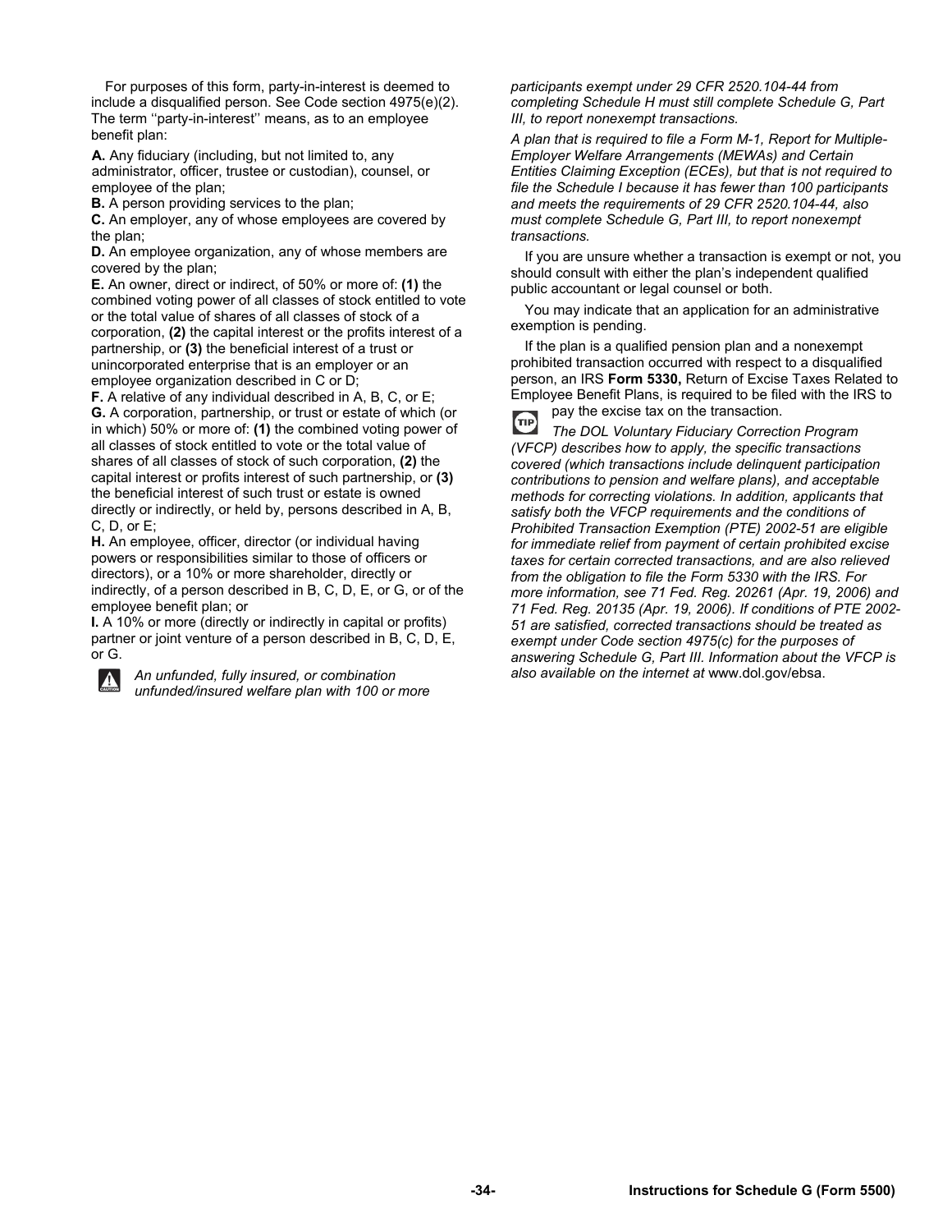For purposes of this form, party-in-interest is deemed to include a disqualified person. See Code section 4975(e)(2). The term ''party-in-interest'' means, as to an employee benefit plan:

**A.** Any fiduciary (including, but not limited to, any administrator, officer, trustee or custodian), counsel, or employee of the plan;

**B.** A person providing services to the plan;

**C.** An employer, any of whose employees are covered by the plan;

**D.** An employee organization, any of whose members are covered by the plan;

**E.** An owner, direct or indirect, of 50% or more of: **(1)** the combined voting power of all classes of stock entitled to vote or the total value of shares of all classes of stock of a corporation, **(2)** the capital interest or the profits interest of a partnership, or **(3)** the beneficial interest of a trust or unincorporated enterprise that is an employer or an employee organization described in C or D;

**F.** A relative of any individual described in A, B, C, or E;

**G.** A corporation, partnership, or trust or estate of which (or in which) 50% or more of: **(1)** the combined voting power of all classes of stock entitled to vote or the total value of shares of all classes of stock of such corporation, **(2)** the capital interest or profits interest of such partnership, or **(3)** the beneficial interest of such trust or estate is owned directly or indirectly, or held by, persons described in A, B, C, D, or E;

**H.** An employee, officer, director (or individual having powers or responsibilities similar to those of officers or directors), or a 10% or more shareholder, directly or indirectly, of a person described in B, C, D, E, or G, or of the employee benefit plan; or

**I.** A 10% or more (directly or indirectly in capital or profits) partner or joint venture of a person described in B, C, D, E, or G.

*An unfunded, fully insured, or combination unfunded/insured welfare plan with 100 or more participants exempt under 29 CFR 2520.104-44 from completing Schedule H must still complete Schedule G, Part III, to report nonexempt transactions.*

*A plan that is required to file a Form M-1, Report for Multiple-Employer Welfare Arrangements (MEWAs) and Certain Entities Claiming Exception (ECEs), but that is not required to file the Schedule I because it has fewer than 100 participants and meets the requirements of 29 CFR 2520.104-44, also must complete Schedule G, Part III, to report nonexempt transactions.*

If you are unsure whether a transaction is exempt or not, you should consult with either the plan's independent qualified public accountant or legal counsel or both.

You may indicate that an application for an administrative exemption is pending.

If the plan is a qualified pension plan and a nonexempt prohibited transaction occurred with respect to a disqualified person, an IRS **Form 5330,** Return of Excise Taxes Related to Employee Benefit Plans, is required to be filed with the IRS to pay the excise tax on the transaction.

*The DOL Voluntary Fiduciary Correction Program (VFCP) describes how to apply, the specific transactions covered (which transactions include delinquent participation contributions to pension and welfare plans), and acceptable methods for correcting violations. In addition, applicants that satisfy both the VFCP requirements and the conditions of Prohibited Transaction Exemption (PTE) 2002-51 are eligible for immediate relief from payment of certain prohibited excise taxes for certain corrected transactions, and are also relieved from the obligation to file the Form 5330 with the IRS. For more information, see 71 Fed. Reg. 20261 (Apr. 19, 2006) and 71 Fed. Reg. 20135 (Apr. 19, 2006). If conditions of PTE 2002-51 are satisfied, corrected transactions should be treated as exempt under Code section 4975(c) for the purposes of answering Schedule G, Part III. Information about the VFCP is also available on the internet at* www.dol.gov/ebsa.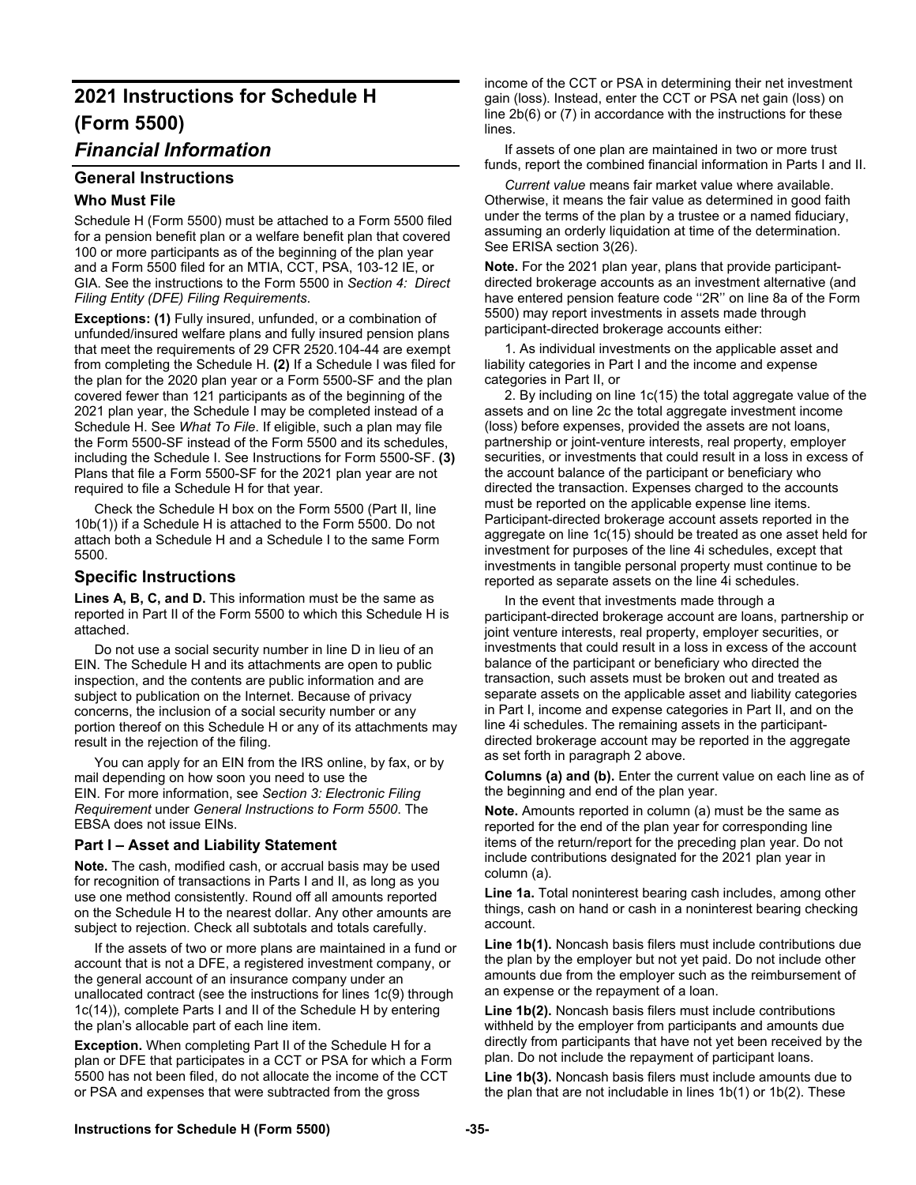# 2021 Instructions for Schedule H (Form 5500)

## *Financial Information*

## General Instructions

### Who Must File

Schedule H (Form 5500) must be attached to a Form 5500 filed for a pension benefit plan or a welfare benefit plan that covered 100 or more participants as of the beginning of the plan year and a Form 5500 filed for an MTIA, CCT, PSA, 103-12 IE, or GIA. See the instructions to the Form 5500 in *Section 4: Direct Filing Entity (DFE) Filing Requirements*.

**Exceptions: (1)** Fully insured, unfunded, or a combination of unfunded/insured welfare plans and fully insured pension plans that meet the requirements of 29 CFR 2520.104-44 are exempt from completing the Schedule H. **(2)** If a Schedule I was filed for the plan for the 2020 plan year or a Form 5500-SF and the plan covered fewer than 121 participants as of the beginning of the 2021 plan year, the Schedule I may be completed instead of a Schedule H. See *What To File*. If eligible, such a plan may file the Form 5500-SF instead of the Form 5500 and its schedules, including the Schedule I. See Instructions for Form 5500-SF. **(3)** Plans that file a Form 5500-SF for the 2021 plan year are not required to file a Schedule H for that year.

Check the Schedule H box on the Form 5500 (Part II, line 10b(1)) if a Schedule H is attached to the Form 5500. Do not attach both a Schedule H and a Schedule I to the same Form 5500.

## Specific Instructions

**Lines A, B, C, and D.** This information must be the same as reported in Part II of the Form 5500 to which this Schedule H is attached.

Do not use a social security number in line D in lieu of an EIN. The Schedule H and its attachments are open to public inspection, and the contents are public information and are subject to publication on the Internet. Because of privacy concerns, the inclusion of a social security number or any portion thereof on this Schedule H or any of its attachments may result in the rejection of the filing.

You can apply for an EIN from the IRS online, by fax, or by mail depending on how soon you need to use the EIN. For more information, see *Section 3: Electronic Filing Requirement* under *General Instructions to Form 5500*. The EBSA does not issue EINs.

### Part I – Asset and Liability Statement

**Note.** The cash, modified cash, or accrual basis may be used for recognition of transactions in Parts I and II, as long as you use one method consistently. Round off all amounts reported on the Schedule H to the nearest dollar. Any other amounts are subject to rejection. Check all subtotals and totals carefully.

If the assets of two or more plans are maintained in a fund or account that is not a DFE, a registered investment company, or the general account of an insurance company under an unallocated contract (see the instructions for lines 1c(9) through 1c(14)), complete Parts I and II of the Schedule H by entering the plan's allocable part of each line item.

**Exception.** When completing Part II of the Schedule H for a plan or DFE that participates in a CCT or PSA for which a Form 5500 has not been filed, do not allocate the income of the CCT or PSA and expenses that were subtracted from the gross income of the CCT or PSA in determining their net investment gain (loss). Instead, enter the CCT or PSA net gain (loss) on line 2b(6) or (7) in accordance with the instructions for these lines.

If assets of one plan are maintained in two or more trust funds, report the combined financial information in Parts I and II.

*Current value* means fair market value where available. Otherwise, it means the fair value as determined in good faith under the terms of the plan by a trustee or a named fiduciary, assuming an orderly liquidation at time of the determination. See ERISA section 3(26).

**Note.** For the 2021 plan year, plans that provide participant-directed brokerage accounts as an investment alternative (and have entered pension feature code ''2R'' on line 8a of the Form 5500) may report investments in assets made through participant-directed brokerage accounts either:

1. As individual investments on the applicable asset and liability categories in Part I and the income and expense categories in Part II, or

2. By including on line 1c(15) the total aggregate value of the assets and on line 2c the total aggregate investment income (loss) before expenses, provided the assets are not loans, partnership or joint-venture interests, real property, employer securities, or investments that could result in a loss in excess of the account balance of the participant or beneficiary who directed the transaction. Expenses charged to the accounts must be reported on the applicable expense line items. Participant-directed brokerage account assets reported in the aggregate on line 1c(15) should be treated as one asset held for investment for purposes of the line 4i schedules, except that investments in tangible personal property must continue to be reported as separate assets on the line 4i schedules.

In the event that investments made through a participant-directed brokerage account are loans, partnership or joint venture interests, real property, employer securities, or investments that could result in a loss in excess of the account balance of the participant or beneficiary who directed the transaction, such assets must be broken out and treated as separate assets on the applicable asset and liability categories in Part I, income and expense categories in Part II, and on the line 4i schedules. The remaining assets in the participant-directed brokerage account may be reported in the aggregate as set forth in paragraph 2 above.

**Columns (a) and (b).** Enter the current value on each line as of the beginning and end of the plan year.

**Note.** Amounts reported in column (a) must be the same as reported for the end of the plan year for corresponding line items of the return/report for the preceding plan year. Do not include contributions designated for the 2021 plan year in column (a).

**Line 1a.** Total noninterest bearing cash includes, among other things, cash on hand or cash in a noninterest bearing checking account.

**Line 1b(1).** Noncash basis filers must include contributions due the plan by the employer but not yet paid. Do not include other amounts due from the employer such as the reimbursement of an expense or the repayment of a loan.

**Line 1b(2).** Noncash basis filers must include contributions withheld by the employer from participants and amounts due directly from participants that have not yet been received by the plan. Do not include the repayment of participant loans.

**Line 1b(3).** Noncash basis filers must include amounts due to the plan that are not includable in lines 1b(1) or 1b(2). These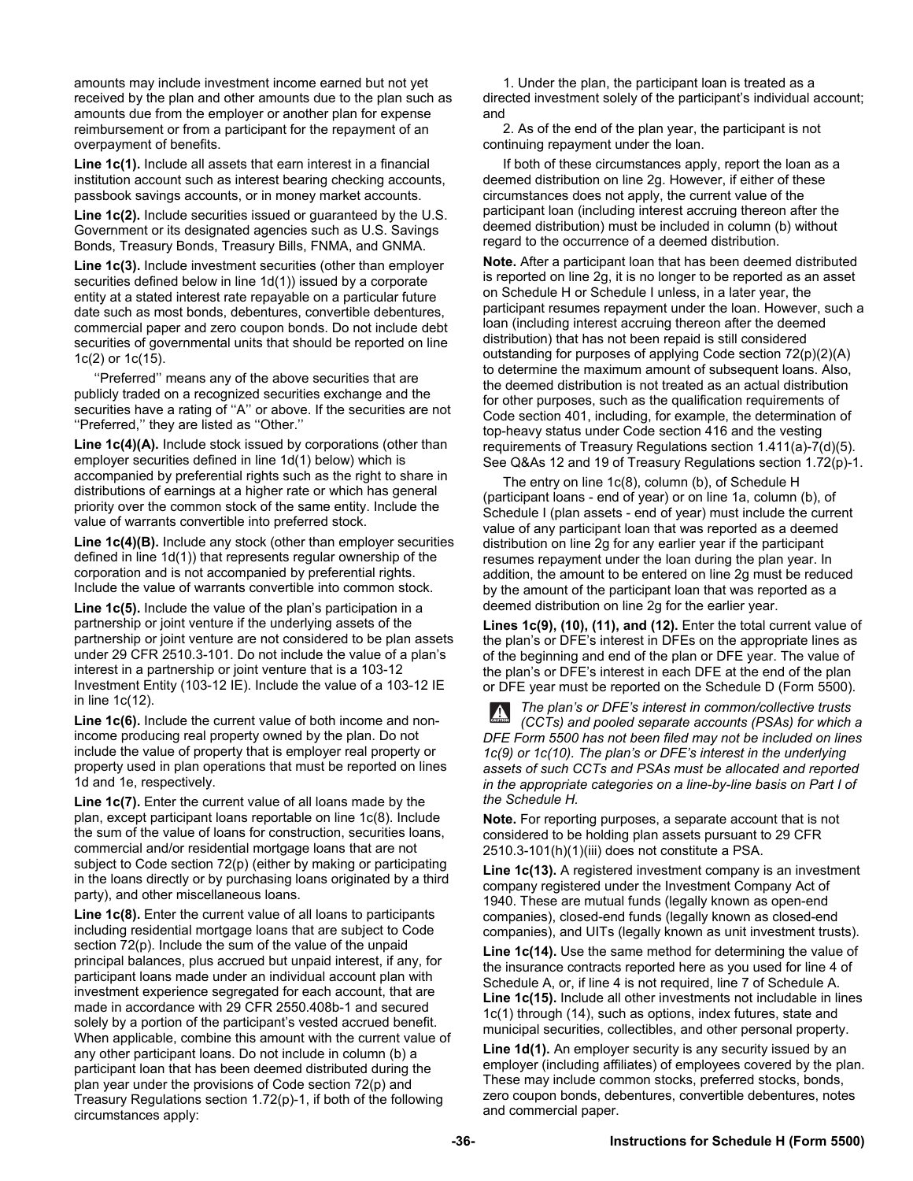amounts may include investment income earned but not yet received by the plan and other amounts due to the plan such as amounts due from the employer or another plan for expense reimbursement or from a participant for the repayment of an overpayment of benefits.

**Line 1c(1).** Include all assets that earn interest in a financial institution account such as interest bearing checking accounts, passbook savings accounts, or in money market accounts.

**Line 1c(2).** Include securities issued or guaranteed by the U.S. Government or its designated agencies such as U.S. Savings Bonds, Treasury Bonds, Treasury Bills, FNMA, and GNMA.

**Line 1c(3).** Include investment securities (other than employer securities defined below in line 1d(1)) issued by a corporate entity at a stated interest rate repayable on a particular future date such as most bonds, debentures, convertible debentures, commercial paper and zero coupon bonds. Do not include debt securities of governmental units that should be reported on line 1c(2) or 1c(15).

''Preferred'' means any of the above securities that are publicly traded on a recognized securities exchange and the securities have a rating of ''A'' or above. If the securities are not ''Preferred,'' they are listed as ''Other.''

**Line 1c(4)(A).** Include stock issued by corporations (other than employer securities defined in line 1d(1) below) which is accompanied by preferential rights such as the right to share in distributions of earnings at a higher rate or which has general priority over the common stock of the same entity. Include the value of warrants convertible into preferred stock.

**Line 1c(4)(B).** Include any stock (other than employer securities defined in line 1d(1)) that represents regular ownership of the corporation and is not accompanied by preferential rights. Include the value of warrants convertible into common stock.

**Line 1c(5).** Include the value of the plan's participation in a partnership or joint venture if the underlying assets of the partnership or joint venture are not considered to be plan assets under 29 CFR 2510.3-101. Do not include the value of a plan's interest in a partnership or joint venture that is a 103-12 Investment Entity (103-12 IE). Include the value of a 103-12 IE in line 1c(12).

**Line 1c(6).** Include the current value of both income and non-income producing real property owned by the plan. Do not include the value of property that is employer real property or property used in plan operations that must be reported on lines 1d and 1e, respectively.

**Line 1c(7).** Enter the current value of all loans made by the plan, except participant loans reportable on line 1c(8). Include the sum of the value of loans for construction, securities loans, commercial and/or residential mortgage loans that are not subject to Code section 72(p) (either by making or participating in the loans directly or by purchasing loans originated by a third party), and other miscellaneous loans.

**Line 1c(8).** Enter the current value of all loans to participants including residential mortgage loans that are subject to Code section 72(p). Include the sum of the value of the unpaid principal balances, plus accrued but unpaid interest, if any, for participant loans made under an individual account plan with investment experience segregated for each account, that are made in accordance with 29 CFR 2550.408b-1 and secured solely by a portion of the participant's vested accrued benefit. When applicable, combine this amount with the current value of any other participant loans. Do not include in column (b) a participant loan that has been deemed distributed during the plan year under the provisions of Code section 72(p) and Treasury Regulations section 1.72(p)-1, if both of the following circumstances apply:

1. Under the plan, the participant loan is treated as a directed investment solely of the participant's individual account; and

2. As of the end of the plan year, the participant is not continuing repayment under the loan.

If both of these circumstances apply, report the loan as a deemed distribution on line 2g. However, if either of these circumstances does not apply, the current value of the participant loan (including interest accruing thereon after the deemed distribution) must be included in column (b) without regard to the occurrence of a deemed distribution.

**Note.** After a participant loan that has been deemed distributed is reported on line 2g, it is no longer to be reported as an asset on Schedule H or Schedule I unless, in a later year, the participant resumes repayment under the loan. However, such a loan (including interest accruing thereon after the deemed distribution) that has not been repaid is still considered outstanding for purposes of applying Code section 72(p)(2)(A) to determine the maximum amount of subsequent loans. Also, the deemed distribution is not treated as an actual distribution for other purposes, such as the qualification requirements of Code section 401, including, for example, the determination of top-heavy status under Code section 416 and the vesting requirements of Treasury Regulations section 1.411(a)-7(d)(5). See Q&As 12 and 19 of Treasury Regulations section 1.72(p)-1.

The entry on line 1c(8), column (b), of Schedule H (participant loans - end of year) or on line 1a, column (b), of Schedule I (plan assets - end of year) must include the current value of any participant loan that was reported as a deemed distribution on line 2g for any earlier year if the participant resumes repayment under the loan during the plan year. In addition, the amount to be entered on line 2g must be reduced by the amount of the participant loan that was reported as a deemed distribution on line 2g for the earlier year.

**Lines 1c(9), (10), (11), and (12).** Enter the total current value of the plan's or DFE's interest in DFEs on the appropriate lines as of the beginning and end of the plan or DFE year. The value of the plan's or DFE's interest in each DFE at the end of the plan or DFE year must be reported on the Schedule D (Form 5500).

*The plan's or DFE's interest in common/collective trusts (CCTs) and pooled separate accounts (PSAs) for which a DFE Form 5500 has not been filed may not be included on lines 1c(9) or 1c(10). The plan's or DFE's interest in the underlying assets of such CCTs and PSAs must be allocated and reported in the appropriate categories on a line-by-line basis on Part I of the Schedule H.*

**Note.** For reporting purposes, a separate account that is not considered to be holding plan assets pursuant to 29 CFR 2510.3-101(h)(1)(iii) does not constitute a PSA.

**Line 1c(13).** A registered investment company is an investment company registered under the Investment Company Act of 1940. These are mutual funds (legally known as open-end companies), closed-end funds (legally known as closed-end companies), and UITs (legally known as unit investment trusts).

**Line 1c(14).** Use the same method for determining the value of the insurance contracts reported here as you used for line 4 of Schedule A, or, if line 4 is not required, line 7 of Schedule A.

**Line 1c(15).** Include all other investments not includable in lines 1c(1) through (14), such as options, index futures, state and municipal securities, collectibles, and other personal property.

**Line 1d(1).** An employer security is any security issued by an employer (including affiliates) of employees covered by the plan. These may include common stocks, preferred stocks, bonds, zero coupon bonds, debentures, convertible debentures, notes and commercial paper.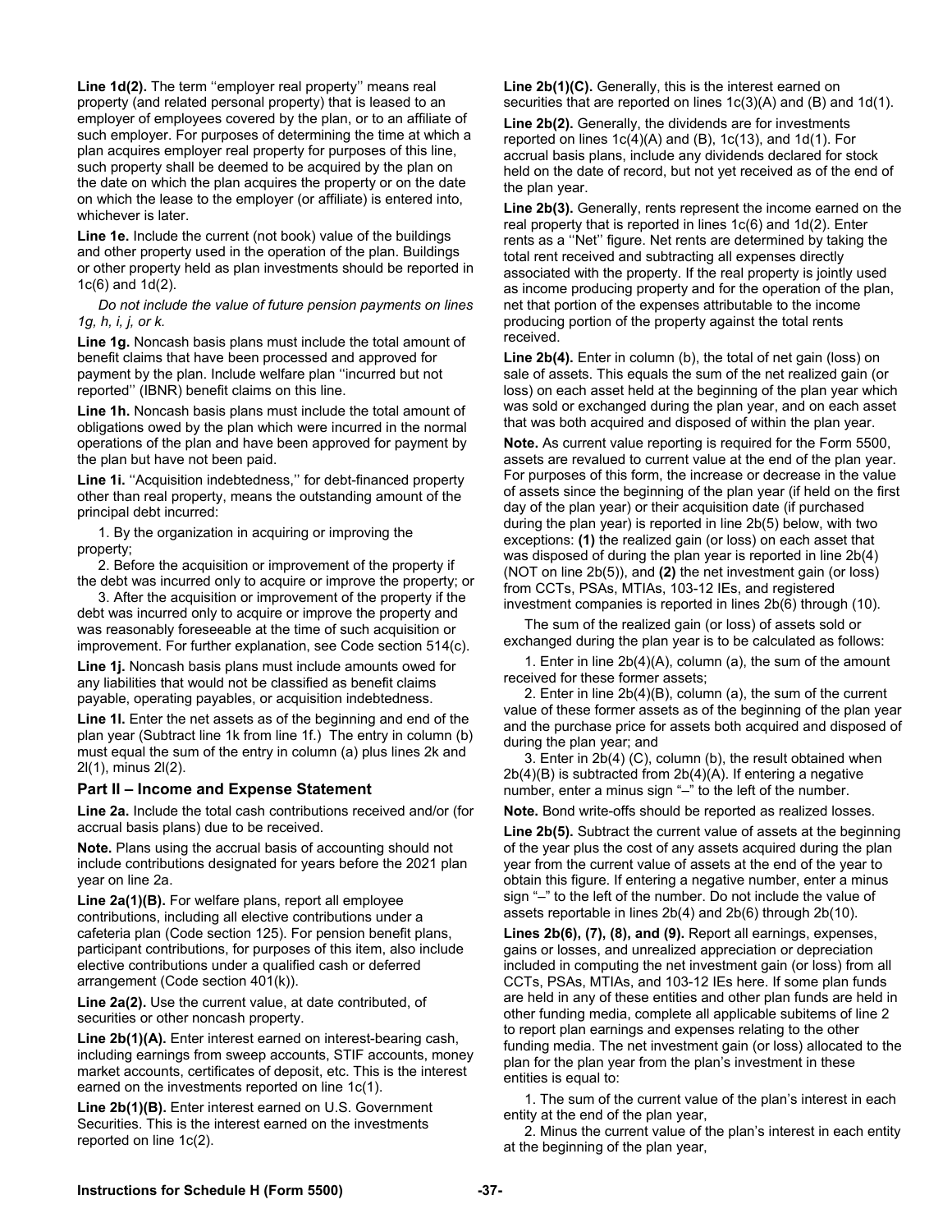**Line 1d(2).** The term ''employer real property'' means real property (and related personal property) that is leased to an employer of employees covered by the plan, or to an affiliate of such employer. For purposes of determining the time at which a plan acquires employer real property for purposes of this line, such property shall be deemed to be acquired by the plan on the date on which the plan acquires the property or on the date on which the lease to the employer (or affiliate) is entered into, whichever is later.

**Line 1e.** Include the current (not book) value of the buildings and other property used in the operation of the plan. Buildings or other property held as plan investments should be reported in 1c(6) and 1d(2).

*Do not include the value of future pension payments on lines 1g, h, i, j, or k.*

**Line 1g.** Noncash basis plans must include the total amount of benefit claims that have been processed and approved for payment by the plan. Include welfare plan ''incurred but not reported'' (IBNR) benefit claims on this line.

**Line 1h.** Noncash basis plans must include the total amount of obligations owed by the plan which were incurred in the normal operations of the plan and have been approved for payment by the plan but have not been paid.

**Line 1i.** ''Acquisition indebtedness,'' for debt-financed property other than real property, means the outstanding amount of the principal debt incurred:

1. By the organization in acquiring or improving the property;
2. Before the acquisition or improvement of the property if the debt was incurred only to acquire or improve the property; or
3. After the acquisition or improvement of the property if the debt was incurred only to acquire or improve the property and was reasonably foreseeable at the time of such acquisition or improvement. For further explanation, see Code section 514(c).

**Line 1j.** Noncash basis plans must include amounts owed for any liabilities that would not be classified as benefit claims payable, operating payables, or acquisition indebtedness.

**Line 1l.** Enter the net assets as of the beginning and end of the plan year (Subtract line 1k from line 1f.) The entry in column (b) must equal the sum of the entry in column (a) plus lines 2k and 2l(1), minus 2l(2).

## Part II – Income and Expense Statement

**Line 2a.** Include the total cash contributions received and/or (for accrual basis plans) due to be received.

**Note.** Plans using the accrual basis of accounting should not include contributions designated for years before the 2021 plan year on line 2a.

**Line 2a(1)(B).** For welfare plans, report all employee contributions, including all elective contributions under a cafeteria plan (Code section 125). For pension benefit plans, participant contributions, for purposes of this item, also include elective contributions under a qualified cash or deferred arrangement (Code section 401(k)).

**Line 2a(2).** Use the current value, at date contributed, of securities or other noncash property.

**Line 2b(1)(A).** Enter interest earned on interest-bearing cash, including earnings from sweep accounts, STIF accounts, money market accounts, certificates of deposit, etc. This is the interest earned on the investments reported on line 1c(1).

**Line 2b(1)(B).** Enter interest earned on U.S. Government Securities. This is the interest earned on the investments reported on line 1c(2).

**Line 2b(1)(C).** Generally, this is the interest earned on securities that are reported on lines 1c(3)(A) and (B) and 1d(1).

**Line 2b(2).** Generally, the dividends are for investments reported on lines 1c(4)(A) and (B), 1c(13), and 1d(1). For accrual basis plans, include any dividends declared for stock held on the date of record, but not yet received as of the end of the plan year.

**Line 2b(3).** Generally, rents represent the income earned on the real property that is reported in lines 1c(6) and 1d(2). Enter rents as a ''Net'' figure. Net rents are determined by taking the total rent received and subtracting all expenses directly associated with the property. If the real property is jointly used as income producing property and for the operation of the plan, net that portion of the expenses attributable to the income producing portion of the property against the total rents received.

**Line 2b(4).** Enter in column (b), the total of net gain (loss) on sale of assets. This equals the sum of the net realized gain (or loss) on each asset held at the beginning of the plan year which was sold or exchanged during the plan year, and on each asset that was both acquired and disposed of within the plan year.

**Note.** As current value reporting is required for the Form 5500, assets are revalued to current value at the end of the plan year. For purposes of this form, the increase or decrease in the value of assets since the beginning of the plan year (if held on the first day of the plan year) or their acquisition date (if purchased during the plan year) is reported in line 2b(5) below, with two exceptions: **(1)** the realized gain (or loss) on each asset that was disposed of during the plan year is reported in line 2b(4) (NOT on line 2b(5)), and **(2)** the net investment gain (or loss) from CCTs, PSAs, MTIAs, 103-12 IEs, and registered investment companies is reported in lines 2b(6) through (10).

The sum of the realized gain (or loss) of assets sold or exchanged during the plan year is to be calculated as follows:

1. Enter in line 2b(4)(A), column (a), the sum of the amount received for these former assets;
2. Enter in line 2b(4)(B), column (a), the sum of the current value of these former assets as of the beginning of the plan year and the purchase price for assets both acquired and disposed of during the plan year; and
3. Enter in 2b(4) (C), column (b), the result obtained when 2b(4)(B) is subtracted from 2b(4)(A). If entering a negative number, enter a minus sign "–" to the left of the number.

**Note.** Bond write-offs should be reported as realized losses.

**Line 2b(5).** Subtract the current value of assets at the beginning of the year plus the cost of any assets acquired during the plan year from the current value of assets at the end of the year to obtain this figure. If entering a negative number, enter a minus sign "–" to the left of the number. Do not include the value of assets reportable in lines 2b(4) and 2b(6) through 2b(10).

**Lines 2b(6), (7), (8), and (9).** Report all earnings, expenses, gains or losses, and unrealized appreciation or depreciation included in computing the net investment gain (or loss) from all CCTs, PSAs, MTIAs, and 103-12 IEs here. If some plan funds are held in any of these entities and other plan funds are held in other funding media, complete all applicable subitems of line 2 to report plan earnings and expenses relating to the other funding media. The net investment gain (or loss) allocated to the plan for the plan year from the plan's investment in these entities is equal to:

1. The sum of the current value of the plan's interest in each entity at the end of the plan year,
2. Minus the current value of the plan's interest in each entity at the beginning of the plan year,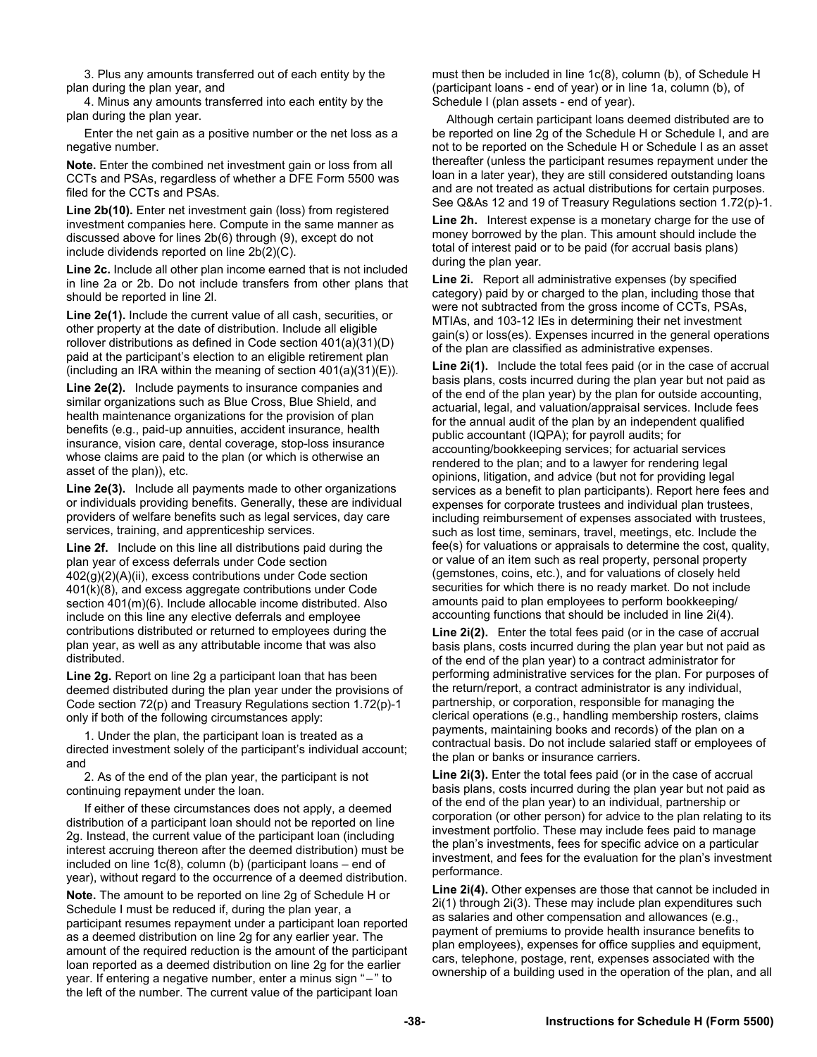3. Plus any amounts transferred out of each entity by the plan during the plan year, and

4. Minus any amounts transferred into each entity by the plan during the plan year.

Enter the net gain as a positive number or the net loss as a negative number.

**Note.** Enter the combined net investment gain or loss from all CCTs and PSAs, regardless of whether a DFE Form 5500 was filed for the CCTs and PSAs.

**Line 2b(10).** Enter net investment gain (loss) from registered investment companies here. Compute in the same manner as discussed above for lines 2b(6) through (9), except do not include dividends reported on line 2b(2)(C).

**Line 2c.** Include all other plan income earned that is not included in line 2a or 2b. Do not include transfers from other plans that should be reported in line 2l.

**Line 2e(1).** Include the current value of all cash, securities, or other property at the date of distribution. Include all eligible rollover distributions as defined in Code section 401(a)(31)(D) paid at the participant's election to an eligible retirement plan (including an IRA within the meaning of section 401(a)(31)(E)).

**Line 2e(2).** Include payments to insurance companies and similar organizations such as Blue Cross, Blue Shield, and health maintenance organizations for the provision of plan benefits (e.g., paid-up annuities, accident insurance, health insurance, vision care, dental coverage, stop-loss insurance whose claims are paid to the plan (or which is otherwise an asset of the plan)), etc.

**Line 2e(3).** Include all payments made to other organizations or individuals providing benefits. Generally, these are individual providers of welfare benefits such as legal services, day care services, training, and apprenticeship services.

**Line 2f.** Include on this line all distributions paid during the plan year of excess deferrals under Code section 402(g)(2)(A)(ii), excess contributions under Code section 401(k)(8), and excess aggregate contributions under Code section 401(m)(6). Include allocable income distributed. Also include on this line any elective deferrals and employee contributions distributed or returned to employees during the plan year, as well as any attributable income that was also distributed.

**Line 2g.** Report on line 2g a participant loan that has been deemed distributed during the plan year under the provisions of Code section 72(p) and Treasury Regulations section 1.72(p)-1 only if both of the following circumstances apply:

1. Under the plan, the participant loan is treated as a directed investment solely of the participant's individual account; and

2. As of the end of the plan year, the participant is not continuing repayment under the loan.

If either of these circumstances does not apply, a deemed distribution of a participant loan should not be reported on line 2g. Instead, the current value of the participant loan (including interest accruing thereon after the deemed distribution) must be included on line 1c(8), column (b) (participant loans – end of year), without regard to the occurrence of a deemed distribution.

**Note.** The amount to be reported on line 2g of Schedule H or Schedule I must be reduced if, during the plan year, a participant resumes repayment under a participant loan reported as a deemed distribution on line 2g for any earlier year. The amount of the required reduction is the amount of the participant loan reported as a deemed distribution on line 2g for the earlier year. If entering a negative number, enter a minus sign "–" to the left of the number. The current value of the participant loan must then be included in line 1c(8), column (b), of Schedule H (participant loans - end of year) or in line 1a, column (b), of Schedule I (plan assets - end of year).

Although certain participant loans deemed distributed are to be reported on line 2g of the Schedule H or Schedule I, and are not to be reported on the Schedule H or Schedule I as an asset thereafter (unless the participant resumes repayment under the loan in a later year), they are still considered outstanding loans and are not treated as actual distributions for certain purposes. See Q&As 12 and 19 of Treasury Regulations section 1.72(p)-1.

**Line 2h.** Interest expense is a monetary charge for the use of money borrowed by the plan. This amount should include the total of interest paid or to be paid (for accrual basis plans) during the plan year.

**Line 2i.** Report all administrative expenses (by specified category) paid by or charged to the plan, including those that were not subtracted from the gross income of CCTs, PSAs, MTIAs, and 103-12 IEs in determining their net investment gain(s) or loss(es). Expenses incurred in the general operations of the plan are classified as administrative expenses.

**Line 2i(1).** Include the total fees paid (or in the case of accrual basis plans, costs incurred during the plan year but not paid as of the end of the plan year) by the plan for outside accounting, actuarial, legal, and valuation/appraisal services. Include fees for the annual audit of the plan by an independent qualified public accountant (IQPA); for payroll audits; for accounting/bookkeeping services; for actuarial services rendered to the plan; and to a lawyer for rendering legal opinions, litigation, and advice (but not for providing legal services as a benefit to plan participants). Report here fees and expenses for corporate trustees and individual plan trustees, including reimbursement of expenses associated with trustees, such as lost time, seminars, travel, meetings, etc. Include the fee(s) for valuations or appraisals to determine the cost, quality, or value of an item such as real property, personal property (gemstones, coins, etc.), and for valuations of closely held securities for which there is no ready market. Do not include amounts paid to plan employees to perform bookkeeping/accounting functions that should be included in line 2i(4).

**Line 2i(2).** Enter the total fees paid (or in the case of accrual basis plans, costs incurred during the plan year but not paid as of the end of the plan year) to a contract administrator for performing administrative services for the plan. For purposes of the return/report, a contract administrator is any individual, partnership, or corporation, responsible for managing the clerical operations (e.g., handling membership rosters, claims payments, maintaining books and records) of the plan on a contractual basis. Do not include salaried staff or employees of the plan or banks or insurance carriers.

**Line 2i(3).** Enter the total fees paid (or in the case of accrual basis plans, costs incurred during the plan year but not paid as of the end of the plan year) to an individual, partnership or corporation (or other person) for advice to the plan relating to its investment portfolio. These may include fees paid to manage the plan's investments, fees for specific advice on a particular investment, and fees for the evaluation for the plan's investment performance.

**Line 2i(4).** Other expenses are those that cannot be included in 2i(1) through 2i(3). These may include plan expenditures such as salaries and other compensation and allowances (e.g., payment of premiums to provide health insurance benefits to plan employees), expenses for office supplies and equipment, cars, telephone, postage, rent, expenses associated with the ownership of a building used in the operation of the plan, and all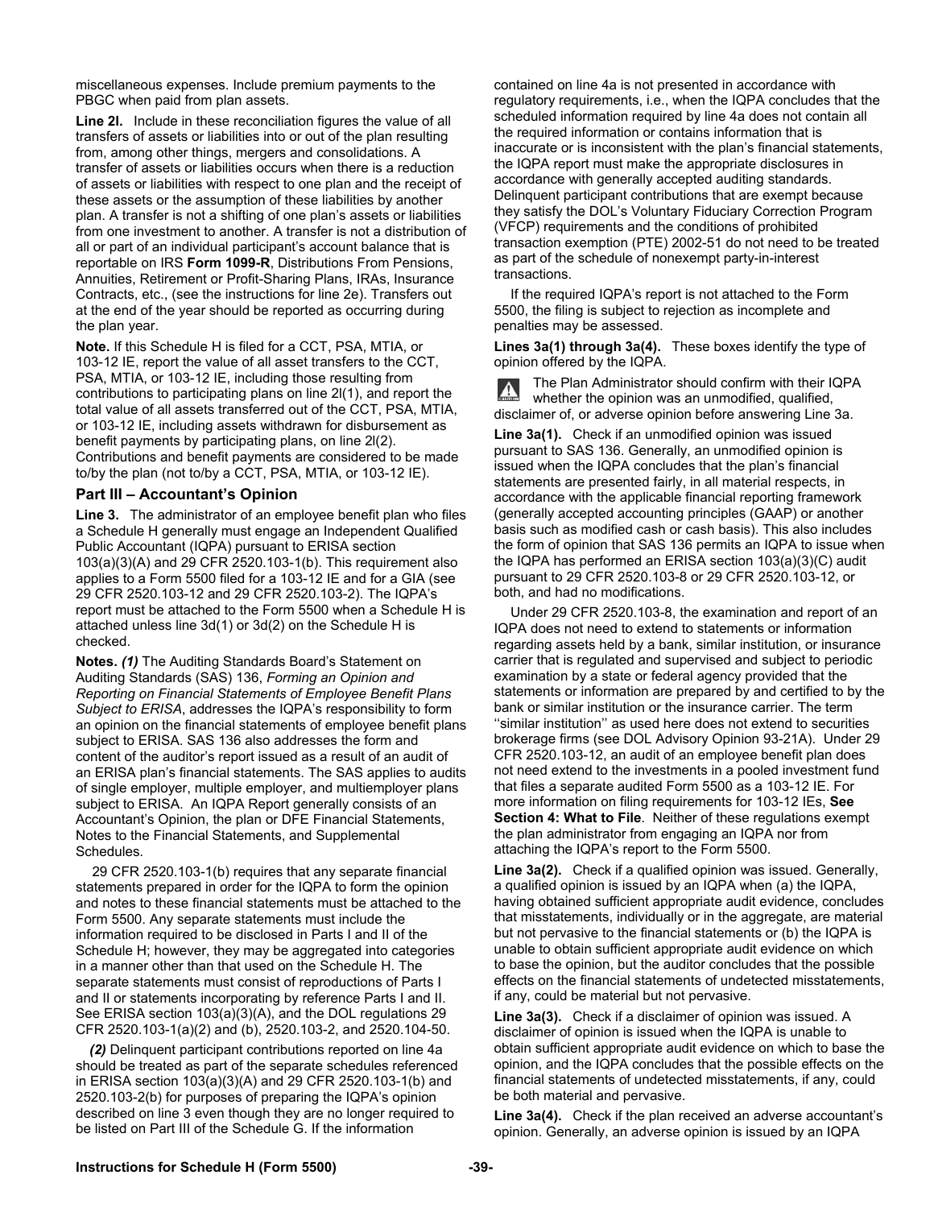miscellaneous expenses. Include premium payments to the PBGC when paid from plan assets.

**Line 2l.** Include in these reconciliation figures the value of all transfers of assets or liabilities into or out of the plan resulting from, among other things, mergers and consolidations. A transfer of assets or liabilities occurs when there is a reduction of assets or liabilities with respect to one plan and the receipt of these assets or the assumption of these liabilities by another plan. A transfer is not a shifting of one plan's assets or liabilities from one investment to another. A transfer is not a distribution of all or part of an individual participant's account balance that is reportable on IRS **Form 1099-R**, Distributions From Pensions, Annuities, Retirement or Profit-Sharing Plans, IRAs, Insurance Contracts, etc., (see the instructions for line 2e). Transfers out at the end of the year should be reported as occurring during the plan year.

**Note.** If this Schedule H is filed for a CCT, PSA, MTIA, or 103-12 IE, report the value of all asset transfers to the CCT, PSA, MTIA, or 103-12 IE, including those resulting from contributions to participating plans on line 2l(1), and report the total value of all assets transferred out of the CCT, PSA, MTIA, or 103-12 IE, including assets withdrawn for disbursement as benefit payments by participating plans, on line 2l(2). Contributions and benefit payments are considered to be made to/by the plan (not to/by a CCT, PSA, MTIA, or 103-12 IE).

## Part III – Accountant's Opinion

**Line 3.** The administrator of an employee benefit plan who files a Schedule H generally must engage an Independent Qualified Public Accountant (IQPA) pursuant to ERISA section 103(a)(3)(A) and 29 CFR 2520.103-1(b). This requirement also applies to a Form 5500 filed for a 103-12 IE and for a GIA (see 29 CFR 2520.103-12 and 29 CFR 2520.103-2). The IQPA's report must be attached to the Form 5500 when a Schedule H is attached unless line 3d(1) or 3d(2) on the Schedule H is checked.

**Notes.** ***(1)*** The Auditing Standards Board's Statement on Auditing Standards (SAS) 136, *Forming an Opinion and Reporting on Financial Statements of Employee Benefit Plans Subject to ERISA*, addresses the IQPA's responsibility to form an opinion on the financial statements of employee benefit plans subject to ERISA. SAS 136 also addresses the form and content of the auditor's report issued as a result of an audit of an ERISA plan's financial statements. The SAS applies to audits of single employer, multiple employer, and multiemployer plans subject to ERISA. An IQPA Report generally consists of an Accountant's Opinion, the plan or DFE Financial Statements, Notes to the Financial Statements, and Supplemental Schedules.

29 CFR 2520.103-1(b) requires that any separate financial statements prepared in order for the IQPA to form the opinion and notes to these financial statements must be attached to the Form 5500. Any separate statements must include the information required to be disclosed in Parts I and II of the Schedule H; however, they may be aggregated into categories in a manner other than that used on the Schedule H. The separate statements must consist of reproductions of Parts I and II or statements incorporating by reference Parts I and II. See ERISA section 103(a)(3)(A), and the DOL regulations 29 CFR 2520.103-1(a)(2) and (b), 2520.103-2, and 2520.104-50.

***(2)*** Delinquent participant contributions reported on line 4a should be treated as part of the separate schedules referenced in ERISA section 103(a)(3)(A) and 29 CFR 2520.103-1(b) and 2520.103-2(b) for purposes of preparing the IQPA's opinion described on line 3 even though they are no longer required to be listed on Part III of the Schedule G. If the information contained on line 4a is not presented in accordance with regulatory requirements, i.e., when the IQPA concludes that the scheduled information required by line 4a does not contain all the required information or contains information that is inaccurate or is inconsistent with the plan's financial statements, the IQPA report must make the appropriate disclosures in accordance with generally accepted auditing standards. Delinquent participant contributions that are exempt because they satisfy the DOL's Voluntary Fiduciary Correction Program (VFCP) requirements and the conditions of prohibited transaction exemption (PTE) 2002-51 do not need to be treated as part of the schedule of nonexempt party-in-interest transactions.

If the required IQPA's report is not attached to the Form 5500, the filing is subject to rejection as incomplete and penalties may be assessed.

**Lines 3a(1) through 3a(4).** These boxes identify the type of opinion offered by the IQPA.

**CAUTION:** The Plan Administrator should confirm with their IQPA whether the opinion was an unmodified, qualified, disclaimer of, or adverse opinion before answering Line 3a.

**Line 3a(1).** Check if an unmodified opinion was issued pursuant to SAS 136. Generally, an unmodified opinion is issued when the IQPA concludes that the plan's financial statements are presented fairly, in all material respects, in accordance with the applicable financial reporting framework (generally accepted accounting principles (GAAP) or another basis such as modified cash or cash basis). This also includes the form of opinion that SAS 136 permits an IQPA to issue when the IQPA has performed an ERISA section 103(a)(3)(C) audit pursuant to 29 CFR 2520.103-8 or 29 CFR 2520.103-12, or both, and had no modifications.

Under 29 CFR 2520.103-8, the examination and report of an IQPA does not need to extend to statements or information regarding assets held by a bank, similar institution, or insurance carrier that is regulated and supervised and subject to periodic examination by a state or federal agency provided that the statements or information are prepared by and certified to by the bank or similar institution or the insurance carrier. The term ''similar institution'' as used here does not extend to securities brokerage firms (see DOL Advisory Opinion 93-21A). Under 29 CFR 2520.103-12, an audit of an employee benefit plan does not need extend to the investments in a pooled investment fund that files a separate audited Form 5500 as a 103-12 IE. For more information on filing requirements for 103-12 IEs, **See Section 4: What to File**. Neither of these regulations exempt the plan administrator from engaging an IQPA nor from attaching the IQPA's report to the Form 5500.

**Line 3a(2).** Check if a qualified opinion was issued. Generally, a qualified opinion is issued by an IQPA when (a) the IQPA, having obtained sufficient appropriate audit evidence, concludes that misstatements, individually or in the aggregate, are material but not pervasive to the financial statements or (b) the IQPA is unable to obtain sufficient appropriate audit evidence on which to base the opinion, but the auditor concludes that the possible effects on the financial statements of undetected misstatements, if any, could be material but not pervasive.

**Line 3a(3).** Check if a disclaimer of opinion was issued. A disclaimer of opinion is issued when the IQPA is unable to obtain sufficient appropriate audit evidence on which to base the opinion, and the IQPA concludes that the possible effects on the financial statements of undetected misstatements, if any, could be both material and pervasive.

**Line 3a(4).** Check if the plan received an adverse accountant's opinion. Generally, an adverse opinion is issued by an IQPA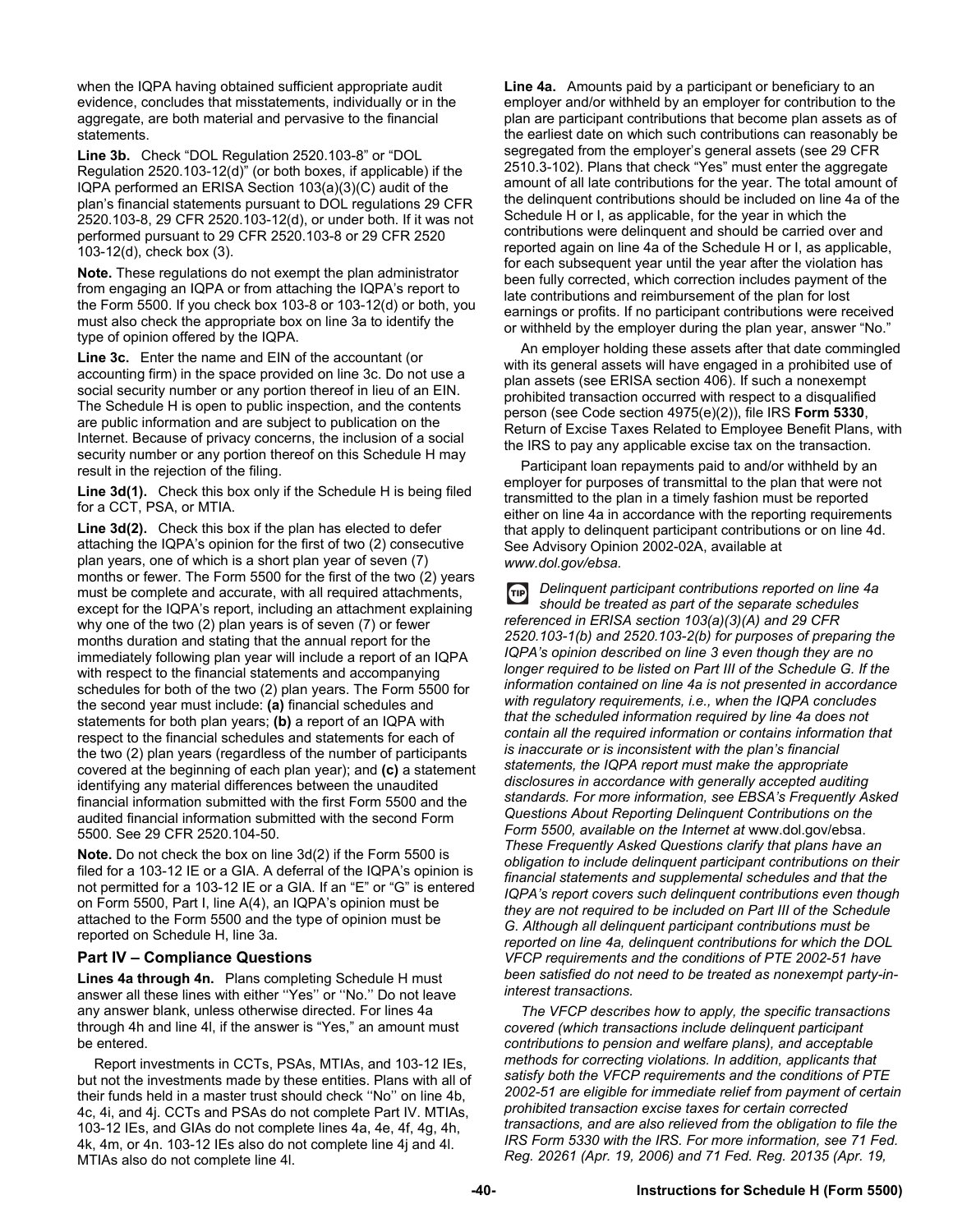when the IQPA having obtained sufficient appropriate audit evidence, concludes that misstatements, individually or in the aggregate, are both material and pervasive to the financial statements.

**Line 3b.** Check “DOL Regulation 2520.103-8” or “DOL Regulation 2520.103-12(d)” (or both boxes, if applicable) if the IQPA performed an ERISA Section 103(a)(3)(C) audit of the plan's financial statements pursuant to DOL regulations 29 CFR 2520.103-8, 29 CFR 2520.103-12(d), or under both. If it was not performed pursuant to 29 CFR 2520.103-8 or 29 CFR 2520 103-12(d), check box (3).

**Note.** These regulations do not exempt the plan administrator from engaging an IQPA or from attaching the IQPA's report to the Form 5500. If you check box 103-8 or 103-12(d) or both, you must also check the appropriate box on line 3a to identify the type of opinion offered by the IQPA.

**Line 3c.** Enter the name and EIN of the accountant (or accounting firm) in the space provided on line 3c. Do not use a social security number or any portion thereof in lieu of an EIN. The Schedule H is open to public inspection, and the contents are public information and are subject to publication on the Internet. Because of privacy concerns, the inclusion of a social security number or any portion thereof on this Schedule H may result in the rejection of the filing.

**Line 3d(1).** Check this box only if the Schedule H is being filed for a CCT, PSA, or MTIA.

**Line 3d(2).** Check this box if the plan has elected to defer attaching the IQPA's opinion for the first of two (2) consecutive plan years, one of which is a short plan year of seven (7) months or fewer. The Form 5500 for the first of the two (2) years must be complete and accurate, with all required attachments, except for the IQPA's report, including an attachment explaining why one of the two (2) plan years is of seven (7) or fewer months duration and stating that the annual report for the immediately following plan year will include a report of an IQPA with respect to the financial statements and accompanying schedules for both of the two (2) plan years. The Form 5500 for the second year must include: **(a)** financial schedules and statements for both plan years; **(b)** a report of an IQPA with respect to the financial schedules and statements for each of the two (2) plan years (regardless of the number of participants covered at the beginning of each plan year); and **(c)** a statement identifying any material differences between the unaudited financial information submitted with the first Form 5500 and the audited financial information submitted with the second Form 5500. See 29 CFR 2520.104-50.

**Note.** Do not check the box on line 3d(2) if the Form 5500 is filed for a 103-12 IE or a GIA. A deferral of the IQPA's opinion is not permitted for a 103-12 IE or a GIA. If an “E” or “G” is entered on Form 5500, Part I, line A(4), an IQPA's opinion must be attached to the Form 5500 and the type of opinion must be reported on Schedule H, line 3a.

### Part IV – Compliance Questions

**Lines 4a through 4n.** Plans completing Schedule H must answer all these lines with either ''Yes'' or ''No.'' Do not leave any answer blank, unless otherwise directed. For lines 4a through 4h and line 4l, if the answer is “Yes,” an amount must be entered.

Report investments in CCTs, PSAs, MTIAs, and 103-12 IEs, but not the investments made by these entities. Plans with all of their funds held in a master trust should check ''No'' on line 4b, 4c, 4i, and 4j. CCTs and PSAs do not complete Part IV. MTIAs, 103-12 IEs, and GIAs do not complete lines 4a, 4e, 4f, 4g, 4h, 4k, 4m, or 4n. 103-12 IEs also do not complete line 4j and 4l. MTIAs also do not complete line 4l.

**Line 4a.** Amounts paid by a participant or beneficiary to an employer and/or withheld by an employer for contribution to the plan are participant contributions that become plan assets as of the earliest date on which such contributions can reasonably be segregated from the employer's general assets (see 29 CFR 2510.3-102). Plans that check “Yes” must enter the aggregate amount of all late contributions for the year. The total amount of the delinquent contributions should be included on line 4a of the Schedule H or I, as applicable, for the year in which the contributions were delinquent and should be carried over and reported again on line 4a of the Schedule H or I, as applicable, for each subsequent year until the year after the violation has been fully corrected, which correction includes payment of the late contributions and reimbursement of the plan for lost earnings or profits. If no participant contributions were received or withheld by the employer during the plan year, answer “No.”

An employer holding these assets after that date commingled with its general assets will have engaged in a prohibited use of plan assets (see ERISA section 406). If such a nonexempt prohibited transaction occurred with respect to a disqualified person (see Code section 4975(e)(2)), file IRS **Form 5330**, Return of Excise Taxes Related to Employee Benefit Plans, with the IRS to pay any applicable excise tax on the transaction.

Participant loan repayments paid to and/or withheld by an employer for purposes of transmittal to the plan that were not transmitted to the plan in a timely fashion must be reported either on line 4a in accordance with the reporting requirements that apply to delinquent participant contributions or on line 4d. See Advisory Opinion 2002-02A, available at *www.dol.gov/ebsa.*

TIP *Delinquent participant contributions reported on line 4a should be treated as part of the separate schedules referenced in ERISA section 103(a)(3)(A) and 29 CFR 2520.103-1(b) and 2520.103-2(b) for purposes of preparing the IQPA's opinion described on line 3 even though they are no longer required to be listed on Part III of the Schedule G. If the information contained on line 4a is not presented in accordance with regulatory requirements, i.e., when the IQPA concludes that the scheduled information required by line 4a does not contain all the required information or contains information that is inaccurate or is inconsistent with the plan's financial statements, the IQPA report must make the appropriate disclosures in accordance with generally accepted auditing standards. For more information, see EBSA's Frequently Asked Questions About Reporting Delinquent Contributions on the Form 5500, available on the Internet at* www.dol.gov/ebsa. *These Frequently Asked Questions clarify that plans have an obligation to include delinquent participant contributions on their financial statements and supplemental schedules and that the IQPA's report covers such delinquent contributions even though they are not required to be included on Part III of the Schedule G. Although all delinquent participant contributions must be reported on line 4a, delinquent contributions for which the DOL VFCP requirements and the conditions of PTE 2002-51 have been satisfied do not need to be treated as nonexempt party-in-interest transactions.*

*The VFCP describes how to apply, the specific transactions covered (which transactions include delinquent participant contributions to pension and welfare plans), and acceptable methods for correcting violations. In addition, applicants that satisfy both the VFCP requirements and the conditions of PTE 2002-51 are eligible for immediate relief from payment of certain prohibited transaction excise taxes for certain corrected transactions, and are also relieved from the obligation to file the IRS Form 5330 with the IRS. For more information, see 71 Fed. Reg. 20261 (Apr. 19, 2006) and 71 Fed. Reg. 20135 (Apr. 19,*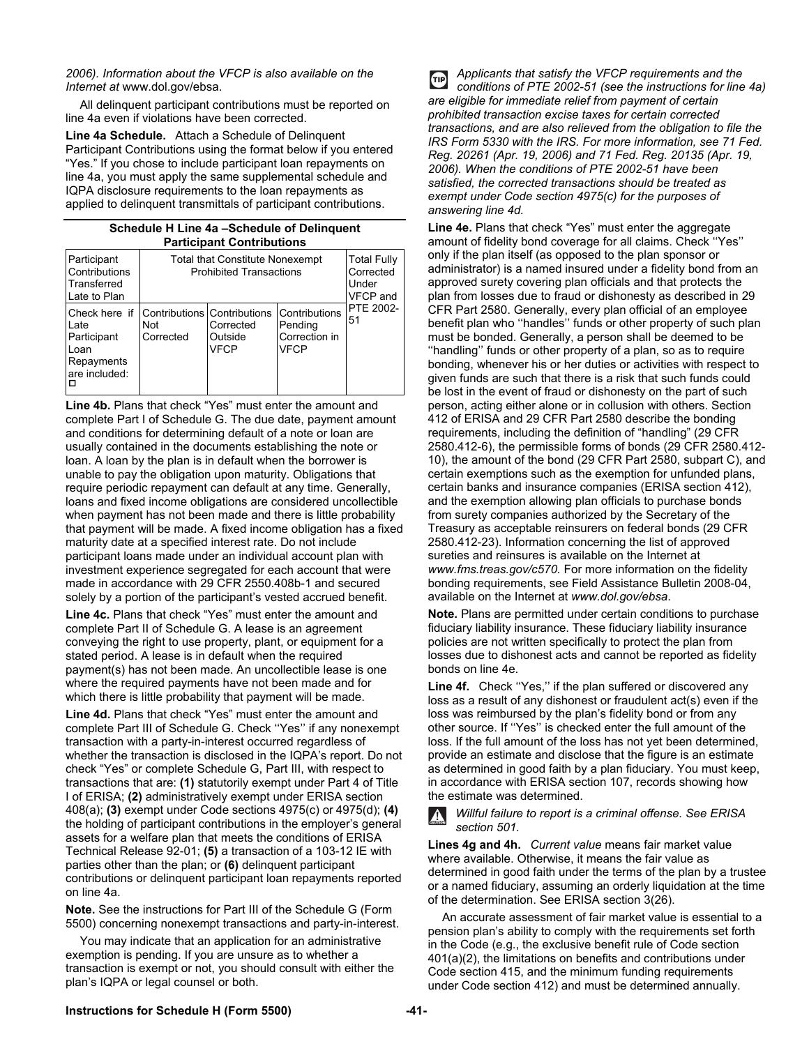*2006). Information about the VFCP is also available on the Internet at* www.dol.gov/ebsa.

All delinquent participant contributions must be reported on line 4a even if violations have been corrected.

**Line 4a Schedule.** Attach a Schedule of Delinquent Participant Contributions using the format below if you entered "Yes." If you chose to include participant loan repayments on line 4a, you must apply the same supplemental schedule and IQPA disclosure requirements to the loan repayments as applied to delinquent transmittals of participant contributions.

**Schedule H Line 4a –Schedule of Delinquent Participant Contributions**

| Participant Contributions Transferred Late to Plan | Total that Constitute Nonexempt Prohibited Transactions | | | Total Fully Corrected Under VFCP and PTE 2002-51 |
|---|---|---|---|---|
| Check here if Late Participant Loan Repayments are included: ☐ | Contributions Not Corrected | Contributions Corrected Outside VFCP | Contributions Pending Correction in VFCP | |

**Line 4b.** Plans that check "Yes" must enter the amount and complete Part I of Schedule G. The due date, payment amount and conditions for determining default of a note or loan are usually contained in the documents establishing the note or loan. A loan by the plan is in default when the borrower is unable to pay the obligation upon maturity. Obligations that require periodic repayment can default at any time. Generally, loans and fixed income obligations are considered uncollectible when payment has not been made and there is little probability that payment will be made. A fixed income obligation has a fixed maturity date at a specified interest rate. Do not include participant loans made under an individual account plan with investment experience segregated for each account that were made in accordance with 29 CFR 2550.408b-1 and secured solely by a portion of the participant's vested accrued benefit.

**Line 4c.** Plans that check "Yes" must enter the amount and complete Part II of Schedule G. A lease is an agreement conveying the right to use property, plant, or equipment for a stated period. A lease is in default when the required payment(s) has not been made. An uncollectible lease is one where the required payments have not been made and for which there is little probability that payment will be made.

**Line 4d.** Plans that check "Yes" must enter the amount and complete Part III of Schedule G. Check ''Yes'' if any nonexempt transaction with a party-in-interest occurred regardless of whether the transaction is disclosed in the IQPA's report. Do not check "Yes" or complete Schedule G, Part III, with respect to transactions that are: **(1)** statutorily exempt under Part 4 of Title I of ERISA; **(2)** administratively exempt under ERISA section 408(a); **(3)** exempt under Code sections 4975(c) or 4975(d); **(4)** the holding of participant contributions in the employer's general assets for a welfare plan that meets the conditions of ERISA Technical Release 92-01; **(5)** a transaction of a 103-12 IE with parties other than the plan; or **(6)** delinquent participant contributions or delinquent participant loan repayments reported on line 4a.

**Note.** See the instructions for Part III of the Schedule G (Form 5500) concerning nonexempt transactions and party-in-interest.

You may indicate that an application for an administrative exemption is pending. If you are unsure as to whether a transaction is exempt or not, you should consult with either the plan's IQPA or legal counsel or both.

*TIP: Applicants that satisfy the VFCP requirements and the conditions of PTE 2002-51 (see the instructions for line 4a) are eligible for immediate relief from payment of certain prohibited transaction excise taxes for certain corrected transactions, and are also relieved from the obligation to file the IRS Form 5330 with the IRS. For more information, see 71 Fed. Reg. 20261 (Apr. 19, 2006) and 71 Fed. Reg. 20135 (Apr. 19, 2006). When the conditions of PTE 2002-51 have been satisfied, the corrected transactions should be treated as exempt under Code section 4975(c) for the purposes of answering line 4d.*

**Line 4e.** Plans that check "Yes" must enter the aggregate amount of fidelity bond coverage for all claims. Check ''Yes'' only if the plan itself (as opposed to the plan sponsor or administrator) is a named insured under a fidelity bond from an approved surety covering plan officials and that protects the plan from losses due to fraud or dishonesty as described in 29 CFR Part 2580. Generally, every plan official of an employee benefit plan who ''handles'' funds or other property of such plan must be bonded. Generally, a person shall be deemed to be ''handling'' funds or other property of a plan, so as to require bonding, whenever his or her duties or activities with respect to given funds are such that there is a risk that such funds could be lost in the event of fraud or dishonesty on the part of such person, acting either alone or in collusion with others. Section 412 of ERISA and 29 CFR Part 2580 describe the bonding requirements, including the definition of "handling" (29 CFR 2580.412-6), the permissible forms of bonds (29 CFR 2580.412-10), the amount of the bond (29 CFR Part 2580, subpart C), and certain exemptions such as the exemption for unfunded plans, certain banks and insurance companies (ERISA section 412), and the exemption allowing plan officials to purchase bonds from surety companies authorized by the Secretary of the Treasury as acceptable reinsurers on federal bonds (29 CFR 2580.412-23). Information concerning the list of approved sureties and reinsures is available on the Internet at *www.fms.treas.gov/c570.* For more information on the fidelity bonding requirements, see Field Assistance Bulletin 2008-04, available on the Internet at *www.dol.gov/ebsa*.

**Note.** Plans are permitted under certain conditions to purchase fiduciary liability insurance. These fiduciary liability insurance policies are not written specifically to protect the plan from losses due to dishonest acts and cannot be reported as fidelity bonds on line 4e.

**Line 4f.** Check ''Yes,'' if the plan suffered or discovered any loss as a result of any dishonest or fraudulent act(s) even if the loss was reimbursed by the plan's fidelity bond or from any other source. If ''Yes'' is checked enter the full amount of the loss. If the full amount of the loss has not yet been determined, provide an estimate and disclose that the figure is an estimate as determined in good faith by a plan fiduciary. You must keep, in accordance with ERISA section 107, records showing how the estimate was determined.

*CAUTION: Willful failure to report is a criminal offense. See ERISA section 501.*

**Lines 4g and 4h.** *Current value* means fair market value where available. Otherwise, it means the fair value as determined in good faith under the terms of the plan by a trustee or a named fiduciary, assuming an orderly liquidation at the time of the determination. See ERISA section 3(26).

An accurate assessment of fair market value is essential to a pension plan's ability to comply with the requirements set forth in the Code (e.g., the exclusive benefit rule of Code section 401(a)(2), the limitations on benefits and contributions under Code section 415, and the minimum funding requirements under Code section 412) and must be determined annually.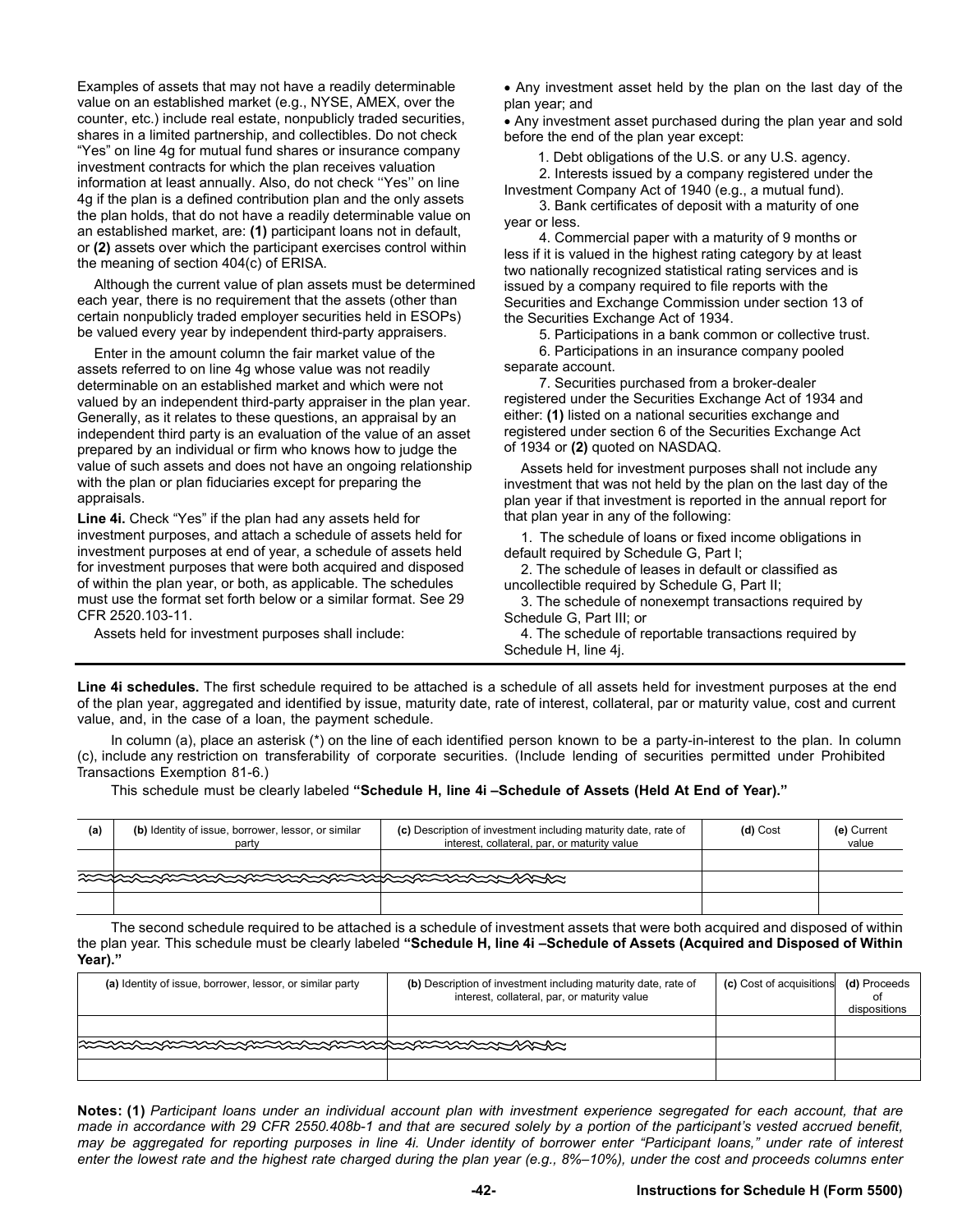Examples of assets that may not have a readily determinable value on an established market (e.g., NYSE, AMEX, over the counter, etc.) include real estate, nonpublicly traded securities, shares in a limited partnership, and collectibles. Do not check "Yes" on line 4g for mutual fund shares or insurance company investment contracts for which the plan receives valuation information at least annually. Also, do not check "Yes" on line 4g if the plan is a defined contribution plan and the only assets the plan holds, that do not have a readily determinable value on an established market, are: **(1)** participant loans not in default, or **(2)** assets over which the participant exercises control within the meaning of section 404(c) of ERISA.

Although the current value of plan assets must be determined each year, there is no requirement that the assets (other than certain nonpublicly traded employer securities held in ESOPs) be valued every year by independent third-party appraisers.

Enter in the amount column the fair market value of the assets referred to on line 4g whose value was not readily determinable on an established market and which were not valued by an independent third-party appraiser in the plan year. Generally, as it relates to these questions, an appraisal by an independent third party is an evaluation of the value of an asset prepared by an individual or firm who knows how to judge the value of such assets and does not have an ongoing relationship with the plan or plan fiduciaries except for preparing the appraisals.

**Line 4i.** Check "Yes" if the plan had any assets held for investment purposes, and attach a schedule of assets held for investment purposes at end of year, a schedule of assets held for investment purposes that were both acquired and disposed of within the plan year, or both, as applicable. The schedules must use the format set forth below or a similar format. See 29 CFR 2520.103-11.

Assets held for investment purposes shall include:

- Any investment asset held by the plan on the last day of the plan year; and
- Any investment asset purchased during the plan year and sold before the end of the plan year except:

1. Debt obligations of the U.S. or any U.S. agency.
2. Interests issued by a company registered under the Investment Company Act of 1940 (e.g., a mutual fund).
3. Bank certificates of deposit with a maturity of one year or less.
4. Commercial paper with a maturity of 9 months or less if it is valued in the highest rating category by at least two nationally recognized statistical rating services and is issued by a company required to file reports with the Securities and Exchange Commission under section 13 of the Securities Exchange Act of 1934.
5. Participations in a bank common or collective trust.
6. Participations in an insurance company pooled separate account.
7. Securities purchased from a broker-dealer registered under the Securities Exchange Act of 1934 and either: **(1)** listed on a national securities exchange and registered under section 6 of the Securities Exchange Act of 1934 or **(2)** quoted on NASDAQ.

Assets held for investment purposes shall not include any investment that was not held by the plan on the last day of the plan year if that investment is reported in the annual report for that plan year in any of the following:

1. The schedule of loans or fixed income obligations in default required by Schedule G, Part I;
2. The schedule of leases in default or classified as uncollectible required by Schedule G, Part II;
3. The schedule of nonexempt transactions required by Schedule G, Part III; or
4. The schedule of reportable transactions required by Schedule H, line 4j.

**Line 4i schedules.** The first schedule required to be attached is a schedule of all assets held for investment purposes at the end of the plan year, aggregated and identified by issue, maturity date, rate of interest, collateral, par or maturity value, cost and current value, and, in the case of a loan, the payment schedule.

In column (a), place an asterisk (*) on the line of each identified person known to be a party-in-interest to the plan. In column (c), include any restriction on transferability of corporate securities. (Include lending of securities permitted under Prohibited Transactions Exemption 81-6.)

This schedule must be clearly labeled **"Schedule H, line 4i –Schedule of Assets (Held At End of Year)."**

| (a) | (b) Identity of issue, borrower, lessor, or similar party | (c) Description of investment including maturity date, rate of interest, collateral, par, or maturity value | (d) Cost | (e) Current value |
|---|---|---|---|---|
| | | | | |
| | | | | |
| | | | | |

The second schedule required to be attached is a schedule of investment assets that were both acquired and disposed of within the plan year. This schedule must be clearly labeled **"Schedule H, line 4i –Schedule of Assets (Acquired and Disposed of Within Year)."**

| (a) Identity of issue, borrower, lessor, or similar party | (b) Description of investment including maturity date, rate of interest, collateral, par, or maturity value | (c) Cost of acquisitions | (d) Proceeds of dispositions |
|---|---|---|---|
| | | | |
| | | | |
| | | | |

**Notes: (1)** *Participant loans under an individual account plan with investment experience segregated for each account, that are made in accordance with 29 CFR 2550.408b-1 and that are secured solely by a portion of the participant's vested accrued benefit, may be aggregated for reporting purposes in line 4i. Under identity of borrower enter "Participant loans," under rate of interest enter the lowest rate and the highest rate charged during the plan year (e.g., 8%–10%), under the cost and proceeds columns enter*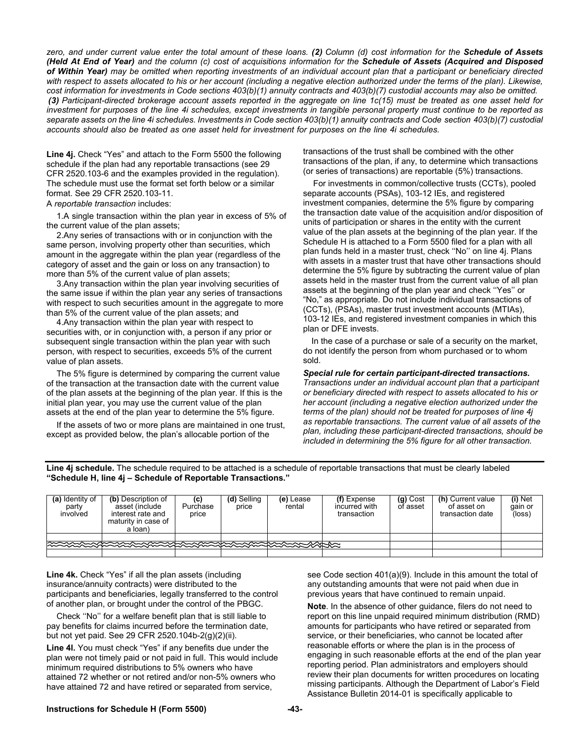*zero, and under current value enter the total amount of these loans.* ***(2)*** *Column (d) cost information for the* ***Schedule of Assets (Held At End of Year)*** *and the column (c) cost of acquisitions information for the* ***Schedule of Assets (Acquired and Disposed of Within Year)*** *may be omitted when reporting investments of an individual account plan that a participant or beneficiary directed with respect to assets allocated to his or her account (including a negative election authorized under the terms of the plan). Likewise, cost information for investments in Code sections 403(b)(1) annuity contracts and 403(b)(7) custodial accounts may also be omitted.* ***(3)*** *Participant-directed brokerage account assets reported in the aggregate on line 1c(15) must be treated as one asset held for investment for purposes of the line 4i schedules, except investments in tangible personal property must continue to be reported as separate assets on the line 4i schedules. Investments in Code section 403(b)(1) annuity contracts and Code section 403(b)(7) custodial accounts should also be treated as one asset held for investment for purposes on the line 4i schedules.*

**Line 4j.** Check "Yes" and attach to the Form 5500 the following schedule if the plan had any reportable transactions (see 29 CFR 2520.103-6 and the examples provided in the regulation). The schedule must use the format set forth below or a similar format. See 29 CFR 2520.103-11.

A *reportable transaction* includes:

1. A single transaction within the plan year in excess of 5% of the current value of the plan assets;
2. Any series of transactions with or in conjunction with the same person, involving property other than securities, which amount in the aggregate within the plan year (regardless of the category of asset and the gain or loss on any transaction) to more than 5% of the current value of plan assets;
3. Any transaction within the plan year involving securities of the same issue if within the plan year any series of transactions with respect to such securities amount in the aggregate to more than 5% of the current value of the plan assets; and
4. Any transaction within the plan year with respect to securities with, or in conjunction with, a person if any prior or subsequent single transaction within the plan year with such person, with respect to securities, exceeds 5% of the current value of plan assets.

The 5% figure is determined by comparing the current value of the transaction at the transaction date with the current value of the plan assets at the beginning of the plan year. If this is the initial plan year, you may use the current value of the plan assets at the end of the plan year to determine the 5% figure.

If the assets of two or more plans are maintained in one trust, except as provided below, the plan's allocable portion of the transactions of the trust shall be combined with the other transactions of the plan, if any, to determine which transactions (or series of transactions) are reportable (5%) transactions.

For investments in common/collective trusts (CCTs), pooled separate accounts (PSAs), 103-12 IEs, and registered investment companies, determine the 5% figure by comparing the transaction date value of the acquisition and/or disposition of units of participation or shares in the entity with the current value of the plan assets at the beginning of the plan year. If the Schedule H is attached to a Form 5500 filed for a plan with all plan funds held in a master trust, check "No" on line 4j. Plans with assets in a master trust that have other transactions should determine the 5% figure by subtracting the current value of plan assets held in the master trust from the current value of all plan assets at the beginning of the plan year and check "Yes" or "No," as appropriate. Do not include individual transactions of (CCTs), (PSAs), master trust investment accounts (MTIAs), 103-12 IEs, and registered investment companies in which this plan or DFE invests.

In the case of a purchase or sale of a security on the market, do not identify the person from whom purchased or to whom sold.

***Special rule for certain participant-directed transactions.*** *Transactions under an individual account plan that a participant or beneficiary directed with respect to assets allocated to his or her account (including a negative election authorized under the terms of the plan) should not be treated for purposes of line 4j as reportable transactions. The current value of all assets of the plan, including these participant-directed transactions, should be included in determining the 5% figure for all other transaction.*

**Line 4j schedule.** The schedule required to be attached is a schedule of reportable transactions that must be clearly labeled **"Schedule H, line 4j – Schedule of Reportable Transactions."**

| (a) Identity of party involved | (b) Description of asset (include interest rate and maturity in case of a loan) | (c) Purchase price | (d) Selling price | (e) Lease rental | (f) Expense incurred with transaction | (g) Cost of asset | (h) Current value of asset on transaction date | (i) Net gain or (loss) |
|---|---|---|---|---|---|---|---|---|
| | | | | | | | | |
| | | | | | | | | |
| | | | | | | | | |

**Line 4k.** Check "Yes" if all the plan assets (including insurance/annuity contracts) were distributed to the participants and beneficiaries, legally transferred to the control of another plan, or brought under the control of the PBGC.

Check "No" for a welfare benefit plan that is still liable to pay benefits for claims incurred before the termination date, but not yet paid. See 29 CFR 2520.104b-2(g)(2)(ii).

**Line 4l.** You must check "Yes" if any benefits due under the plan were not timely paid or not paid in full. This would include minimum required distributions to 5% owners who have attained 72 whether or not retired and/or non-5% owners who have attained 72 and have retired or separated from service, see Code section 401(a)(9). Include in this amount the total of any outstanding amounts that were not paid when due in previous years that have continued to remain unpaid.

**Note**. In the absence of other guidance, filers do not need to report on this line unpaid required minimum distribution (RMD) amounts for participants who have retired or separated from service, or their beneficiaries, who cannot be located after reasonable efforts or where the plan is in the process of engaging in such reasonable efforts at the end of the plan year reporting period. Plan administrators and employers should review their plan documents for written procedures on locating missing participants. Although the Department of Labor's Field Assistance Bulletin 2014-01 is specifically applicable to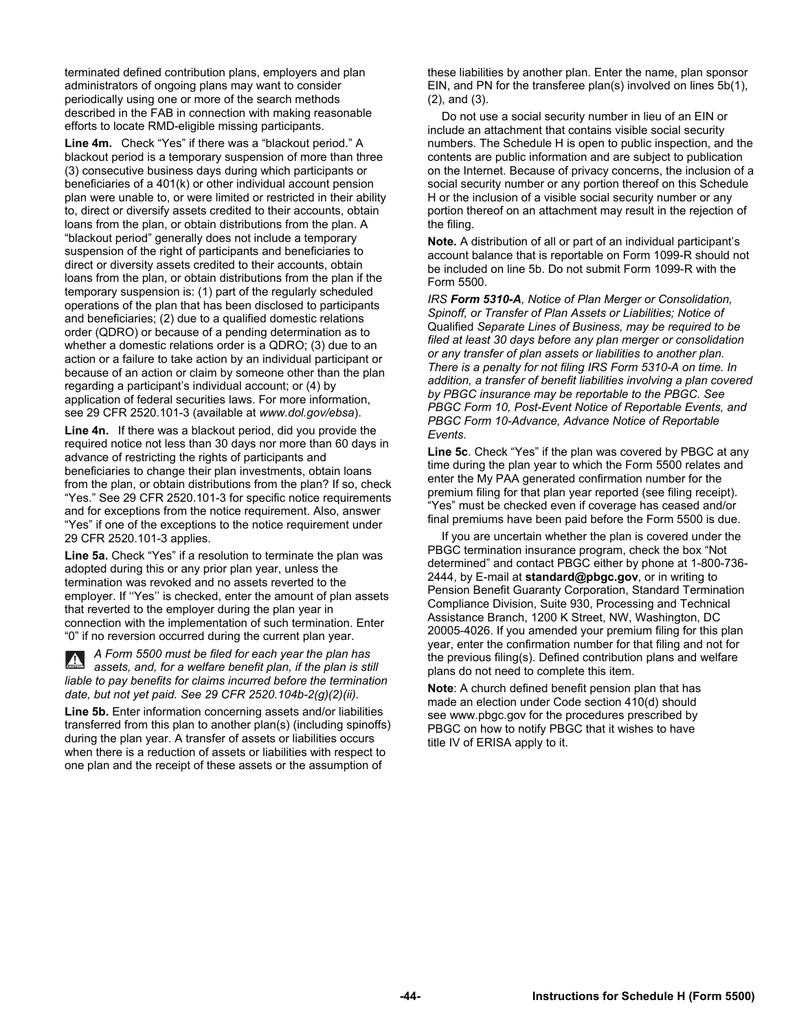terminated defined contribution plans, employers and plan administrators of ongoing plans may want to consider periodically using one or more of the search methods described in the FAB in connection with making reasonable efforts to locate RMD-eligible missing participants.

**Line 4m.** Check "Yes" if there was a "blackout period." A blackout period is a temporary suspension of more than three (3) consecutive business days during which participants or beneficiaries of a 401(k) or other individual account pension plan were unable to, or were limited or restricted in their ability to, direct or diversify assets credited to their accounts, obtain loans from the plan, or obtain distributions from the plan. A "blackout period" generally does not include a temporary suspension of the right of participants and beneficiaries to direct or diversity assets credited to their accounts, obtain loans from the plan, or obtain distributions from the plan if the temporary suspension is: (1) part of the regularly scheduled operations of the plan that has been disclosed to participants and beneficiaries; (2) due to a qualified domestic relations order (QDRO) or because of a pending determination as to whether a domestic relations order is a QDRO; (3) due to an action or a failure to take action by an individual participant or because of an action or claim by someone other than the plan regarding a participant's individual account; or (4) by application of federal securities laws. For more information, see 29 CFR 2520.101-3 (available at *www.dol.gov/ebsa*).

**Line 4n.** If there was a blackout period, did you provide the required notice not less than 30 days nor more than 60 days in advance of restricting the rights of participants and beneficiaries to change their plan investments, obtain loans from the plan, or obtain distributions from the plan? If so, check "Yes." See 29 CFR 2520.101-3 for specific notice requirements and for exceptions from the notice requirement. Also, answer "Yes" if one of the exceptions to the notice requirement under 29 CFR 2520.101-3 applies.

**Line 5a.** Check "Yes" if a resolution to terminate the plan was adopted during this or any prior plan year, unless the termination was revoked and no assets reverted to the employer. If ''Yes'' is checked, enter the amount of plan assets that reverted to the employer during the plan year in connection with the implementation of such termination. Enter "0" if no reversion occurred during the current plan year.

*A Form 5500 must be filed for each year the plan has assets, and, for a welfare benefit plan, if the plan is still liable to pay benefits for claims incurred before the termination date, but not yet paid. See 29 CFR 2520.104b-2(g)(2)(ii).*

**Line 5b.** Enter information concerning assets and/or liabilities transferred from this plan to another plan(s) (including spinoffs) during the plan year. A transfer of assets or liabilities occurs when there is a reduction of assets or liabilities with respect to one plan and the receipt of these assets or the assumption of these liabilities by another plan. Enter the name, plan sponsor EIN, and PN for the transferee plan(s) involved on lines 5b(1), (2), and (3).

Do not use a social security number in lieu of an EIN or include an attachment that contains visible social security numbers. The Schedule H is open to public inspection, and the contents are public information and are subject to publication on the Internet. Because of privacy concerns, the inclusion of a social security number or any portion thereof on this Schedule H or the inclusion of a visible social security number or any portion thereof on an attachment may result in the rejection of the filing.

**Note.** A distribution of all or part of an individual participant's account balance that is reportable on Form 1099-R should not be included on line 5b. Do not submit Form 1099-R with the Form 5500.

*IRS **Form 5310-A**, Notice of Plan Merger or Consolidation, Spinoff, or Transfer of Plan Assets or Liabilities; Notice of* Qualified *Separate Lines of Business, may be required to be filed at least 30 days before any plan merger or consolidation or any transfer of plan assets or liabilities to another plan. There is a penalty for not filing IRS Form 5310-A on time. In addition, a transfer of benefit liabilities involving a plan covered by PBGC insurance may be reportable to the PBGC. See PBGC Form 10, Post-Event Notice of Reportable Events, and PBGC Form 10-Advance, Advance Notice of Reportable Events.*

**Line 5c**. Check "Yes" if the plan was covered by PBGC at any time during the plan year to which the Form 5500 relates and enter the My PAA generated confirmation number for the premium filing for that plan year reported (see filing receipt). "Yes" must be checked even if coverage has ceased and/or final premiums have been paid before the Form 5500 is due.

If you are uncertain whether the plan is covered under the PBGC termination insurance program, check the box "Not determined" and contact PBGC either by phone at 1-800-736-2444, by E-mail at **standard@pbgc.gov**, or in writing to Pension Benefit Guaranty Corporation, Standard Termination Compliance Division, Suite 930, Processing and Technical Assistance Branch, 1200 K Street, NW, Washington, DC 20005-4026. If you amended your premium filing for this plan year, enter the confirmation number for that filing and not for the previous filing(s). Defined contribution plans and welfare plans do not need to complete this item.

**Note**: A church defined benefit pension plan that has made an election under Code section 410(d) should see www.pbgc.gov for the procedures prescribed by PBGC on how to notify PBGC that it wishes to have title IV of ERISA apply to it.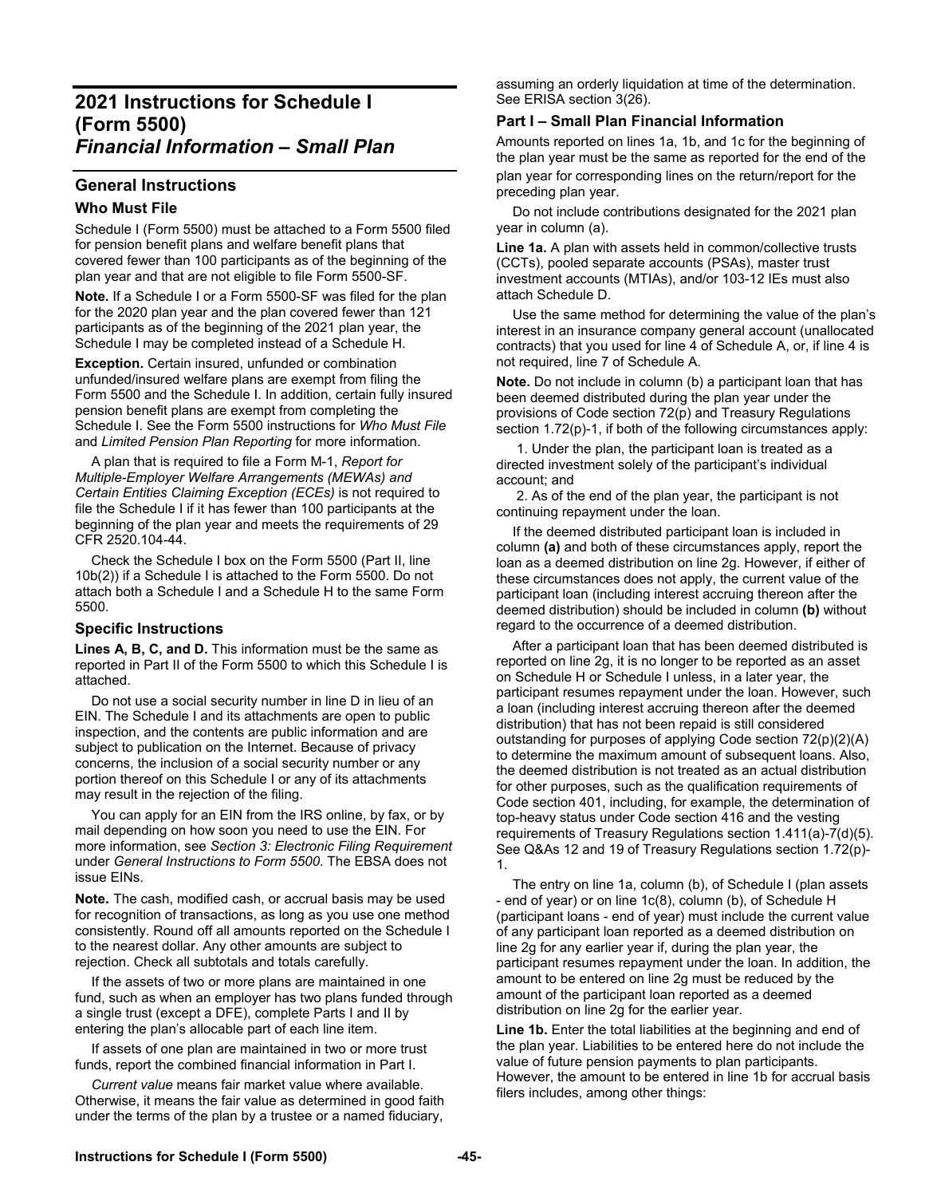# 2021 Instructions for Schedule I (Form 5500) *Financial Information – Small Plan*

## General Instructions

### Who Must File

Schedule I (Form 5500) must be attached to a Form 5500 filed for pension benefit plans and welfare benefit plans that covered fewer than 100 participants as of the beginning of the plan year and that are not eligible to file Form 5500-SF.

**Note.** If a Schedule I or a Form 5500-SF was filed for the plan for the 2020 plan year and the plan covered fewer than 121 participants as of the beginning of the 2021 plan year, the Schedule I may be completed instead of a Schedule H.

**Exception.** Certain insured, unfunded or combination unfunded/insured welfare plans are exempt from filing the Form 5500 and the Schedule I. In addition, certain fully insured pension benefit plans are exempt from completing the Schedule I. See the Form 5500 instructions for *Who Must File* and *Limited Pension Plan Reporting* for more information.

A plan that is required to file a Form M-1, *Report for Multiple-Employer Welfare Arrangements (MEWAs) and Certain Entities Claiming Exception (ECEs)* is not required to file the Schedule I if it has fewer than 100 participants at the beginning of the plan year and meets the requirements of 29 CFR 2520.104-44.

Check the Schedule I box on the Form 5500 (Part II, line 10b(2)) if a Schedule I is attached to the Form 5500. Do not attach both a Schedule I and a Schedule H to the same Form 5500.

### Specific Instructions

**Lines A, B, C, and D.** This information must be the same as reported in Part II of the Form 5500 to which this Schedule I is attached.

Do not use a social security number in line D in lieu of an EIN. The Schedule I and its attachments are open to public inspection, and the contents are public information and are subject to publication on the Internet. Because of privacy concerns, the inclusion of a social security number or any portion thereof on this Schedule I or any of its attachments may result in the rejection of the filing.

You can apply for an EIN from the IRS online, by fax, or by mail depending on how soon you need to use the EIN. For more information, see *Section 3: Electronic Filing Requirement* under *General Instructions to Form 5500*. The EBSA does not issue EINs.

**Note.** The cash, modified cash, or accrual basis may be used for recognition of transactions, as long as you use one method consistently. Round off all amounts reported on the Schedule I to the nearest dollar. Any other amounts are subject to rejection. Check all subtotals and totals carefully.

If the assets of two or more plans are maintained in one fund, such as when an employer has two plans funded through a single trust (except a DFE), complete Parts I and II by entering the plan's allocable part of each line item.

If assets of one plan are maintained in two or more trust funds, report the combined financial information in Part I.

*Current value* means fair market value where available. Otherwise, it means the fair value as determined in good faith under the terms of the plan by a trustee or a named fiduciary, assuming an orderly liquidation at time of the determination. See ERISA section 3(26).

### Part I – Small Plan Financial Information

Amounts reported on lines 1a, 1b, and 1c for the beginning of the plan year must be the same as reported for the end of the plan year for corresponding lines on the return/report for the preceding plan year.

Do not include contributions designated for the 2021 plan year in column (a).

**Line 1a.** A plan with assets held in common/collective trusts (CCTs), pooled separate accounts (PSAs), master trust investment accounts (MTIAs), and/or 103-12 IEs must also attach Schedule D.

Use the same method for determining the value of the plan's interest in an insurance company general account (unallocated contracts) that you used for line 4 of Schedule A, or, if line 4 is not required, line 7 of Schedule A.

**Note.** Do not include in column (b) a participant loan that has been deemed distributed during the plan year under the provisions of Code section 72(p) and Treasury Regulations section 1.72(p)-1, if both of the following circumstances apply:

1. Under the plan, the participant loan is treated as a directed investment solely of the participant's individual account; and

2. As of the end of the plan year, the participant is not continuing repayment under the loan.

If the deemed distributed participant loan is included in column **(a)** and both of these circumstances apply, report the loan as a deemed distribution on line 2g. However, if either of these circumstances does not apply, the current value of the participant loan (including interest accruing thereon after the deemed distribution) should be included in column **(b)** without regard to the occurrence of a deemed distribution.

After a participant loan that has been deemed distributed is reported on line 2g, it is no longer to be reported as an asset on Schedule H or Schedule I unless, in a later year, the participant resumes repayment under the loan. However, such a loan (including interest accruing thereon after the deemed distribution) that has not been repaid is still considered outstanding for purposes of applying Code section 72(p)(2)(A) to determine the maximum amount of subsequent loans. Also, the deemed distribution is not treated as an actual distribution for other purposes, such as the qualification requirements of Code section 401, including, for example, the determination of top-heavy status under Code section 416 and the vesting requirements of Treasury Regulations section 1.411(a)-7(d)(5). See Q&As 12 and 19 of Treasury Regulations section 1.72(p)-1.

The entry on line 1a, column (b), of Schedule I (plan assets - end of year) or on line 1c(8), column (b), of Schedule H (participant loans - end of year) must include the current value of any participant loan reported as a deemed distribution on line 2g for any earlier year if, during the plan year, the participant resumes repayment under the loan. In addition, the amount to be entered on line 2g must be reduced by the amount of the participant loan reported as a deemed distribution on line 2g for the earlier year.

**Line 1b.** Enter the total liabilities at the beginning and end of the plan year. Liabilities to be entered here do not include the value of future pension payments to plan participants. However, the amount to be entered in line 1b for accrual basis filers includes, among other things: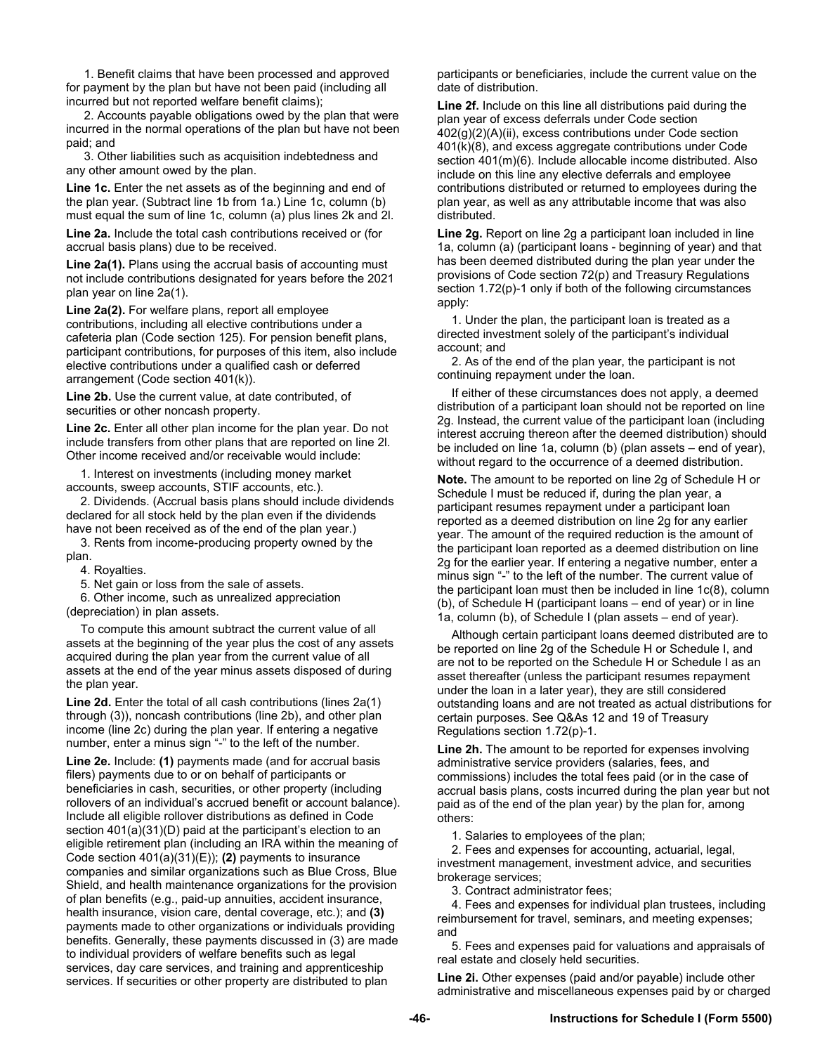1. Benefit claims that have been processed and approved for payment by the plan but have not been paid (including all incurred but not reported welfare benefit claims);

2. Accounts payable obligations owed by the plan that were incurred in the normal operations of the plan but have not been paid; and

3. Other liabilities such as acquisition indebtedness and any other amount owed by the plan.

**Line 1c.** Enter the net assets as of the beginning and end of the plan year. (Subtract line 1b from 1a.) Line 1c, column (b) must equal the sum of line 1c, column (a) plus lines 2k and 2l.

**Line 2a.** Include the total cash contributions received or (for accrual basis plans) due to be received.

**Line 2a(1).** Plans using the accrual basis of accounting must not include contributions designated for years before the 2021 plan year on line 2a(1).

**Line 2a(2).** For welfare plans, report all employee contributions, including all elective contributions under a cafeteria plan (Code section 125). For pension benefit plans, participant contributions, for purposes of this item, also include elective contributions under a qualified cash or deferred arrangement (Code section 401(k)).

**Line 2b.** Use the current value, at date contributed, of securities or other noncash property.

**Line 2c.** Enter all other plan income for the plan year. Do not include transfers from other plans that are reported on line 2l. Other income received and/or receivable would include:

1. Interest on investments (including money market accounts, sweep accounts, STIF accounts, etc.).

2. Dividends. (Accrual basis plans should include dividends declared for all stock held by the plan even if the dividends have not been received as of the end of the plan year.)

3. Rents from income-producing property owned by the plan.

4. Royalties.

5. Net gain or loss from the sale of assets.

6. Other income, such as unrealized appreciation (depreciation) in plan assets.

To compute this amount subtract the current value of all assets at the beginning of the year plus the cost of any assets acquired during the plan year from the current value of all assets at the end of the year minus assets disposed of during the plan year.

**Line 2d.** Enter the total of all cash contributions (lines 2a(1) through (3)), noncash contributions (line 2b), and other plan income (line 2c) during the plan year. If entering a negative number, enter a minus sign "-" to the left of the number.

**Line 2e.** Include: **(1)** payments made (and for accrual basis filers) payments due to or on behalf of participants or beneficiaries in cash, securities, or other property (including rollovers of an individual's accrued benefit or account balance). Include all eligible rollover distributions as defined in Code section 401(a)(31)(D) paid at the participant's election to an eligible retirement plan (including an IRA within the meaning of Code section 401(a)(31)(E)); **(2)** payments to insurance companies and similar organizations such as Blue Cross, Blue Shield, and health maintenance organizations for the provision of plan benefits (e.g., paid-up annuities, accident insurance, health insurance, vision care, dental coverage, etc.); and **(3)** payments made to other organizations or individuals providing benefits. Generally, these payments discussed in (3) are made to individual providers of welfare benefits such as legal services, day care services, and training and apprenticeship services. If securities or other property are distributed to plan participants or beneficiaries, include the current value on the date of distribution.

**Line 2f.** Include on this line all distributions paid during the plan year of excess deferrals under Code section 402(g)(2)(A)(ii), excess contributions under Code section 401(k)(8), and excess aggregate contributions under Code section 401(m)(6). Include allocable income distributed. Also include on this line any elective deferrals and employee contributions distributed or returned to employees during the plan year, as well as any attributable income that was also distributed.

**Line 2g.** Report on line 2g a participant loan included in line 1a, column (a) (participant loans - beginning of year) and that has been deemed distributed during the plan year under the provisions of Code section 72(p) and Treasury Regulations section 1.72(p)-1 only if both of the following circumstances apply:

1. Under the plan, the participant loan is treated as a directed investment solely of the participant's individual account; and

2. As of the end of the plan year, the participant is not continuing repayment under the loan.

If either of these circumstances does not apply, a deemed distribution of a participant loan should not be reported on line 2g. Instead, the current value of the participant loan (including interest accruing thereon after the deemed distribution) should be included on line 1a, column (b) (plan assets – end of year), without regard to the occurrence of a deemed distribution.

**Note.** The amount to be reported on line 2g of Schedule H or Schedule I must be reduced if, during the plan year, a participant resumes repayment under a participant loan reported as a deemed distribution on line 2g for any earlier year. The amount of the required reduction is the amount of the participant loan reported as a deemed distribution on line 2g for the earlier year. If entering a negative number, enter a minus sign "-" to the left of the number. The current value of the participant loan must then be included in line 1c(8), column (b), of Schedule H (participant loans – end of year) or in line 1a, column (b), of Schedule I (plan assets – end of year).

Although certain participant loans deemed distributed are to be reported on line 2g of the Schedule H or Schedule I, and are not to be reported on the Schedule H or Schedule I as an asset thereafter (unless the participant resumes repayment under the loan in a later year), they are still considered outstanding loans and are not treated as actual distributions for certain purposes. See Q&As 12 and 19 of Treasury Regulations section 1.72(p)-1.

**Line 2h.** The amount to be reported for expenses involving administrative service providers (salaries, fees, and commissions) includes the total fees paid (or in the case of accrual basis plans, costs incurred during the plan year but not paid as of the end of the plan year) by the plan for, among others:

1. Salaries to employees of the plan;

2. Fees and expenses for accounting, actuarial, legal, investment management, investment advice, and securities brokerage services;

3. Contract administrator fees;

4. Fees and expenses for individual plan trustees, including reimbursement for travel, seminars, and meeting expenses; and

5. Fees and expenses paid for valuations and appraisals of real estate and closely held securities.

**Line 2i.** Other expenses (paid and/or payable) include other administrative and miscellaneous expenses paid by or charged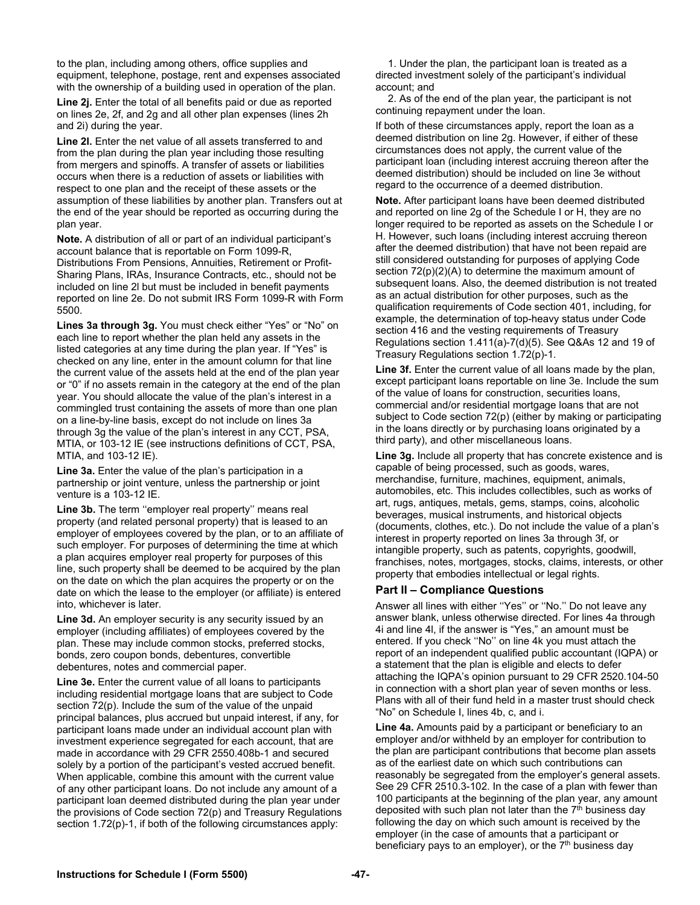to the plan, including among others, office supplies and equipment, telephone, postage, rent and expenses associated with the ownership of a building used in operation of the plan.

**Line 2j.** Enter the total of all benefits paid or due as reported on lines 2e, 2f, and 2g and all other plan expenses (lines 2h and 2i) during the year.

**Line 2l.** Enter the net value of all assets transferred to and from the plan during the plan year including those resulting from mergers and spinoffs. A transfer of assets or liabilities occurs when there is a reduction of assets or liabilities with respect to one plan and the receipt of these assets or the assumption of these liabilities by another plan. Transfers out at the end of the year should be reported as occurring during the plan year.

**Note.** A distribution of all or part of an individual participant's account balance that is reportable on Form 1099-R, Distributions From Pensions, Annuities, Retirement or Profit-Sharing Plans, IRAs, Insurance Contracts, etc., should not be included on line 2l but must be included in benefit payments reported on line 2e. Do not submit IRS Form 1099-R with Form 5500.

**Lines 3a through 3g.** You must check either "Yes" or "No" on each line to report whether the plan held any assets in the listed categories at any time during the plan year. If "Yes" is checked on any line, enter in the amount column for that line the current value of the assets held at the end of the plan year or "0" if no assets remain in the category at the end of the plan year. You should allocate the value of the plan's interest in a commingled trust containing the assets of more than one plan on a line-by-line basis, except do not include on lines 3a through 3g the value of the plan's interest in any CCT, PSA, MTIA, or 103-12 IE (see instructions definitions of CCT, PSA, MTIA, and 103-12 IE).

**Line 3a.** Enter the value of the plan's participation in a partnership or joint venture, unless the partnership or joint venture is a 103-12 IE.

**Line 3b.** The term ''employer real property'' means real property (and related personal property) that is leased to an employer of employees covered by the plan, or to an affiliate of such employer. For purposes of determining the time at which a plan acquires employer real property for purposes of this line, such property shall be deemed to be acquired by the plan on the date on which the plan acquires the property or on the date on which the lease to the employer (or affiliate) is entered into, whichever is later.

**Line 3d.** An employer security is any security issued by an employer (including affiliates) of employees covered by the plan. These may include common stocks, preferred stocks, bonds, zero coupon bonds, debentures, convertible debentures, notes and commercial paper.

**Line 3e.** Enter the current value of all loans to participants including residential mortgage loans that are subject to Code section 72(p). Include the sum of the value of the unpaid principal balances, plus accrued but unpaid interest, if any, for participant loans made under an individual account plan with investment experience segregated for each account, that are made in accordance with 29 CFR 2550.408b-1 and secured solely by a portion of the participant's vested accrued benefit. When applicable, combine this amount with the current value of any other participant loans. Do not include any amount of a participant loan deemed distributed during the plan year under the provisions of Code section 72(p) and Treasury Regulations section 1.72(p)-1, if both of the following circumstances apply:

1. Under the plan, the participant loan is treated as a directed investment solely of the participant's individual account; and
2. As of the end of the plan year, the participant is not continuing repayment under the loan.

If both of these circumstances apply, report the loan as a deemed distribution on line 2g. However, if either of these circumstances does not apply, the current value of the participant loan (including interest accruing thereon after the deemed distribution) should be included on line 3e without regard to the occurrence of a deemed distribution.

**Note.** After participant loans have been deemed distributed and reported on line 2g of the Schedule I or H, they are no longer required to be reported as assets on the Schedule I or H. However, such loans (including interest accruing thereon after the deemed distribution) that have not been repaid are still considered outstanding for purposes of applying Code section 72(p)(2)(A) to determine the maximum amount of subsequent loans. Also, the deemed distribution is not treated as an actual distribution for other purposes, such as the qualification requirements of Code section 401, including, for example, the determination of top-heavy status under Code section 416 and the vesting requirements of Treasury Regulations section 1.411(a)-7(d)(5). See Q&As 12 and 19 of Treasury Regulations section 1.72(p)-1.

**Line 3f.** Enter the current value of all loans made by the plan, except participant loans reportable on line 3e. Include the sum of the value of loans for construction, securities loans, commercial and/or residential mortgage loans that are not subject to Code section 72(p) (either by making or participating in the loans directly or by purchasing loans originated by a third party), and other miscellaneous loans.

**Line 3g.** Include all property that has concrete existence and is capable of being processed, such as goods, wares, merchandise, furniture, machines, equipment, animals, automobiles, etc. This includes collectibles, such as works of art, rugs, antiques, metals, gems, stamps, coins, alcoholic beverages, musical instruments, and historical objects (documents, clothes, etc.). Do not include the value of a plan's interest in property reported on lines 3a through 3f, or intangible property, such as patents, copyrights, goodwill, franchises, notes, mortgages, stocks, claims, interests, or other property that embodies intellectual or legal rights.

## Part II – Compliance Questions

Answer all lines with either ''Yes'' or ''No.'' Do not leave any answer blank, unless otherwise directed. For lines 4a through 4i and line 4l, if the answer is "Yes," an amount must be entered. If you check ''No'' on line 4k you must attach the report of an independent qualified public accountant (IQPA) or a statement that the plan is eligible and elects to defer attaching the IQPA's opinion pursuant to 29 CFR 2520.104-50 in connection with a short plan year of seven months or less. Plans with all of their fund held in a master trust should check "No" on Schedule I, lines 4b, c, and i.

**Line 4a.** Amounts paid by a participant or beneficiary to an employer and/or withheld by an employer for contribution to the plan are participant contributions that become plan assets as of the earliest date on which such contributions can reasonably be segregated from the employer's general assets. See 29 CFR 2510.3-102. In the case of a plan with fewer than 100 participants at the beginning of the plan year, any amount deposited with such plan not later than the 7th business day following the day on which such amount is received by the employer (in the case of amounts that a participant or beneficiary pays to an employer), or the 7th business day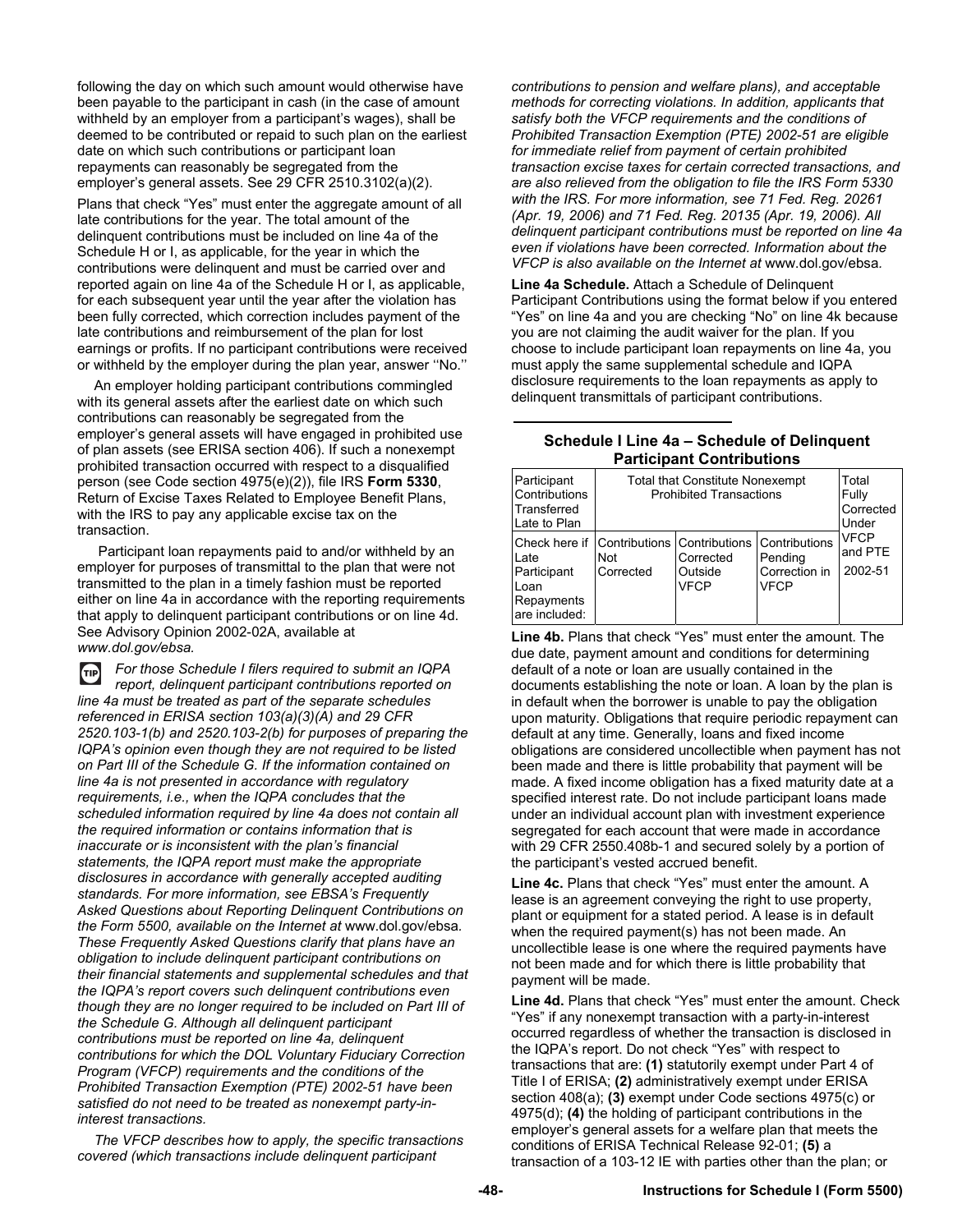following the day on which such amount would otherwise have been payable to the participant in cash (in the case of amount withheld by an employer from a participant's wages), shall be deemed to be contributed or repaid to such plan on the earliest date on which such contributions or participant loan repayments can reasonably be segregated from the employer's general assets. See 29 CFR 2510.3102(a)(2).

Plans that check "Yes" must enter the aggregate amount of all late contributions for the year. The total amount of the delinquent contributions must be included on line 4a of the Schedule H or I, as applicable, for the year in which the contributions were delinquent and must be carried over and reported again on line 4a of the Schedule H or I, as applicable, for each subsequent year until the year after the violation has been fully corrected, which correction includes payment of the late contributions and reimbursement of the plan for lost earnings or profits. If no participant contributions were received or withheld by the employer during the plan year, answer ''No.''

An employer holding participant contributions commingled with its general assets after the earliest date on which such contributions can reasonably be segregated from the employer's general assets will have engaged in prohibited use of plan assets (see ERISA section 406). If such a nonexempt prohibited transaction occurred with respect to a disqualified person (see Code section 4975(e)(2)), file IRS **Form 5330**, Return of Excise Taxes Related to Employee Benefit Plans, with the IRS to pay any applicable excise tax on the transaction.

Participant loan repayments paid to and/or withheld by an employer for purposes of transmittal to the plan that were not transmitted to the plan in a timely fashion must be reported either on line 4a in accordance with the reporting requirements that apply to delinquent participant contributions or on line 4d. See Advisory Opinion 2002-02A, available at *www.dol.gov/ebsa.*

TIP *For those Schedule I filers required to submit an IQPA report, delinquent participant contributions reported on line 4a must be treated as part of the separate schedules referenced in ERISA section 103(a)(3)(A) and 29 CFR 2520.103-1(b) and 2520.103-2(b) for purposes of preparing the IQPA's opinion even though they are not required to be listed on Part III of the Schedule G. If the information contained on line 4a is not presented in accordance with regulatory requirements, i.e., when the IQPA concludes that the scheduled information required by line 4a does not contain all the required information or contains information that is inaccurate or is inconsistent with the plan's financial statements, the IQPA report must make the appropriate disclosures in accordance with generally accepted auditing standards. For more information, see EBSA's Frequently Asked Questions about Reporting Delinquent Contributions on the Form 5500, available on the Internet at* www.dol.gov/ebsa*. These Frequently Asked Questions clarify that plans have an obligation to include delinquent participant contributions on their financial statements and supplemental schedules and that the IQPA's report covers such delinquent contributions even though they are no longer required to be included on Part III of the Schedule G. Although all delinquent participant contributions must be reported on line 4a, delinquent contributions for which the DOL Voluntary Fiduciary Correction Program (VFCP) requirements and the conditions of the Prohibited Transaction Exemption (PTE) 2002-51 have been satisfied do not need to be treated as nonexempt party-in-interest transactions.*

*The VFCP describes how to apply, the specific transactions covered (which transactions include delinquent participant contributions to pension and welfare plans), and acceptable methods for correcting violations. In addition, applicants that satisfy both the VFCP requirements and the conditions of Prohibited Transaction Exemption (PTE) 2002-51 are eligible for immediate relief from payment of certain prohibited transaction excise taxes for certain corrected transactions, and are also relieved from the obligation to file the IRS Form 5330 with the IRS. For more information, see 71 Fed. Reg. 20261 (Apr. 19, 2006) and 71 Fed. Reg. 20135 (Apr. 19, 2006). All delinquent participant contributions must be reported on line 4a even if violations have been corrected. Information about the VFCP is also available on the Internet at* www.dol.gov/ebsa*.*

**Line 4a Schedule.** Attach a Schedule of Delinquent Participant Contributions using the format below if you entered "Yes" on line 4a and you are checking "No" on line 4k because you are not claiming the audit waiver for the plan. If you choose to include participant loan repayments on line 4a, you must apply the same supplemental schedule and IQPA disclosure requirements to the loan repayments as apply to delinquent transmittals of participant contributions.

**Schedule I Line 4a – Schedule of Delinquent Participant Contributions**

| Participant Contributions Transferred Late to Plan | Total that Constitute Nonexempt Prohibited Transactions | | | Total Fully Corrected Under VFCP and PTE 2002-51 |
|---|---|---|---|---|
| Check here if Late Participant Loan Repayments are included: | Contributions Not Corrected | Contributions Corrected Outside VFCP | Contributions Pending Correction in VFCP | |

**Line 4b.** Plans that check "Yes" must enter the amount. The due date, payment amount and conditions for determining default of a note or loan are usually contained in the documents establishing the note or loan. A loan by the plan is in default when the borrower is unable to pay the obligation upon maturity. Obligations that require periodic repayment can default at any time. Generally, loans and fixed income obligations are considered uncollectible when payment has not been made and there is little probability that payment will be made. A fixed income obligation has a fixed maturity date at a specified interest rate. Do not include participant loans made under an individual account plan with investment experience segregated for each account that were made in accordance with 29 CFR 2550.408b-1 and secured solely by a portion of the participant's vested accrued benefit.

**Line 4c.** Plans that check "Yes" must enter the amount. A lease is an agreement conveying the right to use property, plant or equipment for a stated period. A lease is in default when the required payment(s) has not been made. An uncollectible lease is one where the required payments have not been made and for which there is little probability that payment will be made.

**Line 4d.** Plans that check "Yes" must enter the amount. Check "Yes" if any nonexempt transaction with a party-in-interest occurred regardless of whether the transaction is disclosed in the IQPA's report. Do not check "Yes" with respect to transactions that are: **(1)** statutorily exempt under Part 4 of Title I of ERISA; **(2)** administratively exempt under ERISA section 408(a); **(3)** exempt under Code sections 4975(c) or 4975(d); **(4)** the holding of participant contributions in the employer's general assets for a welfare plan that meets the conditions of ERISA Technical Release 92-01; **(5)** a transaction of a 103-12 IE with parties other than the plan; or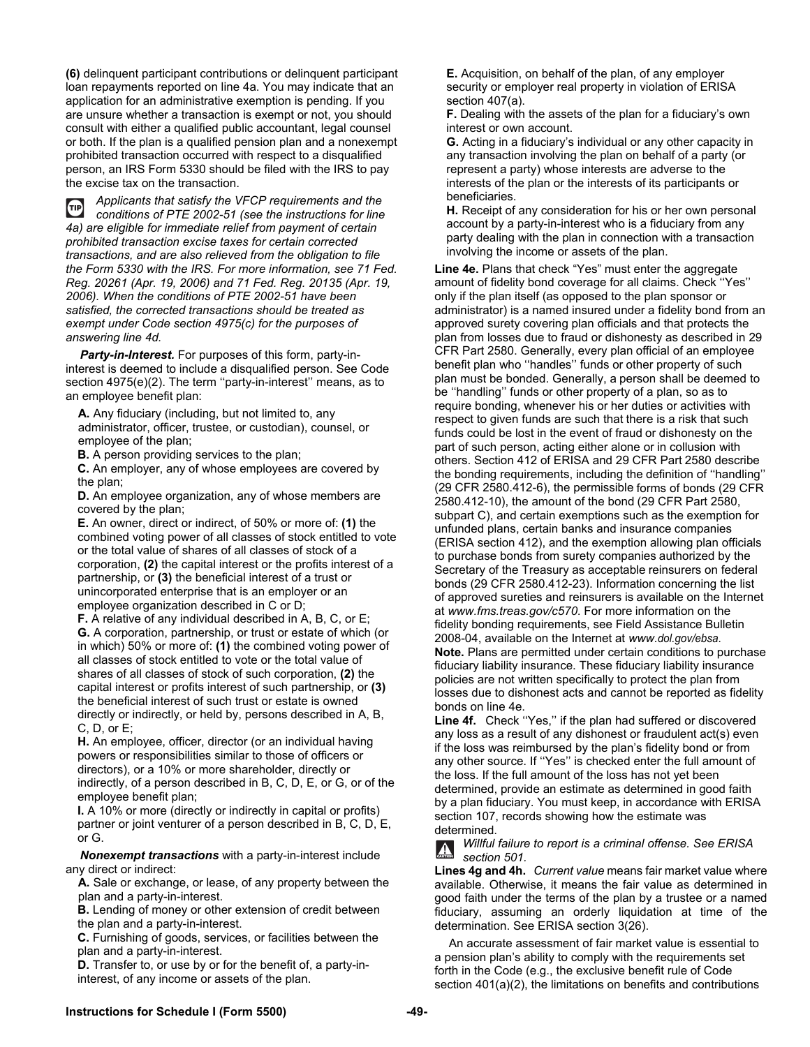**(6)** delinquent participant contributions or delinquent participant loan repayments reported on line 4a. You may indicate that an application for an administrative exemption is pending. If you are unsure whether a transaction is exempt or not, you should consult with either a qualified public accountant, legal counsel or both. If the plan is a qualified pension plan and a nonexempt prohibited transaction occurred with respect to a disqualified person, an IRS Form 5330 should be filed with the IRS to pay the excise tax on the transaction.

*TIP: Applicants that satisfy the VFCP requirements and the conditions of PTE 2002-51 (see the instructions for line 4a) are eligible for immediate relief from payment of certain prohibited transaction excise taxes for certain corrected transactions, and are also relieved from the obligation to file the Form 5330 with the IRS. For more information, see 71 Fed. Reg. 20261 (Apr. 19, 2006) and 71 Fed. Reg. 20135 (Apr. 19, 2006). When the conditions of PTE 2002-51 have been satisfied, the corrected transactions should be treated as exempt under Code section 4975(c) for the purposes of answering line 4d.*

***Party-in-Interest.*** For purposes of this form, party-in-interest is deemed to include a disqualified person. See Code section 4975(e)(2). The term ''party-in-interest'' means, as to an employee benefit plan:

**A.** Any fiduciary (including, but not limited to, any administrator, officer, trustee, or custodian), counsel, or employee of the plan;
**B.** A person providing services to the plan;
**C.** An employer, any of whose employees are covered by the plan;
**D.** An employee organization, any of whose members are covered by the plan;
**E.** An owner, direct or indirect, of 50% or more of: **(1)** the combined voting power of all classes of stock entitled to vote or the total value of shares of all classes of stock of a corporation, **(2)** the capital interest or the profits interest of a partnership, or **(3)** the beneficial interest of a trust or unincorporated enterprise that is an employer or an employee organization described in C or D;
**F.** A relative of any individual described in A, B, C, or E;
**G.** A corporation, partnership, or trust or estate of which (or in which) 50% or more of: **(1)** the combined voting power of all classes of stock entitled to vote or the total value of shares of all classes of stock of such corporation, **(2)** the capital interest or profits interest of such partnership, or **(3)** the beneficial interest of such trust or estate is owned directly or indirectly, or held by, persons described in A, B, C, D, or E;
**H.** An employee, officer, director (or an individual having powers or responsibilities similar to those of officers or directors), or a 10% or more shareholder, directly or indirectly, of a person described in B, C, D, E, or G, or of the employee benefit plan;
**I.** A 10% or more (directly or indirectly in capital or profits) partner or joint venturer of a person described in B, C, D, E, or G.

***Nonexempt transactions*** with a party-in-interest include any direct or indirect:

**A.** Sale or exchange, or lease, of any property between the plan and a party-in-interest.
**B.** Lending of money or other extension of credit between the plan and a party-in-interest.
**C.** Furnishing of goods, services, or facilities between the plan and a party-in-interest.
**D.** Transfer to, or use by or for the benefit of, a party-in-interest, of any income or assets of the plan.
**E.** Acquisition, on behalf of the plan, of any employer security or employer real property in violation of ERISA section 407(a).
**F.** Dealing with the assets of the plan for a fiduciary's own interest or own account.
**G.** Acting in a fiduciary's individual or any other capacity in any transaction involving the plan on behalf of a party (or represent a party) whose interests are adverse to the interests of the plan or the interests of its participants or beneficiaries.
**H.** Receipt of any consideration for his or her own personal account by a party-in-interest who is a fiduciary from any party dealing with the plan in connection with a transaction involving the income or assets of the plan.

**Line 4e.** Plans that check "Yes" must enter the aggregate amount of fidelity bond coverage for all claims. Check ''Yes'' only if the plan itself (as opposed to the plan sponsor or administrator) is a named insured under a fidelity bond from an approved surety covering plan officials and that protects the plan from losses due to fraud or dishonesty as described in 29 CFR Part 2580. Generally, every plan official of an employee benefit plan who ''handles'' funds or other property of such plan must be bonded. Generally, a person shall be deemed to be ''handling'' funds or other property of a plan, so as to require bonding, whenever his or her duties or activities with respect to given funds are such that there is a risk that such funds could be lost in the event of fraud or dishonesty on the part of such person, acting either alone or in collusion with others. Section 412 of ERISA and 29 CFR Part 2580 describe the bonding requirements, including the definition of ''handling'' (29 CFR 2580.412-6), the permissible forms of bonds (29 CFR 2580.412-10), the amount of the bond (29 CFR Part 2580, subpart C), and certain exemptions such as the exemption for unfunded plans, certain banks and insurance companies (ERISA section 412), and the exemption allowing plan officials to purchase bonds from surety companies authorized by the Secretary of the Treasury as acceptable reinsurers on federal bonds (29 CFR 2580.412-23). Information concerning the list of approved sureties and reinsurers is available on the Internet at *www.fms.treas.gov/c570.* For more information on the fidelity bonding requirements, see Field Assistance Bulletin 2008-04, available on the Internet at *www.dol.gov/ebsa.*

**Note.** Plans are permitted under certain conditions to purchase fiduciary liability insurance. These fiduciary liability insurance policies are not written specifically to protect the plan from losses due to dishonest acts and cannot be reported as fidelity bonds on line 4e.

**Line 4f.** Check ''Yes,'' if the plan had suffered or discovered any loss as a result of any dishonest or fraudulent act(s) even if the loss was reimbursed by the plan's fidelity bond or from any other source. If ''Yes'' is checked enter the full amount of the loss. If the full amount of the loss has not yet been determined, provide an estimate as determined in good faith by a plan fiduciary. You must keep, in accordance with ERISA section 107, records showing how the estimate was determined.

*CAUTION: Willful failure to report is a criminal offense. See ERISA section 501.*

**Lines 4g and 4h.** *Current value* means fair market value where available. Otherwise, it means the fair value as determined in good faith under the terms of the plan by a trustee or a named fiduciary, assuming an orderly liquidation at time of the determination. See ERISA section 3(26).

An accurate assessment of fair market value is essential to a pension plan's ability to comply with the requirements set forth in the Code (e.g., the exclusive benefit rule of Code section 401(a)(2), the limitations on benefits and contributions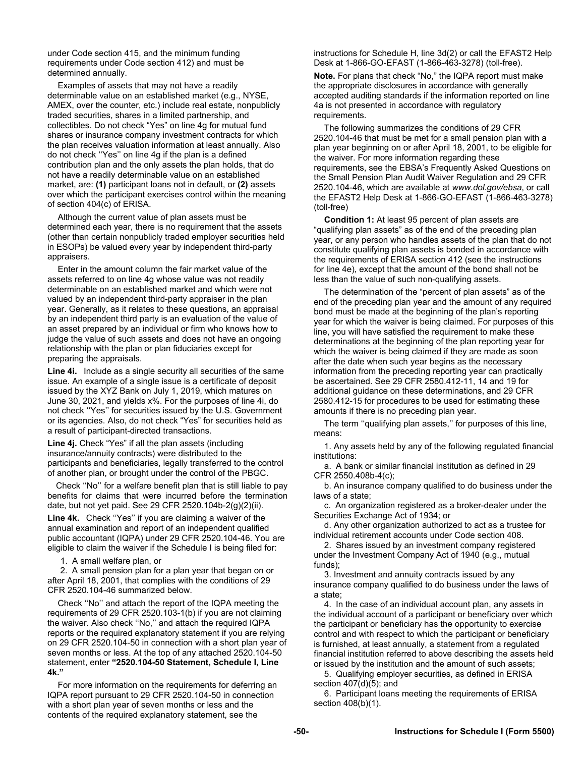under Code section 415, and the minimum funding requirements under Code section 412) and must be determined annually.

Examples of assets that may not have a readily determinable value on an established market (e.g., NYSE, AMEX, over the counter, etc.) include real estate, nonpublicly traded securities, shares in a limited partnership, and collectibles. Do not check "Yes" on line 4g for mutual fund shares or insurance company investment contracts for which the plan receives valuation information at least annually. Also do not check ''Yes'' on line 4g if the plan is a defined contribution plan and the only assets the plan holds, that do not have a readily determinable value on an established market, are: **(1)** participant loans not in default, or **(2)** assets over which the participant exercises control within the meaning of section 404(c) of ERISA.

Although the current value of plan assets must be determined each year, there is no requirement that the assets (other than certain nonpublicly traded employer securities held in ESOPs) be valued every year by independent third-party appraisers.

Enter in the amount column the fair market value of the assets referred to on line 4g whose value was not readily determinable on an established market and which were not valued by an independent third-party appraiser in the plan year. Generally, as it relates to these questions, an appraisal by an independent third party is an evaluation of the value of an asset prepared by an individual or firm who knows how to judge the value of such assets and does not have an ongoing relationship with the plan or plan fiduciaries except for preparing the appraisals.

**Line 4i.** Include as a single security all securities of the same issue. An example of a single issue is a certificate of deposit issued by the XYZ Bank on July 1, 2019, which matures on June 30, 2021, and yields x%. For the purposes of line 4i, do not check ''Yes'' for securities issued by the U.S. Government or its agencies. Also, do not check "Yes" for securities held as a result of participant-directed transactions.

**Line 4j.** Check "Yes" if all the plan assets (including insurance/annuity contracts) were distributed to the participants and beneficiaries, legally transferred to the control of another plan, or brought under the control of the PBGC.

Check ''No'' for a welfare benefit plan that is still liable to pay benefits for claims that were incurred before the termination date, but not yet paid. See 29 CFR 2520.104b-2(g)(2)(ii).

**Line 4k.** Check ''Yes'' if you are claiming a waiver of the annual examination and report of an independent qualified public accountant (IQPA) under 29 CFR 2520.104-46. You are eligible to claim the waiver if the Schedule I is being filed for:

1. A small welfare plan, or
2. A small pension plan for a plan year that began on or after April 18, 2001, that complies with the conditions of 29 CFR 2520.104-46 summarized below.

Check ''No'' and attach the report of the IQPA meeting the requirements of 29 CFR 2520.103-1(b) if you are not claiming the waiver. Also check ''No,'' and attach the required IQPA reports or the required explanatory statement if you are relying on 29 CFR 2520.104-50 in connection with a short plan year of seven months or less. At the top of any attached 2520.104-50 statement, enter **"2520.104-50 Statement, Schedule I, Line 4k."**

For more information on the requirements for deferring an IQPA report pursuant to 29 CFR 2520.104-50 in connection with a short plan year of seven months or less and the contents of the required explanatory statement, see the instructions for Schedule H, line 3d(2) or call the EFAST2 Help Desk at 1-866-GO-EFAST (1-866-463-3278) (toll-free).

**Note.** For plans that check "No," the IQPA report must make the appropriate disclosures in accordance with generally accepted auditing standards if the information reported on line 4a is not presented in accordance with regulatory requirements.

The following summarizes the conditions of 29 CFR 2520.104-46 that must be met for a small pension plan with a plan year beginning on or after April 18, 2001, to be eligible for the waiver. For more information regarding these requirements, see the EBSA's Frequently Asked Questions on the Small Pension Plan Audit Waiver Regulation and 29 CFR 2520.104-46, which are available at *www.dol.gov/ebsa*, or call the EFAST2 Help Desk at 1-866-GO-EFAST (1-866-463-3278) (toll-free)

**Condition 1:** At least 95 percent of plan assets are "qualifying plan assets" as of the end of the preceding plan year, or any person who handles assets of the plan that do not constitute qualifying plan assets is bonded in accordance with the requirements of ERISA section 412 (see the instructions for line 4e), except that the amount of the bond shall not be less than the value of such non-qualifying assets.

The determination of the "percent of plan assets" as of the end of the preceding plan year and the amount of any required bond must be made at the beginning of the plan's reporting year for which the waiver is being claimed. For purposes of this line, you will have satisfied the requirement to make these determinations at the beginning of the plan reporting year for which the waiver is being claimed if they are made as soon after the date when such year begins as the necessary information from the preceding reporting year can practically be ascertained. See 29 CFR 2580.412-11, 14 and 19 for additional guidance on these determinations, and 29 CFR 2580.412-15 for procedures to be used for estimating these amounts if there is no preceding plan year.

The term ''qualifying plan assets,'' for purposes of this line, means:

1. Any assets held by any of the following regulated financial institutions:
   a. A bank or similar financial institution as defined in 29 CFR 2550.408b-4(c);
   b. An insurance company qualified to do business under the laws of a state;
   c. An organization registered as a broker-dealer under the Securities Exchange Act of 1934; or
   d. Any other organization authorized to act as a trustee for individual retirement accounts under Code section 408.
2. Shares issued by an investment company registered under the Investment Company Act of 1940 (e.g., mutual funds);
3. Investment and annuity contracts issued by any insurance company qualified to do business under the laws of a state;
4. In the case of an individual account plan, any assets in the individual account of a participant or beneficiary over which the participant or beneficiary has the opportunity to exercise control and with respect to which the participant or beneficiary is furnished, at least annually, a statement from a regulated financial institution referred to above describing the assets held or issued by the institution and the amount of such assets;
5. Qualifying employer securities, as defined in ERISA section 407(d)(5); and
6. Participant loans meeting the requirements of ERISA section 408(b)(1).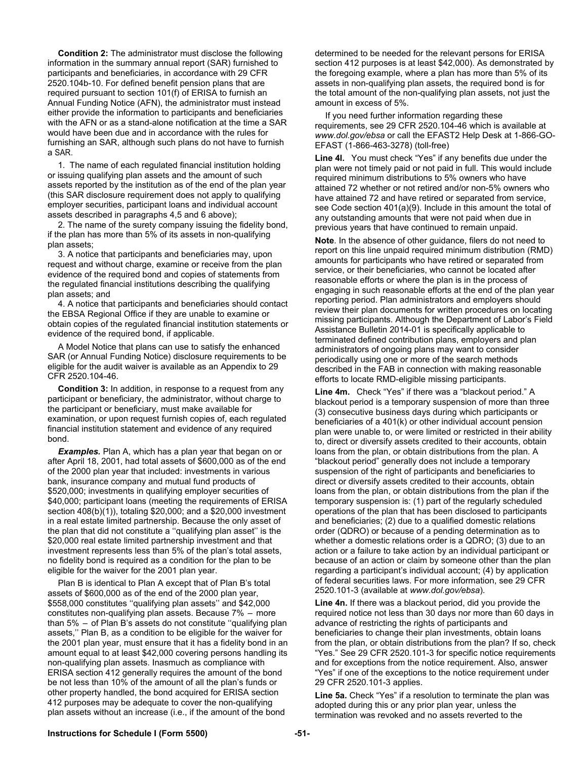**Condition 2:** The administrator must disclose the following information in the summary annual report (SAR) furnished to participants and beneficiaries, in accordance with 29 CFR 2520.104b-10. For defined benefit pension plans that are required pursuant to section 101(f) of ERISA to furnish an Annual Funding Notice (AFN), the administrator must instead either provide the information to participants and beneficiaries with the AFN or as a stand-alone notification at the time a SAR would have been due and in accordance with the rules for furnishing an SAR, although such plans do not have to furnish a SAR.

1. The name of each regulated financial institution holding or issuing qualifying plan assets and the amount of such assets reported by the institution as of the end of the plan year (this SAR disclosure requirement does not apply to qualifying employer securities, participant loans and individual account assets described in paragraphs 4,5 and 6 above);

2. The name of the surety company issuing the fidelity bond, if the plan has more than 5% of its assets in non-qualifying plan assets;

3. A notice that participants and beneficiaries may, upon request and without charge, examine or receive from the plan evidence of the required bond and copies of statements from the regulated financial institutions describing the qualifying plan assets; and

4. A notice that participants and beneficiaries should contact the EBSA Regional Office if they are unable to examine or obtain copies of the regulated financial institution statements or evidence of the required bond, if applicable.

A Model Notice that plans can use to satisfy the enhanced SAR (or Annual Funding Notice) disclosure requirements to be eligible for the audit waiver is available as an Appendix to 29 CFR 2520.104-46.

**Condition 3:** In addition, in response to a request from any participant or beneficiary, the administrator, without charge to the participant or beneficiary, must make available for examination, or upon request furnish copies of, each regulated financial institution statement and evidence of any required bond.

***Examples.*** Plan A, which has a plan year that began on or after April 18, 2001, had total assets of $600,000 as of the end of the 2000 plan year that included: investments in various bank, insurance company and mutual fund products of $520,000; investments in qualifying employer securities of $40,000; participant loans (meeting the requirements of ERISA section 408(b)(1)), totaling $20,000; and a $20,000 investment in a real estate limited partnership. Because the only asset of the plan that did not constitute a ''qualifying plan asset'' is the $20,000 real estate limited partnership investment and that investment represents less than 5% of the plan's total assets, no fidelity bond is required as a condition for the plan to be eligible for the waiver for the 2001 plan year.

Plan B is identical to Plan A except that of Plan B's total assets of $600,000 as of the end of the 2000 plan year, $558,000 constitutes ''qualifying plan assets'' and $42,000 constitutes non-qualifying plan assets. Because 7% – more than 5% – of Plan B's assets do not constitute ''qualifying plan assets,'' Plan B, as a condition to be eligible for the waiver for the 2001 plan year, must ensure that it has a fidelity bond in an amount equal to at least $42,000 covering persons handling its non-qualifying plan assets. Inasmuch as compliance with ERISA section 412 generally requires the amount of the bond be not less than 10% of the amount of all the plan's funds or other property handled, the bond acquired for ERISA section 412 purposes may be adequate to cover the non-qualifying plan assets without an increase (i.e., if the amount of the bond determined to be needed for the relevant persons for ERISA section 412 purposes is at least $42,000). As demonstrated by the foregoing example, where a plan has more than 5% of its assets in non-qualifying plan assets, the required bond is for the total amount of the non-qualifying plan assets, not just the amount in excess of 5%.

If you need further information regarding these requirements, see 29 CFR 2520.104-46 which is available at *www.dol.gov/ebsa* or call the EFAST2 Help Desk at 1-866-GO-EFAST (1-866-463-3278) (toll-free)

**Line 4l.** You must check "Yes" if any benefits due under the plan were not timely paid or not paid in full. This would include required minimum distributions to 5% owners who have attained 72 whether or not retired and/or non-5% owners who have attained 72 and have retired or separated from service, see Code section 401(a)(9). Include in this amount the total of any outstanding amounts that were not paid when due in previous years that have continued to remain unpaid.

**Note**. In the absence of other guidance, filers do not need to report on this line unpaid required minimum distribution (RMD) amounts for participants who have retired or separated from service, or their beneficiaries, who cannot be located after reasonable efforts or where the plan is in the process of engaging in such reasonable efforts at the end of the plan year reporting period. Plan administrators and employers should review their plan documents for written procedures on locating missing participants. Although the Department of Labor's Field Assistance Bulletin 2014-01 is specifically applicable to terminated defined contribution plans, employers and plan administrators of ongoing plans may want to consider periodically using one or more of the search methods described in the FAB in connection with making reasonable efforts to locate RMD-eligible missing participants.

**Line 4m.** Check "Yes" if there was a "blackout period." A blackout period is a temporary suspension of more than three (3) consecutive business days during which participants or beneficiaries of a 401(k) or other individual account pension plan were unable to, or were limited or restricted in their ability to, direct or diversify assets credited to their accounts, obtain loans from the plan, or obtain distributions from the plan. A "blackout period" generally does not include a temporary suspension of the right of participants and beneficiaries to direct or diversify assets credited to their accounts, obtain loans from the plan, or obtain distributions from the plan if the temporary suspension is: (1) part of the regularly scheduled operations of the plan that has been disclosed to participants and beneficiaries; (2) due to a qualified domestic relations order (QDRO) or because of a pending determination as to whether a domestic relations order is a QDRO; (3) due to an action or a failure to take action by an individual participant or because of an action or claim by someone other than the plan regarding a participant's individual account; (4) by application of federal securities laws. For more information, see 29 CFR 2520.101-3 (available at *www.dol.gov/ebsa*).

**Line 4n.** If there was a blackout period, did you provide the required notice not less than 30 days nor more than 60 days in advance of restricting the rights of participants and beneficiaries to change their plan investments, obtain loans from the plan, or obtain distributions from the plan? If so, check "Yes." See 29 CFR 2520.101-3 for specific notice requirements and for exceptions from the notice requirement. Also, answer "Yes" if one of the exceptions to the notice requirement under 29 CFR 2520.101-3 applies.

**Line 5a.** Check "Yes" if a resolution to terminate the plan was adopted during this or any prior plan year, unless the termination was revoked and no assets reverted to the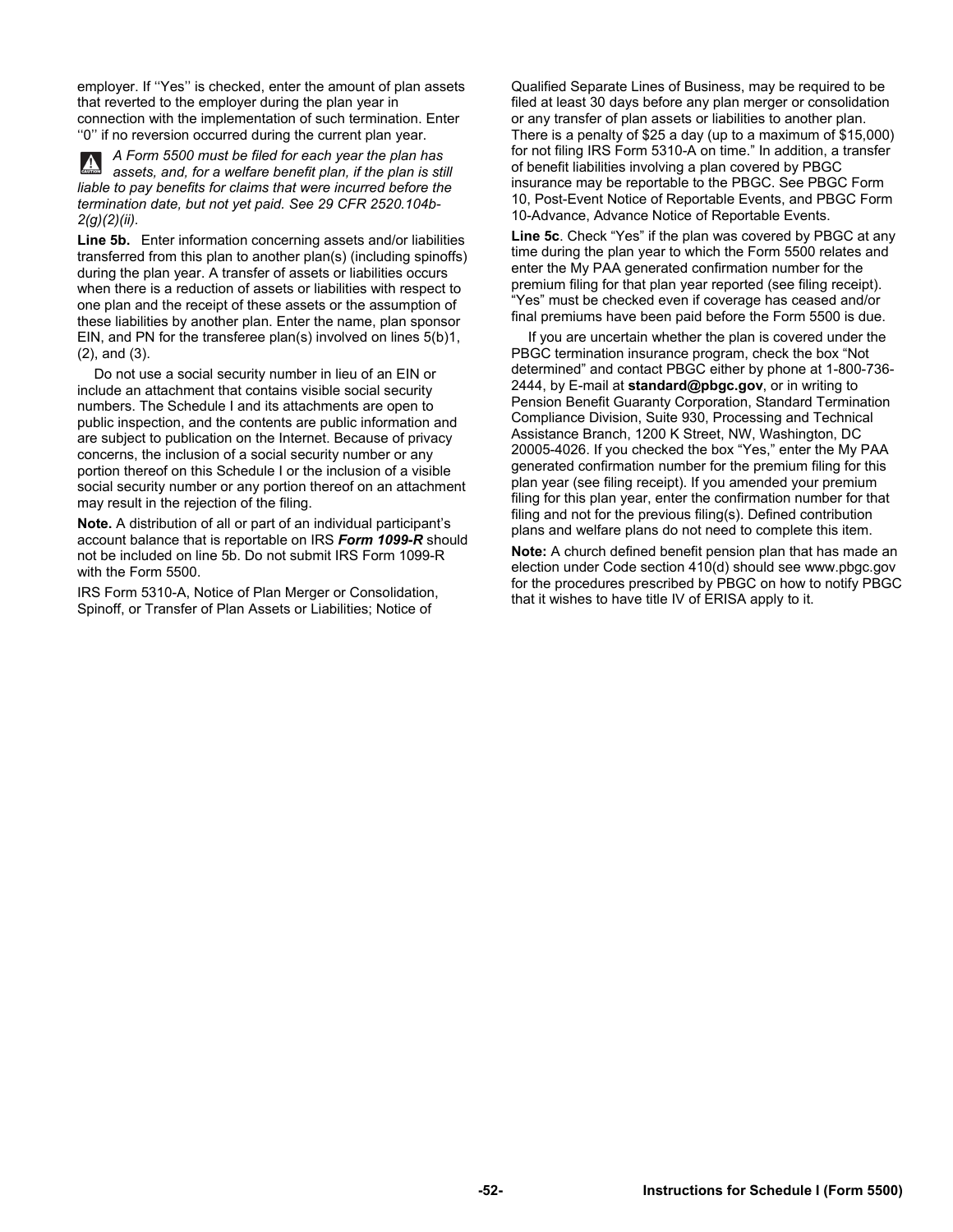employer. If ''Yes'' is checked, enter the amount of plan assets that reverted to the employer during the plan year in connection with the implementation of such termination. Enter ''0'' if no reversion occurred during the current plan year.

*A Form 5500 must be filed for each year the plan has assets, and, for a welfare benefit plan, if the plan is still liable to pay benefits for claims that were incurred before the termination date, but not yet paid. See 29 CFR 2520.104b-2(g)(2)(ii).*

**Line 5b.** Enter information concerning assets and/or liabilities transferred from this plan to another plan(s) (including spinoffs) during the plan year. A transfer of assets or liabilities occurs when there is a reduction of assets or liabilities with respect to one plan and the receipt of these assets or the assumption of these liabilities by another plan. Enter the name, plan sponsor EIN, and PN for the transferee plan(s) involved on lines 5(b)1, (2), and (3).

Do not use a social security number in lieu of an EIN or include an attachment that contains visible social security numbers. The Schedule I and its attachments are open to public inspection, and the contents are public information and are subject to publication on the Internet. Because of privacy concerns, the inclusion of a social security number or any portion thereof on this Schedule I or the inclusion of a visible social security number or any portion thereof on an attachment may result in the rejection of the filing.

**Note.** A distribution of all or part of an individual participant's account balance that is reportable on IRS ***Form 1099-R*** should not be included on line 5b. Do not submit IRS Form 1099-R with the Form 5500.

IRS Form 5310-A, Notice of Plan Merger or Consolidation, Spinoff, or Transfer of Plan Assets or Liabilities; Notice of Qualified Separate Lines of Business, may be required to be filed at least 30 days before any plan merger or consolidation or any transfer of plan assets or liabilities to another plan. There is a penalty of $25 a day (up to a maximum of $15,000) for not filing IRS Form 5310-A on time." In addition, a transfer of benefit liabilities involving a plan covered by PBGC insurance may be reportable to the PBGC. See PBGC Form 10, Post-Event Notice of Reportable Events, and PBGC Form 10-Advance, Advance Notice of Reportable Events.

**Line 5c**. Check "Yes" if the plan was covered by PBGC at any time during the plan year to which the Form 5500 relates and enter the My PAA generated confirmation number for the premium filing for that plan year reported (see filing receipt). "Yes" must be checked even if coverage has ceased and/or final premiums have been paid before the Form 5500 is due.

If you are uncertain whether the plan is covered under the PBGC termination insurance program, check the box "Not determined" and contact PBGC either by phone at 1-800-736-2444, by E-mail at **standard@pbgc.gov**, or in writing to Pension Benefit Guaranty Corporation, Standard Termination Compliance Division, Suite 930, Processing and Technical Assistance Branch, 1200 K Street, NW, Washington, DC 20005-4026. If you checked the box "Yes," enter the My PAA generated confirmation number for the premium filing for this plan year (see filing receipt). If you amended your premium filing for this plan year, enter the confirmation number for that filing and not for the previous filing(s). Defined contribution plans and welfare plans do not need to complete this item.

**Note:** A church defined benefit pension plan that has made an election under Code section 410(d) should see www.pbgc.gov for the procedures prescribed by PBGC on how to notify PBGC that it wishes to have title IV of ERISA apply to it.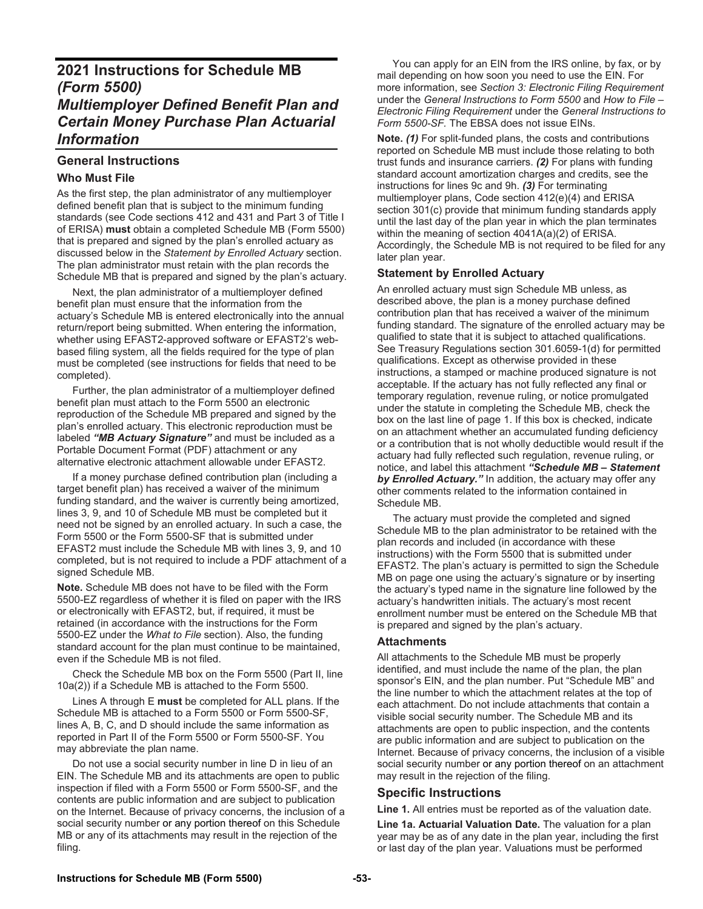# 2021 Instructions for Schedule MB *(Form 5500)* *Multiemployer Defined Benefit Plan and Certain Money Purchase Plan Actuarial Information*

## General Instructions

### Who Must File

As the first step, the plan administrator of any multiemployer defined benefit plan that is subject to the minimum funding standards (see Code sections 412 and 431 and Part 3 of Title I of ERISA) **must** obtain a completed Schedule MB (Form 5500) that is prepared and signed by the plan's enrolled actuary as discussed below in the *Statement by Enrolled Actuary* section. The plan administrator must retain with the plan records the Schedule MB that is prepared and signed by the plan's actuary.

Next, the plan administrator of a multiemployer defined benefit plan must ensure that the information from the actuary's Schedule MB is entered electronically into the annual return/report being submitted. When entering the information, whether using EFAST2-approved software or EFAST2's web-based filing system, all the fields required for the type of plan must be completed (see instructions for fields that need to be completed).

Further, the plan administrator of a multiemployer defined benefit plan must attach to the Form 5500 an electronic reproduction of the Schedule MB prepared and signed by the plan's enrolled actuary. This electronic reproduction must be labeled ***"MB Actuary Signature"*** and must be included as a Portable Document Format (PDF) attachment or any alternative electronic attachment allowable under EFAST2.

If a money purchase defined contribution plan (including a target benefit plan) has received a waiver of the minimum funding standard, and the waiver is currently being amortized, lines 3, 9, and 10 of Schedule MB must be completed but it need not be signed by an enrolled actuary. In such a case, the Form 5500 or the Form 5500-SF that is submitted under EFAST2 must include the Schedule MB with lines 3, 9, and 10 completed, but is not required to include a PDF attachment of a signed Schedule MB.

**Note.** Schedule MB does not have to be filed with the Form 5500-EZ regardless of whether it is filed on paper with the IRS or electronically with EFAST2, but, if required, it must be retained (in accordance with the instructions for the Form 5500-EZ under the *What to File* section). Also, the funding standard account for the plan must continue to be maintained, even if the Schedule MB is not filed.

Check the Schedule MB box on the Form 5500 (Part II, line 10a(2)) if a Schedule MB is attached to the Form 5500.

Lines A through E **must** be completed for ALL plans. If the Schedule MB is attached to a Form 5500 or Form 5500-SF, lines A, B, C, and D should include the same information as reported in Part II of the Form 5500 or Form 5500-SF. You may abbreviate the plan name.

Do not use a social security number in line D in lieu of an EIN. The Schedule MB and its attachments are open to public inspection if filed with a Form 5500 or Form 5500-SF, and the contents are public information and are subject to publication on the Internet. Because of privacy concerns, the inclusion of a social security number or any portion thereof on this Schedule MB or any of its attachments may result in the rejection of the filing.

You can apply for an EIN from the IRS online, by fax, or by mail depending on how soon you need to use the EIN. For more information, see *Section 3: Electronic Filing Requirement* under the *General Instructions to Form 5500* and *How to File – Electronic Filing Requirement* under the *General Instructions to Form 5500-SF.* The EBSA does not issue EINs.

**Note.** ***(1)*** For split-funded plans, the costs and contributions reported on Schedule MB must include those relating to both trust funds and insurance carriers. ***(2)*** For plans with funding standard account amortization charges and credits, see the instructions for lines 9c and 9h. ***(3)*** For terminating multiemployer plans, Code section 412(e)(4) and ERISA section 301(c) provide that minimum funding standards apply until the last day of the plan year in which the plan terminates within the meaning of section 4041A(a)(2) of ERISA. Accordingly, the Schedule MB is not required to be filed for any later plan year.

### Statement by Enrolled Actuary

An enrolled actuary must sign Schedule MB unless, as described above, the plan is a money purchase defined contribution plan that has received a waiver of the minimum funding standard. The signature of the enrolled actuary may be qualified to state that it is subject to attached qualifications. See Treasury Regulations section 301.6059-1(d) for permitted qualifications. Except as otherwise provided in these instructions, a stamped or machine produced signature is not acceptable. If the actuary has not fully reflected any final or temporary regulation, revenue ruling, or notice promulgated under the statute in completing the Schedule MB, check the box on the last line of page 1. If this box is checked, indicate on an attachment whether an accumulated funding deficiency or a contribution that is not wholly deductible would result if the actuary had fully reflected such regulation, revenue ruling, or notice, and label this attachment ***"Schedule MB – Statement by Enrolled Actuary."*** In addition, the actuary may offer any other comments related to the information contained in Schedule MB.

The actuary must provide the completed and signed Schedule MB to the plan administrator to be retained with the plan records and included (in accordance with these instructions) with the Form 5500 that is submitted under EFAST2. The plan's actuary is permitted to sign the Schedule MB on page one using the actuary's signature or by inserting the actuary's typed name in the signature line followed by the actuary's handwritten initials. The actuary's most recent enrollment number must be entered on the Schedule MB that is prepared and signed by the plan's actuary.

### Attachments

All attachments to the Schedule MB must be properly identified, and must include the name of the plan, the plan sponsor's EIN, and the plan number. Put "Schedule MB" and the line number to which the attachment relates at the top of each attachment. Do not include attachments that contain a visible social security number. The Schedule MB and its attachments are open to public inspection, and the contents are public information and are subject to publication on the Internet. Because of privacy concerns, the inclusion of a visible social security number or any portion thereof on an attachment may result in the rejection of the filing.

## Specific Instructions

**Line 1.** All entries must be reported as of the valuation date.

**Line 1a. Actuarial Valuation Date.** The valuation for a plan year may be as of any date in the plan year, including the first or last day of the plan year. Valuations must be performed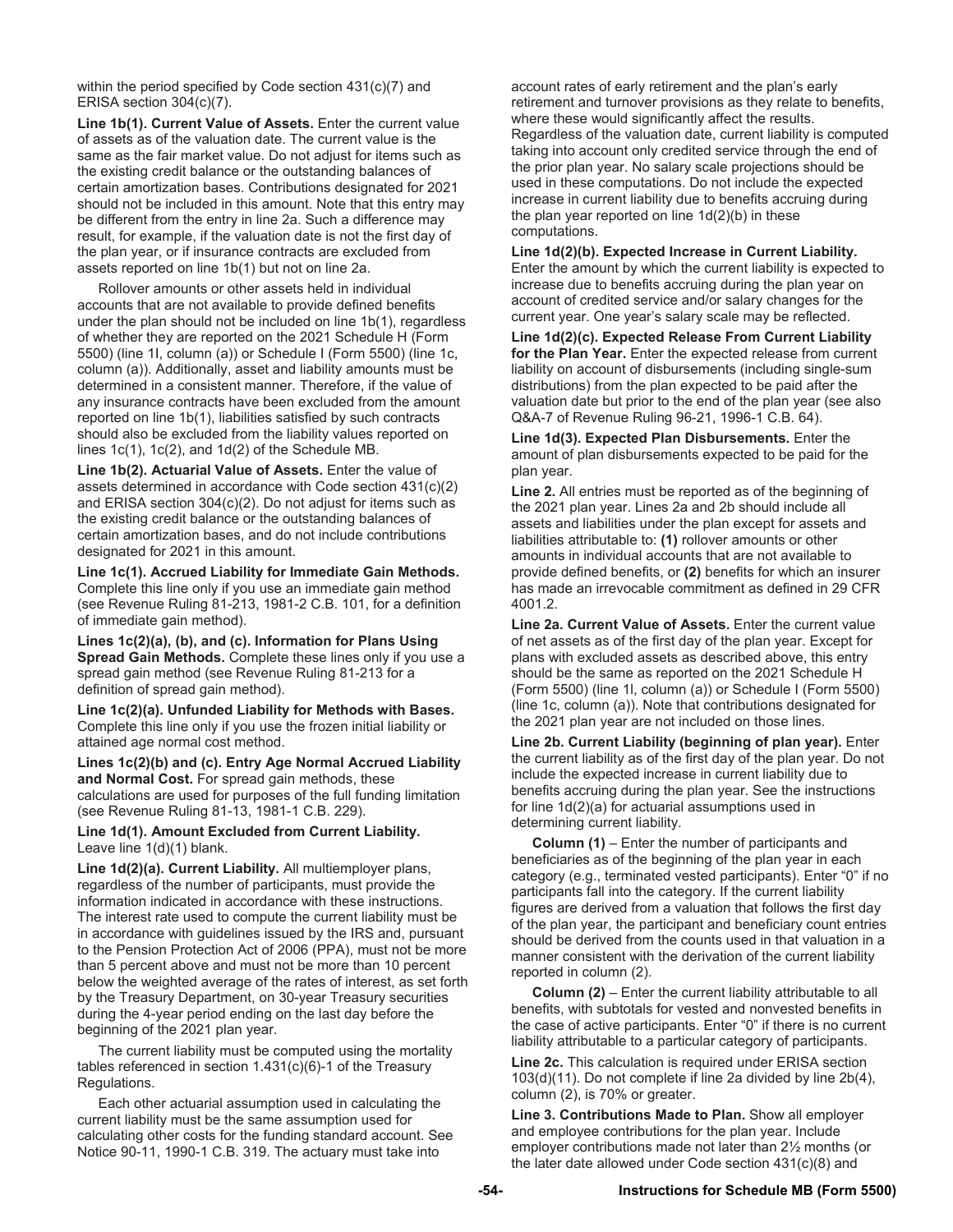within the period specified by Code section 431(c)(7) and ERISA section 304(c)(7).

**Line 1b(1). Current Value of Assets.** Enter the current value of assets as of the valuation date. The current value is the same as the fair market value. Do not adjust for items such as the existing credit balance or the outstanding balances of certain amortization bases. Contributions designated for 2021 should not be included in this amount. Note that this entry may be different from the entry in line 2a. Such a difference may result, for example, if the valuation date is not the first day of the plan year, or if insurance contracts are excluded from assets reported on line 1b(1) but not on line 2a.

Rollover amounts or other assets held in individual accounts that are not available to provide defined benefits under the plan should not be included on line 1b(1), regardless of whether they are reported on the 2021 Schedule H (Form 5500) (line 1l, column (a)) or Schedule I (Form 5500) (line 1c, column (a)). Additionally, asset and liability amounts must be determined in a consistent manner. Therefore, if the value of any insurance contracts have been excluded from the amount reported on line 1b(1), liabilities satisfied by such contracts should also be excluded from the liability values reported on lines 1c(1), 1c(2), and 1d(2) of the Schedule MB.

**Line 1b(2). Actuarial Value of Assets.** Enter the value of assets determined in accordance with Code section 431(c)(2) and ERISA section 304(c)(2). Do not adjust for items such as the existing credit balance or the outstanding balances of certain amortization bases, and do not include contributions designated for 2021 in this amount.

**Line 1c(1). Accrued Liability for Immediate Gain Methods.** Complete this line only if you use an immediate gain method (see Revenue Ruling 81-213, 1981-2 C.B. 101, for a definition of immediate gain method).

**Lines 1c(2)(a), (b), and (c). Information for Plans Using Spread Gain Methods.** Complete these lines only if you use a spread gain method (see Revenue Ruling 81-213 for a definition of spread gain method).

**Line 1c(2)(a). Unfunded Liability for Methods with Bases.** Complete this line only if you use the frozen initial liability or attained age normal cost method.

**Lines 1c(2)(b) and (c). Entry Age Normal Accrued Liability and Normal Cost.** For spread gain methods, these calculations are used for purposes of the full funding limitation (see Revenue Ruling 81-13, 1981-1 C.B. 229).

**Line 1d(1). Amount Excluded from Current Liability.** Leave line 1(d)(1) blank.

**Line 1d(2)(a). Current Liability.** All multiemployer plans, regardless of the number of participants, must provide the information indicated in accordance with these instructions. The interest rate used to compute the current liability must be in accordance with guidelines issued by the IRS and, pursuant to the Pension Protection Act of 2006 (PPA), must not be more than 5 percent above and must not be more than 10 percent below the weighted average of the rates of interest, as set forth by the Treasury Department, on 30-year Treasury securities during the 4-year period ending on the last day before the beginning of the 2021 plan year.

The current liability must be computed using the mortality tables referenced in section 1.431(c)(6)-1 of the Treasury Regulations.

Each other actuarial assumption used in calculating the current liability must be the same assumption used for calculating other costs for the funding standard account. See Notice 90-11, 1990-1 C.B. 319. The actuary must take into account rates of early retirement and the plan's early retirement and turnover provisions as they relate to benefits, where these would significantly affect the results. Regardless of the valuation date, current liability is computed taking into account only credited service through the end of the prior plan year. No salary scale projections should be used in these computations. Do not include the expected increase in current liability due to benefits accruing during the plan year reported on line 1d(2)(b) in these computations.

**Line 1d(2)(b). Expected Increase in Current Liability.** Enter the amount by which the current liability is expected to increase due to benefits accruing during the plan year on account of credited service and/or salary changes for the current year. One year's salary scale may be reflected.

**Line 1d(2)(c). Expected Release From Current Liability for the Plan Year.** Enter the expected release from current liability on account of disbursements (including single-sum distributions) from the plan expected to be paid after the valuation date but prior to the end of the plan year (see also Q&A-7 of Revenue Ruling 96-21, 1996-1 C.B. 64).

**Line 1d(3). Expected Plan Disbursements.** Enter the amount of plan disbursements expected to be paid for the plan year.

**Line 2.** All entries must be reported as of the beginning of the 2021 plan year. Lines 2a and 2b should include all assets and liabilities under the plan except for assets and liabilities attributable to: **(1)** rollover amounts or other amounts in individual accounts that are not available to provide defined benefits, or **(2)** benefits for which an insurer has made an irrevocable commitment as defined in 29 CFR 4001.2.

**Line 2a. Current Value of Assets.** Enter the current value of net assets as of the first day of the plan year. Except for plans with excluded assets as described above, this entry should be the same as reported on the 2021 Schedule H (Form 5500) (line 1l, column (a)) or Schedule I (Form 5500) (line 1c, column (a)). Note that contributions designated for the 2021 plan year are not included on those lines.

**Line 2b. Current Liability (beginning of plan year).** Enter the current liability as of the first day of the plan year. Do not include the expected increase in current liability due to benefits accruing during the plan year. See the instructions for line 1d(2)(a) for actuarial assumptions used in determining current liability.

**Column (1)** – Enter the number of participants and beneficiaries as of the beginning of the plan year in each category (e.g., terminated vested participants). Enter "0" if no participants fall into the category. If the current liability figures are derived from a valuation that follows the first day of the plan year, the participant and beneficiary count entries should be derived from the counts used in that valuation in a manner consistent with the derivation of the current liability reported in column (2).

**Column (2)** – Enter the current liability attributable to all benefits, with subtotals for vested and nonvested benefits in the case of active participants. Enter "0" if there is no current liability attributable to a particular category of participants.

**Line 2c.** This calculation is required under ERISA section 103(d)(11). Do not complete if line 2a divided by line 2b(4), column (2), is 70% or greater.

**Line 3. Contributions Made to Plan.** Show all employer and employee contributions for the plan year. Include employer contributions made not later than 2½ months (or the later date allowed under Code section 431(c)(8) and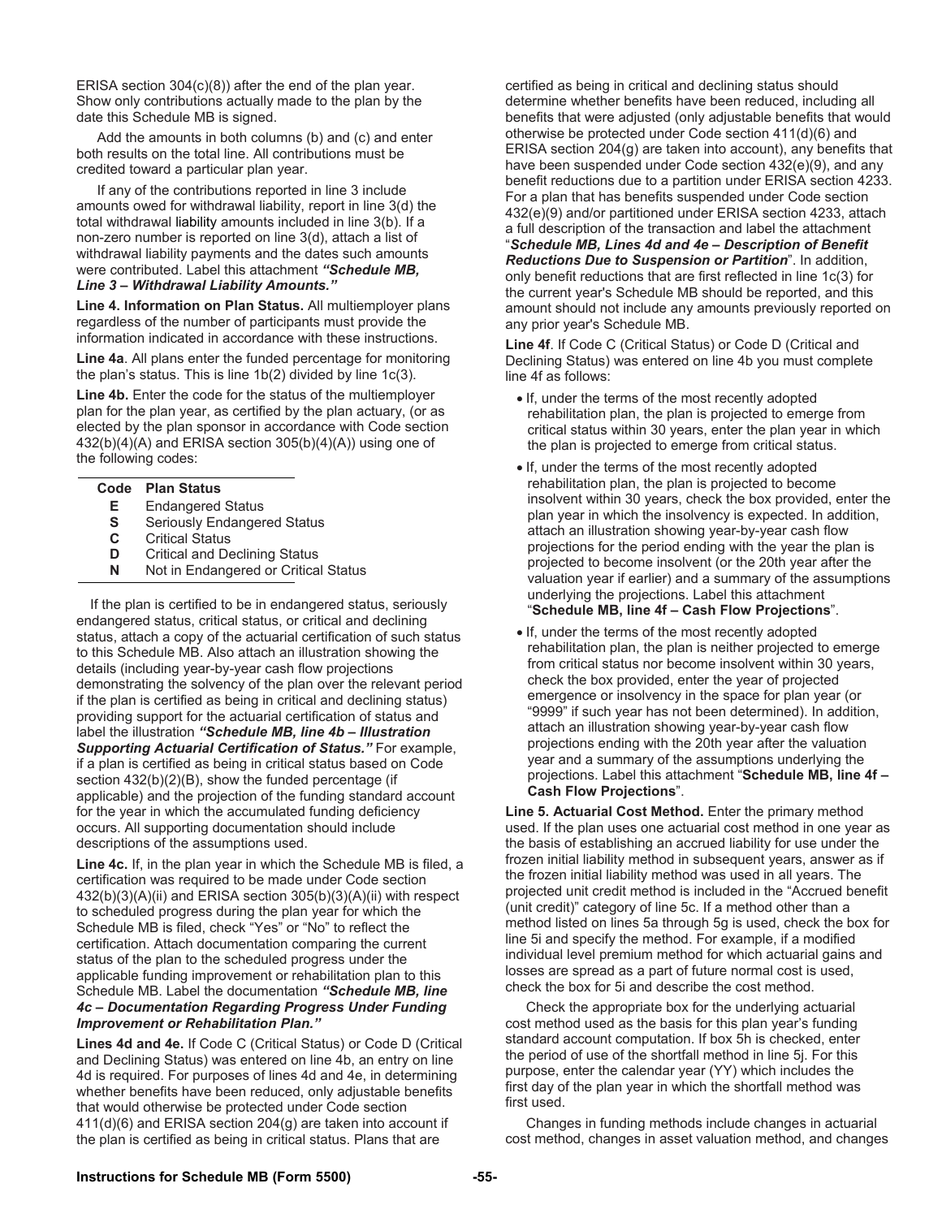ERISA section 304(c)(8)) after the end of the plan year. Show only contributions actually made to the plan by the date this Schedule MB is signed.

Add the amounts in both columns (b) and (c) and enter both results on the total line. All contributions must be credited toward a particular plan year.

If any of the contributions reported in line 3 include amounts owed for withdrawal liability, report in line 3(d) the total withdrawal liability amounts included in line 3(b). If a non-zero number is reported on line 3(d), attach a list of withdrawal liability payments and the dates such amounts were contributed. Label this attachment ***"Schedule MB, Line 3 – Withdrawal Liability Amounts."***

**Line 4. Information on Plan Status.** All multiemployer plans regardless of the number of participants must provide the information indicated in accordance with these instructions.

**Line 4a**. All plans enter the funded percentage for monitoring the plan's status. This is line 1b(2) divided by line 1c(3).

**Line 4b.** Enter the code for the status of the multiemployer plan for the plan year, as certified by the plan actuary, (or as elected by the plan sponsor in accordance with Code section 432(b)(4)(A) and ERISA section 305(b)(4)(A)) using one of the following codes:

| Code | Plan Status |
|---|---|
| **E** | Endangered Status |
| **S** | Seriously Endangered Status |
| **C** | Critical Status |
| **D** | Critical and Declining Status |
| **N** | Not in Endangered or Critical Status |

If the plan is certified to be in endangered status, seriously endangered status, critical status, or critical and declining status, attach a copy of the actuarial certification of such status to this Schedule MB. Also attach an illustration showing the details (including year-by-year cash flow projections demonstrating the solvency of the plan over the relevant period if the plan is certified as being in critical and declining status) providing support for the actuarial certification of status and label the illustration ***"Schedule MB, line 4b – Illustration Supporting Actuarial Certification of Status."*** For example, if a plan is certified as being in critical status based on Code section 432(b)(2)(B), show the funded percentage (if applicable) and the projection of the funding standard account for the year in which the accumulated funding deficiency occurs. All supporting documentation should include descriptions of the assumptions used.

**Line 4c.** If, in the plan year in which the Schedule MB is filed, a certification was required to be made under Code section 432(b)(3)(A)(ii) and ERISA section 305(b)(3)(A)(ii) with respect to scheduled progress during the plan year for which the Schedule MB is filed, check "Yes" or "No" to reflect the certification. Attach documentation comparing the current status of the plan to the scheduled progress under the applicable funding improvement or rehabilitation plan to this Schedule MB. Label the documentation ***"Schedule MB, line 4c – Documentation Regarding Progress Under Funding Improvement or Rehabilitation Plan."***

**Lines 4d and 4e.** If Code C (Critical Status) or Code D (Critical and Declining Status) was entered on line 4b, an entry on line 4d is required. For purposes of lines 4d and 4e, in determining whether benefits have been reduced, only adjustable benefits that would otherwise be protected under Code section 411(d)(6) and ERISA section 204(g) are taken into account if the plan is certified as being in critical status. Plans that are certified as being in critical and declining status should determine whether benefits have been reduced, including all benefits that were adjusted (only adjustable benefits that would otherwise be protected under Code section 411(d)(6) and ERISA section 204(g) are taken into account), any benefits that have been suspended under Code section 432(e)(9), and any benefit reductions due to a partition under ERISA section 4233. For a plan that has benefits suspended under Code section 432(e)(9) and/or partitioned under ERISA section 4233, attach a full description of the transaction and label the attachment "***Schedule MB, Lines 4d and 4e – Description of Benefit Reductions Due to Suspension or Partition***". In addition, only benefit reductions that are first reflected in line 1c(3) for the current year's Schedule MB should be reported, and this amount should not include any amounts previously reported on any prior year's Schedule MB.

**Line 4f**. If Code C (Critical Status) or Code D (Critical and Declining Status) was entered on line 4b you must complete line 4f as follows:

- If, under the terms of the most recently adopted rehabilitation plan, the plan is projected to emerge from critical status within 30 years, enter the plan year in which the plan is projected to emerge from critical status.
- If, under the terms of the most recently adopted rehabilitation plan, the plan is projected to become insolvent within 30 years, check the box provided, enter the plan year in which the insolvency is expected. In addition, attach an illustration showing year-by-year cash flow projections for the period ending with the year the plan is projected to become insolvent (or the 20th year after the valuation year if earlier) and a summary of the assumptions underlying the projections. Label this attachment "**Schedule MB, line 4f – Cash Flow Projections**".
- If, under the terms of the most recently adopted rehabilitation plan, the plan is neither projected to emerge from critical status nor become insolvent within 30 years, check the box provided, enter the year of projected emergence or insolvency in the space for plan year (or "9999" if such year has not been determined). In addition, attach an illustration showing year-by-year cash flow projections ending with the 20th year after the valuation year and a summary of the assumptions underlying the projections. Label this attachment "**Schedule MB, line 4f – Cash Flow Projections**".

**Line 5. Actuarial Cost Method.** Enter the primary method used. If the plan uses one actuarial cost method in one year as the basis of establishing an accrued liability for use under the frozen initial liability method in subsequent years, answer as if the frozen initial liability method was used in all years. The projected unit credit method is included in the "Accrued benefit (unit credit)" category of line 5c. If a method other than a method listed on lines 5a through 5g is used, check the box for line 5i and specify the method. For example, if a modified individual level premium method for which actuarial gains and losses are spread as a part of future normal cost is used, check the box for 5i and describe the cost method.

Check the appropriate box for the underlying actuarial cost method used as the basis for this plan year's funding standard account computation. If box 5h is checked, enter the period of use of the shortfall method in line 5j. For this purpose, enter the calendar year (YY) which includes the first day of the plan year in which the shortfall method was first used.

Changes in funding methods include changes in actuarial cost method, changes in asset valuation method, and changes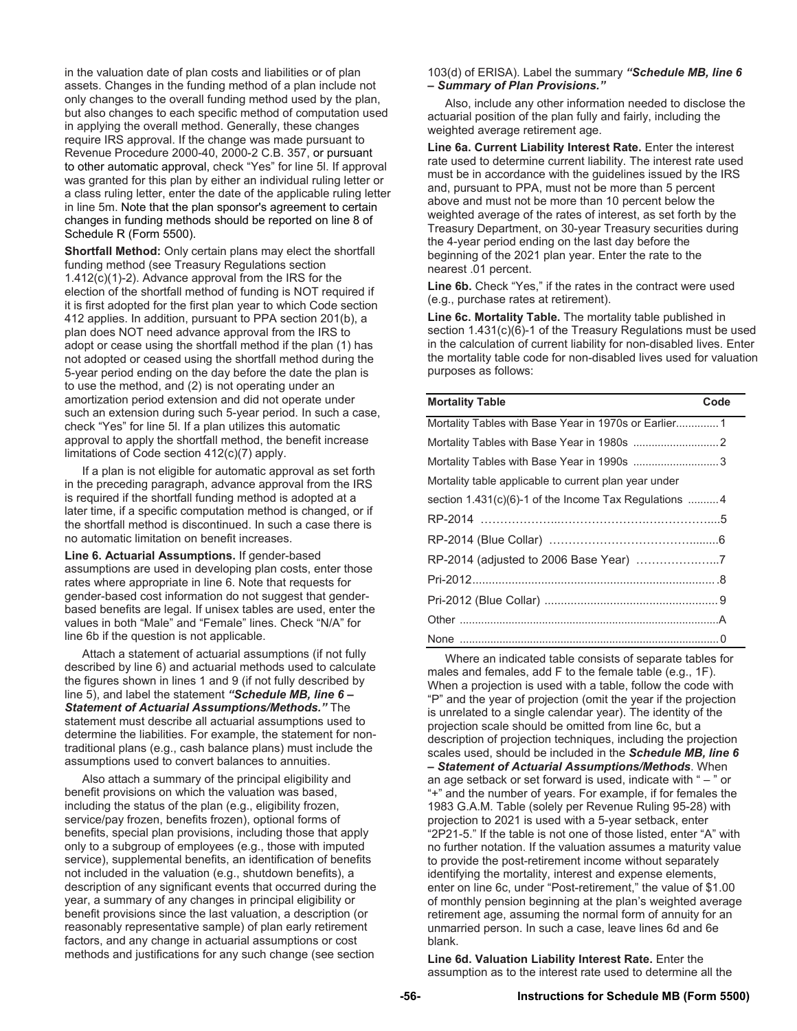in the valuation date of plan costs and liabilities or of plan assets. Changes in the funding method of a plan include not only changes to the overall funding method used by the plan, but also changes to each specific method of computation used in applying the overall method. Generally, these changes require IRS approval. If the change was made pursuant to Revenue Procedure 2000-40, 2000-2 C.B. 357, or pursuant to other automatic approval, check "Yes" for line 5l. If approval was granted for this plan by either an individual ruling letter or a class ruling letter, enter the date of the applicable ruling letter in line 5m. Note that the plan sponsor's agreement to certain changes in funding methods should be reported on line 8 of Schedule R (Form 5500).

**Shortfall Method:** Only certain plans may elect the shortfall funding method (see Treasury Regulations section 1.412(c)(1)-2). Advance approval from the IRS for the election of the shortfall method of funding is NOT required if it is first adopted for the first plan year to which Code section 412 applies. In addition, pursuant to PPA section 201(b), a plan does NOT need advance approval from the IRS to adopt or cease using the shortfall method if the plan (1) has not adopted or ceased using the shortfall method during the 5-year period ending on the day before the date the plan is to use the method, and (2) is not operating under an amortization period extension and did not operate under such an extension during such 5-year period. In such a case, check "Yes" for line 5l. If a plan utilizes this automatic approval to apply the shortfall method, the benefit increase limitations of Code section 412(c)(7) apply.

If a plan is not eligible for automatic approval as set forth in the preceding paragraph, advance approval from the IRS is required if the shortfall funding method is adopted at a later time, if a specific computation method is changed, or if the shortfall method is discontinued. In such a case there is no automatic limitation on benefit increases.

**Line 6. Actuarial Assumptions.** If gender-based assumptions are used in developing plan costs, enter those rates where appropriate in line 6. Note that requests for gender-based cost information do not suggest that gender-based benefits are legal. If unisex tables are used, enter the values in both "Male" and "Female" lines. Check "N/A" for line 6b if the question is not applicable.

Attach a statement of actuarial assumptions (if not fully described by line 6) and actuarial methods used to calculate the figures shown in lines 1 and 9 (if not fully described by line 5), and label the statement ***"Schedule MB, line 6 – Statement of Actuarial Assumptions/Methods."*** The statement must describe all actuarial assumptions used to determine the liabilities. For example, the statement for non-traditional plans (e.g., cash balance plans) must include the assumptions used to convert balances to annuities.

Also attach a summary of the principal eligibility and benefit provisions on which the valuation was based, including the status of the plan (e.g., eligibility frozen, service/pay frozen, benefits frozen), optional forms of benefits, special plan provisions, including those that apply only to a subgroup of employees (e.g., those with imputed service), supplemental benefits, an identification of benefits not included in the valuation (e.g., shutdown benefits), a description of any significant events that occurred during the year, a summary of any changes in principal eligibility or benefit provisions since the last valuation, a description (or reasonably representative sample) of plan early retirement factors, and any change in actuarial assumptions or cost methods and justifications for any such change (see section 103(d) of ERISA). Label the summary ***"Schedule MB, line 6 – Summary of Plan Provisions."***

Also, include any other information needed to disclose the actuarial position of the plan fully and fairly, including the weighted average retirement age.

**Line 6a. Current Liability Interest Rate.** Enter the interest rate used to determine current liability. The interest rate used must be in accordance with the guidelines issued by the IRS and, pursuant to PPA, must not be more than 5 percent above and must not be more than 10 percent below the weighted average of the rates of interest, as set forth by the Treasury Department, on 30-year Treasury securities during the 4-year period ending on the last day before the beginning of the 2021 plan year. Enter the rate to the nearest .01 percent.

**Line 6b.** Check "Yes," if the rates in the contract were used (e.g., purchase rates at retirement).

**Line 6c. Mortality Table.** The mortality table published in section 1.431(c)(6)-1 of the Treasury Regulations must be used in the calculation of current liability for non-disabled lives. Enter the mortality table code for non-disabled lives used for valuation purposes as follows:

| Mortality Table | Code |
|---|---|
| Mortality Tables with Base Year in 1970s or Earlier | 1 |
| Mortality Tables with Base Year in 1980s | 2 |
| Mortality Tables with Base Year in 1990s | 3 |
| Mortality table applicable to current plan year under section 1.431(c)(6)-1 of the Income Tax Regulations | 4 |
| RP-2014 | 5 |
| RP-2014 (Blue Collar) | 6 |
| RP-2014 (adjusted to 2006 Base Year) | 7 |
| Pri-2012 | 8 |
| Pri-2012 (Blue Collar) | 9 |
| Other | A |
| None | 0 |

Where an indicated table consists of separate tables for males and females, add F to the female table (e.g., 1F). When a projection is used with a table, follow the code with "P" and the year of projection (omit the year if the projection is unrelated to a single calendar year). The identity of the projection scale should be omitted from line 6c, but a description of projection techniques, including the projection scales used, should be included in the ***Schedule MB, line 6 – Statement of Actuarial Assumptions/Methods***. When an age setback or set forward is used, indicate with " – " or "+" and the number of years. For example, if for females the 1983 G.A.M. Table (solely per Revenue Ruling 95-28) with projection to 2021 is used with a 5-year setback, enter "2P21-5." If the table is not one of those listed, enter "A" with no further notation. If the valuation assumes a maturity value to provide the post-retirement income without separately identifying the mortality, interest and expense elements, enter on line 6c, under "Post-retirement," the value of $1.00 of monthly pension beginning at the plan's weighted average retirement age, assuming the normal form of annuity for an unmarried person. In such a case, leave lines 6d and 6e blank.

**Line 6d. Valuation Liability Interest Rate.** Enter the assumption as to the interest rate used to determine all the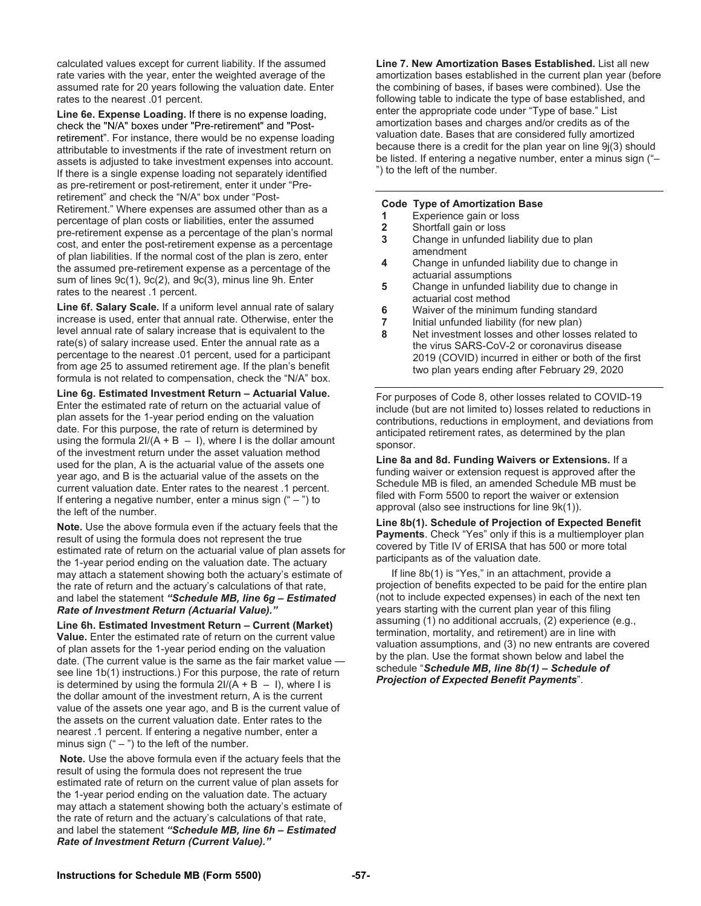calculated values except for current liability. If the assumed rate varies with the year, enter the weighted average of the assumed rate for 20 years following the valuation date. Enter rates to the nearest .01 percent.

**Line 6e. Expense Loading.** If there is no expense loading, check the "N/A" boxes under "Pre-retirement" and "Post-retirement". For instance, there would be no expense loading attributable to investments if the rate of investment return on assets is adjusted to take investment expenses into account. If there is a single expense loading not separately identified as pre-retirement or post-retirement, enter it under "Pre-retirement" and check the "N/A" box under "Post-Retirement." Where expenses are assumed other than as a percentage of plan costs or liabilities, enter the assumed pre-retirement expense as a percentage of the plan's normal cost, and enter the post-retirement expense as a percentage of plan liabilities. If the normal cost of the plan is zero, enter the assumed pre-retirement expense as a percentage of the sum of lines 9c(1), 9c(2), and 9c(3), minus line 9h. Enter rates to the nearest .1 percent.

**Line 6f. Salary Scale.** If a uniform level annual rate of salary increase is used, enter that annual rate. Otherwise, enter the level annual rate of salary increase that is equivalent to the rate(s) of salary increase used. Enter the annual rate as a percentage to the nearest .01 percent, used for a participant from age 25 to assumed retirement age. If the plan's benefit formula is not related to compensation, check the "N/A" box.

**Line 6g. Estimated Investment Return – Actuarial Value.** Enter the estimated rate of return on the actuarial value of plan assets for the 1-year period ending on the valuation date. For this purpose, the rate of return is determined by using the formula $2I/(A + B - I)$, where I is the dollar amount of the investment return under the asset valuation method used for the plan, A is the actuarial value of the assets one year ago, and B is the actuarial value of the assets on the current valuation date. Enter rates to the nearest .1 percent. If entering a negative number, enter a minus sign (" – ") to the left of the number.

**Note.** Use the above formula even if the actuary feels that the result of using the formula does not represent the true estimated rate of return on the actuarial value of plan assets for the 1-year period ending on the valuation date. The actuary may attach a statement showing both the actuary's estimate of the rate of return and the actuary's calculations of that rate, and label the statement ***"Schedule MB, line 6g – Estimated Rate of Investment Return (Actuarial Value)."***

**Line 6h. Estimated Investment Return – Current (Market) Value.** Enter the estimated rate of return on the current value of plan assets for the 1-year period ending on the valuation date. (The current value is the same as the fair market value — see line 1b(1) instructions.) For this purpose, the rate of return is determined by using the formula $2I/(A + B - I)$, where I is the dollar amount of the investment return, A is the current value of the assets one year ago, and B is the current value of the assets on the current valuation date. Enter rates to the nearest .1 percent. If entering a negative number, enter a minus sign (" – ") to the left of the number.

**Note.** Use the above formula even if the actuary feels that the result of using the formula does not represent the true estimated rate of return on the current value of plan assets for the 1-year period ending on the valuation date. The actuary may attach a statement showing both the actuary's estimate of the rate of return and the actuary's calculations of that rate, and label the statement ***"Schedule MB, line 6h – Estimated Rate of Investment Return (Current Value)."***

**Line 7. New Amortization Bases Established.** List all new amortization bases established in the current plan year (before the combining of bases, if bases were combined). Use the following table to indicate the type of base established, and enter the appropriate code under "Type of base." List amortization bases and charges and/or credits as of the valuation date. Bases that are considered fully amortized because there is a credit for the plan year on line 9j(3) should be listed. If entering a negative number, enter a minus sign ("–") to the left of the number.

| Code | Type of Amortization Base |
|---|---|
| **1** | Experience gain or loss |
| **2** | Shortfall gain or loss |
| **3** | Change in unfunded liability due to plan amendment |
| **4** | Change in unfunded liability due to change in actuarial assumptions |
| **5** | Change in unfunded liability due to change in actuarial cost method |
| **6** | Waiver of the minimum funding standard |
| **7** | Initial unfunded liability (for new plan) |
| **8** | Net investment losses and other losses related to the virus SARS-CoV-2 or coronavirus disease 2019 (COVID) incurred in either or both of the first two plan years ending after February 29, 2020 |

For purposes of Code 8, other losses related to COVID-19 include (but are not limited to) losses related to reductions in contributions, reductions in employment, and deviations from anticipated retirement rates, as determined by the plan sponsor.

**Line 8a and 8d. Funding Waivers or Extensions.** If a funding waiver or extension request is approved after the Schedule MB is filed, an amended Schedule MB must be filed with Form 5500 to report the waiver or extension approval (also see instructions for line 9k(1)).

**Line 8b(1). Schedule of Projection of Expected Benefit Payments**. Check "Yes" only if this is a multiemployer plan covered by Title IV of ERISA that has 500 or more total participants as of the valuation date.

If line 8b(1) is "Yes," in an attachment, provide a projection of benefits expected to be paid for the entire plan (not to include expected expenses) in each of the next ten years starting with the current plan year of this filing assuming (1) no additional accruals, (2) experience (e.g., termination, mortality, and retirement) are in line with valuation assumptions, and (3) no new entrants are covered by the plan. Use the format shown below and label the schedule "***Schedule MB, line 8b(1) – Schedule of Projection of Expected Benefit Payments***".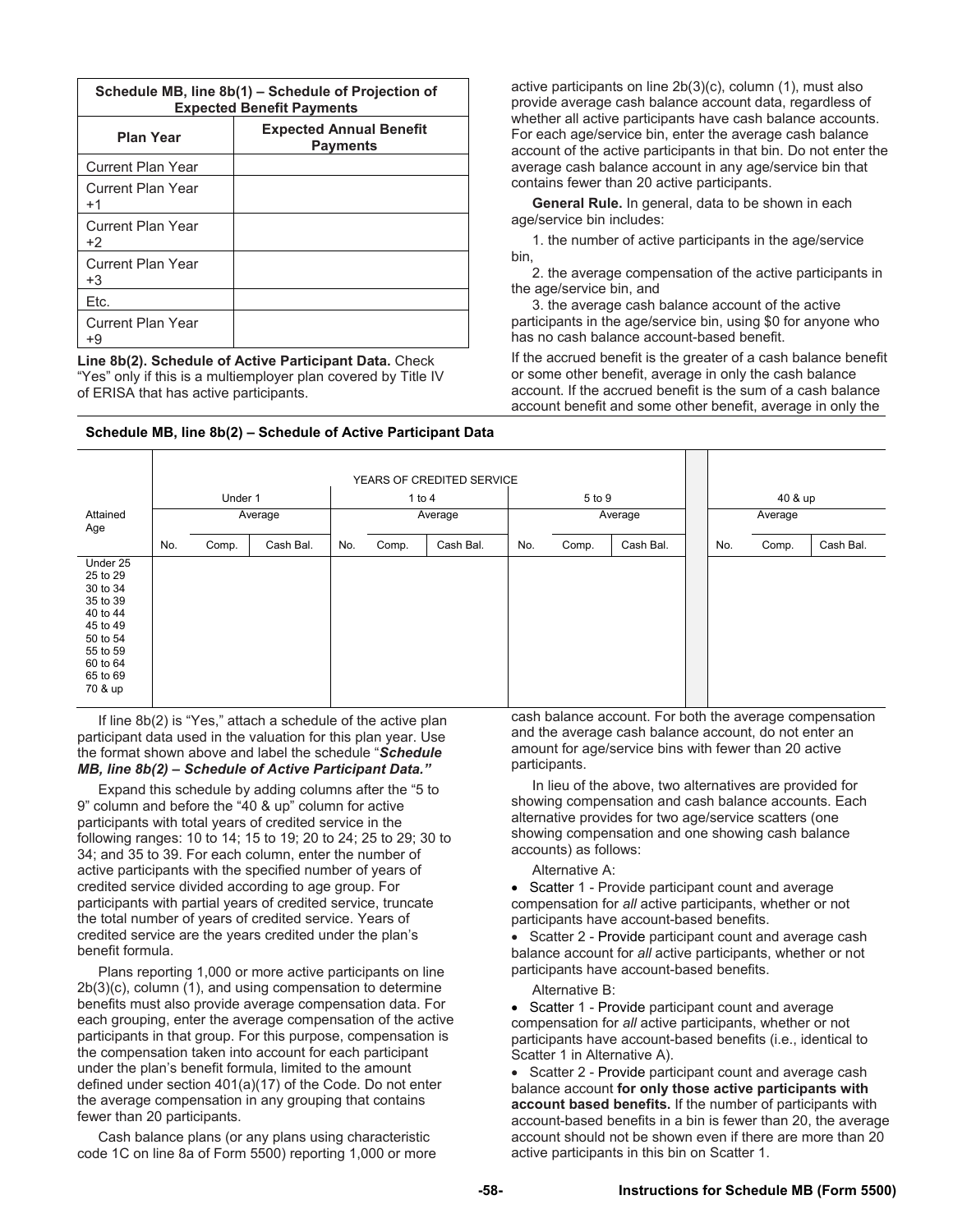| Schedule MB, line 8b(1) – Schedule of Projection of Expected Benefit Payments | |
|---|---|
| **Plan Year** | **Expected Annual Benefit Payments** |
| Current Plan Year | |
| Current Plan Year +1 | |
| Current Plan Year +2 | |
| Current Plan Year +3 | |
| Etc. | |
| Current Plan Year +9 | |

**Line 8b(2). Schedule of Active Participant Data.** Check "Yes" only if this is a multiemployer plan covered by Title IV of ERISA that has active participants.

**Schedule MB, line 8b(2) – Schedule of Active Participant Data**

| Attained Age | YEARS OF CREDITED SERVICE | | | | | | | | | | | | |
|---|---|---|---|---|---|---|---|---|---|---|---|---|---|
| | Under 1 | | | 1 to 4 | | | 5 to 9 | | | | 40 & up | | |
| | | Average | | | Average | | | Average | | | | Average | |
| | No. | Comp. | Cash Bal. | No. | Comp. | Cash Bal. | No. | Comp. | Cash Bal. | | No. | Comp. | Cash Bal. |
| Under 25 | | | | | | | | | | | | | |
| 25 to 29 | | | | | | | | | | | | | |
| 30 to 34 | | | | | | | | | | | | | |
| 35 to 39 | | | | | | | | | | | | | |
| 40 to 44 | | | | | | | | | | | | | |
| 45 to 49 | | | | | | | | | | | | | |
| 50 to 54 | | | | | | | | | | | | | |
| 55 to 59 | | | | | | | | | | | | | |
| 60 to 64 | | | | | | | | | | | | | |
| 65 to 69 | | | | | | | | | | | | | |
| 70 & up | | | | | | | | | | | | | |

If line 8b(2) is "Yes," attach a schedule of the active plan participant data used in the valuation for this plan year. Use the format shown above and label the schedule "***Schedule MB, line 8b(2) – Schedule of Active Participant Data.***"

Expand this schedule by adding columns after the "5 to 9" column and before the "40 & up" column for active participants with total years of credited service in the following ranges: 10 to 14; 15 to 19; 20 to 24; 25 to 29; 30 to 34; and 35 to 39. For each column, enter the number of active participants with the specified number of years of credited service divided according to age group. For participants with partial years of credited service, truncate the total number of years of credited service. Years of credited service are the years credited under the plan's benefit formula.

Plans reporting 1,000 or more active participants on line 2b(3)(c), column (1), and using compensation to determine benefits must also provide average compensation data. For each grouping, enter the average compensation of the active participants in that group. For this purpose, compensation is the compensation taken into account for each participant under the plan's benefit formula, limited to the amount defined under section 401(a)(17) of the Code. Do not enter the average compensation in any grouping that contains fewer than 20 participants.

Cash balance plans (or any plans using characteristic code 1C on line 8a of Form 5500) reporting 1,000 or more active participants on line 2b(3)(c), column (1), must also provide average cash balance account data, regardless of whether all active participants have cash balance accounts. For each age/service bin, enter the average cash balance account of the active participants in that bin. Do not enter the average cash balance account in any age/service bin that contains fewer than 20 active participants.

**General Rule.** In general, data to be shown in each age/service bin includes:

1. the number of active participants in the age/service bin,
2. the average compensation of the active participants in the age/service bin, and
3. the average cash balance account of the active participants in the age/service bin, using $0 for anyone who has no cash balance account-based benefit.

If the accrued benefit is the greater of a cash balance benefit or some other benefit, average in only the cash balance account. If the accrued benefit is the sum of a cash balance account benefit and some other benefit, average in only the cash balance account. For both the average compensation and the average cash balance account, do not enter an amount for age/service bins with fewer than 20 active participants.

In lieu of the above, two alternatives are provided for showing compensation and cash balance accounts. Each alternative provides for two age/service scatters (one showing compensation and one showing cash balance accounts) as follows:

Alternative A:

- Scatter 1 - Provide participant count and average compensation for *all* active participants, whether or not participants have account-based benefits.
- Scatter 2 - Provide participant count and average cash balance account for *all* active participants, whether or not participants have account-based benefits.

Alternative B:

- Scatter 1 - Provide participant count and average compensation for *all* active participants, whether or not participants have account-based benefits (i.e., identical to Scatter 1 in Alternative A).
- Scatter 2 - Provide participant count and average cash balance account **for only those active participants with account based benefits.** If the number of participants with account-based benefits in a bin is fewer than 20, the average account should not be shown even if there are more than 20 active participants in this bin on Scatter 1.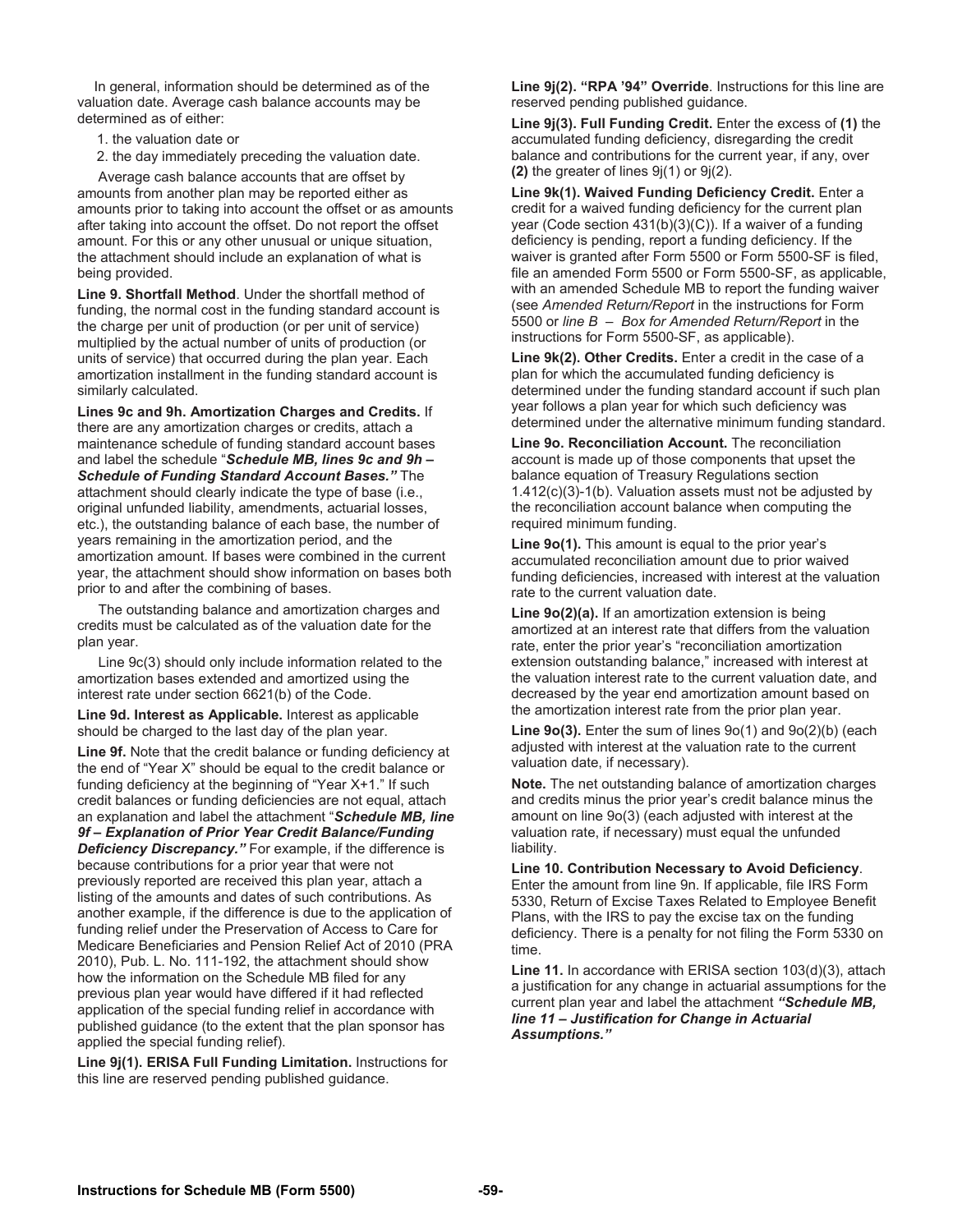In general, information should be determined as of the valuation date. Average cash balance accounts may be determined as of either:

1. the valuation date or
2. the day immediately preceding the valuation date.

Average cash balance accounts that are offset by amounts from another plan may be reported either as amounts prior to taking into account the offset or as amounts after taking into account the offset. Do not report the offset amount. For this or any other unusual or unique situation, the attachment should include an explanation of what is being provided.

**Line 9. Shortfall Method**. Under the shortfall method of funding, the normal cost in the funding standard account is the charge per unit of production (or per unit of service) multiplied by the actual number of units of production (or units of service) that occurred during the plan year. Each amortization installment in the funding standard account is similarly calculated.

**Lines 9c and 9h. Amortization Charges and Credits.** If there are any amortization charges or credits, attach a maintenance schedule of funding standard account bases and label the schedule "***Schedule MB, lines 9c and 9h – Schedule of Funding Standard Account Bases.***" The attachment should clearly indicate the type of base (i.e., original unfunded liability, amendments, actuarial losses, etc.), the outstanding balance of each base, the number of years remaining in the amortization period, and the amortization amount. If bases were combined in the current year, the attachment should show information on bases both prior to and after the combining of bases.

The outstanding balance and amortization charges and credits must be calculated as of the valuation date for the plan year.

Line 9c(3) should only include information related to the amortization bases extended and amortized using the interest rate under section 6621(b) of the Code.

**Line 9d. Interest as Applicable.** Interest as applicable should be charged to the last day of the plan year.

**Line 9f.** Note that the credit balance or funding deficiency at the end of "Year X" should be equal to the credit balance or funding deficiency at the beginning of "Year X+1." If such credit balances or funding deficiencies are not equal, attach an explanation and label the attachment "***Schedule MB, line 9f – Explanation of Prior Year Credit Balance/Funding Deficiency Discrepancy.***" For example, if the difference is because contributions for a prior year that were not previously reported are received this plan year, attach a listing of the amounts and dates of such contributions. As another example, if the difference is due to the application of funding relief under the Preservation of Access to Care for Medicare Beneficiaries and Pension Relief Act of 2010 (PRA 2010), Pub. L. No. 111-192, the attachment should show how the information on the Schedule MB filed for any previous plan year would have differed if it had reflected application of the special funding relief in accordance with published guidance (to the extent that the plan sponsor has applied the special funding relief).

**Line 9j(1). ERISA Full Funding Limitation.** Instructions for this line are reserved pending published guidance.

**Line 9j(2). "RPA '94" Override**. Instructions for this line are reserved pending published guidance.

**Line 9j(3). Full Funding Credit.** Enter the excess of **(1)** the accumulated funding deficiency, disregarding the credit balance and contributions for the current year, if any, over **(2)** the greater of lines 9j(1) or 9j(2).

**Line 9k(1). Waived Funding Deficiency Credit.** Enter a credit for a waived funding deficiency for the current plan year (Code section 431(b)(3)(C)). If a waiver of a funding deficiency is pending, report a funding deficiency. If the waiver is granted after Form 5500 or Form 5500-SF is filed, file an amended Form 5500 or Form 5500-SF, as applicable, with an amended Schedule MB to report the funding waiver (see *Amended Return/Report* in the instructions for Form 5500 or *line B – Box for Amended Return/Report* in the instructions for Form 5500-SF, as applicable).

**Line 9k(2). Other Credits.** Enter a credit in the case of a plan for which the accumulated funding deficiency is determined under the funding standard account if such plan year follows a plan year for which such deficiency was determined under the alternative minimum funding standard.

**Line 9o. Reconciliation Account.** The reconciliation account is made up of those components that upset the balance equation of Treasury Regulations section 1.412(c)(3)-1(b). Valuation assets must not be adjusted by the reconciliation account balance when computing the required minimum funding.

**Line 9o(1).** This amount is equal to the prior year's accumulated reconciliation amount due to prior waived funding deficiencies, increased with interest at the valuation rate to the current valuation date.

**Line 9o(2)(a).** If an amortization extension is being amortized at an interest rate that differs from the valuation rate, enter the prior year's "reconciliation amortization extension outstanding balance," increased with interest at the valuation interest rate to the current valuation date, and decreased by the year end amortization amount based on the amortization interest rate from the prior plan year.

**Line 9o(3).** Enter the sum of lines 9o(1) and 9o(2)(b) (each adjusted with interest at the valuation rate to the current valuation date, if necessary).

**Note.** The net outstanding balance of amortization charges and credits minus the prior year's credit balance minus the amount on line 9o(3) (each adjusted with interest at the valuation rate, if necessary) must equal the unfunded liability.

**Line 10. Contribution Necessary to Avoid Deficiency**. Enter the amount from line 9n. If applicable, file IRS Form 5330, Return of Excise Taxes Related to Employee Benefit Plans, with the IRS to pay the excise tax on the funding deficiency. There is a penalty for not filing the Form 5330 on time.

**Line 11.** In accordance with ERISA section 103(d)(3), attach a justification for any change in actuarial assumptions for the current plan year and label the attachment ***"Schedule MB, line 11 – Justification for Change in Actuarial Assumptions."***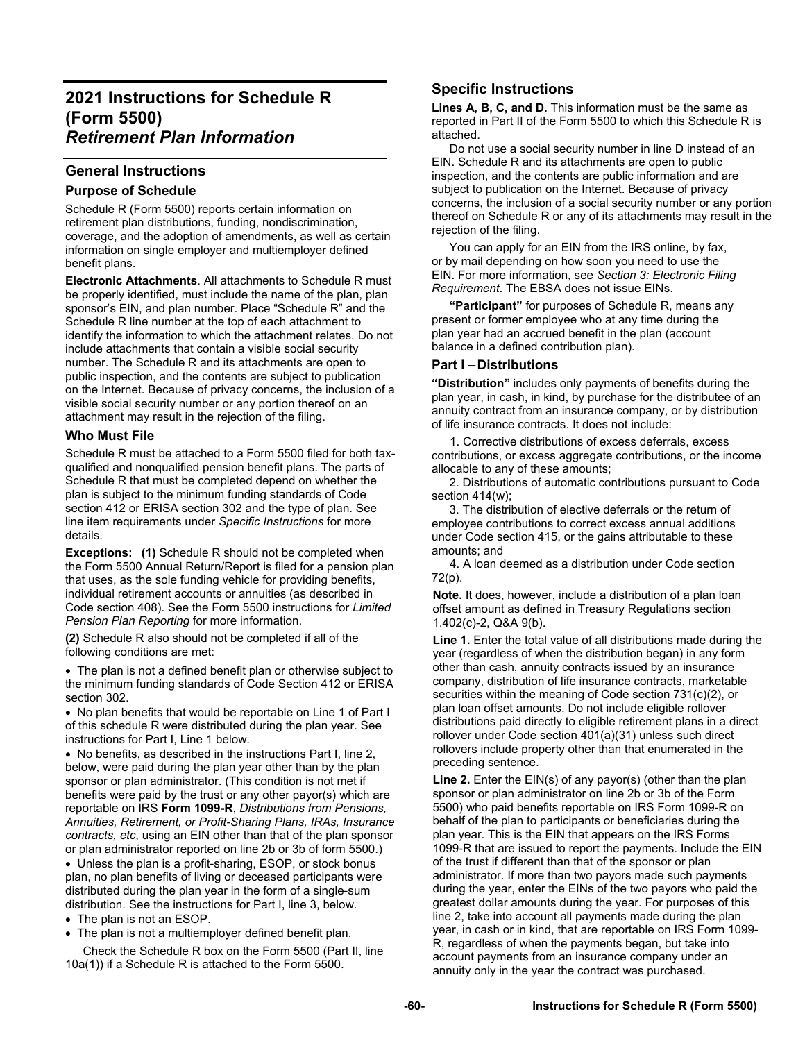# 2021 Instructions for Schedule R (Form 5500) *Retirement Plan Information*

## General Instructions

### Purpose of Schedule

Schedule R (Form 5500) reports certain information on retirement plan distributions, funding, nondiscrimination, coverage, and the adoption of amendments, as well as certain information on single employer and multiemployer defined benefit plans.

**Electronic Attachments**. All attachments to Schedule R must be properly identified, must include the name of the plan, plan sponsor's EIN, and plan number. Place "Schedule R" and the Schedule R line number at the top of each attachment to identify the information to which the attachment relates. Do not include attachments that contain a visible social security number. The Schedule R and its attachments are open to public inspection, and the contents are subject to publication on the Internet. Because of privacy concerns, the inclusion of a visible social security number or any portion thereof on an attachment may result in the rejection of the filing.

### Who Must File

Schedule R must be attached to a Form 5500 filed for both tax-qualified and nonqualified pension benefit plans. The parts of Schedule R that must be completed depend on whether the plan is subject to the minimum funding standards of Code section 412 or ERISA section 302 and the type of plan. See line item requirements under *Specific Instructions* for more details.

**Exceptions: (1)** Schedule R should not be completed when the Form 5500 Annual Return/Report is filed for a pension plan that uses, as the sole funding vehicle for providing benefits, individual retirement accounts or annuities (as described in Code section 408). See the Form 5500 instructions for *Limited Pension Plan Reporting* for more information.

**(2)** Schedule R also should not be completed if all of the following conditions are met:

- The plan is not a defined benefit plan or otherwise subject to the minimum funding standards of Code Section 412 or ERISA section 302.
- No plan benefits that would be reportable on Line 1 of Part I of this schedule R were distributed during the plan year. See instructions for Part I, Line 1 below.
- No benefits, as described in the instructions Part I, line 2, below, were paid during the plan year other than by the plan sponsor or plan administrator. (This condition is not met if benefits were paid by the trust or any other payor(s) which are reportable on IRS **Form 1099-R**, *Distributions from Pensions, Annuities, Retirement, or Profit-Sharing Plans, IRAs, Insurance contracts, etc*, using an EIN other than that of the plan sponsor or plan administrator reported on line 2b or 3b of form 5500.)
- Unless the plan is a profit-sharing, ESOP, or stock bonus plan, no plan benefits of living or deceased participants were distributed during the plan year in the form of a single-sum distribution. See the instructions for Part I, line 3, below.
- The plan is not an ESOP.
- The plan is not a multiemployer defined benefit plan.

Check the Schedule R box on the Form 5500 (Part II, line 10a(1)) if a Schedule R is attached to the Form 5500.

## Specific Instructions

**Lines A, B, C, and D.** This information must be the same as reported in Part II of the Form 5500 to which this Schedule R is attached.

Do not use a social security number in line D instead of an EIN. Schedule R and its attachments are open to public inspection, and the contents are public information and are subject to publication on the Internet. Because of privacy concerns, the inclusion of a social security number or any portion thereof on Schedule R or any of its attachments may result in the rejection of the filing.

You can apply for an EIN from the IRS online, by fax, or by mail depending on how soon you need to use the EIN. For more information, see *Section 3: Electronic Filing Requirement*. The EBSA does not issue EINs.

**"Participant"** for purposes of Schedule R, means any present or former employee who at any time during the plan year had an accrued benefit in the plan (account balance in a defined contribution plan).

### Part I – Distributions

**"Distribution"** includes only payments of benefits during the plan year, in cash, in kind, by purchase for the distributee of an annuity contract from an insurance company, or by distribution of life insurance contracts. It does not include:

1. Corrective distributions of excess deferrals, excess contributions, or excess aggregate contributions, or the income allocable to any of these amounts;
2. Distributions of automatic contributions pursuant to Code section 414(w);
3. The distribution of elective deferrals or the return of employee contributions to correct excess annual additions under Code section 415, or the gains attributable to these amounts; and
4. A loan deemed as a distribution under Code section 72(p).

**Note.** It does, however, include a distribution of a plan loan offset amount as defined in Treasury Regulations section 1.402(c)-2, Q&A 9(b).

**Line 1.** Enter the total value of all distributions made during the year (regardless of when the distribution began) in any form other than cash, annuity contracts issued by an insurance company, distribution of life insurance contracts, marketable securities within the meaning of Code section 731(c)(2), or plan loan offset amounts. Do not include eligible rollover distributions paid directly to eligible retirement plans in a direct rollover under Code section 401(a)(31) unless such direct rollovers include property other than that enumerated in the preceding sentence.

**Line 2.** Enter the EIN(s) of any payor(s) (other than the plan sponsor or plan administrator on line 2b or 3b of the Form 5500) who paid benefits reportable on IRS Form 1099-R on behalf of the plan to participants or beneficiaries during the plan year. This is the EIN that appears on the IRS Forms 1099-R that are issued to report the payments. Include the EIN of the trust if different than that of the sponsor or plan administrator. If more than two payors made such payments during the year, enter the EINs of the two payors who paid the greatest dollar amounts during the year. For purposes of this line 2, take into account all payments made during the plan year, in cash or in kind, that are reportable on IRS Form 1099-R, regardless of when the payments began, but take into account payments from an insurance company under an annuity only in the year the contract was purchased.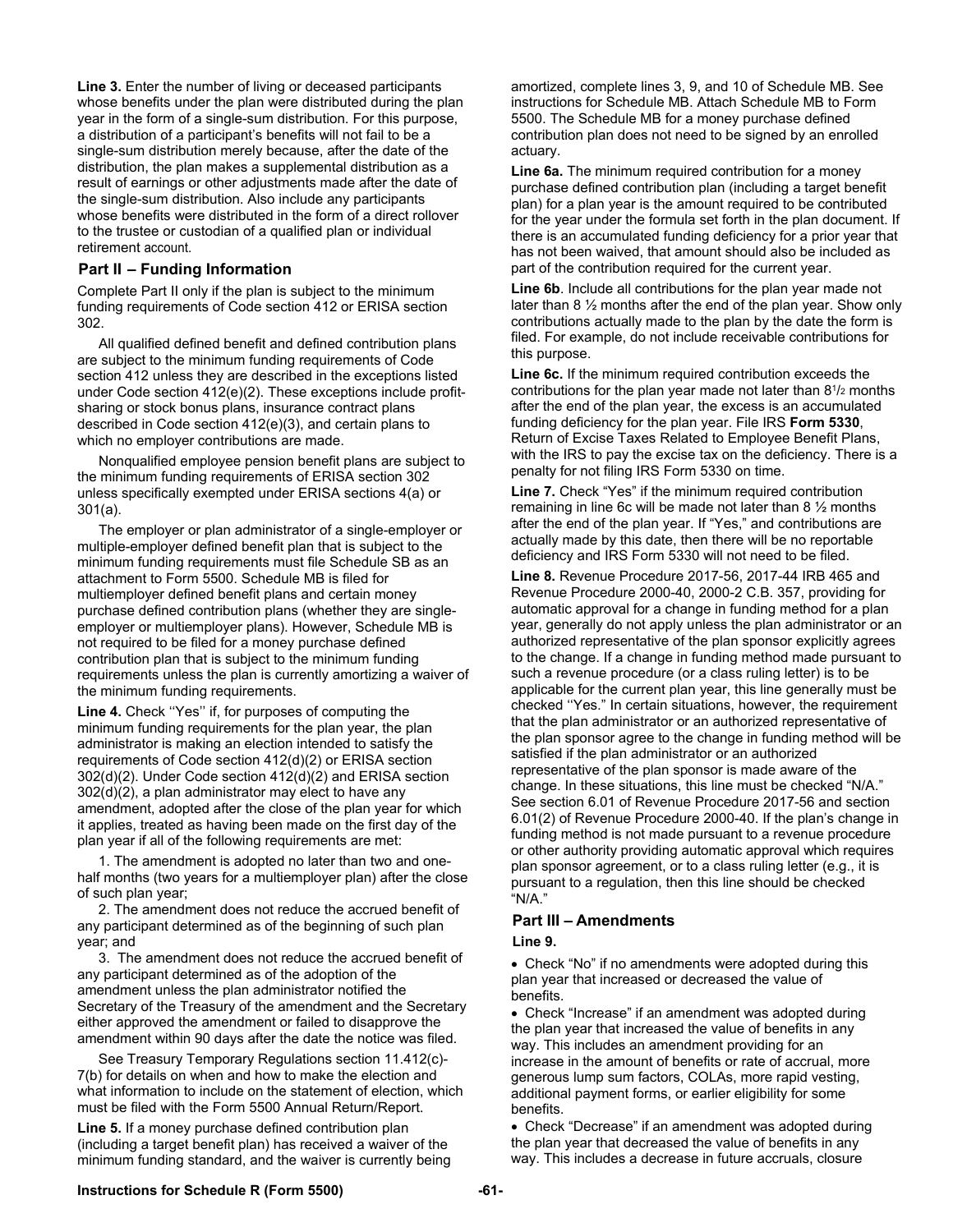**Line 3.** Enter the number of living or deceased participants whose benefits under the plan were distributed during the plan year in the form of a single-sum distribution. For this purpose, a distribution of a participant's benefits will not fail to be a single-sum distribution merely because, after the date of the distribution, the plan makes a supplemental distribution as a result of earnings or other adjustments made after the date of the single-sum distribution. Also include any participants whose benefits were distributed in the form of a direct rollover to the trustee or custodian of a qualified plan or individual retirement account.

## Part II – Funding Information

Complete Part II only if the plan is subject to the minimum funding requirements of Code section 412 or ERISA section 302.

All qualified defined benefit and defined contribution plans are subject to the minimum funding requirements of Code section 412 unless they are described in the exceptions listed under Code section 412(e)(2). These exceptions include profit-sharing or stock bonus plans, insurance contract plans described in Code section 412(e)(3), and certain plans to which no employer contributions are made.

Nonqualified employee pension benefit plans are subject to the minimum funding requirements of ERISA section 302 unless specifically exempted under ERISA sections 4(a) or 301(a).

The employer or plan administrator of a single-employer or multiple-employer defined benefit plan that is subject to the minimum funding requirements must file Schedule SB as an attachment to Form 5500. Schedule MB is filed for multiemployer defined benefit plans and certain money purchase defined contribution plans (whether they are single-employer or multiemployer plans). However, Schedule MB is not required to be filed for a money purchase defined contribution plan that is subject to the minimum funding requirements unless the plan is currently amortizing a waiver of the minimum funding requirements.

**Line 4.** Check ''Yes'' if, for purposes of computing the minimum funding requirements for the plan year, the plan administrator is making an election intended to satisfy the requirements of Code section 412(d)(2) or ERISA section 302(d)(2). Under Code section 412(d)(2) and ERISA section 302(d)(2), a plan administrator may elect to have any amendment, adopted after the close of the plan year for which it applies, treated as having been made on the first day of the plan year if all of the following requirements are met:

1. The amendment is adopted no later than two and one-half months (two years for a multiemployer plan) after the close of such plan year;

2. The amendment does not reduce the accrued benefit of any participant determined as of the beginning of such plan year; and

3. The amendment does not reduce the accrued benefit of any participant determined as of the adoption of the amendment unless the plan administrator notified the Secretary of the Treasury of the amendment and the Secretary either approved the amendment or failed to disapprove the amendment within 90 days after the date the notice was filed.

See Treasury Temporary Regulations section 11.412(c)-7(b) for details on when and how to make the election and what information to include on the statement of election, which must be filed with the Form 5500 Annual Return/Report.

**Line 5.** If a money purchase defined contribution plan (including a target benefit plan) has received a waiver of the minimum funding standard, and the waiver is currently being amortized, complete lines 3, 9, and 10 of Schedule MB. See instructions for Schedule MB. Attach Schedule MB to Form 5500. The Schedule MB for a money purchase defined contribution plan does not need to be signed by an enrolled actuary.

**Line 6a.** The minimum required contribution for a money purchase defined contribution plan (including a target benefit plan) for a plan year is the amount required to be contributed for the year under the formula set forth in the plan document. If there is an accumulated funding deficiency for a prior year that has not been waived, that amount should also be included as part of the contribution required for the current year.

**Line 6b**. Include all contributions for the plan year made not later than 8 ½ months after the end of the plan year. Show only contributions actually made to the plan by the date the form is filed. For example, do not include receivable contributions for this purpose.

**Line 6c.** If the minimum required contribution exceeds the contributions for the plan year made not later than 8½ months after the end of the plan year, the excess is an accumulated funding deficiency for the plan year. File IRS **Form 5330**, Return of Excise Taxes Related to Employee Benefit Plans, with the IRS to pay the excise tax on the deficiency. There is a penalty for not filing IRS Form 5330 on time.

**Line 7.** Check "Yes" if the minimum required contribution remaining in line 6c will be made not later than 8 ½ months after the end of the plan year. If "Yes," and contributions are actually made by this date, then there will be no reportable deficiency and IRS Form 5330 will not need to be filed.

**Line 8.** Revenue Procedure 2017-56, 2017-44 IRB 465 and Revenue Procedure 2000-40, 2000-2 C.B. 357, providing for automatic approval for a change in funding method for a plan year, generally do not apply unless the plan administrator or an authorized representative of the plan sponsor explicitly agrees to the change. If a change in funding method made pursuant to such a revenue procedure (or a class ruling letter) is to be applicable for the current plan year, this line generally must be checked ''Yes." In certain situations, however, the requirement that the plan administrator or an authorized representative of the plan sponsor agree to the change in funding method will be satisfied if the plan administrator or an authorized representative of the plan sponsor is made aware of the change. In these situations, this line must be checked "N/A." See section 6.01 of Revenue Procedure 2017-56 and section 6.01(2) of Revenue Procedure 2000-40. If the plan's change in funding method is not made pursuant to a revenue procedure or other authority providing automatic approval which requires plan sponsor agreement, or to a class ruling letter (e.g., it is pursuant to a regulation, then this line should be checked "N/A."

## Part III – Amendments

**Line 9.**

- Check "No" if no amendments were adopted during this plan year that increased or decreased the value of benefits.
- Check "Increase" if an amendment was adopted during the plan year that increased the value of benefits in any way. This includes an amendment providing for an increase in the amount of benefits or rate of accrual, more generous lump sum factors, COLAs, more rapid vesting, additional payment forms, or earlier eligibility for some benefits.
- Check "Decrease" if an amendment was adopted during the plan year that decreased the value of benefits in any way. This includes a decrease in future accruals, closure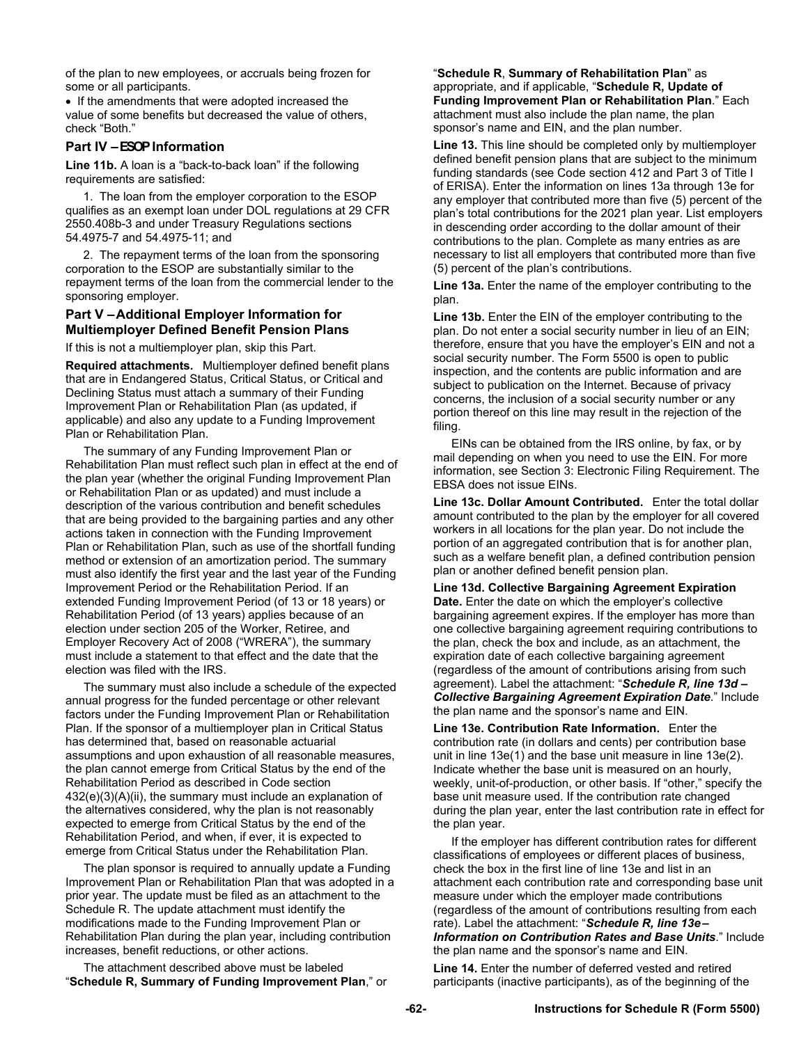of the plan to new employees, or accruals being frozen for some or all participants.

- If the amendments that were adopted increased the value of some benefits but decreased the value of others, check "Both."

### Part IV – ESOP Information

**Line 11b.** A loan is a "back-to-back loan" if the following requirements are satisfied:

1. The loan from the employer corporation to the ESOP qualifies as an exempt loan under DOL regulations at 29 CFR 2550.408b-3 and under Treasury Regulations sections 54.4975-7 and 54.4975-11; and

2. The repayment terms of the loan from the sponsoring corporation to the ESOP are substantially similar to the repayment terms of the loan from the commercial lender to the sponsoring employer.

### Part V – Additional Employer Information for Multiemployer Defined Benefit Pension Plans

If this is not a multiemployer plan, skip this Part.

**Required attachments.** Multiemployer defined benefit plans that are in Endangered Status, Critical Status, or Critical and Declining Status must attach a summary of their Funding Improvement Plan or Rehabilitation Plan (as updated, if applicable) and also any update to a Funding Improvement Plan or Rehabilitation Plan.

The summary of any Funding Improvement Plan or Rehabilitation Plan must reflect such plan in effect at the end of the plan year (whether the original Funding Improvement Plan or Rehabilitation Plan or as updated) and must include a description of the various contribution and benefit schedules that are being provided to the bargaining parties and any other actions taken in connection with the Funding Improvement Plan or Rehabilitation Plan, such as use of the shortfall funding method or extension of an amortization period. The summary must also identify the first year and the last year of the Funding Improvement Period or the Rehabilitation Period. If an extended Funding Improvement Period (of 13 or 18 years) or Rehabilitation Period (of 13 years) applies because of an election under section 205 of the Worker, Retiree, and Employer Recovery Act of 2008 ("WRERA"), the summary must include a statement to that effect and the date that the election was filed with the IRS.

The summary must also include a schedule of the expected annual progress for the funded percentage or other relevant factors under the Funding Improvement Plan or Rehabilitation Plan. If the sponsor of a multiemployer plan in Critical Status has determined that, based on reasonable actuarial assumptions and upon exhaustion of all reasonable measures, the plan cannot emerge from Critical Status by the end of the Rehabilitation Period as described in Code section 432(e)(3)(A)(ii), the summary must include an explanation of the alternatives considered, why the plan is not reasonably expected to emerge from Critical Status by the end of the Rehabilitation Period, and when, if ever, it is expected to emerge from Critical Status under the Rehabilitation Plan.

The plan sponsor is required to annually update a Funding Improvement Plan or Rehabilitation Plan that was adopted in a prior year. The update must be filed as an attachment to the Schedule R. The update attachment must identify the modifications made to the Funding Improvement Plan or Rehabilitation Plan during the plan year, including contribution increases, benefit reductions, or other actions.

The attachment described above must be labeled "**Schedule R, Summary of Funding Improvement Plan**," or "**Schedule R**, **Summary of Rehabilitation Plan**" as appropriate, and if applicable, "**Schedule R, Update of Funding Improvement Plan or Rehabilitation Plan**." Each attachment must also include the plan name, the plan sponsor's name and EIN, and the plan number.

**Line 13.** This line should be completed only by multiemployer defined benefit pension plans that are subject to the minimum funding standards (see Code section 412 and Part 3 of Title I of ERISA). Enter the information on lines 13a through 13e for any employer that contributed more than five (5) percent of the plan's total contributions for the 2021 plan year. List employers in descending order according to the dollar amount of their contributions to the plan. Complete as many entries as are necessary to list all employers that contributed more than five (5) percent of the plan's contributions.

**Line 13a.** Enter the name of the employer contributing to the plan.

**Line 13b.** Enter the EIN of the employer contributing to the plan. Do not enter a social security number in lieu of an EIN; therefore, ensure that you have the employer's EIN and not a social security number. The Form 5500 is open to public inspection, and the contents are public information and are subject to publication on the Internet. Because of privacy concerns, the inclusion of a social security number or any portion thereof on this line may result in the rejection of the filing.

EINs can be obtained from the IRS online, by fax, or by mail depending on when you need to use the EIN. For more information, see Section 3: Electronic Filing Requirement. The EBSA does not issue EINs.

**Line 13c. Dollar Amount Contributed.** Enter the total dollar amount contributed to the plan by the employer for all covered workers in all locations for the plan year. Do not include the portion of an aggregated contribution that is for another plan, such as a welfare benefit plan, a defined contribution pension plan or another defined benefit pension plan.

**Line 13d. Collective Bargaining Agreement Expiration Date.** Enter the date on which the employer's collective bargaining agreement expires. If the employer has more than one collective bargaining agreement requiring contributions to the plan, check the box and include, as an attachment, the expiration date of each collective bargaining agreement (regardless of the amount of contributions arising from such agreement). Label the attachment: "***Schedule R, line 13d – Collective Bargaining Agreement Expiration Date***." Include the plan name and the sponsor's name and EIN.

**Line 13e. Contribution Rate Information.** Enter the contribution rate (in dollars and cents) per contribution base unit in line 13e(1) and the base unit measure in line 13e(2). Indicate whether the base unit is measured on an hourly, weekly, unit-of-production, or other basis. If "other," specify the base unit measure used. If the contribution rate changed during the plan year, enter the last contribution rate in effect for the plan year.

If the employer has different contribution rates for different classifications of employees or different places of business, check the box in the first line of line 13e and list in an attachment each contribution rate and corresponding base unit measure under which the employer made contributions (regardless of the amount of contributions resulting from each rate). Label the attachment: "***Schedule R, line 13e – Information on Contribution Rates and Base Units***." Include the plan name and the sponsor's name and EIN.

**Line 14.** Enter the number of deferred vested and retired participants (inactive participants), as of the beginning of the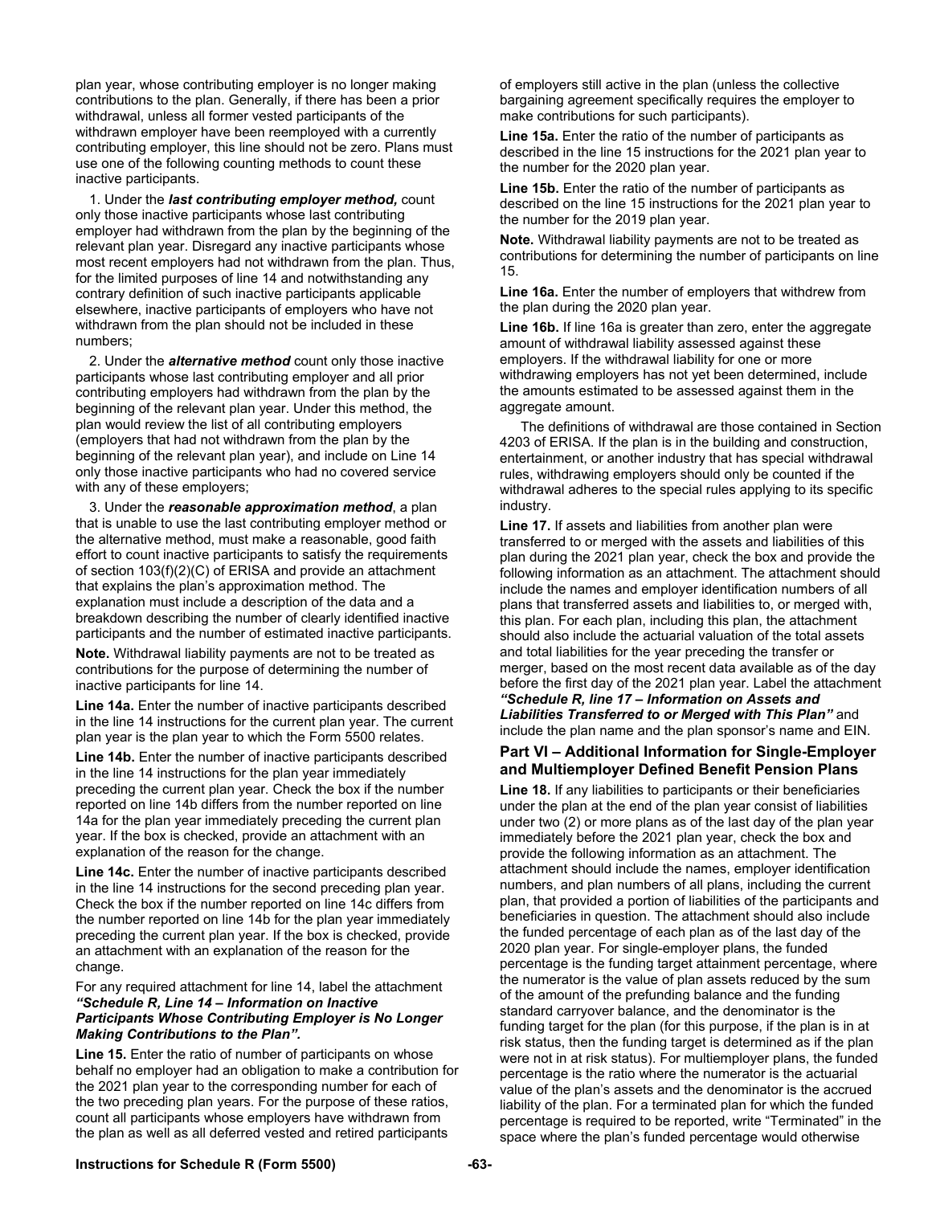plan year, whose contributing employer is no longer making contributions to the plan. Generally, if there has been a prior withdrawal, unless all former vested participants of the withdrawn employer have been reemployed with a currently contributing employer, this line should not be zero. Plans must use one of the following counting methods to count these inactive participants.

1. Under the ***last contributing employer method,*** count only those inactive participants whose last contributing employer had withdrawn from the plan by the beginning of the relevant plan year. Disregard any inactive participants whose most recent employers had not withdrawn from the plan. Thus, for the limited purposes of line 14 and notwithstanding any contrary definition of such inactive participants applicable elsewhere, inactive participants of employers who have not withdrawn from the plan should not be included in these numbers;

2. Under the ***alternative method*** count only those inactive participants whose last contributing employer and all prior contributing employers had withdrawn from the plan by the beginning of the relevant plan year. Under this method, the plan would review the list of all contributing employers (employers that had not withdrawn from the plan by the beginning of the relevant plan year), and include on Line 14 only those inactive participants who had no covered service with any of these employers;

3. Under the ***reasonable approximation method***, a plan that is unable to use the last contributing employer method or the alternative method, must make a reasonable, good faith effort to count inactive participants to satisfy the requirements of section 103(f)(2)(C) of ERISA and provide an attachment that explains the plan's approximation method. The explanation must include a description of the data and a breakdown describing the number of clearly identified inactive participants and the number of estimated inactive participants.

**Note.** Withdrawal liability payments are not to be treated as contributions for the purpose of determining the number of inactive participants for line 14.

**Line 14a.** Enter the number of inactive participants described in the line 14 instructions for the current plan year. The current plan year is the plan year to which the Form 5500 relates.

**Line 14b.** Enter the number of inactive participants described in the line 14 instructions for the plan year immediately preceding the current plan year. Check the box if the number reported on line 14b differs from the number reported on line 14a for the plan year immediately preceding the current plan year. If the box is checked, provide an attachment with an explanation of the reason for the change.

**Line 14c.** Enter the number of inactive participants described in the line 14 instructions for the second preceding plan year. Check the box if the number reported on line 14c differs from the number reported on line 14b for the plan year immediately preceding the current plan year. If the box is checked, provide an attachment with an explanation of the reason for the change.

For any required attachment for line 14, label the attachment ***"Schedule R, Line 14 – Information on Inactive Participants Whose Contributing Employer is No Longer Making Contributions to the Plan".***

**Line 15.** Enter the ratio of number of participants on whose behalf no employer had an obligation to make a contribution for the 2021 plan year to the corresponding number for each of the two preceding plan years. For the purpose of these ratios, count all participants whose employers have withdrawn from the plan as well as all deferred vested and retired participants of employers still active in the plan (unless the collective bargaining agreement specifically requires the employer to make contributions for such participants).

**Line 15a.** Enter the ratio of the number of participants as described in the line 15 instructions for the 2021 plan year to the number for the 2020 plan year.

**Line 15b.** Enter the ratio of the number of participants as described on the line 15 instructions for the 2021 plan year to the number for the 2019 plan year.

**Note.** Withdrawal liability payments are not to be treated as contributions for determining the number of participants on line 15.

**Line 16a.** Enter the number of employers that withdrew from the plan during the 2020 plan year.

**Line 16b.** If line 16a is greater than zero, enter the aggregate amount of withdrawal liability assessed against these employers. If the withdrawal liability for one or more withdrawing employers has not yet been determined, include the amounts estimated to be assessed against them in the aggregate amount.

The definitions of withdrawal are those contained in Section 4203 of ERISA. If the plan is in the building and construction, entertainment, or another industry that has special withdrawal rules, withdrawing employers should only be counted if the withdrawal adheres to the special rules applying to its specific industry.

**Line 17.** If assets and liabilities from another plan were transferred to or merged with the assets and liabilities of this plan during the 2021 plan year, check the box and provide the following information as an attachment. The attachment should include the names and employer identification numbers of all plans that transferred assets and liabilities to, or merged with, this plan. For each plan, including this plan, the attachment should also include the actuarial valuation of the total assets and total liabilities for the year preceding the transfer or merger, based on the most recent data available as of the day before the first day of the 2021 plan year. Label the attachment ***"Schedule R, line 17 – Information on Assets and Liabilities Transferred to or Merged with This Plan"*** and include the plan name and the plan sponsor's name and EIN.

## Part VI – Additional Information for Single-Employer and Multiemployer Defined Benefit Pension Plans

**Line 18.** If any liabilities to participants or their beneficiaries under the plan at the end of the plan year consist of liabilities under two (2) or more plans as of the last day of the plan year immediately before the 2021 plan year, check the box and provide the following information as an attachment. The attachment should include the names, employer identification numbers, and plan numbers of all plans, including the current plan, that provided a portion of liabilities of the participants and beneficiaries in question. The attachment should also include the funded percentage of each plan as of the last day of the 2020 plan year. For single-employer plans, the funded percentage is the funding target attainment percentage, where the numerator is the value of plan assets reduced by the sum of the amount of the prefunding balance and the funding standard carryover balance, and the denominator is the funding target for the plan (for this purpose, if the plan is in at risk status, then the funding target is determined as if the plan were not in at risk status). For multiemployer plans, the funded percentage is the ratio where the numerator is the actuarial value of the plan's assets and the denominator is the accrued liability of the plan. For a terminated plan for which the funded percentage is required to be reported, write "Terminated" in the space where the plan's funded percentage would otherwise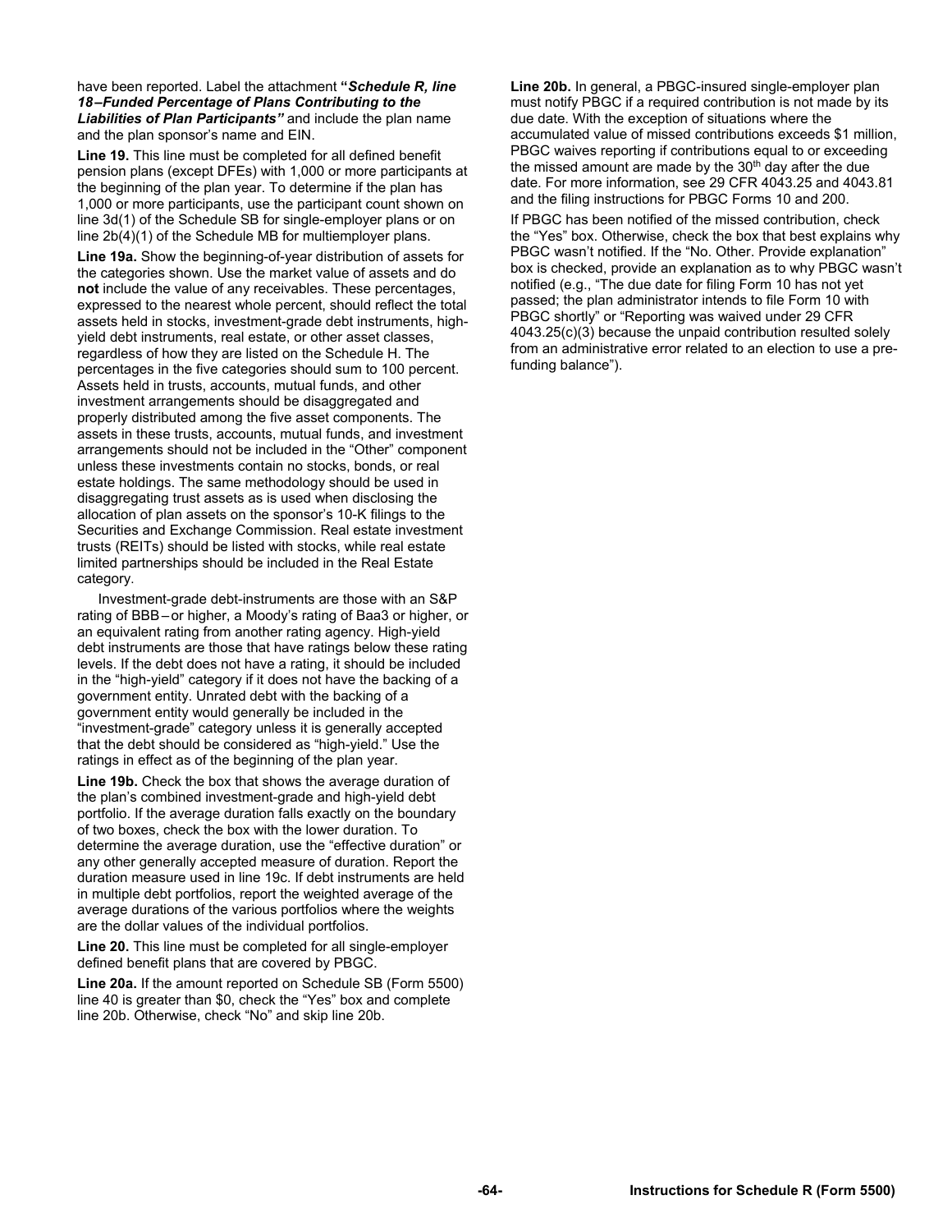have been reported. Label the attachment **"*Schedule R, line 18–Funded Percentage of Plans Contributing to the Liabilities of Plan Participants"*** and include the plan name and the plan sponsor's name and EIN.

**Line 19.** This line must be completed for all defined benefit pension plans (except DFEs) with 1,000 or more participants at the beginning of the plan year. To determine if the plan has 1,000 or more participants, use the participant count shown on line 3d(1) of the Schedule SB for single-employer plans or on line 2b(4)(1) of the Schedule MB for multiemployer plans.

**Line 19a.** Show the beginning-of-year distribution of assets for the categories shown. Use the market value of assets and do **not** include the value of any receivables. These percentages, expressed to the nearest whole percent, should reflect the total assets held in stocks, investment-grade debt instruments, high-yield debt instruments, real estate, or other asset classes, regardless of how they are listed on the Schedule H. The percentages in the five categories should sum to 100 percent. Assets held in trusts, accounts, mutual funds, and other investment arrangements should be disaggregated and properly distributed among the five asset components. The assets in these trusts, accounts, mutual funds, and investment arrangements should not be included in the "Other" component unless these investments contain no stocks, bonds, or real estate holdings. The same methodology should be used in disaggregating trust assets as is used when disclosing the allocation of plan assets on the sponsor's 10-K filings to the Securities and Exchange Commission. Real estate investment trusts (REITs) should be listed with stocks, while real estate limited partnerships should be included in the Real Estate category.

Investment-grade debt-instruments are those with an S&P rating of BBB – or higher, a Moody's rating of Baa3 or higher, or an equivalent rating from another rating agency. High-yield debt instruments are those that have ratings below these rating levels. If the debt does not have a rating, it should be included in the "high-yield" category if it does not have the backing of a government entity. Unrated debt with the backing of a government entity would generally be included in the "investment-grade" category unless it is generally accepted that the debt should be considered as "high-yield." Use the ratings in effect as of the beginning of the plan year.

**Line 19b.** Check the box that shows the average duration of the plan's combined investment-grade and high-yield debt portfolio. If the average duration falls exactly on the boundary of two boxes, check the box with the lower duration. To determine the average duration, use the "effective duration" or any other generally accepted measure of duration. Report the duration measure used in line 19c. If debt instruments are held in multiple debt portfolios, report the weighted average of the average durations of the various portfolios where the weights are the dollar values of the individual portfolios.

**Line 20.** This line must be completed for all single-employer defined benefit plans that are covered by PBGC.

**Line 20a.** If the amount reported on Schedule SB (Form 5500) line 40 is greater than $0, check the "Yes" box and complete line 20b. Otherwise, check "No" and skip line 20b.

**Line 20b.** In general, a PBGC-insured single-employer plan must notify PBGC if a required contribution is not made by its due date. With the exception of situations where the accumulated value of missed contributions exceeds $1 million, PBGC waives reporting if contributions equal to or exceeding the missed amount are made by the 30th day after the due date. For more information, see 29 CFR 4043.25 and 4043.81 and the filing instructions for PBGC Forms 10 and 200.

If PBGC has been notified of the missed contribution, check the "Yes" box. Otherwise, check the box that best explains why PBGC wasn't notified. If the "No. Other. Provide explanation" box is checked, provide an explanation as to why PBGC wasn't notified (e.g., "The due date for filing Form 10 has not yet passed; the plan administrator intends to file Form 10 with PBGC shortly" or "Reporting was waived under 29 CFR 4043.25(c)(3) because the unpaid contribution resulted solely from an administrative error related to an election to use a pre-funding balance").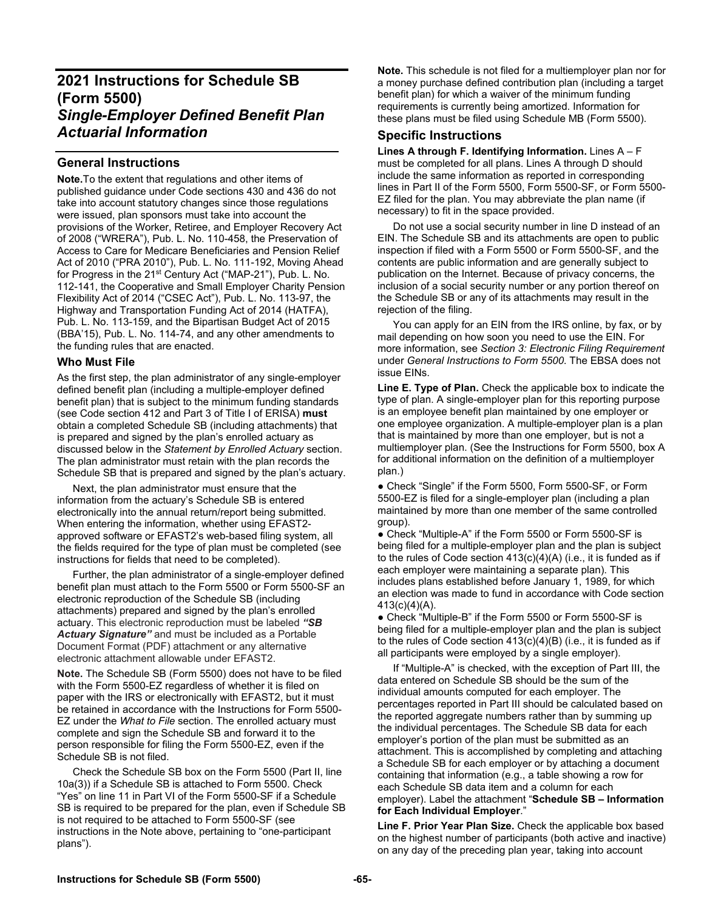# 2021 Instructions for Schedule SB (Form 5500)
## *Single-Employer Defined Benefit Plan Actuarial Information*

## General Instructions

**Note.**To the extent that regulations and other items of published guidance under Code sections 430 and 436 do not take into account statutory changes since those regulations were issued, plan sponsors must take into account the provisions of the Worker, Retiree, and Employer Recovery Act of 2008 ("WRERA"), Pub. L. No. 110-458, the Preservation of Access to Care for Medicare Beneficiaries and Pension Relief Act of 2010 ("PRA 2010"), Pub. L. No. 111-192, Moving Ahead for Progress in the 21st Century Act ("MAP-21"), Pub. L. No. 112-141, the Cooperative and Small Employer Charity Pension Flexibility Act of 2014 ("CSEC Act"), Pub. L. No. 113-97, the Highway and Transportation Funding Act of 2014 (HATFA), Pub. L. No. 113-159, and the Bipartisan Budget Act of 2015 (BBA'15), Pub. L. No. 114-74, and any other amendments to the funding rules that are enacted.

### Who Must File

As the first step, the plan administrator of any single-employer defined benefit plan (including a multiple-employer defined benefit plan) that is subject to the minimum funding standards (see Code section 412 and Part 3 of Title I of ERISA) **must** obtain a completed Schedule SB (including attachments) that is prepared and signed by the plan's enrolled actuary as discussed below in the *Statement by Enrolled Actuary* section. The plan administrator must retain with the plan records the Schedule SB that is prepared and signed by the plan's actuary.

Next, the plan administrator must ensure that the information from the actuary's Schedule SB is entered electronically into the annual return/report being submitted. When entering the information, whether using EFAST2-approved software or EFAST2's web-based filing system, all the fields required for the type of plan must be completed (see instructions for fields that need to be completed).

Further, the plan administrator of a single-employer defined benefit plan must attach to the Form 5500 or Form 5500-SF an electronic reproduction of the Schedule SB (including attachments) prepared and signed by the plan's enrolled actuary. This electronic reproduction must be labeled ***"SB Actuary Signature"*** and must be included as a Portable Document Format (PDF) attachment or any alternative electronic attachment allowable under EFAST2.

**Note.** The Schedule SB (Form 5500) does not have to be filed with the Form 5500-EZ regardless of whether it is filed on paper with the IRS or electronically with EFAST2, but it must be retained in accordance with the Instructions for Form 5500-EZ under the *What to File* section. The enrolled actuary must complete and sign the Schedule SB and forward it to the person responsible for filing the Form 5500-EZ, even if the Schedule SB is not filed.

Check the Schedule SB box on the Form 5500 (Part II, line 10a(3)) if a Schedule SB is attached to Form 5500. Check "Yes" on line 11 in Part VI of the Form 5500-SF if a Schedule SB is required to be prepared for the plan, even if Schedule SB is not required to be attached to Form 5500-SF (see instructions in the Note above, pertaining to "one-participant plans").

**Note.** This schedule is not filed for a multiemployer plan nor for a money purchase defined contribution plan (including a target benefit plan) for which a waiver of the minimum funding requirements is currently being amortized. Information for these plans must be filed using Schedule MB (Form 5500).

## Specific Instructions

**Lines A through F. Identifying Information.** Lines A – F must be completed for all plans. Lines A through D should include the same information as reported in corresponding lines in Part II of the Form 5500, Form 5500-SF, or Form 5500-EZ filed for the plan. You may abbreviate the plan name (if necessary) to fit in the space provided.

Do not use a social security number in line D instead of an EIN. The Schedule SB and its attachments are open to public inspection if filed with a Form 5500 or Form 5500-SF, and the contents are public information and are generally subject to publication on the Internet. Because of privacy concerns, the inclusion of a social security number or any portion thereof on the Schedule SB or any of its attachments may result in the rejection of the filing.

You can apply for an EIN from the IRS online, by fax, or by mail depending on how soon you need to use the EIN. For more information, see *Section 3: Electronic Filing Requirement* under *General Instructions to Form 5500*. The EBSA does not issue EINs.

**Line E. Type of Plan.** Check the applicable box to indicate the type of plan. A single-employer plan for this reporting purpose is an employee benefit plan maintained by one employer or one employee organization. A multiple-employer plan is a plan that is maintained by more than one employer, but is not a multiemployer plan. (See the Instructions for Form 5500, box A for additional information on the definition of a multiemployer plan.)

- Check "Single" if the Form 5500, Form 5500-SF, or Form 5500-EZ is filed for a single-employer plan (including a plan maintained by more than one member of the same controlled group).
- Check "Multiple-A" if the Form 5500 or Form 5500-SF is being filed for a multiple-employer plan and the plan is subject to the rules of Code section 413(c)(4)(A) (i.e., it is funded as if each employer were maintaining a separate plan). This includes plans established before January 1, 1989, for which an election was made to fund in accordance with Code section 413(c)(4)(A).
- Check "Multiple-B" if the Form 5500 or Form 5500-SF is being filed for a multiple-employer plan and the plan is subject to the rules of Code section 413(c)(4)(B) (i.e., it is funded as if all participants were employed by a single employer).

If "Multiple-A" is checked, with the exception of Part III, the data entered on Schedule SB should be the sum of the individual amounts computed for each employer. The percentages reported in Part III should be calculated based on the reported aggregate numbers rather than by summing up the individual percentages. The Schedule SB data for each employer's portion of the plan must be submitted as an attachment. This is accomplished by completing and attaching a Schedule SB for each employer or by attaching a document containing that information (e.g., a table showing a row for each Schedule SB data item and a column for each employer). Label the attachment "**Schedule SB – Information for Each Individual Employer**."

**Line F. Prior Year Plan Size.** Check the applicable box based on the highest number of participants (both active and inactive) on any day of the preceding plan year, taking into account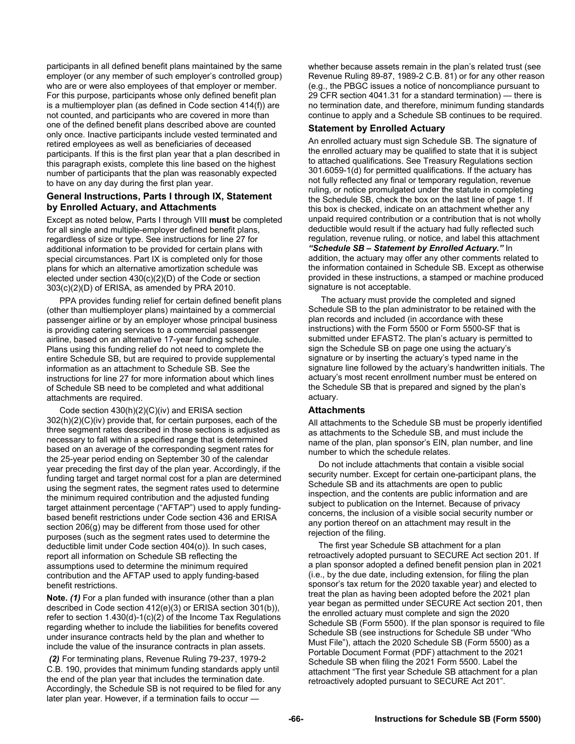participants in all defined benefit plans maintained by the same employer (or any member of such employer's controlled group) who are or were also employees of that employer or member. For this purpose, participants whose only defined benefit plan is a multiemployer plan (as defined in Code section 414(f)) are not counted, and participants who are covered in more than one of the defined benefit plans described above are counted only once. Inactive participants include vested terminated and retired employees as well as beneficiaries of deceased participants. If this is the first plan year that a plan described in this paragraph exists, complete this line based on the highest number of participants that the plan was reasonably expected to have on any day during the first plan year.

### General Instructions, Parts I through IX, Statement by Enrolled Actuary, and Attachments

Except as noted below, Parts I through VIII **must** be completed for all single and multiple-employer defined benefit plans, regardless of size or type. See instructions for line 27 for additional information to be provided for certain plans with special circumstances. Part IX is completed only for those plans for which an alternative amortization schedule was elected under section 430(c)(2)(D) of the Code or section 303(c)(2)(D) of ERISA, as amended by PRA 2010.

PPA provides funding relief for certain defined benefit plans (other than multiemployer plans) maintained by a commercial passenger airline or by an employer whose principal business is providing catering services to a commercial passenger airline, based on an alternative 17-year funding schedule. Plans using this funding relief do not need to complete the entire Schedule SB, but are required to provide supplemental information as an attachment to Schedule SB. See the instructions for line 27 for more information about which lines of Schedule SB need to be completed and what additional attachments are required.

Code section 430(h)(2)(C)(iv) and ERISA section 302(h)(2)(C)(iv) provide that, for certain purposes, each of the three segment rates described in those sections is adjusted as necessary to fall within a specified range that is determined based on an average of the corresponding segment rates for the 25-year period ending on September 30 of the calendar year preceding the first day of the plan year. Accordingly, if the funding target and target normal cost for a plan are determined using the segment rates, the segment rates used to determine the minimum required contribution and the adjusted funding target attainment percentage ("AFTAP") used to apply funding-based benefit restrictions under Code section 436 and ERISA section 206(g) may be different from those used for other purposes (such as the segment rates used to determine the deductible limit under Code section 404(o)). In such cases, report all information on Schedule SB reflecting the assumptions used to determine the minimum required contribution and the AFTAP used to apply funding-based benefit restrictions.

**Note.** *(1)* For a plan funded with insurance (other than a plan described in Code section 412(e)(3) or ERISA section 301(b)), refer to section 1.430(d)-1(c)(2) of the Income Tax Regulations regarding whether to include the liabilities for benefits covered under insurance contracts held by the plan and whether to include the value of the insurance contracts in plan assets.

*(2)* For terminating plans, Revenue Ruling 79-237, 1979-2 C.B. 190, provides that minimum funding standards apply until the end of the plan year that includes the termination date. Accordingly, the Schedule SB is not required to be filed for any later plan year. However, if a termination fails to occur — whether because assets remain in the plan's related trust (see Revenue Ruling 89-87, 1989-2 C.B. 81) or for any other reason (e.g., the PBGC issues a notice of noncompliance pursuant to 29 CFR section 4041.31 for a standard termination) — there is no termination date, and therefore, minimum funding standards continue to apply and a Schedule SB continues to be required.

### Statement by Enrolled Actuary

An enrolled actuary must sign Schedule SB. The signature of the enrolled actuary may be qualified to state that it is subject to attached qualifications. See Treasury Regulations section 301.6059-1(d) for permitted qualifications. If the actuary has not fully reflected any final or temporary regulation, revenue ruling, or notice promulgated under the statute in completing the Schedule SB, check the box on the last line of page 1. If this box is checked, indicate on an attachment whether any unpaid required contribution or a contribution that is not wholly deductible would result if the actuary had fully reflected such regulation, revenue ruling, or notice, and label this attachment ***"Schedule SB – Statement by Enrolled Actuary."*** In addition, the actuary may offer any other comments related to the information contained in Schedule SB. Except as otherwise provided in these instructions, a stamped or machine produced signature is not acceptable.

The actuary must provide the completed and signed Schedule SB to the plan administrator to be retained with the plan records and included (in accordance with these instructions) with the Form 5500 or Form 5500-SF that is submitted under EFAST2. The plan's actuary is permitted to sign the Schedule SB on page one using the actuary's signature or by inserting the actuary's typed name in the signature line followed by the actuary's handwritten initials. The actuary's most recent enrollment number must be entered on the Schedule SB that is prepared and signed by the plan's actuary.

### Attachments

All attachments to the Schedule SB must be properly identified as attachments to the Schedule SB, and must include the name of the plan, plan sponsor's EIN, plan number, and line number to which the schedule relates.

Do not include attachments that contain a visible social security number. Except for certain one-participant plans, the Schedule SB and its attachments are open to public inspection, and the contents are public information and are subject to publication on the Internet. Because of privacy concerns, the inclusion of a visible social security number or any portion thereof on an attachment may result in the rejection of the filing.

The first year Schedule SB attachment for a plan retroactively adopted pursuant to SECURE Act section 201. If a plan sponsor adopted a defined benefit pension plan in 2021 (i.e., by the due date, including extension, for filing the plan sponsor's tax return for the 2020 taxable year) and elected to treat the plan as having been adopted before the 2021 plan year began as permitted under SECURE Act section 201, then the enrolled actuary must complete and sign the 2020 Schedule SB (Form 5500). If the plan sponsor is required to file Schedule SB (see instructions for Schedule SB under "Who Must File"), attach the 2020 Schedule SB (Form 5500) as a Portable Document Format (PDF) attachment to the 2021 Schedule SB when filing the 2021 Form 5500. Label the attachment "The first year Schedule SB attachment for a plan retroactively adopted pursuant to SECURE Act 201".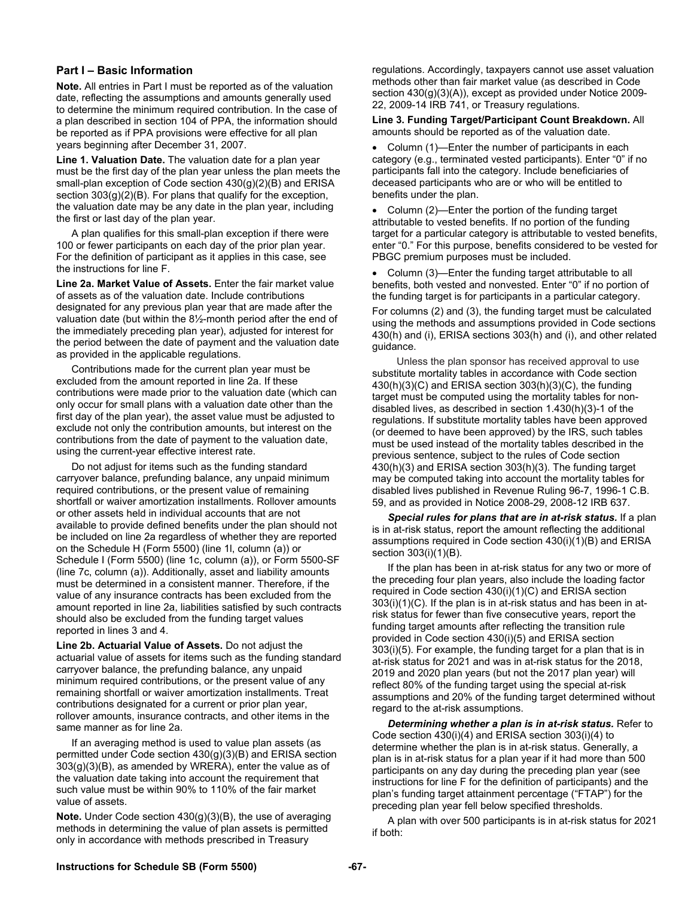## Part I – Basic Information

**Note.** All entries in Part I must be reported as of the valuation date, reflecting the assumptions and amounts generally used to determine the minimum required contribution. In the case of a plan described in section 104 of PPA, the information should be reported as if PPA provisions were effective for all plan years beginning after December 31, 2007.

**Line 1. Valuation Date.** The valuation date for a plan year must be the first day of the plan year unless the plan meets the small-plan exception of Code section 430(g)(2)(B) and ERISA section 303(g)(2)(B). For plans that qualify for the exception, the valuation date may be any date in the plan year, including the first or last day of the plan year.

A plan qualifies for this small-plan exception if there were 100 or fewer participants on each day of the prior plan year. For the definition of participant as it applies in this case, see the instructions for line F.

**Line 2a. Market Value of Assets.** Enter the fair market value of assets as of the valuation date. Include contributions designated for any previous plan year that are made after the valuation date (but within the 8½-month period after the end of the immediately preceding plan year), adjusted for interest for the period between the date of payment and the valuation date as provided in the applicable regulations.

Contributions made for the current plan year must be excluded from the amount reported in line 2a. If these contributions were made prior to the valuation date (which can only occur for small plans with a valuation date other than the first day of the plan year), the asset value must be adjusted to exclude not only the contribution amounts, but interest on the contributions from the date of payment to the valuation date, using the current-year effective interest rate.

Do not adjust for items such as the funding standard carryover balance, prefunding balance, any unpaid minimum required contributions, or the present value of remaining shortfall or waiver amortization installments. Rollover amounts or other assets held in individual accounts that are not available to provide defined benefits under the plan should not be included on line 2a regardless of whether they are reported on the Schedule H (Form 5500) (line 1l, column (a)) or Schedule I (Form 5500) (line 1c, column (a)), or Form 5500-SF (line 7c, column (a)). Additionally, asset and liability amounts must be determined in a consistent manner. Therefore, if the value of any insurance contracts has been excluded from the amount reported in line 2a, liabilities satisfied by such contracts should also be excluded from the funding target values reported in lines 3 and 4.

**Line 2b. Actuarial Value of Assets.** Do not adjust the actuarial value of assets for items such as the funding standard carryover balance, the prefunding balance, any unpaid minimum required contributions, or the present value of any remaining shortfall or waiver amortization installments. Treat contributions designated for a current or prior plan year, rollover amounts, insurance contracts, and other items in the same manner as for line 2a.

If an averaging method is used to value plan assets (as permitted under Code section 430(g)(3)(B) and ERISA section 303(g)(3)(B), as amended by WRERA), enter the value as of the valuation date taking into account the requirement that such value must be within 90% to 110% of the fair market value of assets.

**Note.** Under Code section 430(g)(3)(B), the use of averaging methods in determining the value of plan assets is permitted only in accordance with methods prescribed in Treasury regulations. Accordingly, taxpayers cannot use asset valuation methods other than fair market value (as described in Code section 430(g)(3)(A)), except as provided under Notice 2009-22, 2009-14 IRB 741, or Treasury regulations.

**Line 3. Funding Target/Participant Count Breakdown.** All amounts should be reported as of the valuation date.

- Column (1)—Enter the number of participants in each category (e.g., terminated vested participants). Enter "0" if no participants fall into the category. Include beneficiaries of deceased participants who are or who will be entitled to benefits under the plan.
- Column (2)—Enter the portion of the funding target attributable to vested benefits. If no portion of the funding target for a particular category is attributable to vested benefits, enter "0." For this purpose, benefits considered to be vested for PBGC premium purposes must be included.
- Column (3)—Enter the funding target attributable to all benefits, both vested and nonvested. Enter "0" if no portion of the funding target is for participants in a particular category.

For columns (2) and (3), the funding target must be calculated using the methods and assumptions provided in Code sections 430(h) and (i), ERISA sections 303(h) and (i), and other related guidance.

Unless the plan sponsor has received approval to use substitute mortality tables in accordance with Code section 430(h)(3)(C) and ERISA section 303(h)(3)(C), the funding target must be computed using the mortality tables for non-disabled lives, as described in section 1.430(h)(3)-1 of the regulations. If substitute mortality tables have been approved (or deemed to have been approved) by the IRS, such tables must be used instead of the mortality tables described in the previous sentence, subject to the rules of Code section 430(h)(3) and ERISA section 303(h)(3). The funding target may be computed taking into account the mortality tables for disabled lives published in Revenue Ruling 96-7, 1996-1 C.B. 59, and as provided in Notice 2008-29, 2008-12 IRB 637.

***Special rules for plans that are in at-risk status.*** If a plan is in at-risk status, report the amount reflecting the additional assumptions required in Code section 430(i)(1)(B) and ERISA section 303(i)(1)(B).

If the plan has been in at-risk status for any two or more of the preceding four plan years, also include the loading factor required in Code section 430(i)(1)(C) and ERISA section 303(i)(1)(C). If the plan is in at-risk status and has been in at-risk status for fewer than five consecutive years, report the funding target amounts after reflecting the transition rule provided in Code section 430(i)(5) and ERISA section 303(i)(5). For example, the funding target for a plan that is in at-risk status for 2021 and was in at-risk status for the 2018, 2019 and 2020 plan years (but not the 2017 plan year) will reflect 80% of the funding target using the special at-risk assumptions and 20% of the funding target determined without regard to the at-risk assumptions.

***Determining whether a plan is in at-risk status.*** Refer to Code section 430(i)(4) and ERISA section 303(i)(4) to determine whether the plan is in at-risk status. Generally, a plan is in at-risk status for a plan year if it had more than 500 participants on any day during the preceding plan year (see instructions for line F for the definition of participants) and the plan's funding target attainment percentage ("FTAP") for the preceding plan year fell below specified thresholds.

A plan with over 500 participants is in at-risk status for 2021 if both: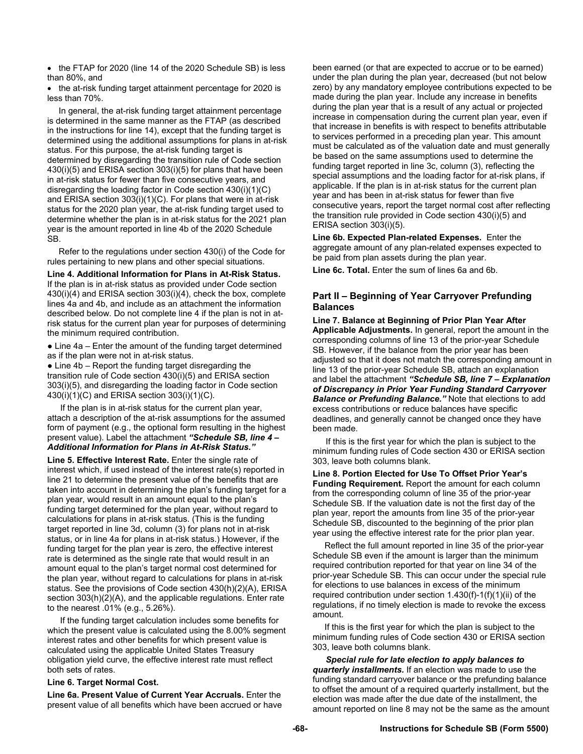- the FTAP for 2020 (line 14 of the 2020 Schedule SB) is less than 80%, and
- the at-risk funding target attainment percentage for 2020 is less than 70%.

In general, the at-risk funding target attainment percentage is determined in the same manner as the FTAP (as described in the instructions for line 14), except that the funding target is determined using the additional assumptions for plans in at-risk status. For this purpose, the at-risk funding target is determined by disregarding the transition rule of Code section 430(i)(5) and ERISA section 303(i)(5) for plans that have been in at-risk status for fewer than five consecutive years, and disregarding the loading factor in Code section 430(i)(1)(C) and ERISA section 303(i)(1)(C). For plans that were in at-risk status for the 2020 plan year, the at-risk funding target used to determine whether the plan is in at-risk status for the 2021 plan year is the amount reported in line 4b of the 2020 Schedule SB.

Refer to the regulations under section 430(i) of the Code for rules pertaining to new plans and other special situations.

**Line 4. Additional Information for Plans in At-Risk Status.** If the plan is in at-risk status as provided under Code section 430(i)(4) and ERISA section 303(i)(4), check the box, complete lines 4a and 4b, and include as an attachment the information described below. Do not complete line 4 if the plan is not in at-risk status for the current plan year for purposes of determining the minimum required contribution.

- Line 4a – Enter the amount of the funding target determined as if the plan were not in at-risk status.
- Line 4b – Report the funding target disregarding the transition rule of Code section 430(i)(5) and ERISA section 303(i)(5), and disregarding the loading factor in Code section 430(i)(1)(C) and ERISA section 303(i)(1)(C).

If the plan is in at-risk status for the current plan year, attach a description of the at-risk assumptions for the assumed form of payment (e.g., the optional form resulting in the highest present value). Label the attachment ***"Schedule SB, line 4 – Additional Information for Plans in At-Risk Status."***

**Line 5. Effective Interest Rate.** Enter the single rate of interest which, if used instead of the interest rate(s) reported in line 21 to determine the present value of the benefits that are taken into account in determining the plan's funding target for a plan year, would result in an amount equal to the plan's funding target determined for the plan year, without regard to calculations for plans in at-risk status. (This is the funding target reported in line 3d, column (3) for plans not in at-risk status, or in line 4a for plans in at-risk status.) However, if the funding target for the plan year is zero, the effective interest rate is determined as the single rate that would result in an amount equal to the plan's target normal cost determined for the plan year, without regard to calculations for plans in at-risk status. See the provisions of Code section 430(h)(2)(A), ERISA section 303(h)(2)(A), and the applicable regulations. Enter rate to the nearest .01% (e.g., 5.26%).

If the funding target calculation includes some benefits for which the present value is calculated using the 8.00% segment interest rates and other benefits for which present value is calculated using the applicable United States Treasury obligation yield curve, the effective interest rate must reflect both sets of rates.

**Line 6. Target Normal Cost.**

**Line 6a. Present Value of Current Year Accruals.** Enter the present value of all benefits which have been accrued or have been earned (or that are expected to accrue or to be earned) under the plan during the plan year, decreased (but not below zero) by any mandatory employee contributions expected to be made during the plan year. Include any increase in benefits during the plan year that is a result of any actual or projected increase in compensation during the current plan year, even if that increase in benefits is with respect to benefits attributable to services performed in a preceding plan year. This amount must be calculated as of the valuation date and must generally be based on the same assumptions used to determine the funding target reported in line 3c, column (3), reflecting the special assumptions and the loading factor for at-risk plans, if applicable. If the plan is in at-risk status for the current plan year and has been in at-risk status for fewer than five consecutive years, report the target normal cost after reflecting the transition rule provided in Code section 430(i)(5) and ERISA section 303(i)(5).

**Line 6b. Expected Plan-related Expenses.** Enter the aggregate amount of any plan-related expenses expected to be paid from plan assets during the plan year.

**Line 6c. Total.** Enter the sum of lines 6a and 6b.

## Part II – Beginning of Year Carryover Prefunding Balances

**Line 7. Balance at Beginning of Prior Plan Year After Applicable Adjustments.** In general, report the amount in the corresponding columns of line 13 of the prior-year Schedule SB. However, if the balance from the prior year has been adjusted so that it does not match the corresponding amount in line 13 of the prior-year Schedule SB, attach an explanation and label the attachment ***"Schedule SB, line 7 – Explanation of Discrepancy in Prior Year Funding Standard Carryover Balance or Prefunding Balance."*** Note that elections to add excess contributions or reduce balances have specific deadlines, and generally cannot be changed once they have been made.

If this is the first year for which the plan is subject to the minimum funding rules of Code section 430 or ERISA section 303, leave both columns blank.

**Line 8. Portion Elected for Use To Offset Prior Year's Funding Requirement.** Report the amount for each column from the corresponding column of line 35 of the prior-year Schedule SB. If the valuation date is not the first day of the plan year, report the amounts from line 35 of the prior-year Schedule SB, discounted to the beginning of the prior plan year using the effective interest rate for the prior plan year.

Reflect the full amount reported in line 35 of the prior-year Schedule SB even if the amount is larger than the minimum required contribution reported for that year on line 34 of the prior-year Schedule SB. This can occur under the special rule for elections to use balances in excess of the minimum required contribution under section 1.430(f)-1(f)(1)(ii) of the regulations, if no timely election is made to revoke the excess amount.

If this is the first year for which the plan is subject to the minimum funding rules of Code section 430 or ERISA section 303, leave both columns blank.

***Special rule for late election to apply balances to quarterly installments.*** If an election was made to use the funding standard carryover balance or the prefunding balance to offset the amount of a required quarterly installment, but the election was made after the due date of the installment, the amount reported on line 8 may not be the same as the amount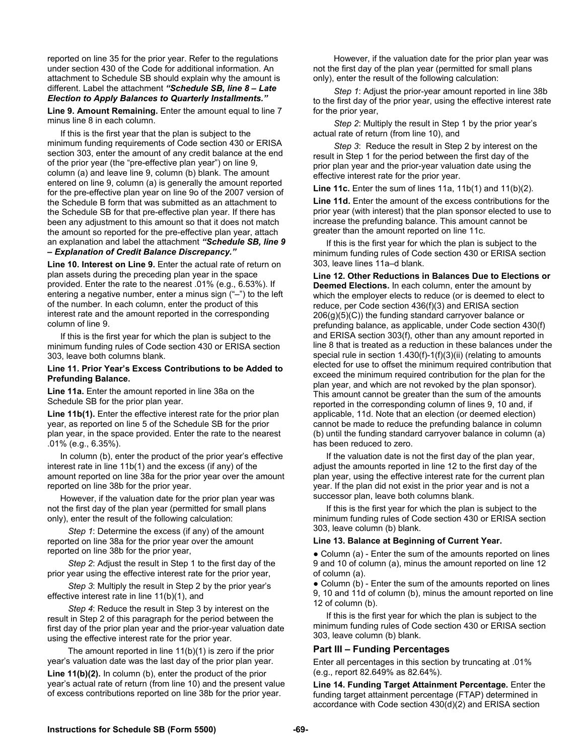reported on line 35 for the prior year. Refer to the regulations under section 430 of the Code for additional information. An attachment to Schedule SB should explain why the amount is different. Label the attachment ***"Schedule SB, line 8 – Late Election to Apply Balances to Quarterly Installments."***

**Line 9. Amount Remaining.** Enter the amount equal to line 7 minus line 8 in each column.

If this is the first year that the plan is subject to the minimum funding requirements of Code section 430 or ERISA section 303, enter the amount of any credit balance at the end of the prior year (the "pre-effective plan year") on line 9, column (a) and leave line 9, column (b) blank. The amount entered on line 9, column (a) is generally the amount reported for the pre-effective plan year on line 9o of the 2007 version of the Schedule B form that was submitted as an attachment to the Schedule SB for that pre-effective plan year. If there has been any adjustment to this amount so that it does not match the amount so reported for the pre-effective plan year, attach an explanation and label the attachment ***"Schedule SB, line 9 – Explanation of Credit Balance Discrepancy."***

**Line 10. Interest on Line 9.** Enter the actual rate of return on plan assets during the preceding plan year in the space provided. Enter the rate to the nearest .01% (e.g., 6.53%). If entering a negative number, enter a minus sign ("–") to the left of the number. In each column, enter the product of this interest rate and the amount reported in the corresponding column of line 9.

If this is the first year for which the plan is subject to the minimum funding rules of Code section 430 or ERISA section 303, leave both columns blank.

**Line 11. Prior Year's Excess Contributions to be Added to Prefunding Balance.**

**Line 11a.** Enter the amount reported in line 38a on the Schedule SB for the prior plan year.

**Line 11b(1).** Enter the effective interest rate for the prior plan year, as reported on line 5 of the Schedule SB for the prior plan year, in the space provided. Enter the rate to the nearest .01% (e.g., 6.35%).

In column (b), enter the product of the prior year's effective interest rate in line 11b(1) and the excess (if any) of the amount reported on line 38a for the prior year over the amount reported on line 38b for the prior year.

However, if the valuation date for the prior plan year was not the first day of the plan year (permitted for small plans only), enter the result of the following calculation:

*Step 1*: Determine the excess (if any) of the amount reported on line 38a for the prior year over the amount reported on line 38b for the prior year,

*Step 2*: Adjust the result in Step 1 to the first day of the prior year using the effective interest rate for the prior year,

*Step 3*: Multiply the result in Step 2 by the prior year's effective interest rate in line 11(b)(1), and

*Step 4*: Reduce the result in Step 3 by interest on the result in Step 2 of this paragraph for the period between the first day of the prior plan year and the prior-year valuation date using the effective interest rate for the prior year.

The amount reported in line 11(b)(1) is zero if the prior year's valuation date was the last day of the prior plan year.

**Line 11(b)(2).** In column (b), enter the product of the prior year's actual rate of return (from line 10) and the present value of excess contributions reported on line 38b for the prior year.

However, if the valuation date for the prior plan year was not the first day of the plan year (permitted for small plans only), enter the result of the following calculation:

*Step 1*: Adjust the prior-year amount reported in line 38b to the first day of the prior year, using the effective interest rate for the prior year,

*Step 2*: Multiply the result in Step 1 by the prior year's actual rate of return (from line 10), and

*Step 3*: Reduce the result in Step 2 by interest on the result in Step 1 for the period between the first day of the prior plan year and the prior-year valuation date using the effective interest rate for the prior year.

**Line 11c.** Enter the sum of lines 11a, 11b(1) and 11(b)(2).

**Line 11d.** Enter the amount of the excess contributions for the prior year (with interest) that the plan sponsor elected to use to increase the prefunding balance. This amount cannot be greater than the amount reported on line 11c.

If this is the first year for which the plan is subject to the minimum funding rules of Code section 430 or ERISA section 303, leave lines 11a–d blank.

**Line 12. Other Reductions in Balances Due to Elections or Deemed Elections.** In each column, enter the amount by which the employer elects to reduce (or is deemed to elect to reduce, per Code section 436(f)(3) and ERISA section 206(g)(5)(C)) the funding standard carryover balance or prefunding balance, as applicable, under Code section 430(f) and ERISA section 303(f), other than any amount reported in line 8 that is treated as a reduction in these balances under the special rule in section 1.430(f)-1(f)(3)(ii) (relating to amounts elected for use to offset the minimum required contribution that exceed the minimum required contribution for the plan for the plan year, and which are not revoked by the plan sponsor). This amount cannot be greater than the sum of the amounts reported in the corresponding column of lines 9, 10 and, if applicable, 11d. Note that an election (or deemed election) cannot be made to reduce the prefunding balance in column (b) until the funding standard carryover balance in column (a) has been reduced to zero.

If the valuation date is not the first day of the plan year, adjust the amounts reported in line 12 to the first day of the plan year, using the effective interest rate for the current plan year. If the plan did not exist in the prior year and is not a successor plan, leave both columns blank.

If this is the first year for which the plan is subject to the minimum funding rules of Code section 430 or ERISA section 303, leave column (b) blank.

**Line 13. Balance at Beginning of Current Year.**

- Column (a) - Enter the sum of the amounts reported on lines 9 and 10 of column (a), minus the amount reported on line 12 of column (a).
- Column (b) - Enter the sum of the amounts reported on lines 9, 10 and 11d of column (b), minus the amount reported on line 12 of column (b).

If this is the first year for which the plan is subject to the minimum funding rules of Code section 430 or ERISA section 303, leave column (b) blank.

## Part III – Funding Percentages

Enter all percentages in this section by truncating at .01% (e.g., report 82.649% as 82.64%).

**Line 14. Funding Target Attainment Percentage.** Enter the funding target attainment percentage (FTAP) determined in accordance with Code section 430(d)(2) and ERISA section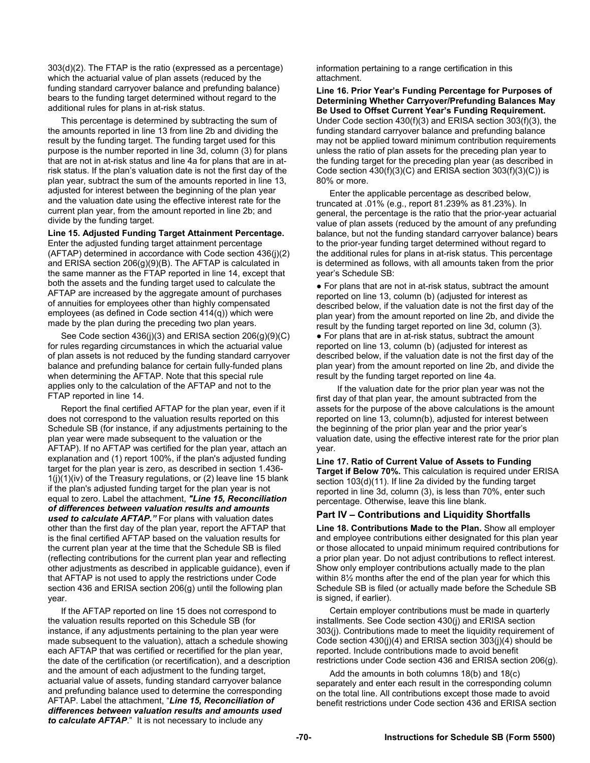303(d)(2). The FTAP is the ratio (expressed as a percentage) which the actuarial value of plan assets (reduced by the funding standard carryover balance and prefunding balance) bears to the funding target determined without regard to the additional rules for plans in at-risk status.

This percentage is determined by subtracting the sum of the amounts reported in line 13 from line 2b and dividing the result by the funding target. The funding target used for this purpose is the number reported in line 3d, column (3) for plans that are not in at-risk status and line 4a for plans that are in at-risk status. If the plan's valuation date is not the first day of the plan year, subtract the sum of the amounts reported in line 13, adjusted for interest between the beginning of the plan year and the valuation date using the effective interest rate for the current plan year, from the amount reported in line 2b; and divide by the funding target.

**Line 15. Adjusted Funding Target Attainment Percentage.** Enter the adjusted funding target attainment percentage (AFTAP) determined in accordance with Code section 436(j)(2) and ERISA section 206(g)(9)(B). The AFTAP is calculated in the same manner as the FTAP reported in line 14, except that both the assets and the funding target used to calculate the AFTAP are increased by the aggregate amount of purchases of annuities for employees other than highly compensated employees (as defined in Code section 414(q)) which were made by the plan during the preceding two plan years.

See Code section 436(j)(3) and ERISA section 206(g)(9)(C) for rules regarding circumstances in which the actuarial value of plan assets is not reduced by the funding standard carryover balance and prefunding balance for certain fully-funded plans when determining the AFTAP. Note that this special rule applies only to the calculation of the AFTAP and not to the FTAP reported in line 14.

Report the final certified AFTAP for the plan year, even if it does not correspond to the valuation results reported on this Schedule SB (for instance, if any adjustments pertaining to the plan year were made subsequent to the valuation or the AFTAP). If no AFTAP was certified for the plan year, attach an explanation and (1) report 100%, if the plan's adjusted funding target for the plan year is zero, as described in section 1.436-1(j)(1)(iv) of the Treasury regulations, or (2) leave line 15 blank if the plan's adjusted funding target for the plan year is not equal to zero. Label the attachment, ***"Line 15, Reconciliation of differences between valuation results and amounts used to calculate AFTAP."*** For plans with valuation dates other than the first day of the plan year, report the AFTAP that is the final certified AFTAP based on the valuation results for the current plan year at the time that the Schedule SB is filed (reflecting contributions for the current plan year and reflecting other adjustments as described in applicable guidance), even if that AFTAP is not used to apply the restrictions under Code section 436 and ERISA section 206(g) until the following plan year.

If the AFTAP reported on line 15 does not correspond to the valuation results reported on this Schedule SB (for instance, if any adjustments pertaining to the plan year were made subsequent to the valuation), attach a schedule showing each AFTAP that was certified or recertified for the plan year, the date of the certification (or recertification), and a description and the amount of each adjustment to the funding target, actuarial value of assets, funding standard carryover balance and prefunding balance used to determine the corresponding AFTAP. Label the attachment, "***Line 15, Reconciliation of differences between valuation results and amounts used to calculate AFTAP***." It is not necessary to include any information pertaining to a range certification in this attachment.

**Line 16. Prior Year's Funding Percentage for Purposes of Determining Whether Carryover/Prefunding Balances May Be Used to Offset Current Year's Funding Requirement.** Under Code section 430(f)(3) and ERISA section 303(f)(3), the funding standard carryover balance and prefunding balance may not be applied toward minimum contribution requirements unless the ratio of plan assets for the preceding plan year to the funding target for the preceding plan year (as described in Code section 430(f)(3)(C) and ERISA section 303(f)(3)(C)) is 80% or more.

Enter the applicable percentage as described below, truncated at .01% (e.g., report 81.239% as 81.23%). In general, the percentage is the ratio that the prior-year actuarial value of plan assets (reduced by the amount of any prefunding balance, but not the funding standard carryover balance) bears to the prior-year funding target determined without regard to the additional rules for plans in at-risk status. This percentage is determined as follows, with all amounts taken from the prior year's Schedule SB:

- For plans that are not in at-risk status, subtract the amount reported on line 13, column (b) (adjusted for interest as described below, if the valuation date is not the first day of the plan year) from the amount reported on line 2b, and divide the result by the funding target reported on line 3d, column (3).
- For plans that are in at-risk status, subtract the amount reported on line 13, column (b) (adjusted for interest as described below, if the valuation date is not the first day of the plan year) from the amount reported on line 2b, and divide the result by the funding target reported on line 4a.

If the valuation date for the prior plan year was not the first day of that plan year, the amount subtracted from the assets for the purpose of the above calculations is the amount reported on line 13, column(b), adjusted for interest between the beginning of the prior plan year and the prior year's valuation date, using the effective interest rate for the prior plan year.

**Line 17. Ratio of Current Value of Assets to Funding Target if Below 70%.** This calculation is required under ERISA section 103(d)(11). If line 2a divided by the funding target reported in line 3d, column (3), is less than 70%, enter such percentage. Otherwise, leave this line blank.

## Part IV – Contributions and Liquidity Shortfalls

**Line 18. Contributions Made to the Plan.** Show all employer and employee contributions either designated for this plan year or those allocated to unpaid minimum required contributions for a prior plan year. Do not adjust contributions to reflect interest. Show only employer contributions actually made to the plan within 8½ months after the end of the plan year for which this Schedule SB is filed (or actually made before the Schedule SB is signed, if earlier).

Certain employer contributions must be made in quarterly installments. See Code section 430(j) and ERISA section 303(j). Contributions made to meet the liquidity requirement of Code section 430(j)(4) and ERISA section 303(j)(4) should be reported. Include contributions made to avoid benefit restrictions under Code section 436 and ERISA section 206(g).

Add the amounts in both columns 18(b) and 18(c) separately and enter each result in the corresponding column on the total line. All contributions except those made to avoid benefit restrictions under Code section 436 and ERISA section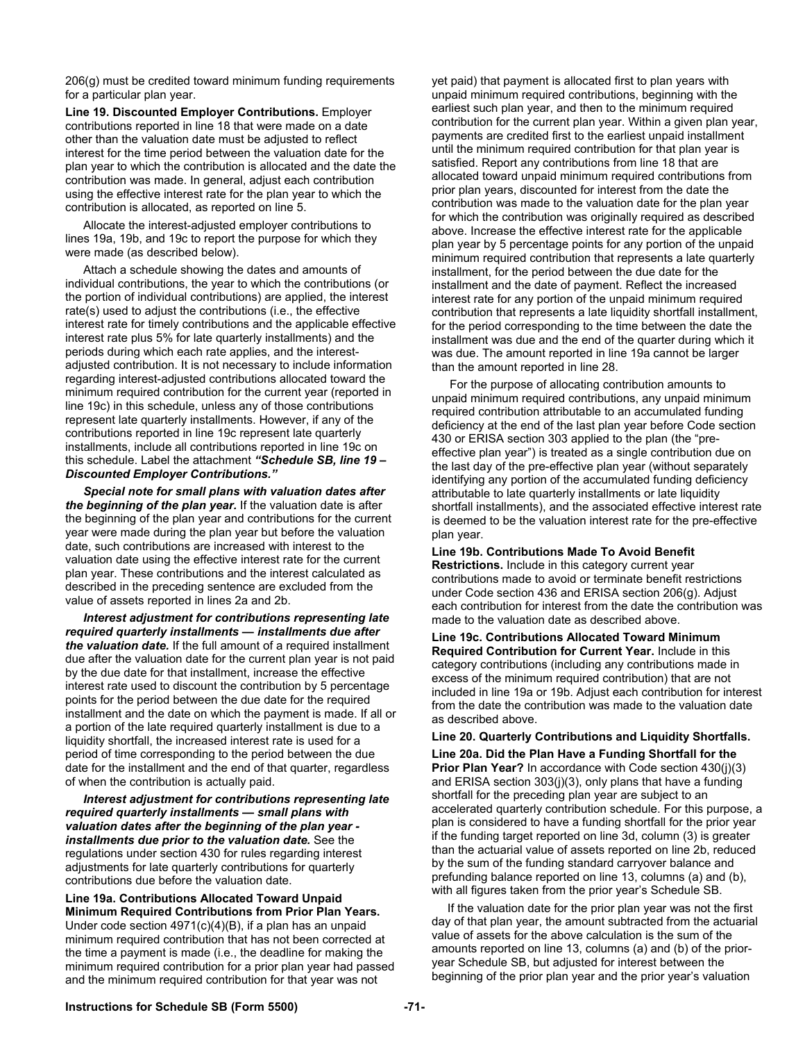206(g) must be credited toward minimum funding requirements for a particular plan year.

**Line 19. Discounted Employer Contributions.** Employer contributions reported in line 18 that were made on a date other than the valuation date must be adjusted to reflect interest for the time period between the valuation date for the plan year to which the contribution is allocated and the date the contribution was made. In general, adjust each contribution using the effective interest rate for the plan year to which the contribution is allocated, as reported on line 5.

Allocate the interest-adjusted employer contributions to lines 19a, 19b, and 19c to report the purpose for which they were made (as described below).

Attach a schedule showing the dates and amounts of individual contributions, the year to which the contributions (or the portion of individual contributions) are applied, the interest rate(s) used to adjust the contributions (i.e., the effective interest rate for timely contributions and the applicable effective interest rate plus 5% for late quarterly installments) and the periods during which each rate applies, and the interest-adjusted contribution. It is not necessary to include information regarding interest-adjusted contributions allocated toward the minimum required contribution for the current year (reported in line 19c) in this schedule, unless any of those contributions represent late quarterly installments. However, if any of the contributions reported in line 19c represent late quarterly installments, include all contributions reported in line 19c on this schedule. Label the attachment ***"Schedule SB, line 19 – Discounted Employer Contributions."***

***Special note for small plans with valuation dates after the beginning of the plan year.*** If the valuation date is after the beginning of the plan year and contributions for the current year were made during the plan year but before the valuation date, such contributions are increased with interest to the valuation date using the effective interest rate for the current plan year. These contributions and the interest calculated as described in the preceding sentence are excluded from the value of assets reported in lines 2a and 2b.

***Interest adjustment for contributions representing late required quarterly installments — installments due after the valuation date.*** If the full amount of a required installment due after the valuation date for the current plan year is not paid by the due date for that installment, increase the effective interest rate used to discount the contribution by 5 percentage points for the period between the due date for the required installment and the date on which the payment is made. If all or a portion of the late required quarterly installment is due to a liquidity shortfall, the increased interest rate is used for a period of time corresponding to the period between the due date for the installment and the end of that quarter, regardless of when the contribution is actually paid.

***Interest adjustment for contributions representing late required quarterly installments — small plans with valuation dates after the beginning of the plan year - installments due prior to the valuation date.*** See the regulations under section 430 for rules regarding interest adjustments for late quarterly contributions for quarterly contributions due before the valuation date.

**Line 19a. Contributions Allocated Toward Unpaid Minimum Required Contributions from Prior Plan Years.** Under code section 4971(c)(4)(B), if a plan has an unpaid minimum required contribution that has not been corrected at the time a payment is made (i.e., the deadline for making the minimum required contribution for a prior plan year had passed and the minimum required contribution for that year was not yet paid) that payment is allocated first to plan years with unpaid minimum required contributions, beginning with the earliest such plan year, and then to the minimum required contribution for the current plan year. Within a given plan year, payments are credited first to the earliest unpaid installment until the minimum required contribution for that plan year is satisfied. Report any contributions from line 18 that are allocated toward unpaid minimum required contributions from prior plan years, discounted for interest from the date the contribution was made to the valuation date for the plan year for which the contribution was originally required as described above. Increase the effective interest rate for the applicable plan year by 5 percentage points for any portion of the unpaid minimum required contribution that represents a late quarterly installment, for the period between the due date for the installment and the date of payment. Reflect the increased interest rate for any portion of the unpaid minimum required contribution that represents a late liquidity shortfall installment, for the period corresponding to the time between the date the installment was due and the end of the quarter during which it was due. The amount reported in line 19a cannot be larger than the amount reported in line 28.

For the purpose of allocating contribution amounts to unpaid minimum required contributions, any unpaid minimum required contribution attributable to an accumulated funding deficiency at the end of the last plan year before Code section 430 or ERISA section 303 applied to the plan (the "pre-effective plan year") is treated as a single contribution due on the last day of the pre-effective plan year (without separately identifying any portion of the accumulated funding deficiency attributable to late quarterly installments or late liquidity shortfall installments), and the associated effective interest rate is deemed to be the valuation interest rate for the pre-effective plan year.

**Line 19b. Contributions Made To Avoid Benefit Restrictions.** Include in this category current year contributions made to avoid or terminate benefit restrictions under Code section 436 and ERISA section 206(g). Adjust each contribution for interest from the date the contribution was made to the valuation date as described above.

**Line 19c. Contributions Allocated Toward Minimum Required Contribution for Current Year.** Include in this category contributions (including any contributions made in excess of the minimum required contribution) that are not included in line 19a or 19b. Adjust each contribution for interest from the date the contribution was made to the valuation date as described above.

**Line 20. Quarterly Contributions and Liquidity Shortfalls.**

**Line 20a. Did the Plan Have a Funding Shortfall for the Prior Plan Year?** In accordance with Code section 430(j)(3) and ERISA section 303(j)(3), only plans that have a funding shortfall for the preceding plan year are subject to an accelerated quarterly contribution schedule. For this purpose, a plan is considered to have a funding shortfall for the prior year if the funding target reported on line 3d, column (3) is greater than the actuarial value of assets reported on line 2b, reduced by the sum of the funding standard carryover balance and prefunding balance reported on line 13, columns (a) and (b), with all figures taken from the prior year's Schedule SB.

If the valuation date for the prior plan year was not the first day of that plan year, the amount subtracted from the actuarial value of assets for the above calculation is the sum of the amounts reported on line 13, columns (a) and (b) of the prior-year Schedule SB, but adjusted for interest between the beginning of the prior plan year and the prior year's valuation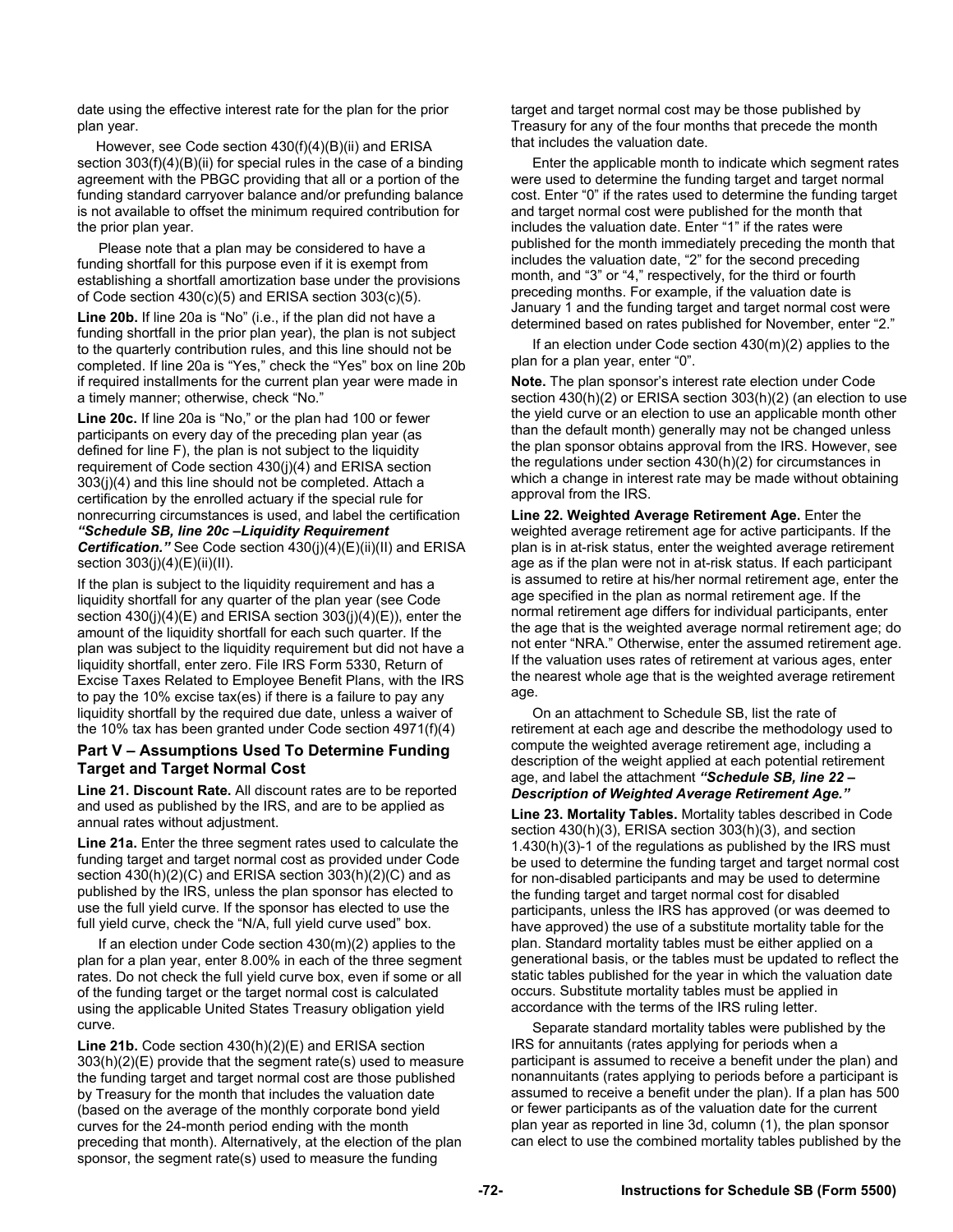date using the effective interest rate for the plan for the prior plan year.

However, see Code section 430(f)(4)(B)(ii) and ERISA section 303(f)(4)(B)(ii) for special rules in the case of a binding agreement with the PBGC providing that all or a portion of the funding standard carryover balance and/or prefunding balance is not available to offset the minimum required contribution for the prior plan year.

Please note that a plan may be considered to have a funding shortfall for this purpose even if it is exempt from establishing a shortfall amortization base under the provisions of Code section 430(c)(5) and ERISA section 303(c)(5).

**Line 20b.** If line 20a is "No" (i.e., if the plan did not have a funding shortfall in the prior plan year), the plan is not subject to the quarterly contribution rules, and this line should not be completed. If line 20a is "Yes," check the "Yes" box on line 20b if required installments for the current plan year were made in a timely manner; otherwise, check "No."

**Line 20c.** If line 20a is "No," or the plan had 100 or fewer participants on every day of the preceding plan year (as defined for line F), the plan is not subject to the liquidity requirement of Code section 430(j)(4) and ERISA section 303(j)(4) and this line should not be completed. Attach a certification by the enrolled actuary if the special rule for nonrecurring circumstances is used, and label the certification ***"Schedule SB, line 20c –Liquidity Requirement Certification."*** See Code section 430(j)(4)(E)(ii)(II) and ERISA section 303(j)(4)(E)(ii)(II).

If the plan is subject to the liquidity requirement and has a liquidity shortfall for any quarter of the plan year (see Code section 430(j)(4)(E) and ERISA section 303(j)(4)(E)), enter the amount of the liquidity shortfall for each such quarter. If the plan was subject to the liquidity requirement but did not have a liquidity shortfall, enter zero. File IRS Form 5330, Return of Excise Taxes Related to Employee Benefit Plans, with the IRS to pay the 10% excise tax(es) if there is a failure to pay any liquidity shortfall by the required due date, unless a waiver of the 10% tax has been granted under Code section 4971(f)(4)

## Part V – Assumptions Used To Determine Funding Target and Target Normal Cost

**Line 21. Discount Rate.** All discount rates are to be reported and used as published by the IRS, and are to be applied as annual rates without adjustment.

**Line 21a.** Enter the three segment rates used to calculate the funding target and target normal cost as provided under Code section 430(h)(2)(C) and ERISA section 303(h)(2)(C) and as published by the IRS, unless the plan sponsor has elected to use the full yield curve. If the sponsor has elected to use the full yield curve, check the "N/A, full yield curve used" box.

If an election under Code section 430(m)(2) applies to the plan for a plan year, enter 8.00% in each of the three segment rates. Do not check the full yield curve box, even if some or all of the funding target or the target normal cost is calculated using the applicable United States Treasury obligation yield curve.

**Line 21b.** Code section 430(h)(2)(E) and ERISA section 303(h)(2)(E) provide that the segment rate(s) used to measure the funding target and target normal cost are those published by Treasury for the month that includes the valuation date (based on the average of the monthly corporate bond yield curves for the 24-month period ending with the month preceding that month). Alternatively, at the election of the plan sponsor, the segment rate(s) used to measure the funding target and target normal cost may be those published by Treasury for any of the four months that precede the month that includes the valuation date.

Enter the applicable month to indicate which segment rates were used to determine the funding target and target normal cost. Enter "0" if the rates used to determine the funding target and target normal cost were published for the month that includes the valuation date. Enter "1" if the rates were published for the month immediately preceding the month that includes the valuation date, "2" for the second preceding month, and "3" or "4," respectively, for the third or fourth preceding months. For example, if the valuation date is January 1 and the funding target and target normal cost were determined based on rates published for November, enter "2."

If an election under Code section 430(m)(2) applies to the plan for a plan year, enter "0".

**Note.** The plan sponsor's interest rate election under Code section 430(h)(2) or ERISA section 303(h)(2) (an election to use the yield curve or an election to use an applicable month other than the default month) generally may not be changed unless the plan sponsor obtains approval from the IRS. However, see the regulations under section 430(h)(2) for circumstances in which a change in interest rate may be made without obtaining approval from the IRS.

**Line 22. Weighted Average Retirement Age.** Enter the weighted average retirement age for active participants. If the plan is in at-risk status, enter the weighted average retirement age as if the plan were not in at-risk status. If each participant is assumed to retire at his/her normal retirement age, enter the age specified in the plan as normal retirement age. If the normal retirement age differs for individual participants, enter the age that is the weighted average normal retirement age; do not enter "NRA." Otherwise, enter the assumed retirement age. If the valuation uses rates of retirement at various ages, enter the nearest whole age that is the weighted average retirement age.

On an attachment to Schedule SB, list the rate of retirement at each age and describe the methodology used to compute the weighted average retirement age, including a description of the weight applied at each potential retirement age, and label the attachment ***"Schedule SB, line 22 – Description of Weighted Average Retirement Age."***

**Line 23. Mortality Tables.** Mortality tables described in Code section 430(h)(3), ERISA section 303(h)(3), and section 1.430(h)(3)-1 of the regulations as published by the IRS must be used to determine the funding target and target normal cost for non-disabled participants and may be used to determine the funding target and target normal cost for disabled participants, unless the IRS has approved (or was deemed to have approved) the use of a substitute mortality table for the plan. Standard mortality tables must be either applied on a generational basis, or the tables must be updated to reflect the static tables published for the year in which the valuation date occurs. Substitute mortality tables must be applied in accordance with the terms of the IRS ruling letter.

Separate standard mortality tables were published by the IRS for annuitants (rates applying for periods when a participant is assumed to receive a benefit under the plan) and nonannuitants (rates applying to periods before a participant is assumed to receive a benefit under the plan). If a plan has 500 or fewer participants as of the valuation date for the current plan year as reported in line 3d, column (1), the plan sponsor can elect to use the combined mortality tables published by the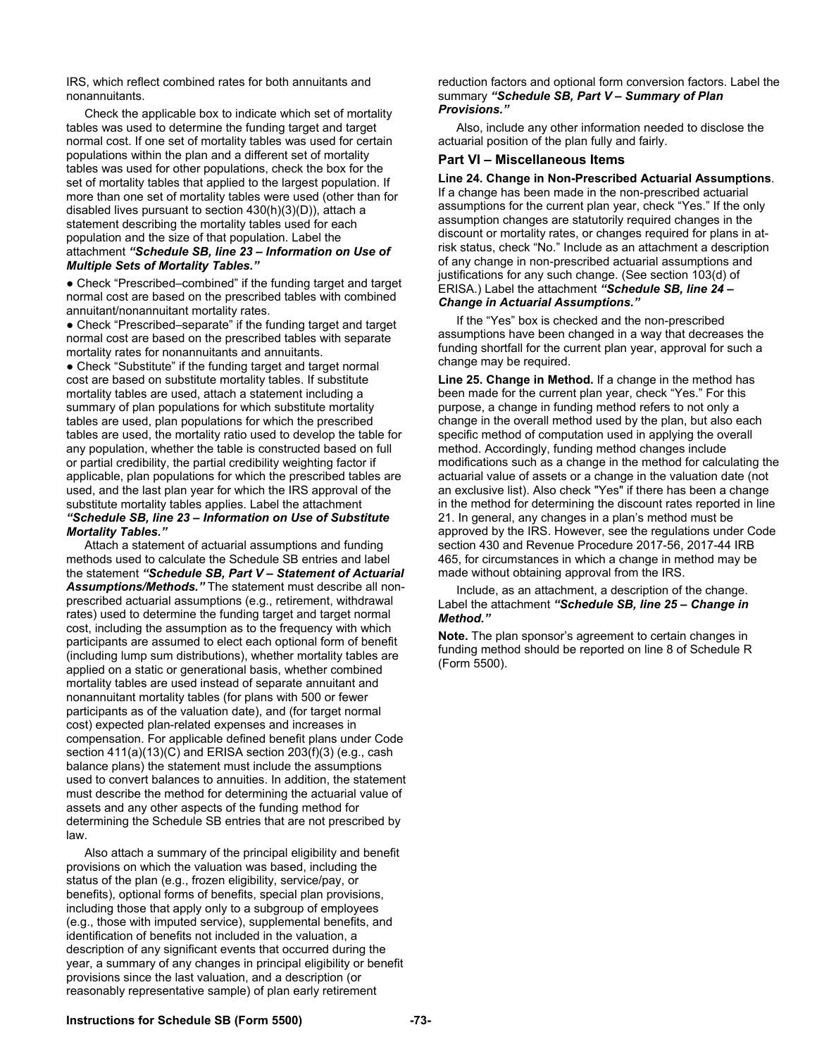IRS, which reflect combined rates for both annuitants and nonannuitants.

Check the applicable box to indicate which set of mortality tables was used to determine the funding target and target normal cost. If one set of mortality tables was used for certain populations within the plan and a different set of mortality tables was used for other populations, check the box for the set of mortality tables that applied to the largest population. If more than one set of mortality tables were used (other than for disabled lives pursuant to section 430(h)(3)(D)), attach a statement describing the mortality tables used for each population and the size of that population. Label the attachment ***"Schedule SB, line 23 – Information on Use of Multiple Sets of Mortality Tables."***

- Check "Prescribed–combined" if the funding target and target normal cost are based on the prescribed tables with combined annuitant/nonannuitant mortality rates.
- Check "Prescribed–separate" if the funding target and target normal cost are based on the prescribed tables with separate mortality rates for nonannuitants and annuitants.
- Check "Substitute" if the funding target and target normal cost are based on substitute mortality tables. If substitute mortality tables are used, attach a statement including a summary of plan populations for which substitute mortality tables are used, plan populations for which the prescribed tables are used, the mortality ratio used to develop the table for any population, whether the table is constructed based on full or partial credibility, the partial credibility weighting factor if applicable, plan populations for which the prescribed tables are used, and the last plan year for which the IRS approval of the substitute mortality tables applies. Label the attachment ***"Schedule SB, line 23 – Information on Use of Substitute Mortality Tables."***

Attach a statement of actuarial assumptions and funding methods used to calculate the Schedule SB entries and label the statement ***"Schedule SB, Part V – Statement of Actuarial Assumptions/Methods."*** The statement must describe all non-prescribed actuarial assumptions (e.g., retirement, withdrawal rates) used to determine the funding target and target normal cost, including the assumption as to the frequency with which participants are assumed to elect each optional form of benefit (including lump sum distributions), whether mortality tables are applied on a static or generational basis, whether combined mortality tables are used instead of separate annuitant and nonannuitant mortality tables (for plans with 500 or fewer participants as of the valuation date), and (for target normal cost) expected plan-related expenses and increases in compensation. For applicable defined benefit plans under Code section 411(a)(13)(C) and ERISA section 203(f)(3) (e.g., cash balance plans) the statement must include the assumptions used to convert balances to annuities. In addition, the statement must describe the method for determining the actuarial value of assets and any other aspects of the funding method for determining the Schedule SB entries that are not prescribed by law.

Also attach a summary of the principal eligibility and benefit provisions on which the valuation was based, including the status of the plan (e.g., frozen eligibility, service/pay, or benefits), optional forms of benefits, special plan provisions, including those that apply only to a subgroup of employees (e.g., those with imputed service), supplemental benefits, and identification of benefits not included in the valuation, a description of any significant events that occurred during the year, a summary of any changes in principal eligibility or benefit provisions since the last valuation, and a description (or reasonably representative sample) of plan early retirement reduction factors and optional form conversion factors. Label the summary ***"Schedule SB, Part V – Summary of Plan Provisions."***

Also, include any other information needed to disclose the actuarial position of the plan fully and fairly.

## Part VI – Miscellaneous Items

**Line 24. Change in Non-Prescribed Actuarial Assumptions**. If a change has been made in the non-prescribed actuarial assumptions for the current plan year, check "Yes." If the only assumption changes are statutorily required changes in the discount or mortality rates, or changes required for plans in at-risk status, check "No." Include as an attachment a description of any change in non-prescribed actuarial assumptions and justifications for any such change. (See section 103(d) of ERISA.) Label the attachment ***"Schedule SB, line 24 – Change in Actuarial Assumptions."***

If the "Yes" box is checked and the non-prescribed assumptions have been changed in a way that decreases the funding shortfall for the current plan year, approval for such a change may be required.

**Line 25. Change in Method.** If a change in the method has been made for the current plan year, check "Yes." For this purpose, a change in funding method refers to not only a change in the overall method used by the plan, but also each specific method of computation used in applying the overall method. Accordingly, funding method changes include modifications such as a change in the method for calculating the actuarial value of assets or a change in the valuation date (not an exclusive list). Also check "Yes" if there has been a change in the method for determining the discount rates reported in line 21. In general, any changes in a plan's method must be approved by the IRS. However, see the regulations under Code section 430 and Revenue Procedure 2017-56, 2017-44 IRB 465, for circumstances in which a change in method may be made without obtaining approval from the IRS.

Include, as an attachment, a description of the change. Label the attachment ***"Schedule SB, line 25 – Change in Method."***

**Note.** The plan sponsor's agreement to certain changes in funding method should be reported on line 8 of Schedule R (Form 5500).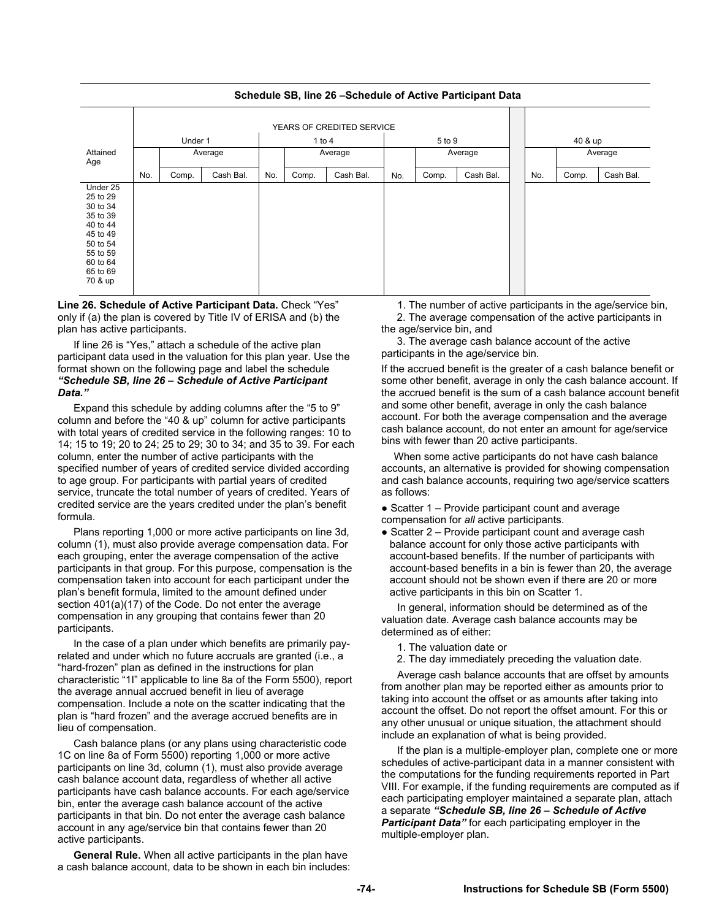**Schedule SB, line 26 –Schedule of Active Participant Data**

| Attained Age | YEARS OF CREDITED SERVICE | | | | | | | | | | | |
|---|---|---|---|---|---|---|---|---|---|---|---|---|
| | Under 1 | | | 1 to 4 | | | 5 to 9 | | | 40 & up | | |
| | No. | Average Comp. | Average Cash Bal. | No. | Average Comp. | Average Cash Bal. | No. | Average Comp. | Average Cash Bal. | No. | Average Comp. | Average Cash Bal. |
| Under 25 | | | | | | | | | | | | |
| 25 to 29 | | | | | | | | | | | | |
| 30 to 34 | | | | | | | | | | | | |
| 35 to 39 | | | | | | | | | | | | |
| 40 to 44 | | | | | | | | | | | | |
| 45 to 49 | | | | | | | | | | | | |
| 50 to 54 | | | | | | | | | | | | |
| 55 to 59 | | | | | | | | | | | | |
| 60 to 64 | | | | | | | | | | | | |
| 65 to 69 | | | | | | | | | | | | |
| 70 & up | | | | | | | | | | | | |

**Line 26. Schedule of Active Participant Data.** Check "Yes" only if (a) the plan is covered by Title IV of ERISA and (b) the plan has active participants.

If line 26 is "Yes," attach a schedule of the active plan participant data used in the valuation for this plan year. Use the format shown on the following page and label the schedule ***"Schedule SB, line 26 – Schedule of Active Participant Data."***

Expand this schedule by adding columns after the "5 to 9" column and before the "40 & up" column for active participants with total years of credited service in the following ranges: 10 to 14; 15 to 19; 20 to 24; 25 to 29; 30 to 34; and 35 to 39. For each column, enter the number of active participants with the specified number of years of credited service divided according to age group. For participants with partial years of credited service, truncate the total number of years of credited. Years of credited service are the years credited under the plan's benefit formula.

Plans reporting 1,000 or more active participants on line 3d, column (1), must also provide average compensation data. For each grouping, enter the average compensation of the active participants in that group. For this purpose, compensation is the compensation taken into account for each participant under the plan's benefit formula, limited to the amount defined under section 401(a)(17) of the Code. Do not enter the average compensation in any grouping that contains fewer than 20 participants.

In the case of a plan under which benefits are primarily pay-related and under which no future accruals are granted (i.e., a "hard-frozen" plan as defined in the instructions for plan characteristic "1I" applicable to line 8a of the Form 5500), report the average annual accrued benefit in lieu of average compensation. Include a note on the scatter indicating that the plan is "hard frozen" and the average accrued benefits are in lieu of compensation.

Cash balance plans (or any plans using characteristic code 1C on line 8a of Form 5500) reporting 1,000 or more active participants on line 3d, column (1), must also provide average cash balance account data, regardless of whether all active participants have cash balance accounts. For each age/service bin, enter the average cash balance account of the active participants in that bin. Do not enter the average cash balance account in any age/service bin that contains fewer than 20 active participants.

**General Rule.** When all active participants in the plan have a cash balance account, data to be shown in each bin includes:

1. The number of active participants in the age/service bin,
2. The average compensation of the active participants in the age/service bin, and
3. The average cash balance account of the active participants in the age/service bin.

If the accrued benefit is the greater of a cash balance benefit or some other benefit, average in only the cash balance account. If the accrued benefit is the sum of a cash balance account benefit and some other benefit, average in only the cash balance account. For both the average compensation and the average cash balance account, do not enter an amount for age/service bins with fewer than 20 active participants.

When some active participants do not have cash balance accounts, an alternative is provided for showing compensation and cash balance accounts, requiring two age/service scatters as follows:

- Scatter 1 – Provide participant count and average compensation for *all* active participants.
- Scatter 2 – Provide participant count and average cash balance account for only those active participants with account-based benefits. If the number of participants with account-based benefits in a bin is fewer than 20, the average account should not be shown even if there are 20 or more active participants in this bin on Scatter 1.

In general, information should be determined as of the valuation date. Average cash balance accounts may be determined as of either:

1. The valuation date or
2. The day immediately preceding the valuation date.

Average cash balance accounts that are offset by amounts from another plan may be reported either as amounts prior to taking into account the offset or as amounts after taking into account the offset. Do not report the offset amount. For this or any other unusual or unique situation, the attachment should include an explanation of what is being provided.

If the plan is a multiple-employer plan, complete one or more schedules of active-participant data in a manner consistent with the computations for the funding requirements reported in Part VIII. For example, if the funding requirements are computed as if each participating employer maintained a separate plan, attach a separate ***"Schedule SB, line 26 – Schedule of Active Participant Data"*** for each participating employer in the multiple-employer plan.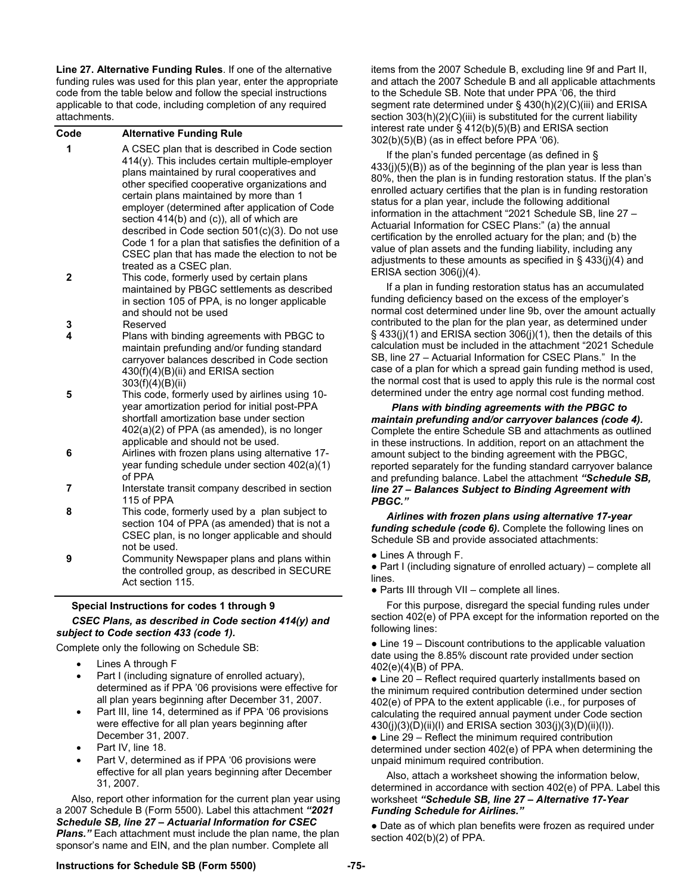**Line 27. Alternative Funding Rules**. If one of the alternative funding rules was used for this plan year, enter the appropriate code from the table below and follow the special instructions applicable to that code, including completion of any required attachments.

| Code | Alternative Funding Rule |
|---|---|
| 1 | A CSEC plan that is described in Code section 414(y). This includes certain multiple-employer plans maintained by rural cooperatives and other specified cooperative organizations and certain plans maintained by more than 1 employer (determined after application of Code section 414(b) and (c)), all of which are described in Code section 501(c)(3). Do not use Code 1 for a plan that satisfies the definition of a CSEC plan that has made the election to not be treated as a CSEC plan. |
| 2 | This code, formerly used by certain plans maintained by PBGC settlements as described in section 105 of PPA, is no longer applicable and should not be used |
| 3 | Reserved |
| 4 | Plans with binding agreements with PBGC to maintain prefunding and/or funding standard carryover balances described in Code section 430(f)(4)(B)(ii) and ERISA section 303(f)(4)(B)(ii) |
| 5 | This code, formerly used by airlines using 10-year amortization period for initial post-PPA shortfall amortization base under section 402(a)(2) of PPA (as amended), is no longer applicable and should not be used. |
| 6 | Airlines with frozen plans using alternative 17-year funding schedule under section 402(a)(1) of PPA |
| 7 | Interstate transit company described in section 115 of PPA |
| 8 | This code, formerly used by a plan subject to section 104 of PPA (as amended) that is not a CSEC plan, is no longer applicable and should not be used. |
| 9 | Community Newspaper plans and plans within the controlled group, as described in SECURE Act section 115. |

**Special Instructions for codes 1 through 9**

***CSEC Plans, as described in Code section 414(y) and subject to Code section 433 (code 1).***

Complete only the following on Schedule SB:

- Lines A through F
- Part I (including signature of enrolled actuary), determined as if PPA '06 provisions were effective for all plan years beginning after December 31, 2007.
- Part III, line 14, determined as if PPA '06 provisions were effective for all plan years beginning after December 31, 2007.
- Part IV, line 18.
- Part V, determined as if PPA '06 provisions were effective for all plan years beginning after December 31, 2007.

Also, report other information for the current plan year using a 2007 Schedule B (Form 5500). Label this attachment ***"2021 Schedule SB, line 27 – Actuarial Information for CSEC Plans."*** Each attachment must include the plan name, the plan sponsor's name and EIN, and the plan number. Complete all items from the 2007 Schedule B, excluding line 9f and Part II, and attach the 2007 Schedule B and all applicable attachments to the Schedule SB. Note that under PPA '06, the third segment rate determined under § 430(h)(2)(C)(iii) and ERISA section 303(h)(2)(C)(iii) is substituted for the current liability interest rate under § 412(b)(5)(B) and ERISA section 302(b)(5)(B) (as in effect before PPA '06).

If the plan's funded percentage (as defined in § 433(j)(5)(B)) as of the beginning of the plan year is less than 80%, then the plan is in funding restoration status. If the plan's enrolled actuary certifies that the plan is in funding restoration status for a plan year, include the following additional information in the attachment "2021 Schedule SB, line 27 – Actuarial Information for CSEC Plans:" (a) the annual certification by the enrolled actuary for the plan; and (b) the value of plan assets and the funding liability, including any adjustments to these amounts as specified in § 433(j)(4) and ERISA section 306(j)(4).

If a plan in funding restoration status has an accumulated funding deficiency based on the excess of the employer's normal cost determined under line 9b, over the amount actually contributed to the plan for the plan year, as determined under § 433(j)(1) and ERISA section 306(j)(1), then the details of this calculation must be included in the attachment "2021 Schedule SB, line 27 – Actuarial Information for CSEC Plans." In the case of a plan for which a spread gain funding method is used, the normal cost that is used to apply this rule is the normal cost determined under the entry age normal cost funding method.

***Plans with binding agreements with the PBGC to maintain prefunding and/or carryover balances (code 4).*** Complete the entire Schedule SB and attachments as outlined in these instructions. In addition, report on an attachment the amount subject to the binding agreement with the PBGC, reported separately for the funding standard carryover balance and prefunding balance. Label the attachment ***"Schedule SB, line 27 – Balances Subject to Binding Agreement with PBGC."***

***Airlines with frozen plans using alternative 17-year funding schedule (code 6).*** Complete the following lines on Schedule SB and provide associated attachments:

- Lines A through F.
- Part I (including signature of enrolled actuary) – complete all lines.
- Parts III through VII – complete all lines.

For this purpose, disregard the special funding rules under section 402(e) of PPA except for the information reported on the following lines:

- Line 19 – Discount contributions to the applicable valuation date using the 8.85% discount rate provided under section 402(e)(4)(B) of PPA.
- Line 20 – Reflect required quarterly installments based on the minimum required contribution determined under section 402(e) of PPA to the extent applicable (i.e., for purposes of calculating the required annual payment under Code section 430(j)(3)(D)(ii)(I) and ERISA section 303(j)(3)(D)(ii)(I)).
- Line 29 – Reflect the minimum required contribution determined under section 402(e) of PPA when determining the unpaid minimum required contribution.

Also, attach a worksheet showing the information below, determined in accordance with section 402(e) of PPA. Label this worksheet ***"Schedule SB, line 27 – Alternative 17-Year Funding Schedule for Airlines."***

- Date as of which plan benefits were frozen as required under section 402(b)(2) of PPA.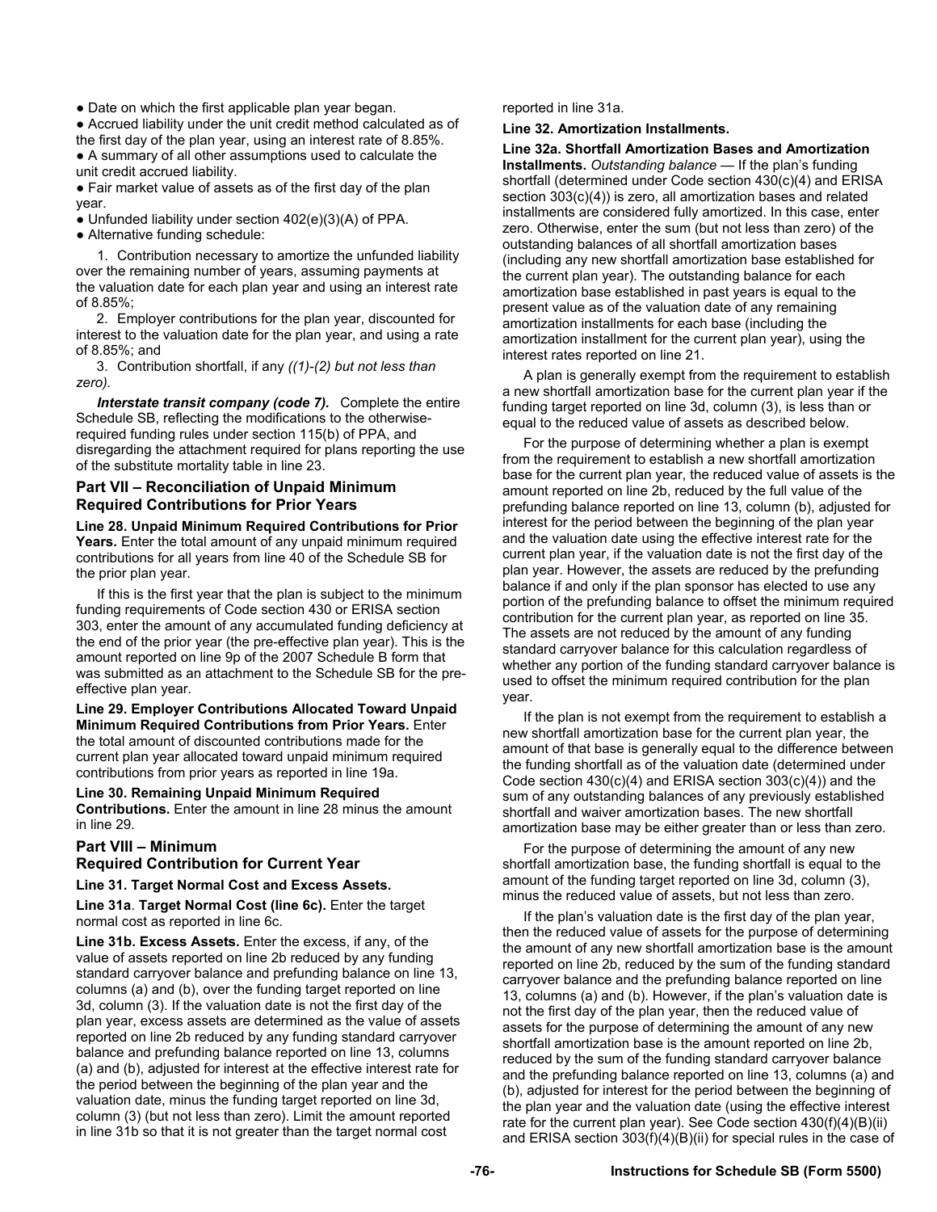- Date on which the first applicable plan year began.
- Accrued liability under the unit credit method calculated as of the first day of the plan year, using an interest rate of 8.85%.
- A summary of all other assumptions used to calculate the unit credit accrued liability.
- Fair market value of assets as of the first day of the plan year.
- Unfunded liability under section 402(e)(3)(A) of PPA.
- Alternative funding schedule:

1. Contribution necessary to amortize the unfunded liability over the remaining number of years, assuming payments at the valuation date for each plan year and using an interest rate of 8.85%;

2. Employer contributions for the plan year, discounted for interest to the valuation date for the plan year, and using a rate of 8.85%; and

3. Contribution shortfall, if any *((1)-(2) but not less than zero).*

***Interstate transit company (code 7).*** Complete the entire Schedule SB, reflecting the modifications to the otherwise-required funding rules under section 115(b) of PPA, and disregarding the attachment required for plans reporting the use of the substitute mortality table in line 23.

## Part VII – Reconciliation of Unpaid Minimum Required Contributions for Prior Years

**Line 28. Unpaid Minimum Required Contributions for Prior Years.** Enter the total amount of any unpaid minimum required contributions for all years from line 40 of the Schedule SB for the prior plan year.

If this is the first year that the plan is subject to the minimum funding requirements of Code section 430 or ERISA section 303, enter the amount of any accumulated funding deficiency at the end of the prior year (the pre-effective plan year). This is the amount reported on line 9p of the 2007 Schedule B form that was submitted as an attachment to the Schedule SB for the pre-effective plan year.

**Line 29. Employer Contributions Allocated Toward Unpaid Minimum Required Contributions from Prior Years.** Enter the total amount of discounted contributions made for the current plan year allocated toward unpaid minimum required contributions from prior years as reported in line 19a.

**Line 30. Remaining Unpaid Minimum Required Contributions.** Enter the amount in line 28 minus the amount in line 29.

## Part VIII – Minimum Required Contribution for Current Year

**Line 31. Target Normal Cost and Excess Assets.**

**Line 31a**. **Target Normal Cost (line 6c).** Enter the target normal cost as reported in line 6c.

**Line 31b. Excess Assets.** Enter the excess, if any, of the value of assets reported on line 2b reduced by any funding standard carryover balance and prefunding balance on line 13, columns (a) and (b), over the funding target reported on line 3d, column (3). If the valuation date is not the first day of the plan year, excess assets are determined as the value of assets reported on line 2b reduced by any funding standard carryover balance and prefunding balance reported on line 13, columns (a) and (b), adjusted for interest at the effective interest rate for the period between the beginning of the plan year and the valuation date, minus the funding target reported on line 3d, column (3) (but not less than zero). Limit the amount reported in line 31b so that it is not greater than the target normal cost reported in line 31a.

**Line 32. Amortization Installments.**

**Line 32a. Shortfall Amortization Bases and Amortization Installments.** *Outstanding balance* — If the plan's funding shortfall (determined under Code section 430(c)(4) and ERISA section 303(c)(4)) is zero, all amortization bases and related installments are considered fully amortized. In this case, enter zero. Otherwise, enter the sum (but not less than zero) of the outstanding balances of all shortfall amortization bases (including any new shortfall amortization base established for the current plan year). The outstanding balance for each amortization base established in past years is equal to the present value as of the valuation date of any remaining amortization installments for each base (including the amortization installment for the current plan year), using the interest rates reported on line 21.

A plan is generally exempt from the requirement to establish a new shortfall amortization base for the current plan year if the funding target reported on line 3d, column (3), is less than or equal to the reduced value of assets as described below.

For the purpose of determining whether a plan is exempt from the requirement to establish a new shortfall amortization base for the current plan year, the reduced value of assets is the amount reported on line 2b, reduced by the full value of the prefunding balance reported on line 13, column (b), adjusted for interest for the period between the beginning of the plan year and the valuation date using the effective interest rate for the current plan year, if the valuation date is not the first day of the plan year. However, the assets are reduced by the prefunding balance if and only if the plan sponsor has elected to use any portion of the prefunding balance to offset the minimum required contribution for the current plan year, as reported on line 35. The assets are not reduced by the amount of any funding standard carryover balance for this calculation regardless of whether any portion of the funding standard carryover balance is used to offset the minimum required contribution for the plan year.

If the plan is not exempt from the requirement to establish a new shortfall amortization base for the current plan year, the amount of that base is generally equal to the difference between the funding shortfall as of the valuation date (determined under Code section 430(c)(4) and ERISA section 303(c)(4)) and the sum of any outstanding balances of any previously established shortfall and waiver amortization bases. The new shortfall amortization base may be either greater than or less than zero.

For the purpose of determining the amount of any new shortfall amortization base, the funding shortfall is equal to the amount of the funding target reported on line 3d, column (3), minus the reduced value of assets, but not less than zero.

If the plan's valuation date is the first day of the plan year, then the reduced value of assets for the purpose of determining the amount of any new shortfall amortization base is the amount reported on line 2b, reduced by the sum of the funding standard carryover balance and the prefunding balance reported on line 13, columns (a) and (b). However, if the plan's valuation date is not the first day of the plan year, then the reduced value of assets for the purpose of determining the amount of any new shortfall amortization base is the amount reported on line 2b, reduced by the sum of the funding standard carryover balance and the prefunding balance reported on line 13, columns (a) and (b), adjusted for interest for the period between the beginning of the plan year and the valuation date (using the effective interest rate for the current plan year). See Code section 430(f)(4)(B)(ii) and ERISA section 303(f)(4)(B)(ii) for special rules in the case of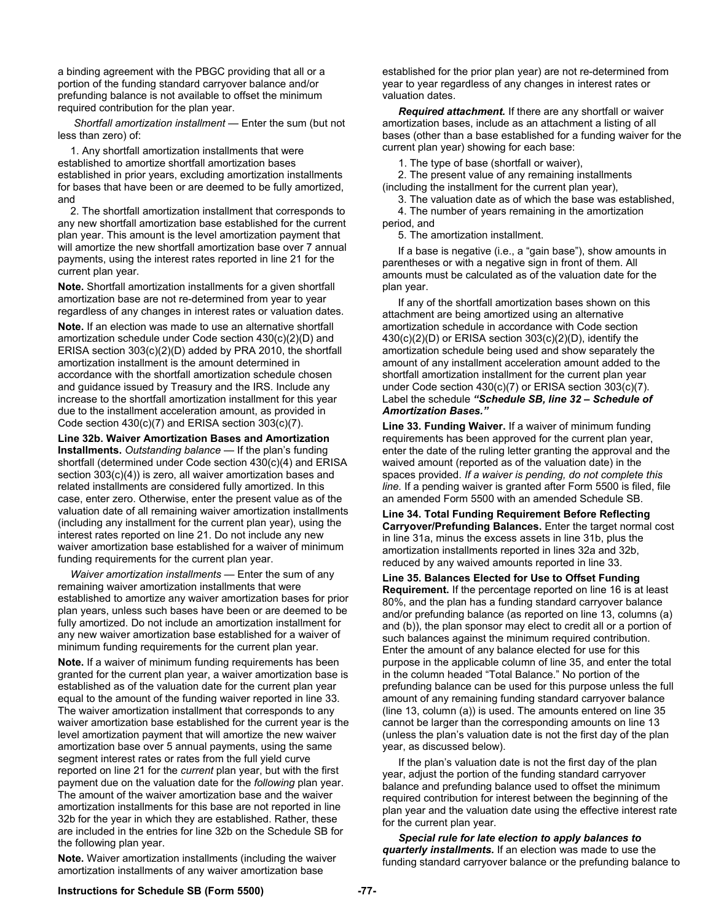a binding agreement with the PBGC providing that all or a portion of the funding standard carryover balance and/or prefunding balance is not available to offset the minimum required contribution for the plan year.

*Shortfall amortization installment* — Enter the sum (but not less than zero) of:

1. Any shortfall amortization installments that were established to amortize shortfall amortization bases established in prior years, excluding amortization installments for bases that have been or are deemed to be fully amortized, and
2. The shortfall amortization installment that corresponds to any new shortfall amortization base established for the current plan year. This amount is the level amortization payment that will amortize the new shortfall amortization base over 7 annual payments, using the interest rates reported in line 21 for the current plan year.

**Note.** Shortfall amortization installments for a given shortfall amortization base are not re-determined from year to year regardless of any changes in interest rates or valuation dates.

**Note.** If an election was made to use an alternative shortfall amortization schedule under Code section 430(c)(2)(D) and ERISA section 303(c)(2)(D) added by PRA 2010, the shortfall amortization installment is the amount determined in accordance with the shortfall amortization schedule chosen and guidance issued by Treasury and the IRS. Include any increase to the shortfall amortization installment for this year due to the installment acceleration amount, as provided in Code section 430(c)(7) and ERISA section 303(c)(7).

**Line 32b. Waiver Amortization Bases and Amortization Installments.** *Outstanding balance* — If the plan's funding shortfall (determined under Code section 430(c)(4) and ERISA section 303(c)(4)) is zero, all waiver amortization bases and related installments are considered fully amortized. In this case, enter zero. Otherwise, enter the present value as of the valuation date of all remaining waiver amortization installments (including any installment for the current plan year), using the interest rates reported on line 21. Do not include any new waiver amortization base established for a waiver of minimum funding requirements for the current plan year.

*Waiver amortization installments* — Enter the sum of any remaining waiver amortization installments that were established to amortize any waiver amortization bases for prior plan years, unless such bases have been or are deemed to be fully amortized. Do not include an amortization installment for any new waiver amortization base established for a waiver of minimum funding requirements for the current plan year.

**Note.** If a waiver of minimum funding requirements has been granted for the current plan year, a waiver amortization base is established as of the valuation date for the current plan year equal to the amount of the funding waiver reported in line 33. The waiver amortization installment that corresponds to any waiver amortization base established for the current year is the level amortization payment that will amortize the new waiver amortization base over 5 annual payments, using the same segment interest rates or rates from the full yield curve reported on line 21 for the *current* plan year, but with the first payment due on the valuation date for the *following* plan year. The amount of the waiver amortization base and the waiver amortization installments for this base are not reported in line 32b for the year in which they are established. Rather, these are included in the entries for line 32b on the Schedule SB for the following plan year.

**Note.** Waiver amortization installments (including the waiver amortization installments of any waiver amortization base established for the prior plan year) are not re-determined from year to year regardless of any changes in interest rates or valuation dates.

***Required attachment.*** If there are any shortfall or waiver amortization bases, include as an attachment a listing of all bases (other than a base established for a funding waiver for the current plan year) showing for each base:

1. The type of base (shortfall or waiver),
2. The present value of any remaining installments (including the installment for the current plan year),
3. The valuation date as of which the base was established,
4. The number of years remaining in the amortization period, and
5. The amortization installment.

If a base is negative (i.e., a "gain base"), show amounts in parentheses or with a negative sign in front of them. All amounts must be calculated as of the valuation date for the plan year.

If any of the shortfall amortization bases shown on this attachment are being amortized using an alternative amortization schedule in accordance with Code section 430(c)(2)(D) or ERISA section 303(c)(2)(D), identify the amortization schedule being used and show separately the amount of any installment acceleration amount added to the shortfall amortization installment for the current plan year under Code section 430(c)(7) or ERISA section 303(c)(7). Label the schedule ***"Schedule SB, line 32 – Schedule of Amortization Bases."***

**Line 33. Funding Waiver.** If a waiver of minimum funding requirements has been approved for the current plan year, enter the date of the ruling letter granting the approval and the waived amount (reported as of the valuation date) in the spaces provided. *If a waiver is pending, do not complete this line.* If a pending waiver is granted after Form 5500 is filed, file an amended Form 5500 with an amended Schedule SB.

**Line 34. Total Funding Requirement Before Reflecting Carryover/Prefunding Balances.** Enter the target normal cost in line 31a, minus the excess assets in line 31b, plus the amortization installments reported in lines 32a and 32b, reduced by any waived amounts reported in line 33.

**Line 35. Balances Elected for Use to Offset Funding Requirement.** If the percentage reported on line 16 is at least 80%, and the plan has a funding standard carryover balance and/or prefunding balance (as reported on line 13, columns (a) and (b)), the plan sponsor may elect to credit all or a portion of such balances against the minimum required contribution. Enter the amount of any balance elected for use for this purpose in the applicable column of line 35, and enter the total in the column headed "Total Balance." No portion of the prefunding balance can be used for this purpose unless the full amount of any remaining funding standard carryover balance (line 13, column (a)) is used. The amounts entered on line 35 cannot be larger than the corresponding amounts on line 13 (unless the plan's valuation date is not the first day of the plan year, as discussed below).

If the plan's valuation date is not the first day of the plan year, adjust the portion of the funding standard carryover balance and prefunding balance used to offset the minimum required contribution for interest between the beginning of the plan year and the valuation date using the effective interest rate for the current plan year.

***Special rule for late election to apply balances to quarterly installments.*** If an election was made to use the funding standard carryover balance or the prefunding balance to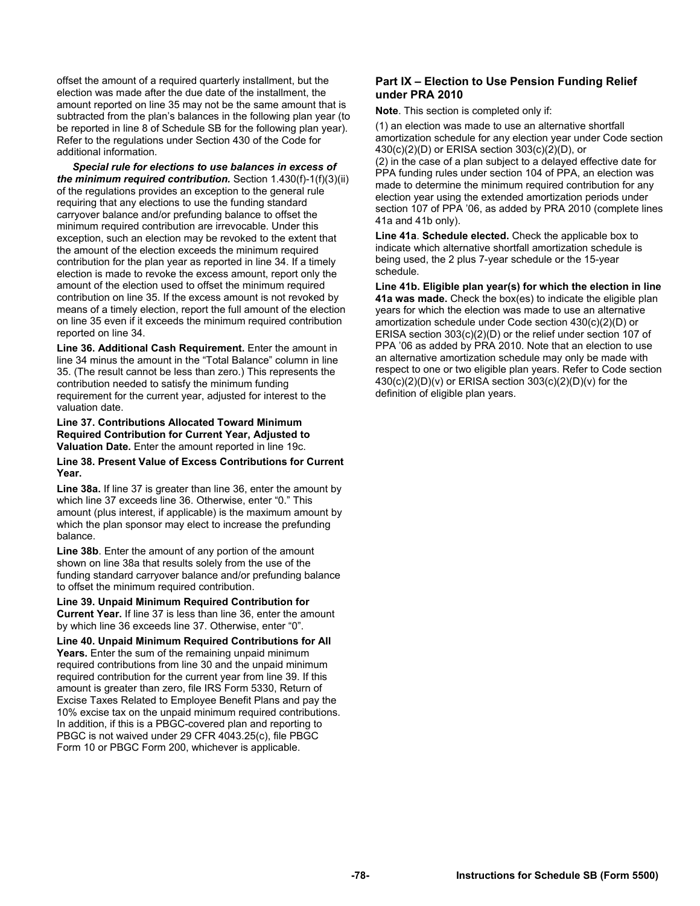offset the amount of a required quarterly installment, but the election was made after the due date of the installment, the amount reported on line 35 may not be the same amount that is subtracted from the plan's balances in the following plan year (to be reported in line 8 of Schedule SB for the following plan year). Refer to the regulations under Section 430 of the Code for additional information.

***Special rule for elections to use balances in excess of the minimum required contribution.*** Section 1.430(f)-1(f)(3)(ii) of the regulations provides an exception to the general rule requiring that any elections to use the funding standard carryover balance and/or prefunding balance to offset the minimum required contribution are irrevocable. Under this exception, such an election may be revoked to the extent that the amount of the election exceeds the minimum required contribution for the plan year as reported in line 34. If a timely election is made to revoke the excess amount, report only the amount of the election used to offset the minimum required contribution on line 35. If the excess amount is not revoked by means of a timely election, report the full amount of the election on line 35 even if it exceeds the minimum required contribution reported on line 34.

**Line 36. Additional Cash Requirement.** Enter the amount in line 34 minus the amount in the "Total Balance" column in line 35. (The result cannot be less than zero.) This represents the contribution needed to satisfy the minimum funding requirement for the current year, adjusted for interest to the valuation date.

**Line 37. Contributions Allocated Toward Minimum Required Contribution for Current Year, Adjusted to Valuation Date.** Enter the amount reported in line 19c.

**Line 38. Present Value of Excess Contributions for Current Year.**

**Line 38a.** If line 37 is greater than line 36, enter the amount by which line 37 exceeds line 36. Otherwise, enter "0." This amount (plus interest, if applicable) is the maximum amount by which the plan sponsor may elect to increase the prefunding balance.

**Line 38b**. Enter the amount of any portion of the amount shown on line 38a that results solely from the use of the funding standard carryover balance and/or prefunding balance to offset the minimum required contribution.

**Line 39. Unpaid Minimum Required Contribution for Current Year.** If line 37 is less than line 36, enter the amount by which line 36 exceeds line 37. Otherwise, enter "0".

**Line 40. Unpaid Minimum Required Contributions for All Years.** Enter the sum of the remaining unpaid minimum required contributions from line 30 and the unpaid minimum required contribution for the current year from line 39. If this amount is greater than zero, file IRS Form 5330, Return of Excise Taxes Related to Employee Benefit Plans and pay the 10% excise tax on the unpaid minimum required contributions. In addition, if this is a PBGC-covered plan and reporting to PBGC is not waived under 29 CFR 4043.25(c), file PBGC Form 10 or PBGC Form 200, whichever is applicable.

## Part IX – Election to Use Pension Funding Relief under PRA 2010

**Note**. This section is completed only if:

(1) an election was made to use an alternative shortfall amortization schedule for any election year under Code section 430(c)(2)(D) or ERISA section 303(c)(2)(D), or
(2) in the case of a plan subject to a delayed effective date for PPA funding rules under section 104 of PPA, an election was made to determine the minimum required contribution for any election year using the extended amortization periods under section 107 of PPA '06, as added by PRA 2010 (complete lines 41a and 41b only).

**Line 41a**. **Schedule elected.** Check the applicable box to indicate which alternative shortfall amortization schedule is being used, the 2 plus 7-year schedule or the 15-year schedule.

**Line 41b. Eligible plan year(s) for which the election in line 41a was made.** Check the box(es) to indicate the eligible plan years for which the election was made to use an alternative amortization schedule under Code section 430(c)(2)(D) or ERISA section 303(c)(2)(D) or the relief under section 107 of PPA '06 as added by PRA 2010. Note that an election to use an alternative amortization schedule may only be made with respect to one or two eligible plan years. Refer to Code section 430(c)(2)(D)(v) or ERISA section 303(c)(2)(D)(v) for the definition of eligible plan years.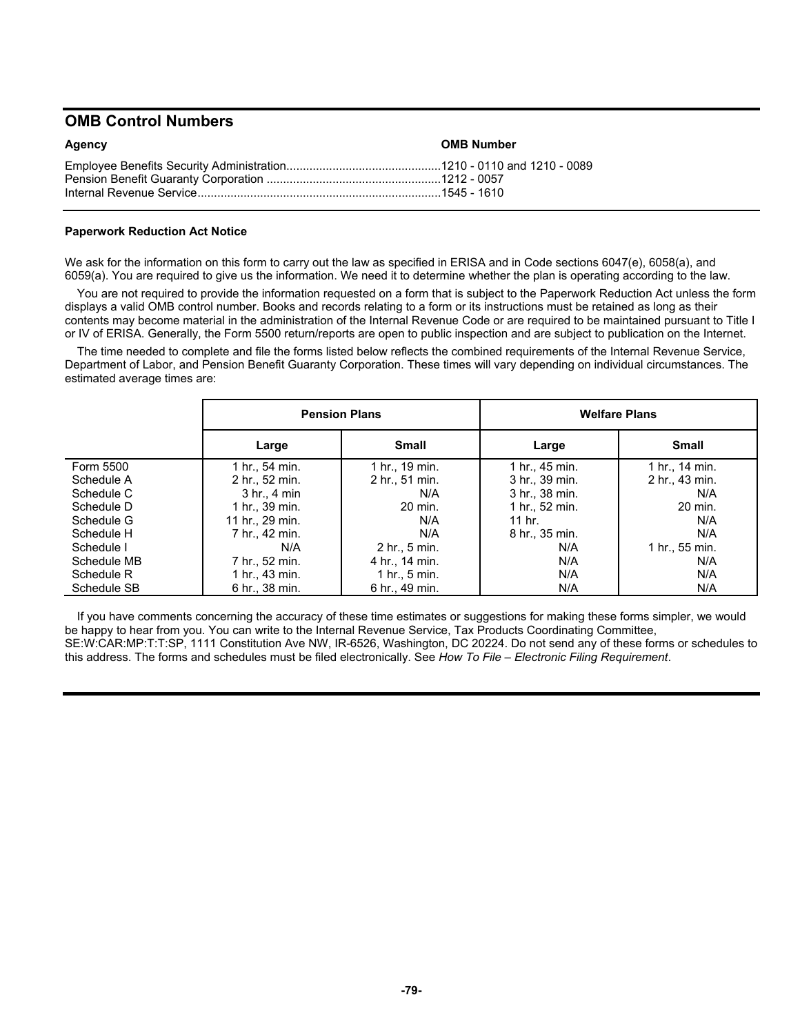## OMB Control Numbers

| Agency | OMB Number |
|---|---|
| Employee Benefits Security Administration | 1210 - 0110 and 1210 - 0089 |
| Pension Benefit Guaranty Corporation | 1212 - 0057 |
| Internal Revenue Service | 1545 - 1610 |

**Paperwork Reduction Act Notice**

We ask for the information on this form to carry out the law as specified in ERISA and in Code sections 6047(e), 6058(a), and 6059(a). You are required to give us the information. We need it to determine whether the plan is operating according to the law.

You are not required to provide the information requested on a form that is subject to the Paperwork Reduction Act unless the form displays a valid OMB control number. Books and records relating to a form or its instructions must be retained as long as their contents may become material in the administration of the Internal Revenue Code or are required to be maintained pursuant to Title I or IV of ERISA. Generally, the Form 5500 return/reports are open to public inspection and are subject to publication on the Internet.

The time needed to complete and file the forms listed below reflects the combined requirements of the Internal Revenue Service, Department of Labor, and Pension Benefit Guaranty Corporation. These times will vary depending on individual circumstances. The estimated average times are:

| | Pension Plans | | Welfare Plans | |
|---|---|---|---|---|
| | Large | Small | Large | Small |
| Form 5500 | 1 hr., 54 min. | 1 hr., 19 min. | 1 hr., 45 min. | 1 hr., 14 min. |
| Schedule A | 2 hr., 52 min. | 2 hr., 51 min. | 3 hr., 39 min. | 2 hr., 43 min. |
| Schedule C | 3 hr., 4 min | N/A | 3 hr., 38 min. | N/A |
| Schedule D | 1 hr., 39 min. | 20 min. | 1 hr., 52 min. | 20 min. |
| Schedule G | 11 hr., 29 min. | N/A | 11 hr. | N/A |
| Schedule H | 7 hr., 42 min. | N/A | 8 hr., 35 min. | N/A |
| Schedule I | N/A | 2 hr., 5 min. | N/A | 1 hr., 55 min. |
| Schedule MB | 7 hr., 52 min. | 4 hr., 14 min. | N/A | N/A |
| Schedule R | 1 hr., 43 min. | 1 hr., 5 min. | N/A | N/A |
| Schedule SB | 6 hr., 38 min. | 6 hr., 49 min. | N/A | N/A |

If you have comments concerning the accuracy of these time estimates or suggestions for making these forms simpler, we would be happy to hear from you. You can write to the Internal Revenue Service, Tax Products Coordinating Committee, SE:W:CAR:MP:T:T:SP, 1111 Constitution Ave NW, IR-6526, Washington, DC 20224. Do not send any of these forms or schedules to this address. The forms and schedules must be filed electronically. See *How To File – Electronic Filing Requirement*.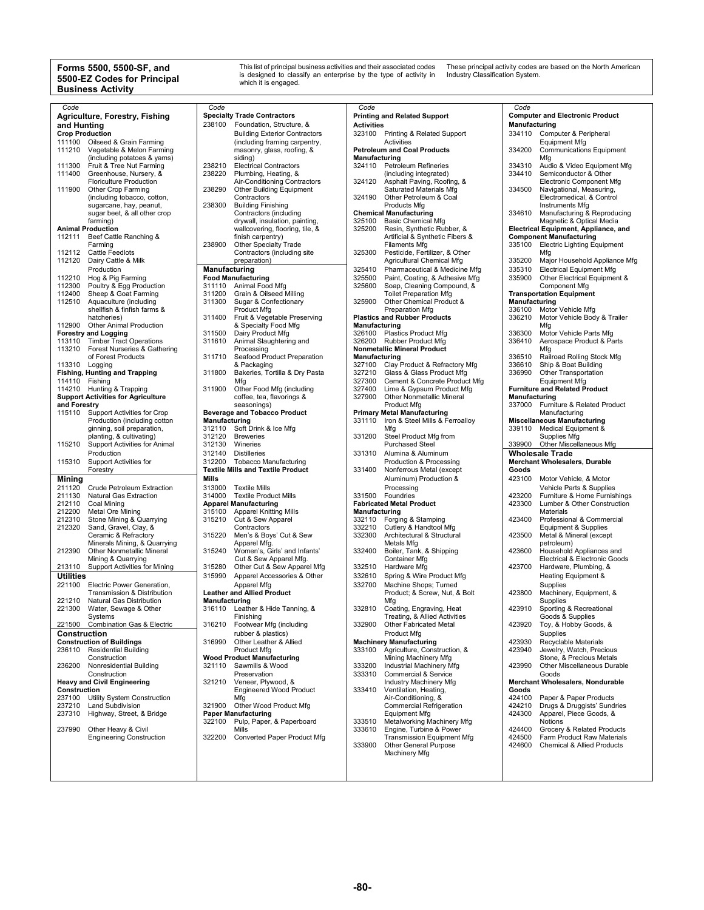# Forms 5500, 5500-SF, and 5500-EZ Codes for Principal Business Activity

This list of principal business activities and their associated codes is designed to classify an enterprise by the type of activity in which it is engaged.

These principal activity codes are based on the North American Industry Classification System.

## Agriculture, Forestry, Fishing and Hunting

| Code | |
|---|---|
| **Crop Production** | |
| 111100 | Oilseed & Grain Farming |
| 111210 | Vegetable & Melon Farming (including potatoes & yams) |
| 111300 | Fruit & Tree Nut Farming |
| 111400 | Greenhouse, Nursery, & Floriculture Production |
| 111900 | Other Crop Farming (including tobacco, cotton, sugarcane, hay, peanut, sugar beet, & all other crop farming) |
| **Animal Production** | |
| 112111 | Beef Cattle Ranching & Farming |
| 112112 | Cattle Feedlots |
| 112120 | Dairy Cattle & Milk Production |
| 112210 | Hog & Pig Farming |
| 112300 | Poultry & Egg Production |
| 112400 | Sheep & Goat Farming |
| 112510 | Aquaculture (including shellfish & finfish farms & hatcheries) |
| 112900 | Other Animal Production |
| **Forestry and Logging** | |
| 113110 | Timber Tract Operations |
| 113210 | Forest Nurseries & Gathering of Forest Products |
| 113310 | Logging |
| **Fishing, Hunting and Trapping** | |
| 114110 | Fishing |
| 114210 | Hunting & Trapping |
| **Support Activities for Agriculture and Forestry** | |
| 115110 | Support Activities for Crop Production (including cotton ginning, soil preparation, planting, & cultivating) |
| 115210 | Support Activities for Animal Production |
| 115310 | Support Activities for Forestry |

## Mining

| Code | |
|---|---|
| 211120 | Crude Petroleum Extraction |
| 211130 | Natural Gas Extraction |
| 212110 | Coal Mining |
| 212200 | Metal Ore Mining |
| 212310 | Stone Mining & Quarrying |
| 212320 | Sand, Gravel, Clay, & Ceramic & Refractory Minerals Mining, & Quarrying |
| 212390 | Other Nonmetallic Mineral Mining & Quarrying |
| 213110 | Support Activities for Mining |

## Utilities

| Code | |
|---|---|
| 221100 | Electric Power Generation, Transmission & Distribution |
| 221210 | Natural Gas Distribution |
| 221300 | Water, Sewage & Other Systems |
| 221500 | Combination Gas & Electric |

## Construction

| Code | |
|---|---|
| **Construction of Buildings** | |
| 236110 | Residential Building Construction |
| 236200 | Nonresidential Building Construction |
| **Heavy and Civil Engineering Construction** | |
| 237100 | Utility System Construction |
| 237210 | Land Subdivision |
| 237310 | Highway, Street, & Bridge |
| 237990 | Other Heavy & Civil Engineering Construction |
| **Specialty Trade Contractors** | |
| 238100 | Foundation, Structure, & Building Exterior Contractors (including framing carpentry, masonry, glass, roofing, & siding) |
| 238210 | Electrical Contractors |
| 238220 | Plumbing, Heating, & Air-Conditioning Contractors |
| 238290 | Other Building Equipment Contractors |
| 238300 | Building Finishing Contractors (including drywall, insulation, painting, wallcovering, flooring, tile, & finish carpentry) |
| 238900 | Other Specialty Trade Contractors (including site preparation) |

## Manufacturing

| Code | |
|---|---|
| **Food Manufacturing** | |
| 311110 | Animal Food Mfg |
| 311200 | Grain & Oilseed Milling |
| 311300 | Sugar & Confectionary Product Mfg |
| 311400 | Fruit & Vegetable Preserving & Specialty Food Mfg |
| 311500 | Dairy Product Mfg |
| 311610 | Animal Slaughtering and Processing |
| 311710 | Seafood Product Preparation & Packaging |
| 311800 | Bakeries, Tortilla & Dry Pasta Mfg |
| 311900 | Other Food Mfg (including coffee, tea, flavorings & seasonings) |
| **Beverage and Tobacco Product Manufacturing** | |
| 312110 | Soft Drink & Ice Mfg |
| 312120 | Breweries |
| 312130 | Wineries |
| 312140 | Distilleries |
| 312200 | Tobacco Manufacturing |
| **Textile Mills and Textile Product Mills** | |
| 313000 | Textile Mills |
| 314000 | Textile Product Mills |
| **Apparel Manufacturing** | |
| 315100 | Apparel Knitting Mills |
| 315210 | Cut & Sew Apparel Contractors |
| 315220 | Men's & Boys' Cut & Sew Apparel Mfg. |
| 315240 | Women's, Girls' and Infants' Cut & Sew Apparel Mfg. |
| 315280 | Other Cut & Sew Apparel Mfg |
| 315990 | Apparel Accessories & Other Apparel Mfg |
| **Leather and Allied Product Manufacturing** | |
| 316110 | Leather & Hide Tanning, & Finishing |
| 316210 | Footwear Mfg (including rubber & plastics) |
| 316990 | Other Leather & Allied Product Mfg |
| **Wood Product Manufacturing** | |
| 321110 | Sawmills & Wood Preservation |
| 321210 | Veneer, Plywood, & Engineered Wood Product Mfg |
| 321900 | Other Wood Product Mfg |
| **Paper Manufacturing** | |
| 322100 | Pulp, Paper, & Paperboard Mills |
| 322200 | Converted Paper Product Mfg |
| **Printing and Related Support Activities** | |
| 323100 | Printing & Related Support Activities |
| **Petroleum and Coal Products Manufacturing** | |
| 324110 | Petroleum Refineries (including integrated) |
| 324120 | Asphalt Paving, Roofing, & Saturated Materials Mfg |
| 324190 | Other Petroleum & Coal Products Mfg |
| **Chemical Manufacturing** | |
| 325100 | Basic Chemical Mfg |
| 325200 | Resin, Synthetic Rubber, & Artificial & Synthetic Fibers & Filaments Mfg |
| 325300 | Pesticide, Fertilizer, & Other Agricultural Chemical Mfg |
| 325410 | Pharmaceutical & Medicine Mfg |
| 325500 | Paint, Coating, & Adhesive Mfg |
| 325600 | Soap, Cleaning Compound, & Toilet Preparation Mfg |
| 325900 | Other Chemical Product & Preparation Mfg |
| **Plastics and Rubber Products Manufacturing** | |
| 326100 | Plastics Product Mfg |
| 326200 | Rubber Product Mfg |
| **Nonmetallic Mineral Product Manufacturing** | |
| 327100 | Clay Product & Refractory Mfg |
| 327210 | Glass & Glass Product Mfg |
| 327300 | Cement & Concrete Product Mfg |
| 327400 | Lime & Gypsum Product Mfg |
| 327900 | Other Nonmetallic Mineral Product Mfg |
| **Primary Metal Manufacturing** | |
| 331110 | Iron & Steel Mills & Ferroalloy Mfg |
| 331200 | Steel Product Mfg from Purchased Steel |
| 331310 | Alumina & Aluminum Production & Processing |
| 331400 | Nonferrous Metal (except Aluminum) Production & Processing |
| 331500 | Foundries |
| **Fabricated Metal Product Manufacturing** | |
| 332110 | Forging & Stamping |
| 332210 | Cutlery & Handtool Mfg |
| 332300 | Architectural & Structural Metals Mfg |
| 332400 | Boiler, Tank, & Shipping Container Mfg |
| 332510 | Hardware Mfg |
| 332610 | Spring & Wire Product Mfg |
| 332700 | Machine Shops; Turned Product; & Screw, Nut, & Bolt Mfg |
| 332810 | Coating, Engraving, Heat Treating, & Allied Activities |
| 332900 | Other Fabricated Metal Product Mfg |
| **Machinery Manufacturing** | |
| 333100 | Agriculture, Construction, & Mining Machinery Mfg |
| 333200 | Industrial Machinery Mfg |
| 333310 | Commercial & Service Industry Machinery Mfg |
| 333410 | Ventilation, Heating, Air-Conditioning, & Commercial Refrigeration Equipment Mfg |
| 333510 | Metalworking Machinery Mfg |
| 333610 | Engine, Turbine & Power Transmission Equipment Mfg |
| 333900 | Other General Purpose Machinery Mfg |
| **Computer and Electronic Product Manufacturing** | |
| 334110 | Computer & Peripheral Equipment Mfg |
| 334200 | Communications Equipment Mfg |
| 334310 | Audio & Video Equipment Mfg |
| 334410 | Semiconductor & Other Electronic Component Mfg |
| 334500 | Navigational, Measuring, Electromedical, & Control Instruments Mfg |
| 334610 | Manufacturing & Reproducing Magnetic & Optical Media |
| **Electrical Equipment, Appliance, and Component Manufacturing** | |
| 335100 | Electric Lighting Equipment Mfg |
| 335200 | Major Household Appliance Mfg |
| 335310 | Electrical Equipment Mfg |
| 335900 | Other Electrical Equipment & Component Mfg |
| **Transportation Equipment Manufacturing** | |
| 336100 | Motor Vehicle Mfg |
| 336210 | Motor Vehicle Body & Trailer Mfg |
| 336300 | Motor Vehicle Parts Mfg |
| 336410 | Aerospace Product & Parts Mfg |
| 336510 | Railroad Rolling Stock Mfg |
| 336610 | Ship & Boat Building |
| 336990 | Other Transportation Equipment Mfg |
| **Furniture and Related Product Manufacturing** | |
| 337000 | Furniture & Related Product Manufacturing |
| **Miscellaneous Manufacturing** | |
| 339110 | Medical Equipment & Supplies Mfg |
| 339900 | Other Miscellaneous Mfg |

## Wholesale Trade

| Code | |
|---|---|
| **Merchant Wholesalers, Durable Goods** | |
| 423100 | Motor Vehicle, & Motor Vehicle Parts & Supplies |
| 423200 | Furniture & Home Furnishings |
| 423300 | Lumber & Other Construction Materials |
| 423400 | Professional & Commercial Equipment & Supplies |
| 423500 | Metal & Mineral (except petroleum) |
| 423600 | Household Appliances and Electrical & Electronic Goods |
| 423700 | Hardware, Plumbing, & Heating Equipment & Supplies |
| 423800 | Machinery, Equipment, & Supplies |
| 423910 | Sporting & Recreational Goods & Supplies |
| 423920 | Toy, & Hobby Goods, & Supplies |
| 423930 | Recyclable Materials |
| 423940 | Jewelry, Watch, Precious Stone, & Precious Metals |
| 423990 | Other Miscellaneous Durable Goods |
| **Merchant Wholesalers, Nondurable Goods** | |
| 424100 | Paper & Paper Products |
| 424210 | Drugs & Druggists' Sundries |
| 424300 | Apparel, Piece Goods, & Notions |
| 424400 | Grocery & Related Products |
| 424500 | Farm Product Raw Materials |
| 424600 | Chemical & Allied Products |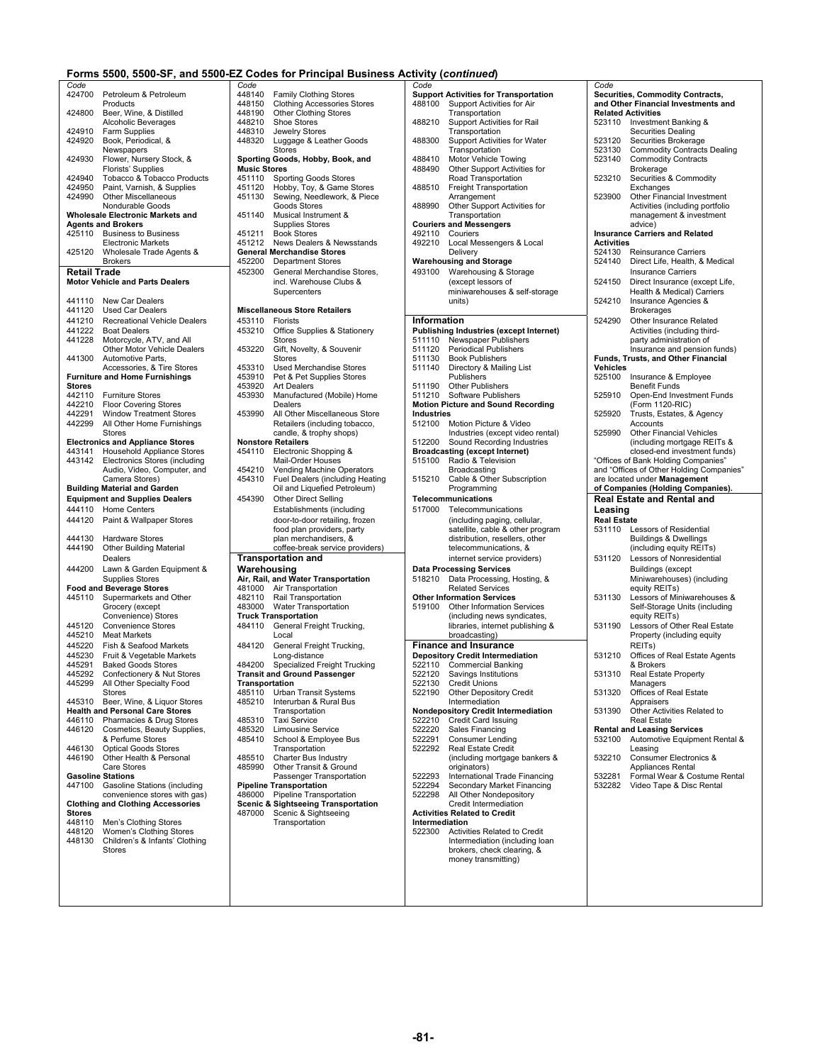## Forms 5500, 5500-SF, and 5500-EZ Codes for Principal Business Activity (*continued*)

| Code | |
|---|---|
| 424700 | Petroleum & Petroleum Products |
| 424800 | Beer, Wine, & Distilled Alcoholic Beverages |
| 424910 | Farm Supplies |
| 424920 | Book, Periodical, & Newspapers |
| 424930 | Flower, Nursery Stock, & Florists' Supplies |
| 424940 | Tobacco & Tobacco Products |
| 424950 | Paint, Varnish, & Supplies |
| 424990 | Other Miscellaneous Nondurable Goods |
| **Wholesale Electronic Markets and Agents and Brokers** | |
| 425110 | Business to Business Electronic Markets |
| 425120 | Wholesale Trade Agents & Brokers |

### Retail Trade

| Code | |
|---|---|
| **Motor Vehicle and Parts Dealers** | |
| 441110 | New Car Dealers |
| 441120 | Used Car Dealers |
| 441210 | Recreational Vehicle Dealers |
| 441222 | Boat Dealers |
| 441228 | Motorcycle, ATV, and All Other Motor Vehicle Dealers |
| 441300 | Automotive Parts, Accessories, & Tire Stores |
| **Furniture and Home Furnishings Stores** | |
| 442110 | Furniture Stores |
| 442210 | Floor Covering Stores |
| 442291 | Window Treatment Stores |
| 442299 | All Other Home Furnishings Stores |
| **Electronics and Appliance Stores** | |
| 443141 | Household Appliance Stores |
| 443142 | Electronics Stores (including Audio, Video, Computer, and Camera Stores) |
| **Building Material and Garden Equipment and Supplies Dealers** | |
| 444110 | Home Centers |
| 444120 | Paint & Wallpaper Stores |
| 444130 | Hardware Stores |
| 444190 | Other Building Material Dealers |
| 444200 | Lawn & Garden Equipment & Supplies Stores |
| **Food and Beverage Stores** | |
| 445110 | Supermarkets and Other Grocery (except Convenience) Stores |
| 445120 | Convenience Stores |
| 445210 | Meat Markets |
| 445220 | Fish & Seafood Markets |
| 445230 | Fruit & Vegetable Markets |
| 445291 | Baked Goods Stores |
| 445292 | Confectionery & Nut Stores |
| 445299 | All Other Specialty Food Stores |
| 445310 | Beer, Wine, & Liquor Stores |
| **Health and Personal Care Stores** | |
| 446110 | Pharmacies & Drug Stores |
| 446120 | Cosmetics, Beauty Supplies, & Perfume Stores |
| 446130 | Optical Goods Stores |
| 446190 | Other Health & Personal Care Stores |
| **Gasoline Stations** | |
| 447100 | Gasoline Stations (including convenience stores with gas) |
| **Clothing and Clothing Accessories Stores** | |
| 448110 | Men's Clothing Stores |
| 448120 | Women's Clothing Stores |
| 448130 | Children's & Infants' Clothing Stores |
| 448140 | Family Clothing Stores |
| 448150 | Clothing Accessories Stores |
| 448190 | Other Clothing Stores |
| 448210 | Shoe Stores |
| 448310 | Jewelry Stores |
| 448320 | Luggage & Leather Goods Stores |
| **Sporting Goods, Hobby, Book, and Music Stores** | |
| 451110 | Sporting Goods Stores |
| 451120 | Hobby, Toy, & Game Stores |
| 451130 | Sewing, Needlework, & Piece Goods Stores |
| 451140 | Musical Instrument & Supplies Stores |
| 451211 | Book Stores |
| 451212 | News Dealers & Newsstands |
| **General Merchandise Stores** | |
| 452200 | Department Stores |
| 452300 | General Merchandise Stores, incl. Warehouse Clubs & Supercenters |
| **Miscellaneous Store Retailers** | |
| 453110 | Florists |
| 453210 | Office Supplies & Stationery Stores |
| 453220 | Gift, Novelty, & Souvenir Stores |
| 453310 | Used Merchandise Stores |
| 453910 | Pet & Pet Supplies Stores |
| 453920 | Art Dealers |
| 453930 | Manufactured (Mobile) Home Dealers |
| 453990 | All Other Miscellaneous Store Retailers (including tobacco, candle, & trophy shops) |
| **Nonstore Retailers** | |
| 454110 | Electronic Shopping & Mail-Order Houses |
| 454210 | Vending Machine Operators |
| 454310 | Fuel Dealers (including Heating Oil and Liquefied Petroleum) |
| 454390 | Other Direct Selling Establishments (including door-to-door retailing, frozen food plan providers, party plan merchandisers, & coffee-break service providers) |

### Transportation and Warehousing

| Code | |
|---|---|
| **Air, Rail, and Water Transportation** | |
| 481000 | Air Transportation |
| 482110 | Rail Transportation |
| 483000 | Water Transportation |
| **Truck Transportation** | |
| 484110 | General Freight Trucking, Local |
| 484120 | General Freight Trucking, Long-distance |
| 484200 | Specialized Freight Trucking |
| **Transit and Ground Passenger Transportation** | |
| 485110 | Urban Transit Systems |
| 485210 | Interurban & Rural Bus Transportation |
| 485310 | Taxi Service |
| 485320 | Limousine Service |
| 485410 | School & Employee Bus Transportation |
| 485510 | Charter Bus Industry |
| 485990 | Other Transit & Ground Passenger Transportation |
| **Pipeline Transportation** | |
| 486000 | Pipeline Transportation |
| **Scenic & Sightseeing Transportation** | |
| 487000 | Scenic & Sightseeing Transportation |
| **Support Activities for Transportation** | |
| 488100 | Support Activities for Air Transportation |
| 488210 | Support Activities for Rail Transportation |
| 488300 | Support Activities for Water Transportation |
| 488410 | Motor Vehicle Towing |
| 488490 | Other Support Activities for Road Transportation |
| 488510 | Freight Transportation Arrangement |
| 488990 | Other Support Activities for Transportation |
| **Couriers and Messengers** | |
| 492110 | Couriers |
| 492210 | Local Messengers & Local Delivery |
| **Warehousing and Storage** | |
| 493100 | Warehousing & Storage (except lessors of miniwarehouses & self-storage units) |

### Information

| Code | |
|---|---|
| **Publishing Industries (except Internet)** | |
| 511110 | Newspaper Publishers |
| 511120 | Periodical Publishers |
| 511130 | Book Publishers |
| 511140 | Directory & Mailing List Publishers |
| 511190 | Other Publishers |
| 511210 | Software Publishers |
| **Motion Picture and Sound Recording Industries** | |
| 512100 | Motion Picture & Video Industries (except video rental) |
| 512200 | Sound Recording Industries |
| **Broadcasting (except Internet)** | |
| 515100 | Radio & Television Broadcasting |
| 515210 | Cable & Other Subscription Programming |
| **Telecommunications** | |
| 517000 | Telecommunications (including paging, cellular, satellite, cable & other program distribution, resellers, other telecommunications, & internet service providers) |
| **Data Processing Services** | |
| 518210 | Data Processing, Hosting, & Related Services |
| **Other Information Services** | |
| 519100 | Other Information Services (including news syndicates, libraries, internet publishing & broadcasting) |

### Finance and Insurance

| Code | |
|---|---|
| **Depository Credit Intermediation** | |
| 522110 | Commercial Banking |
| 522120 | Savings Institutions |
| 522130 | Credit Unions |
| 522190 | Other Depository Credit Intermediation |
| **Nondepository Credit Intermediation** | |
| 522210 | Credit Card Issuing |
| 522220 | Sales Financing |
| 522291 | Consumer Lending |
| 522292 | Real Estate Credit (including mortgage bankers & originators) |
| 522293 | International Trade Financing |
| 522294 | Secondary Market Financing |
| 522298 | All Other Nondepository Credit Intermediation |
| **Activities Related to Credit Intermediation** | |
| 522300 | Activities Related to Credit Intermediation (including loan brokers, check clearing, & money transmitting) |
| **Securities, Commodity Contracts, and Other Financial Investments and Related Activities** | |
| 523110 | Investment Banking & Securities Dealing |
| 523120 | Securities Brokerage |
| 523130 | Commodity Contracts Dealing |
| 523140 | Commodity Contracts Brokerage |
| 523210 | Securities & Commodity Exchanges |
| 523900 | Other Financial Investment Activities (including portfolio management & investment advice) |
| **Insurance Carriers and Related Activities** | |
| 524130 | Reinsurance Carriers |
| 524140 | Direct Life, Health, & Medical Insurance Carriers |
| 524150 | Direct Insurance (except Life, Health & Medical) Carriers |
| 524210 | Insurance Agencies & Brokerages |
| 524290 | Other Insurance Related Activities (including third-party administration of insurance and pension funds) |
| **Funds, Trusts, and Other Financial Vehicles** | |
| 525100 | Insurance & Employee Benefit Funds |
| 525910 | Open-End Investment Funds (Form 1120-RIC) |
| 525920 | Trusts, Estates, & Agency Accounts |
| 525990 | Other Financial Vehicles (including mortgage REITs & closed-end investment funds) |

"Offices of Bank Holding Companies" and "Offices of Other Holding Companies" are located under **Management of Companies (Holding Companies).**

### Real Estate and Rental and Leasing

| Code | |
|---|---|
| **Real Estate** | |
| 531110 | Lessors of Residential Buildings & Dwellings (including equity REITs) |
| 531120 | Lessors of Nonresidential Buildings (except Miniwarehouses) (including equity REITs) |
| 531130 | Lessors of Miniwarehouses & Self-Storage Units (including equity REITs) |
| 531190 | Lessors of Other Real Estate Property (including equity REITs) |
| 531210 | Offices of Real Estate Agents & Brokers |
| 531310 | Real Estate Property Managers |
| 531320 | Offices of Real Estate Appraisers |
| 531390 | Other Activities Related to Real Estate |
| **Rental and Leasing Services** | |
| 532100 | Automotive Equipment Rental & Leasing |
| 532210 | Consumer Electronics & Appliances Rental |
| 532281 | Formal Wear & Costume Rental |
| 532282 | Video Tape & Disc Rental |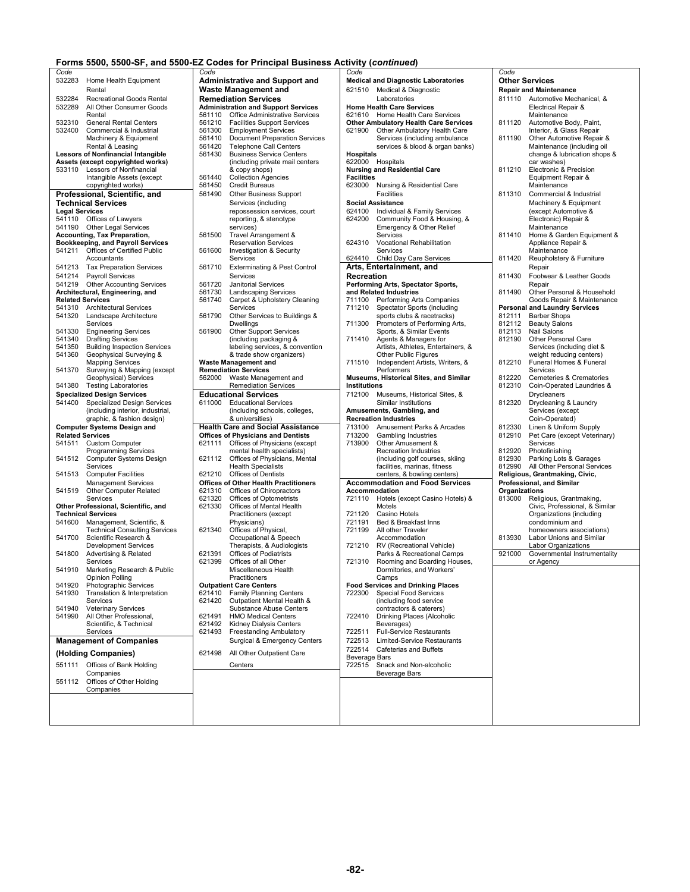## Forms 5500, 5500-SF, and 5500-EZ Codes for Principal Business Activity (*continued*)

| Code | |
|---|---|
| 532283 | Home Health Equipment Rental |
| 532284 | Recreational Goods Rental |
| 532289 | All Other Consumer Goods Rental |
| 532310 | General Rental Centers |
| 532400 | Commercial & Industrial Machinery & Equipment Rental & Leasing |
| **Lessors of Nonfinancial Intangible Assets (except copyrighted works)** | |
| 533110 | Lessors of Nonfinancial Intangible Assets (except copyrighted works) |

### Professional, Scientific, and Technical Services

| Code | |
|---|---|
| **Legal Services** | |
| 541110 | Offices of Lawyers |
| 541190 | Other Legal Services |
| **Accounting, Tax Preparation, Bookkeeping, and Payroll Services** | |
| 541211 | Offices of Certified Public Accountants |
| 541213 | Tax Preparation Services |
| 541214 | Payroll Services |
| 541219 | Other Accounting Services |
| **Architectural, Engineering, and Related Services** | |
| 541310 | Architectural Services |
| 541320 | Landscape Architecture Services |
| 541330 | Engineering Services |
| 541340 | Drafting Services |
| 541350 | Building Inspection Services |
| 541360 | Geophysical Surveying & Mapping Services |
| 541370 | Surveying & Mapping (except Geophysical) Services |
| 541380 | Testing Laboratories |
| **Specialized Design Services** | |
| 541400 | Specialized Design Services (including interior, industrial, graphic, & fashion design) |
| **Computer Systems Design and Related Services** | |
| 541511 | Custom Computer Programming Services |
| 541512 | Computer Systems Design Services |
| 541513 | Computer Facilities Management Services |
| 541519 | Other Computer Related Services |
| **Other Professional, Scientific, and Technical Services** | |
| 541600 | Management, Scientific, & Technical Consulting Services |
| 541700 | Scientific Research & Development Services |
| 541800 | Advertising & Related Services |
| 541910 | Marketing Research & Public Opinion Polling |
| 541920 | Photographic Services |
| 541930 | Translation & Interpretation Services |
| 541940 | Veterinary Services |
| 541990 | All Other Professional, Scientific, & Technical Services |

### Management of Companies (Holding Companies)

| Code | |
|---|---|
| 551111 | Offices of Bank Holding Companies |
| 551112 | Offices of Other Holding Companies |

### Administrative and Support and Waste Management and Remediation Services

| Code | |
|---|---|
| **Administration and Support Services** | |
| 561110 | Office Administrative Services |
| 561210 | Facilities Support Services |
| 561300 | Employment Services |
| 561410 | Document Preparation Services |
| 561420 | Telephone Call Centers |
| 561430 | Business Service Centers (including private mail centers & copy shops) |
| 561440 | Collection Agencies |
| 561450 | Credit Bureaus |
| 561490 | Other Business Support Services (including repossession services, court reporting, & stenotype services) |
| 561500 | Travel Arrangement & Reservation Services |
| 561600 | Investigation & Security Services |
| 561710 | Exterminating & Pest Control Services |
| 561720 | Janitorial Services |
| 561730 | Landscaping Services |
| 561740 | Carpet & Upholstery Cleaning Services |
| 561790 | Other Services to Buildings & Dwellings |
| 561900 | Other Support Services (including packaging & labeling services, & convention & trade show organizers) |
| **Waste Management and Remediation Services** | |
| 562000 | Waste Management and Remediation Services |

### Educational Services

| Code | |
|---|---|
| 611000 | Educational Services (including schools, colleges, & universities) |

### Health Care and Social Assistance

| Code | |
|---|---|
| **Offices of Physicians and Dentists** | |
| 621111 | Offices of Physicians (except mental health specialists) |
| 621112 | Offices of Physicians, Mental Health Specialists |
| 621210 | Offices of Dentists |
| **Offices of Other Health Practitioners** | |
| 621310 | Offices of Chiropractors |
| 621320 | Offices of Optometrists |
| 621330 | Offices of Mental Health Practitioners (except Physicians) |
| 621340 | Offices of Physical, Occupational & Speech Therapists, & Audiologists |
| 621391 | Offices of Podiatrists |
| 621399 | Offices of all Other Miscellaneous Health Practitioners |
| **Outpatient Care Centers** | |
| 621410 | Family Planning Centers |
| 621420 | Outpatient Mental Health & Substance Abuse Centers |
| 621491 | HMO Medical Centers |
| 621492 | Kidney Dialysis Centers |
| 621493 | Freestanding Ambulatory Surgical & Emergency Centers |
| 621498 | All Other Outpatient Care Centers |
| **Medical and Diagnostic Laboratories** | |
| 621510 | Medical & Diagnostic Laboratories |
| **Home Health Care Services** | |
| 621610 | Home Health Care Services |
| **Other Ambulatory Health Care Services** | |
| 621900 | Other Ambulatory Health Care Services (including ambulance services & blood & organ banks) |
| **Hospitals** | |
| 622000 | Hospitals |
| **Nursing and Residential Care Facilities** | |
| 623000 | Nursing & Residential Care Facilities |
| **Social Assistance** | |
| 624100 | Individual & Family Services |
| 624200 | Community Food & Housing, & Emergency & Other Relief Services |
| 624310 | Vocational Rehabilitation Services |
| 624410 | Child Day Care Services |

### Arts, Entertainment, and Recreation

| Code | |
|---|---|
| **Performing Arts, Spectator Sports, and Related Industries** | |
| 711100 | Performing Arts Companies |
| 711210 | Spectator Sports (including sports clubs & racetracks) |
| 711300 | Promoters of Performing Arts, Sports, & Similar Events |
| 711410 | Agents & Managers for Artists, Athletes, Entertainers, & Other Public Figures |
| 711510 | Independent Artists, Writers, & Performers |
| **Museums, Historical Sites, and Similar Institutions** | |
| 712100 | Museums, Historical Sites, & Similar Institutions |
| **Amusements, Gambling, and Recreation Industries** | |
| 713100 | Amusement Parks & Arcades |
| 713200 | Gambling Industries |
| 713900 | Other Amusement & Recreation Industries (including golf courses, skiing facilities, marinas, fitness centers, & bowling centers) |

### Accommodation and Food Services

| Code | |
|---|---|
| **Accommodation** | |
| 721110 | Hotels (except Casino Hotels) & Motels |
| 721120 | Casino Hotels |
| 721191 | Bed & Breakfast Inns |
| 721199 | All other Traveler Accommodation |
| 721210 | RV (Recreational Vehicle) Parks & Recreational Camps |
| 721310 | Rooming and Boarding Houses, Dormitories, and Workers' Camps |
| **Food Services and Drinking Places** | |
| 722300 | Special Food Services (including food service contractors & caterers) |
| 722410 | Drinking Places (Alcoholic Beverages) |
| 722511 | Full-Service Restaurants |
| 722513 | Limited-Service Restaurants |
| 722514 | Cafeterias and Buffets |
| **Beverage Bars** | |
| 722515 | Snack and Non-alcoholic Beverage Bars |

### Other Services

| Code | |
|---|---|
| **Repair and Maintenance** | |
| 811110 | Automotive Mechanical, & Electrical Repair & Maintenance |
| 811120 | Automotive Body, Paint, Interior, & Glass Repair |
| 811190 | Other Automotive Repair & Maintenance (including oil change & lubrication shops & car washes) |
| 811210 | Electronic & Precision Equipment Repair & Maintenance |
| 811310 | Commercial & Industrial Machinery & Equipment (except Automotive & Electronic) Repair & Maintenance |
| 811410 | Home & Garden Equipment & Appliance Repair & Maintenance |
| 811420 | Reupholstery & Furniture Repair |
| 811430 | Footwear & Leather Goods Repair |
| 811490 | Other Personal & Household Goods Repair & Maintenance |
| **Personal and Laundry Services** | |
| 812111 | Barber Shops |
| 812112 | Beauty Salons |
| 812113 | Nail Salons |
| 812190 | Other Personal Care Services (including diet & weight reducing centers) |
| 812210 | Funeral Homes & Funeral Services |
| 812220 | Cemeteries & Crematories |
| 812310 | Coin-Operated Laundries & Drycleaners |
| 812320 | Drycleaning & Laundry Services (except Coin-Operated) |
| 812330 | Linen & Uniform Supply Services |
| 812910 | Pet Care (except Veterinary) Services |
| 812920 | Photofinishing |
| 812930 | Parking Lots & Garages |
| 812990 | All Other Personal Services |
| **Religious, Grantmaking, Civic, Professional, and Similar Organizations** | |
| 813000 | Religious, Grantmaking, Civic, Professional, & Similar Organizations (including condominium and homeowners associations) |
| 813930 | Labor Unions and Similar Labor Organizations |
| 921000 | Governmental Instrumentality or Agency |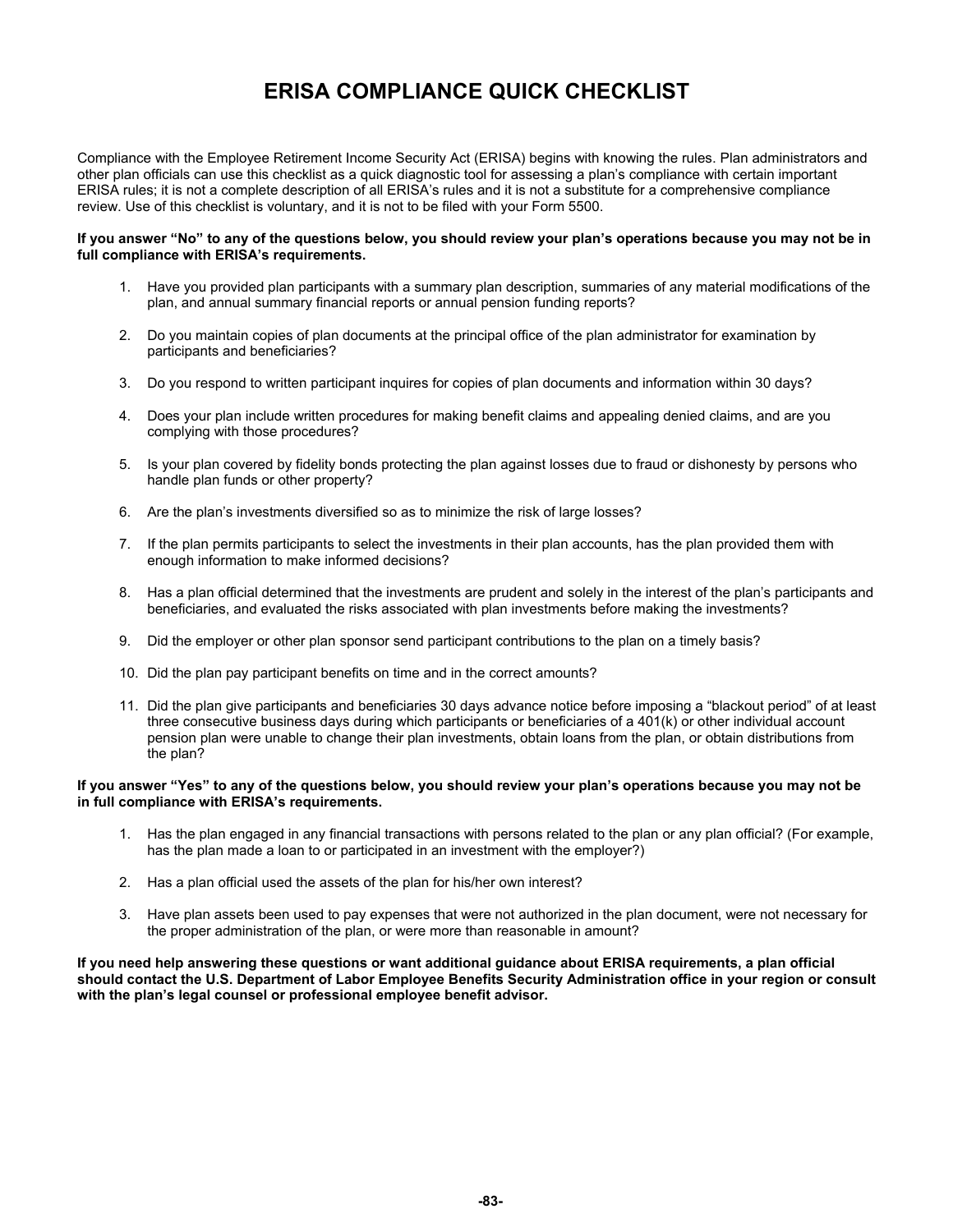# ERISA COMPLIANCE QUICK CHECKLIST

Compliance with the Employee Retirement Income Security Act (ERISA) begins with knowing the rules. Plan administrators and other plan officials can use this checklist as a quick diagnostic tool for assessing a plan's compliance with certain important ERISA rules; it is not a complete description of all ERISA's rules and it is not a substitute for a comprehensive compliance review. Use of this checklist is voluntary, and it is not to be filed with your Form 5500.

**If you answer "No" to any of the questions below, you should review your plan's operations because you may not be in full compliance with ERISA's requirements.**

1. Have you provided plan participants with a summary plan description, summaries of any material modifications of the plan, and annual summary financial reports or annual pension funding reports?
2. Do you maintain copies of plan documents at the principal office of the plan administrator for examination by participants and beneficiaries?
3. Do you respond to written participant inquires for copies of plan documents and information within 30 days?
4. Does your plan include written procedures for making benefit claims and appealing denied claims, and are you complying with those procedures?
5. Is your plan covered by fidelity bonds protecting the plan against losses due to fraud or dishonesty by persons who handle plan funds or other property?
6. Are the plan's investments diversified so as to minimize the risk of large losses?
7. If the plan permits participants to select the investments in their plan accounts, has the plan provided them with enough information to make informed decisions?
8. Has a plan official determined that the investments are prudent and solely in the interest of the plan's participants and beneficiaries, and evaluated the risks associated with plan investments before making the investments?
9. Did the employer or other plan sponsor send participant contributions to the plan on a timely basis?
10. Did the plan pay participant benefits on time and in the correct amounts?
11. Did the plan give participants and beneficiaries 30 days advance notice before imposing a "blackout period" of at least three consecutive business days during which participants or beneficiaries of a 401(k) or other individual account pension plan were unable to change their plan investments, obtain loans from the plan, or obtain distributions from the plan?

**If you answer "Yes" to any of the questions below, you should review your plan's operations because you may not be in full compliance with ERISA's requirements.**

1. Has the plan engaged in any financial transactions with persons related to the plan or any plan official? (For example, has the plan made a loan to or participated in an investment with the employer?)
2. Has a plan official used the assets of the plan for his/her own interest?
3. Have plan assets been used to pay expenses that were not authorized in the plan document, were not necessary for the proper administration of the plan, or were more than reasonable in amount?

**If you need help answering these questions or want additional guidance about ERISA requirements, a plan official should contact the U.S. Department of Labor Employee Benefits Security Administration office in your region or consult with the plan's legal counsel or professional employee benefit advisor.**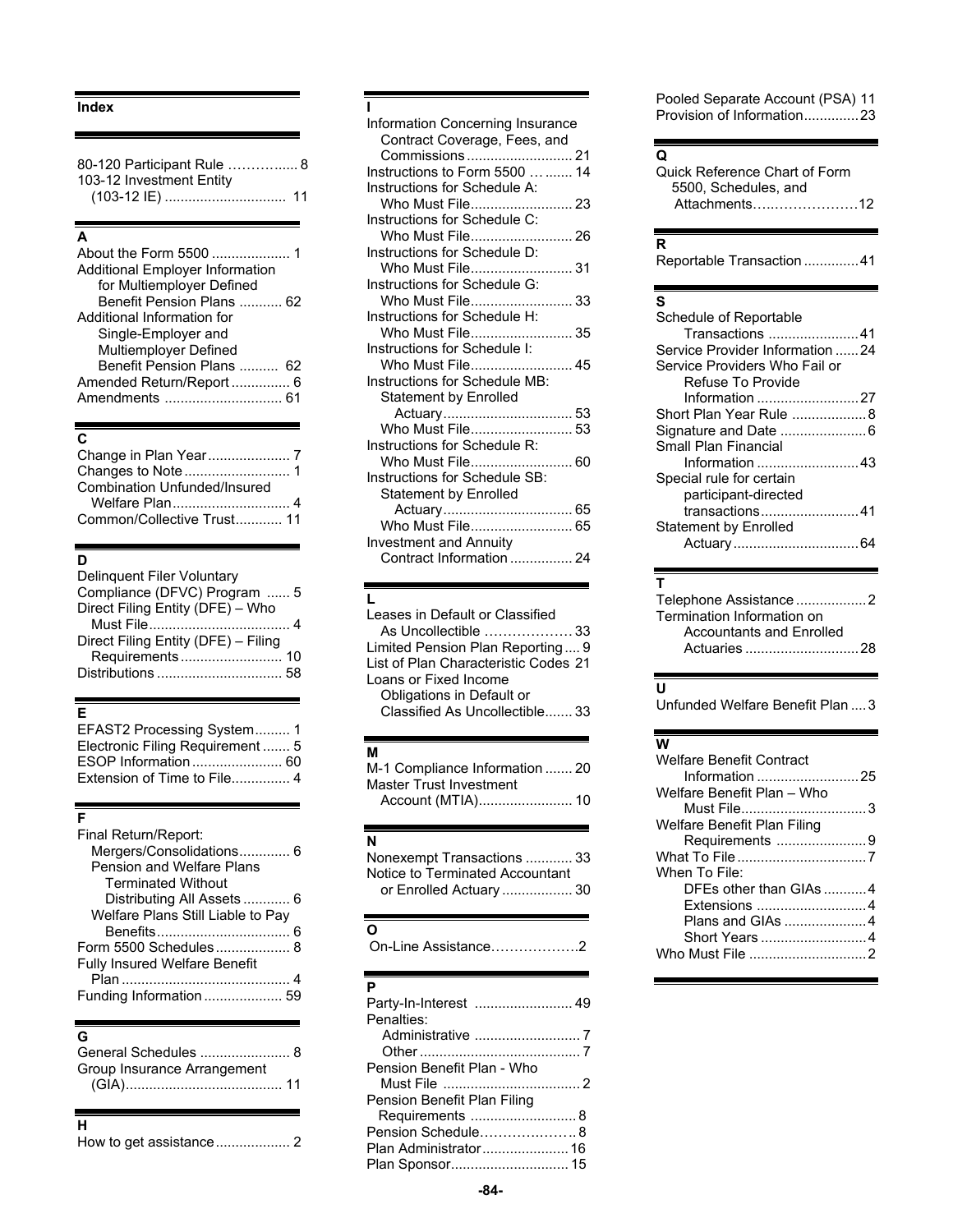# Index

80-120 Participant Rule ............ 8
103-12 Investment Entity (103-12 IE) .............................. 11

## A

About the Form 5500 .................... 1
Additional Employer Information for Multiemployer Defined Benefit Pension Plans ........... 62
Additional Information for Single-Employer and Multiemployer Defined Benefit Pension Plans .......... 62
Amended Return/Report ............... 6
Amendments .............................. 61

## C

Change in Plan Year ..................... 7
Changes to Note ........................... 1
Combination Unfunded/Insured Welfare Plan .............................. 4
Common/Collective Trust ............ 11

## D

Delinquent Filer Voluntary Compliance (DFVC) Program ...... 5
Direct Filing Entity (DFE) – Who Must File .................................... 4
Direct Filing Entity (DFE) – Filing Requirements .......................... 10
Distributions ................................ 58

## E

EFAST2 Processing System ......... 1
Electronic Filing Requirement ....... 5
ESOP Information ....................... 60
Extension of Time to File ............... 4

## F

Final Return/Report:
- Mergers/Consolidations ............. 6
- Pension and Welfare Plans Terminated Without Distributing All Assets ............ 6
- Welfare Plans Still Liable to Pay Benefits .................................. 6

Form 5500 Schedules ................... 8
Fully Insured Welfare Benefit Plan ........................................... 4
Funding Information .................... 59

## G

General Schedules ....................... 8
Group Insurance Arrangement (GIA) ........................................ 11

## H

How to get assistance ................... 2

## I

Information Concerning Insurance Contract Coverage, Fees, and Commissions ........................... 21
Instructions to Form 5500 ........... 14
Instructions for Schedule A: Who Must File .......................... 23
Instructions for Schedule C: Who Must File .......................... 26
Instructions for Schedule D: Who Must File .......................... 31
Instructions for Schedule G: Who Must File .......................... 33
Instructions for Schedule H: Who Must File .......................... 35
Instructions for Schedule I: Who Must File .......................... 45
Instructions for Schedule MB:
- Statement by Enrolled Actuary ................................. 53
- Who Must File .......................... 53

Instructions for Schedule R: Who Must File .......................... 60
Instructions for Schedule SB:
- Statement by Enrolled Actuary ................................. 65
- Who Must File .......................... 65

Investment and Annuity Contract Information ................ 24

## L

Leases in Default or Classified As Uncollectible ................... 33
Limited Pension Plan Reporting .... 9
List of Plan Characteristic Codes 21
Loans or Fixed Income Obligations in Default or Classified As Uncollectible ....... 33

## M

M-1 Compliance Information ....... 20
Master Trust Investment Account (MTIA) ........................ 10

## N

Nonexempt Transactions ............ 33
Notice to Terminated Accountant or Enrolled Actuary .................. 30

## O

On-Line Assistance ...................2

## P

Party-In-Interest ......................... 49
Penalties:
- Administrative ........................... 7
- Other ......................................... 7

Pension Benefit Plan - Who Must File ................................... 2
Pension Benefit Plan Filing Requirements ........................... 8
Pension Schedule ..................... 8
Plan Administrator ...................... 16
Plan Sponsor .............................. 15
Pooled Separate Account (PSA) 11
Provision of Information .............. 23

## Q

Quick Reference Chart of Form 5500, Schedules, and Attachments ........................12

## R

Reportable Transaction .............. 41

## S

Schedule of Reportable Transactions ....................... 41
Service Provider Information ...... 24
Service Providers Who Fail or Refuse To Provide Information .......................... 27
Short Plan Year Rule .................. 8
Signature and Date ...................... 6
Small Plan Financial Information .......................... 43
Special rule for certain participant-directed transactions ......................... 41
Statement by Enrolled Actuary ................................ 64

## T

Telephone Assistance .................. 2
Termination Information on Accountants and Enrolled Actuaries ............................. 28

## U

Unfunded Welfare Benefit Plan .... 3

## W

Welfare Benefit Contract Information .......................... 25
Welfare Benefit Plan – Who Must File ................................ 3
Welfare Benefit Plan Filing Requirements ....................... 9
What To File ................................. 7
When To File:
- DFEs other than GIAs ........... 4
- Extensions ............................ 4
- Plans and GIAs ..................... 4
- Short Years ........................... 4

Who Must File ............................. 2